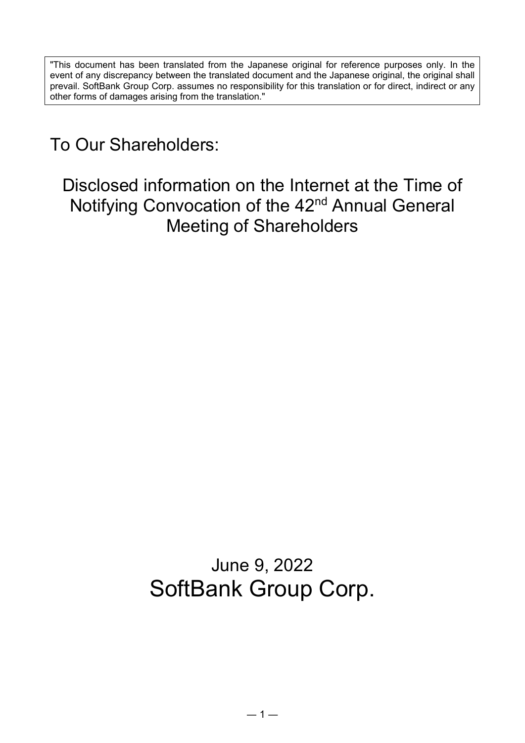"This document has been translated from the Japanese original for reference purposes only. In the event of any discrepancy between the translated document and the Japanese original, the original shall prevail. SoftBank Group Corp. assumes no responsibility for this translation or for direct, indirect or any other forms of damages arising from the translation."

# To Our Shareholders:

## Disclosed information on the Internet at the Time of Notifying Convocation of the 42nd Annual General Meeting of Shareholders

June 9, 2022

SoftBank Group Corp.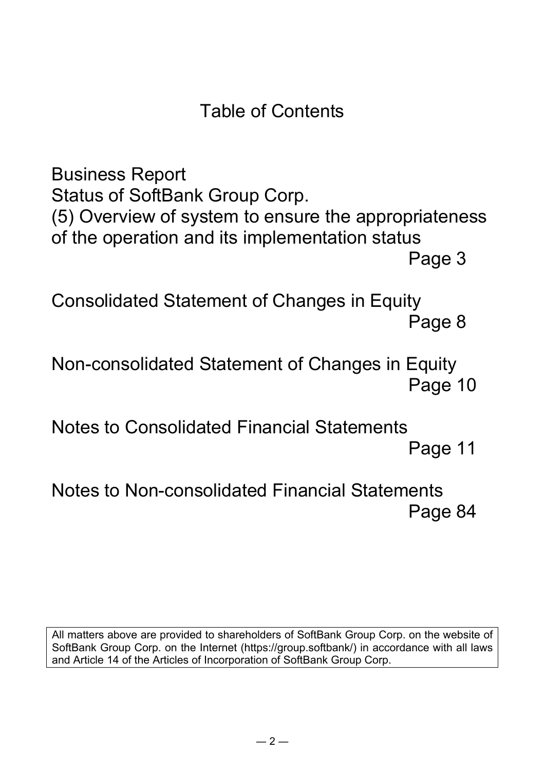# Table of Contents

Business Report
Status of SoftBank Group Corp.
(5) Overview of system to ensure the appropriateness of the operation and its implementation status
Page 3

Consolidated Statement of Changes in Equity
Page 8

Non-consolidated Statement of Changes in Equity
Page 10

Notes to Consolidated Financial Statements
Page 11

Notes to Non-consolidated Financial Statements
Page 84

All matters above are provided to shareholders of SoftBank Group Corp. on the website of SoftBank Group Corp. on the Internet (https://group.softbank/) in accordance with all laws and Article 14 of the Articles of Incorporation of SoftBank Group Corp.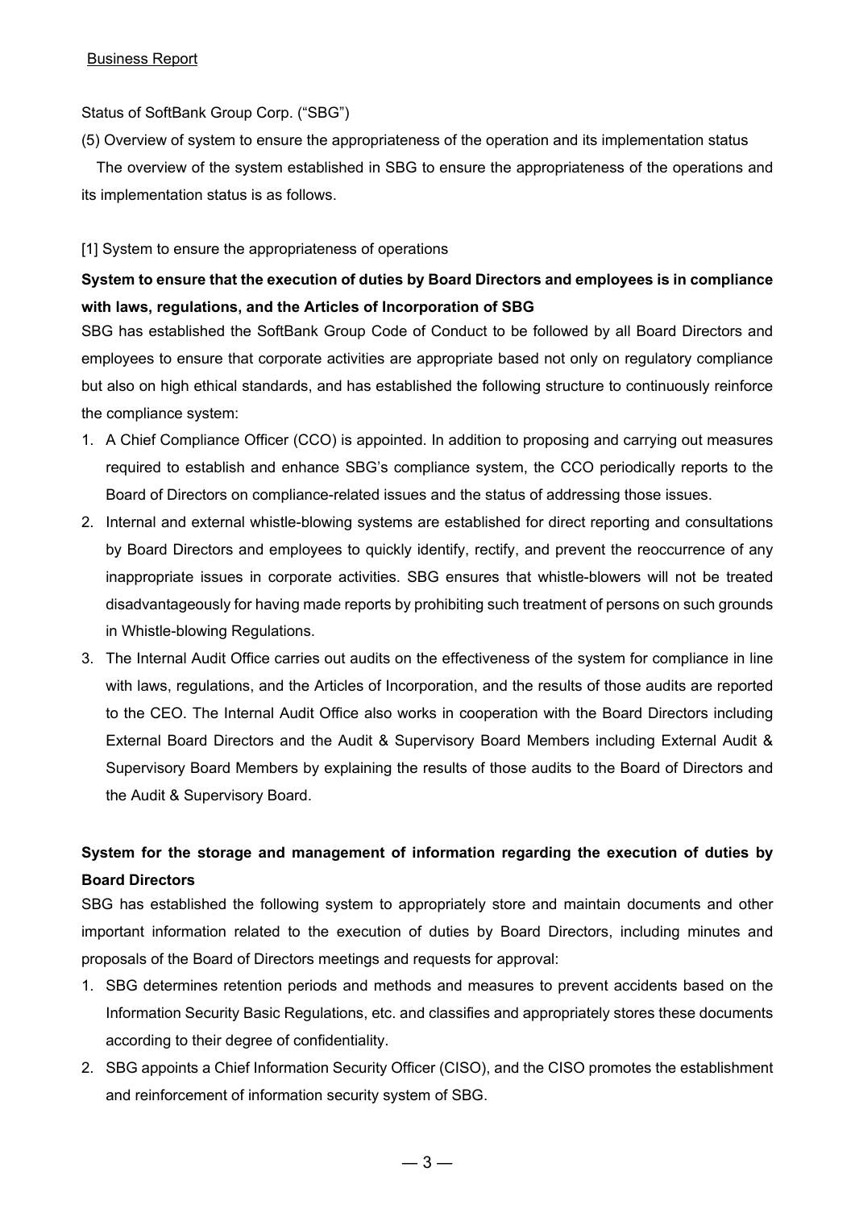Business Report

Status of SoftBank Group Corp. ("SBG")

(5) Overview of system to ensure the appropriateness of the operation and its implementation status

The overview of the system established in SBG to ensure the appropriateness of the operations and its implementation status is as follows.

[1] System to ensure the appropriateness of operations

**System to ensure that the execution of duties by Board Directors and employees is in compliance with laws, regulations, and the Articles of Incorporation of SBG**

SBG has established the SoftBank Group Code of Conduct to be followed by all Board Directors and employees to ensure that corporate activities are appropriate based not only on regulatory compliance but also on high ethical standards, and has established the following structure to continuously reinforce the compliance system:

1. A Chief Compliance Officer (CCO) is appointed. In addition to proposing and carrying out measures required to establish and enhance SBG's compliance system, the CCO periodically reports to the Board of Directors on compliance-related issues and the status of addressing those issues.
2. Internal and external whistle-blowing systems are established for direct reporting and consultations by Board Directors and employees to quickly identify, rectify, and prevent the reoccurrence of any inappropriate issues in corporate activities. SBG ensures that whistle-blowers will not be treated disadvantageously for having made reports by prohibiting such treatment of persons on such grounds in Whistle-blowing Regulations.
3. The Internal Audit Office carries out audits on the effectiveness of the system for compliance in line with laws, regulations, and the Articles of Incorporation, and the results of those audits are reported to the CEO. The Internal Audit Office also works in cooperation with the Board Directors including External Board Directors and the Audit & Supervisory Board Members including External Audit & Supervisory Board Members by explaining the results of those audits to the Board of Directors and the Audit & Supervisory Board.

**System for the storage and management of information regarding the execution of duties by Board Directors**

SBG has established the following system to appropriately store and maintain documents and other important information related to the execution of duties by Board Directors, including minutes and proposals of the Board of Directors meetings and requests for approval:

1. SBG determines retention periods and methods and measures to prevent accidents based on the Information Security Basic Regulations, etc. and classifies and appropriately stores these documents according to their degree of confidentiality.
2. SBG appoints a Chief Information Security Officer (CISO), and the CISO promotes the establishment and reinforcement of information security system of SBG.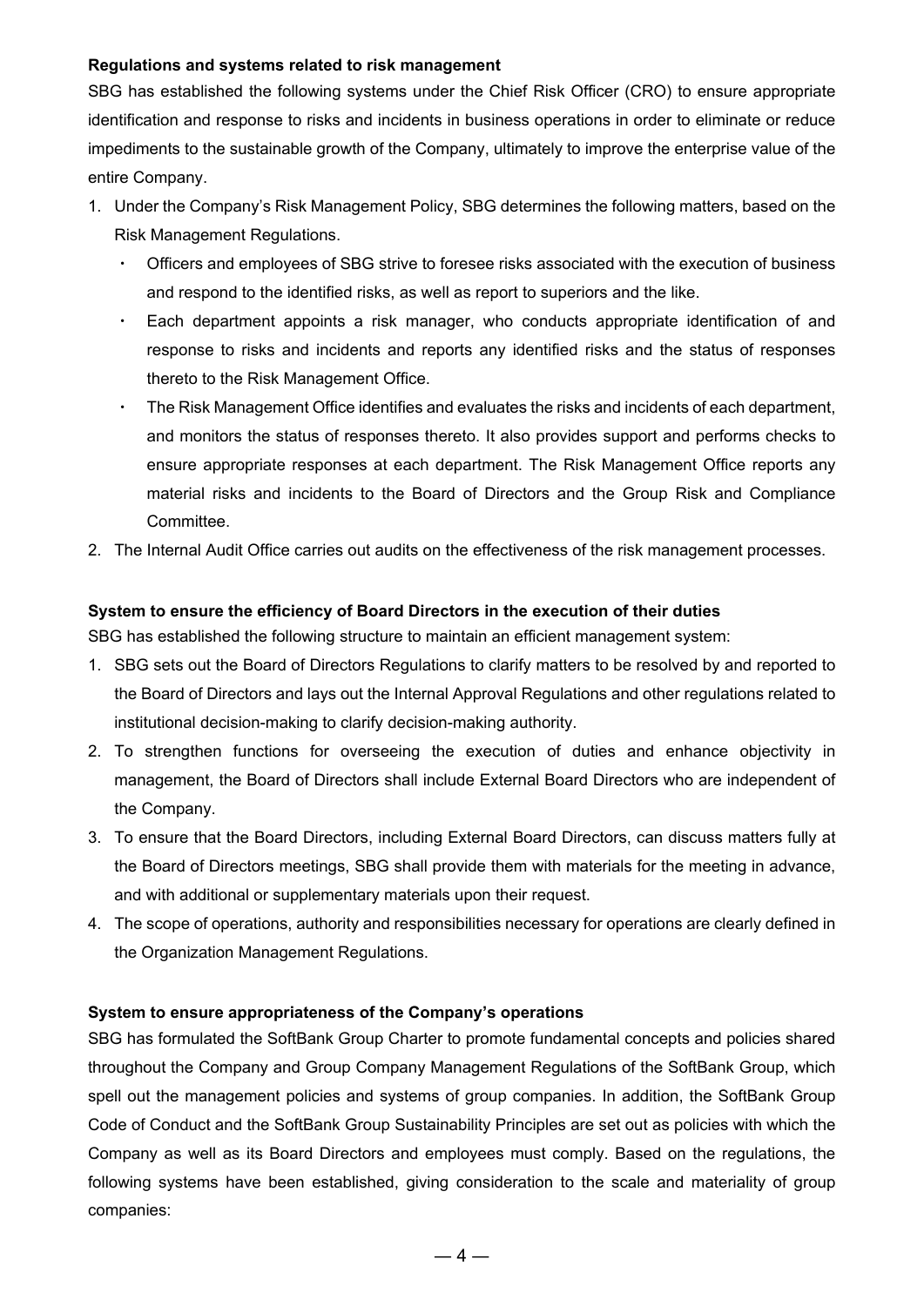**Regulations and systems related to risk management**

SBG has established the following systems under the Chief Risk Officer (CRO) to ensure appropriate identification and response to risks and incidents in business operations in order to eliminate or reduce impediments to the sustainable growth of the Company, ultimately to improve the enterprise value of the entire Company.

1. Under the Company's Risk Management Policy, SBG determines the following matters, based on the Risk Management Regulations.
   - Officers and employees of SBG strive to foresee risks associated with the execution of business and respond to the identified risks, as well as report to superiors and the like.
   - Each department appoints a risk manager, who conducts appropriate identification of and response to risks and incidents and reports any identified risks and the status of responses thereto to the Risk Management Office.
   - The Risk Management Office identifies and evaluates the risks and incidents of each department, and monitors the status of responses thereto. It also provides support and performs checks to ensure appropriate responses at each department. The Risk Management Office reports any material risks and incidents to the Board of Directors and the Group Risk and Compliance Committee.
2. The Internal Audit Office carries out audits on the effectiveness of the risk management processes.

**System to ensure the efficiency of Board Directors in the execution of their duties**

SBG has established the following structure to maintain an efficient management system:

1. SBG sets out the Board of Directors Regulations to clarify matters to be resolved by and reported to the Board of Directors and lays out the Internal Approval Regulations and other regulations related to institutional decision-making to clarify decision-making authority.
2. To strengthen functions for overseeing the execution of duties and enhance objectivity in management, the Board of Directors shall include External Board Directors who are independent of the Company.
3. To ensure that the Board Directors, including External Board Directors, can discuss matters fully at the Board of Directors meetings, SBG shall provide them with materials for the meeting in advance, and with additional or supplementary materials upon their request.
4. The scope of operations, authority and responsibilities necessary for operations are clearly defined in the Organization Management Regulations.

**System to ensure appropriateness of the Company's operations**

SBG has formulated the SoftBank Group Charter to promote fundamental concepts and policies shared throughout the Company and Group Company Management Regulations of the SoftBank Group, which spell out the management policies and systems of group companies. In addition, the SoftBank Group Code of Conduct and the SoftBank Group Sustainability Principles are set out as policies with which the Company as well as its Board Directors and employees must comply. Based on the regulations, the following systems have been established, giving consideration to the scale and materiality of group companies: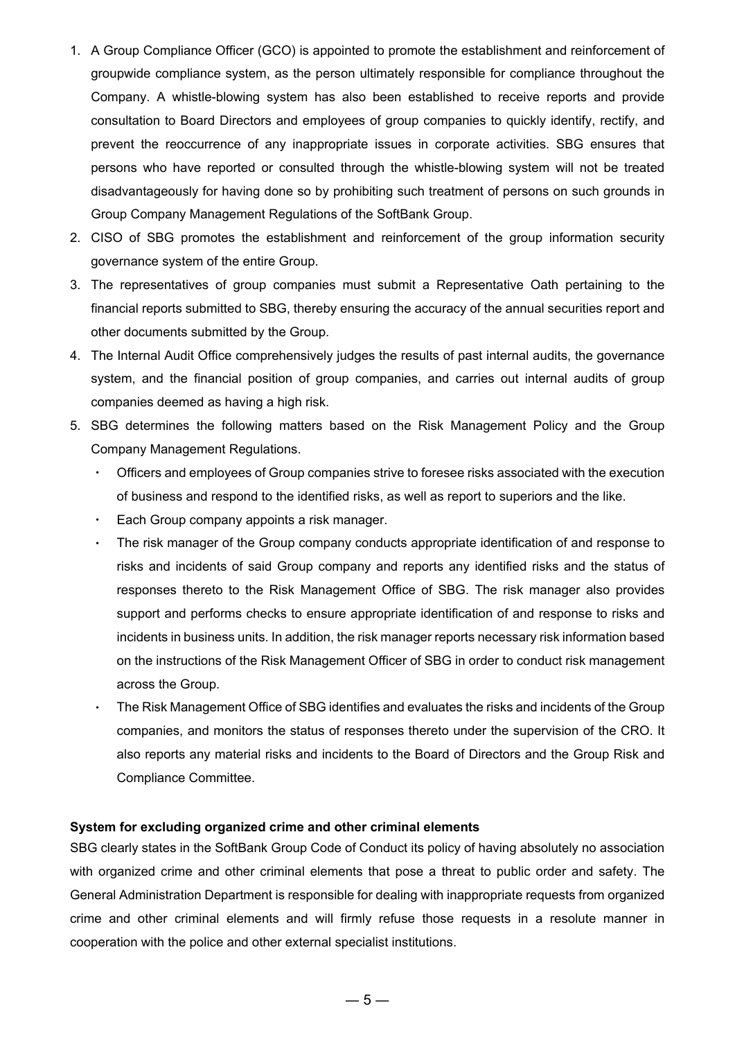1. A Group Compliance Officer (GCO) is appointed to promote the establishment and reinforcement of groupwide compliance system, as the person ultimately responsible for compliance throughout the Company. A whistle-blowing system has also been established to receive reports and provide consultation to Board Directors and employees of group companies to quickly identify, rectify, and prevent the reoccurrence of any inappropriate issues in corporate activities. SBG ensures that persons who have reported or consulted through the whistle-blowing system will not be treated disadvantageously for having done so by prohibiting such treatment of persons on such grounds in Group Company Management Regulations of the SoftBank Group.
2. CISO of SBG promotes the establishment and reinforcement of the group information security governance system of the entire Group.
3. The representatives of group companies must submit a Representative Oath pertaining to the financial reports submitted to SBG, thereby ensuring the accuracy of the annual securities report and other documents submitted by the Group.
4. The Internal Audit Office comprehensively judges the results of past internal audits, the governance system, and the financial position of group companies, and carries out internal audits of group companies deemed as having a high risk.
5. SBG determines the following matters based on the Risk Management Policy and the Group Company Management Regulations.
   - Officers and employees of Group companies strive to foresee risks associated with the execution of business and respond to the identified risks, as well as report to superiors and the like.
   - Each Group company appoints a risk manager.
   - The risk manager of the Group company conducts appropriate identification of and response to risks and incidents of said Group company and reports any identified risks and the status of responses thereto to the Risk Management Office of SBG. The risk manager also provides support and performs checks to ensure appropriate identification of and response to risks and incidents in business units. In addition, the risk manager reports necessary risk information based on the instructions of the Risk Management Officer of SBG in order to conduct risk management across the Group.
   - The Risk Management Office of SBG identifies and evaluates the risks and incidents of the Group companies, and monitors the status of responses thereto under the supervision of the CRO. It also reports any material risks and incidents to the Board of Directors and the Group Risk and Compliance Committee.

**System for excluding organized crime and other criminal elements**

SBG clearly states in the SoftBank Group Code of Conduct its policy of having absolutely no association with organized crime and other criminal elements that pose a threat to public order and safety. The General Administration Department is responsible for dealing with inappropriate requests from organized crime and other criminal elements and will firmly refuse those requests in a resolute manner in cooperation with the police and other external specialist institutions.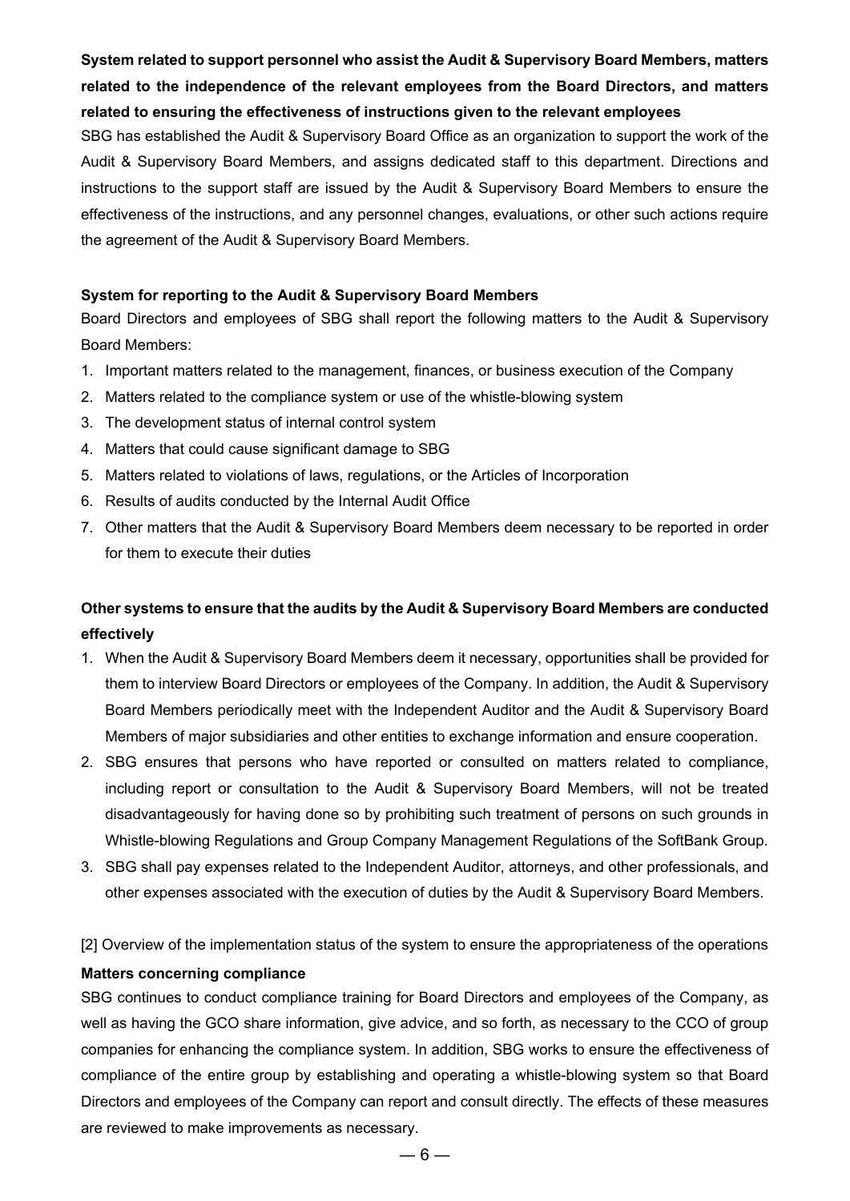**System related to support personnel who assist the Audit & Supervisory Board Members, matters related to the independence of the relevant employees from the Board Directors, and matters related to ensuring the effectiveness of instructions given to the relevant employees**

SBG has established the Audit & Supervisory Board Office as an organization to support the work of the Audit & Supervisory Board Members, and assigns dedicated staff to this department. Directions and instructions to the support staff are issued by the Audit & Supervisory Board Members to ensure the effectiveness of the instructions, and any personnel changes, evaluations, or other such actions require the agreement of the Audit & Supervisory Board Members.

**System for reporting to the Audit & Supervisory Board Members**

Board Directors and employees of SBG shall report the following matters to the Audit & Supervisory Board Members:

1. Important matters related to the management, finances, or business execution of the Company
2. Matters related to the compliance system or use of the whistle-blowing system
3. The development status of internal control system
4. Matters that could cause significant damage to SBG
5. Matters related to violations of laws, regulations, or the Articles of Incorporation
6. Results of audits conducted by the Internal Audit Office
7. Other matters that the Audit & Supervisory Board Members deem necessary to be reported in order for them to execute their duties

**Other systems to ensure that the audits by the Audit & Supervisory Board Members are conducted effectively**

1. When the Audit & Supervisory Board Members deem it necessary, opportunities shall be provided for them to interview Board Directors or employees of the Company. In addition, the Audit & Supervisory Board Members periodically meet with the Independent Auditor and the Audit & Supervisory Board Members of major subsidiaries and other entities to exchange information and ensure cooperation.
2. SBG ensures that persons who have reported or consulted on matters related to compliance, including report or consultation to the Audit & Supervisory Board Members, will not be treated disadvantageously for having done so by prohibiting such treatment of persons on such grounds in Whistle-blowing Regulations and Group Company Management Regulations of the SoftBank Group.
3. SBG shall pay expenses related to the Independent Auditor, attorneys, and other professionals, and other expenses associated with the execution of duties by the Audit & Supervisory Board Members.

[2] Overview of the implementation status of the system to ensure the appropriateness of the operations

**Matters concerning compliance**

SBG continues to conduct compliance training for Board Directors and employees of the Company, as well as having the GCO share information, give advice, and so forth, as necessary to the CCO of group companies for enhancing the compliance system. In addition, SBG works to ensure the effectiveness of compliance of the entire group by establishing and operating a whistle-blowing system so that Board Directors and employees of the Company can report and consult directly. The effects of these measures are reviewed to make improvements as necessary.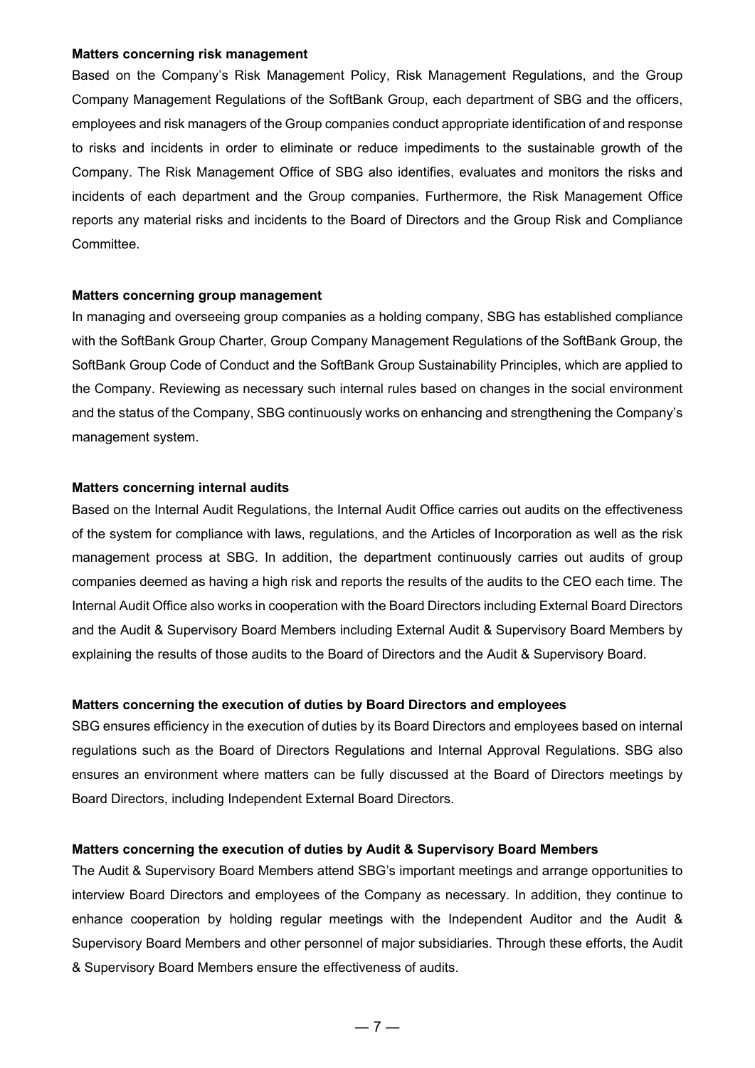**Matters concerning risk management**

Based on the Company's Risk Management Policy, Risk Management Regulations, and the Group Company Management Regulations of the SoftBank Group, each department of SBG and the officers, employees and risk managers of the Group companies conduct appropriate identification of and response to risks and incidents in order to eliminate or reduce impediments to the sustainable growth of the Company. The Risk Management Office of SBG also identifies, evaluates and monitors the risks and incidents of each department and the Group companies. Furthermore, the Risk Management Office reports any material risks and incidents to the Board of Directors and the Group Risk and Compliance Committee.

**Matters concerning group management**

In managing and overseeing group companies as a holding company, SBG has established compliance with the SoftBank Group Charter, Group Company Management Regulations of the SoftBank Group, the SoftBank Group Code of Conduct and the SoftBank Group Sustainability Principles, which are applied to the Company. Reviewing as necessary such internal rules based on changes in the social environment and the status of the Company, SBG continuously works on enhancing and strengthening the Company's management system.

**Matters concerning internal audits**

Based on the Internal Audit Regulations, the Internal Audit Office carries out audits on the effectiveness of the system for compliance with laws, regulations, and the Articles of Incorporation as well as the risk management process at SBG. In addition, the department continuously carries out audits of group companies deemed as having a high risk and reports the results of the audits to the CEO each time. The Internal Audit Office also works in cooperation with the Board Directors including External Board Directors and the Audit & Supervisory Board Members including External Audit & Supervisory Board Members by explaining the results of those audits to the Board of Directors and the Audit & Supervisory Board.

**Matters concerning the execution of duties by Board Directors and employees**

SBG ensures efficiency in the execution of duties by its Board Directors and employees based on internal regulations such as the Board of Directors Regulations and Internal Approval Regulations. SBG also ensures an environment where matters can be fully discussed at the Board of Directors meetings by Board Directors, including Independent External Board Directors.

**Matters concerning the execution of duties by Audit & Supervisory Board Members**

The Audit & Supervisory Board Members attend SBG's important meetings and arrange opportunities to interview Board Directors and employees of the Company as necessary. In addition, they continue to enhance cooperation by holding regular meetings with the Independent Auditor and the Audit & Supervisory Board Members and other personnel of major subsidiaries. Through these efforts, the Audit & Supervisory Board Members ensure the effectiveness of audits.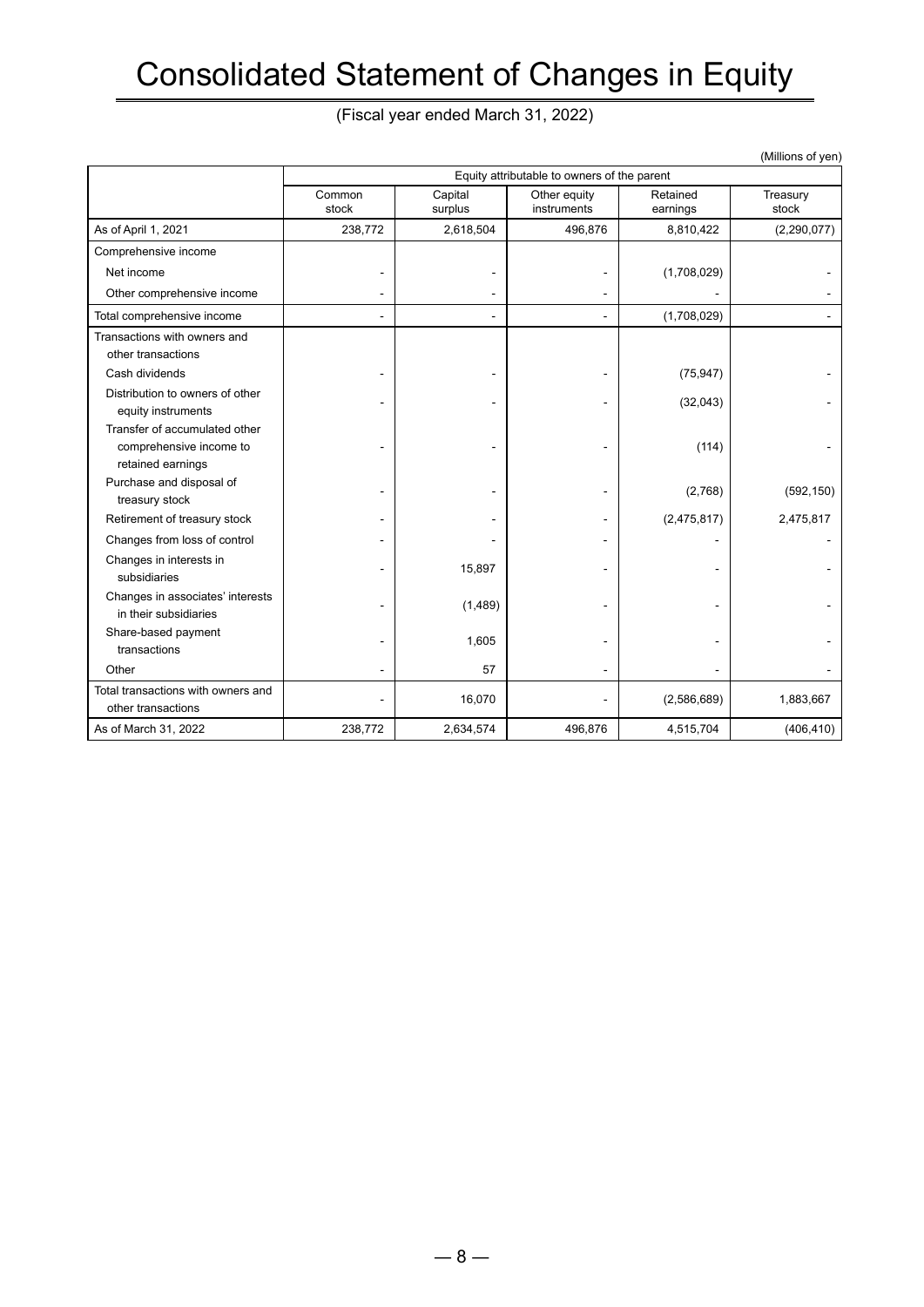# Consolidated Statement of Changes in Equity

(Fiscal year ended March 31, 2022)

(Millions of yen)

| | Equity attributable to owners of the parent | | | | |
|---|---|---|---|---|---|
| | Common stock | Capital surplus | Other equity instruments | Retained earnings | Treasury stock |
| As of April 1, 2021 | 238,772 | 2,618,504 | 496,876 | 8,810,422 | (2,290,077) |
| Comprehensive income | | | | | |
| Net income | - | - | - | (1,708,029) | - |
| Other comprehensive income | - | - | - | - | - |
| Total comprehensive income | - | - | - | (1,708,029) | - |
| Transactions with owners and other transactions | | | | | |
| Cash dividends | - | - | - | (75,947) | - |
| Distribution to owners of other equity instruments | - | - | - | (32,043) | - |
| Transfer of accumulated other comprehensive income to retained earnings | - | - | - | (114) | - |
| Purchase and disposal of treasury stock | - | - | - | (2,768) | (592,150) |
| Retirement of treasury stock | - | - | - | (2,475,817) | 2,475,817 |
| Changes from loss of control | - | - | - | - | - |
| Changes in interests in subsidiaries | - | 15,897 | - | - | - |
| Changes in associates' interests in their subsidiaries | - | (1,489) | - | - | - |
| Share-based payment transactions | - | 1,605 | - | - | - |
| Other | - | 57 | - | - | - |
| Total transactions with owners and other transactions | - | 16,070 | - | (2,586,689) | 1,883,667 |
| As of March 31, 2022 | 238,772 | 2,634,574 | 496,876 | 4,515,704 | (406,410) |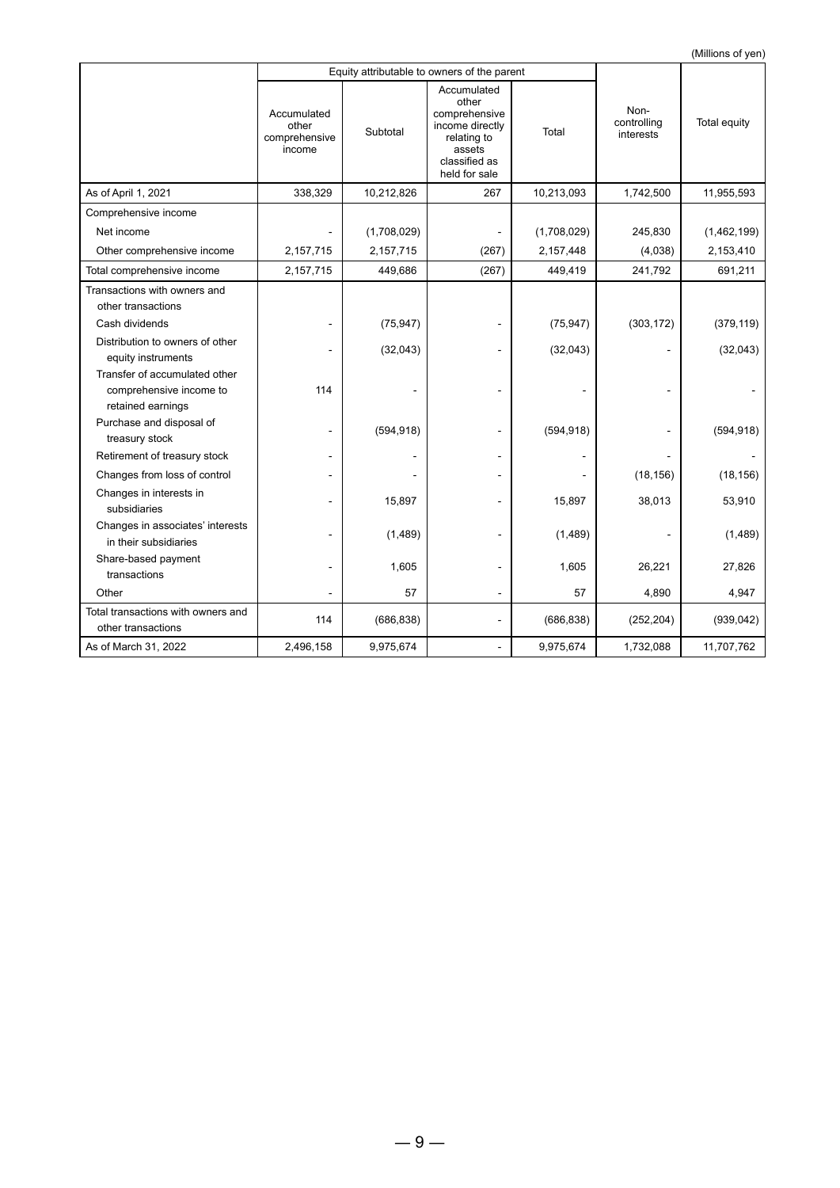(Millions of yen)

| | Equity attributable to owners of the parent | | | | | |
|---|---|---|---|---|---|---|
| | Accumulated other comprehensive income | Subtotal | Accumulated other comprehensive income directly relating to assets classified as held for sale | Total | Non-controlling interests | Total equity |
| As of April 1, 2021 | 338,329 | 10,212,826 | 267 | 10,213,093 | 1,742,500 | 11,955,593 |
| Comprehensive income | | | | | | |
| Net income | - | (1,708,029) | - | (1,708,029) | 245,830 | (1,462,199) |
| Other comprehensive income | 2,157,715 | 2,157,715 | (267) | 2,157,448 | (4,038) | 2,153,410 |
| Total comprehensive income | 2,157,715 | 449,686 | (267) | 449,419 | 241,792 | 691,211 |
| Transactions with owners and other transactions | | | | | | |
| Cash dividends | - | (75,947) | - | (75,947) | (303,172) | (379,119) |
| Distribution to owners of other equity instruments | - | (32,043) | - | (32,043) | - | (32,043) |
| Transfer of accumulated other comprehensive income to retained earnings | 114 | - | - | - | - | - |
| Purchase and disposal of treasury stock | - | (594,918) | - | (594,918) | - | (594,918) |
| Retirement of treasury stock | - | - | - | - | - | - |
| Changes from loss of control | - | - | - | - | (18,156) | (18,156) |
| Changes in interests in subsidiaries | - | 15,897 | - | 15,897 | 38,013 | 53,910 |
| Changes in associates' interests in their subsidiaries | - | (1,489) | - | (1,489) | - | (1,489) |
| Share-based payment transactions | - | 1,605 | - | 1,605 | 26,221 | 27,826 |
| Other | - | 57 | - | 57 | 4,890 | 4,947 |
| Total transactions with owners and other transactions | 114 | (686,838) | - | (686,838) | (252,204) | (939,042) |
| As of March 31, 2022 | 2,496,158 | 9,975,674 | - | 9,975,674 | 1,732,088 | 11,707,762 |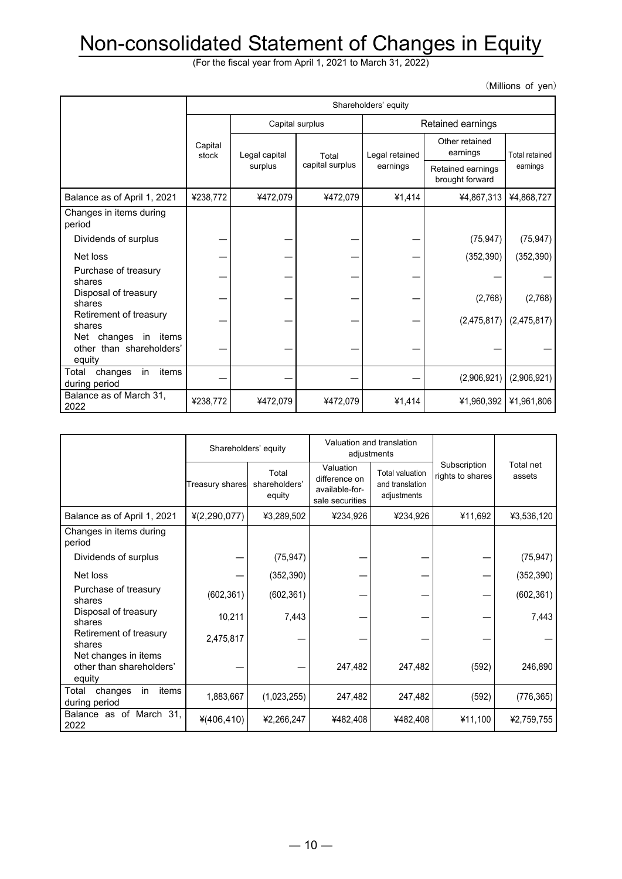# Non-consolidated Statement of Changes in Equity

(For the fiscal year from April 1, 2021 to March 31, 2022)

(Millions of yen)

| | Shareholders' equity | | | | | |
|---|---|---|---|---|---|---|
| | | Capital surplus | | Retained earnings | | |
| | Capital stock | Legal capital surplus | Total capital surplus | Legal retained earnings | Other retained earnings<br>Retained earnings brought forward | Total retained earnings |
| Balance as of April 1, 2021 | ¥238,772 | ¥472,079 | ¥472,079 | ¥1,414 | ¥4,867,313 | ¥4,868,727 |
| Changes in items during period | | | | | | |
| Dividends of surplus | — | — | — | — | (75,947) | (75,947) |
| Net loss | — | — | — | — | (352,390) | (352,390) |
| Purchase of treasury shares | — | — | — | — | — | — |
| Disposal of treasury shares | — | — | — | — | (2,768) | (2,768) |
| Retirement of treasury shares | — | — | — | — | (2,475,817) | (2,475,817) |
| Net changes in items other than shareholders' equity | — | — | — | — | — | — |
| Total changes in items during period | — | — | — | — | (2,906,921) | (2,906,921) |
| Balance as of March 31, 2022 | ¥238,772 | ¥472,079 | ¥472,079 | ¥1,414 | ¥1,960,392 | ¥1,961,806 |

| | Shareholders' equity | | Valuation and translation adjustments | | Subscription rights to shares | Total net assets |
|---|---|---|---|---|---|---|
| | Treasury shares | Total shareholders' equity | Valuation difference on available-for-sale securities | Total valuation and translation adjustments | | |
| Balance as of April 1, 2021 | ¥(2,290,077) | ¥3,289,502 | ¥234,926 | ¥234,926 | ¥11,692 | ¥3,536,120 |
| Changes in items during period | | | | | | |
| Dividends of surplus | — | (75,947) | — | — | — | (75,947) |
| Net loss | — | (352,390) | — | — | — | (352,390) |
| Purchase of treasury shares | (602,361) | (602,361) | — | — | — | (602,361) |
| Disposal of treasury shares | 10,211 | 7,443 | — | — | — | 7,443 |
| Retirement of treasury shares | 2,475,817 | — | — | — | — | — |
| Net changes in items other than shareholders' equity | — | — | 247,482 | 247,482 | (592) | 246,890 |
| Total changes in items during period | 1,883,667 | (1,023,255) | 247,482 | 247,482 | (592) | (776,365) |
| Balance as of March 31, 2022 | ¥(406,410) | ¥2,266,247 | ¥482,408 | ¥482,408 | ¥11,100 | ¥2,759,755 |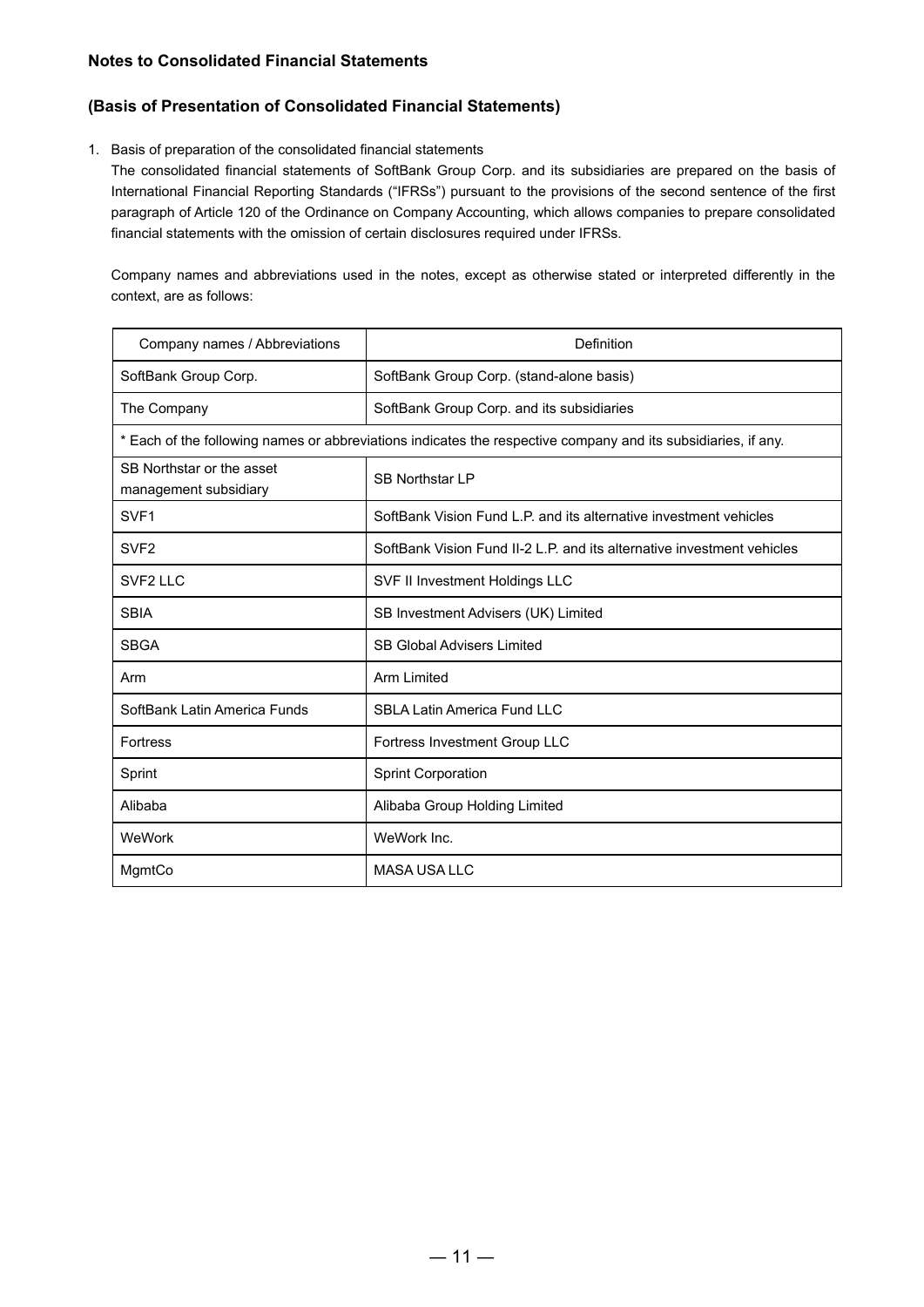## Notes to Consolidated Financial Statements

### (Basis of Presentation of Consolidated Financial Statements)

1. Basis of preparation of the consolidated financial statements

   The consolidated financial statements of SoftBank Group Corp. and its subsidiaries are prepared on the basis of International Financial Reporting Standards ("IFRSs") pursuant to the provisions of the second sentence of the first paragraph of Article 120 of the Ordinance on Company Accounting, which allows companies to prepare consolidated financial statements with the omission of certain disclosures required under IFRSs.

   Company names and abbreviations used in the notes, except as otherwise stated or interpreted differently in the context, are as follows:

| Company names / Abbreviations | Definition |
|---|---|
| SoftBank Group Corp. | SoftBank Group Corp. (stand-alone basis) |
| The Company | SoftBank Group Corp. and its subsidiaries |
| * Each of the following names or abbreviations indicates the respective company and its subsidiaries, if any. | |
| SB Northstar or the asset management subsidiary | SB Northstar LP |
| SVF1 | SoftBank Vision Fund L.P. and its alternative investment vehicles |
| SVF2 | SoftBank Vision Fund II-2 L.P. and its alternative investment vehicles |
| SVF2 LLC | SVF II Investment Holdings LLC |
| SBIA | SB Investment Advisers (UK) Limited |
| SBGA | SB Global Advisers Limited |
| Arm | Arm Limited |
| SoftBank Latin America Funds | SBLA Latin America Fund LLC |
| Fortress | Fortress Investment Group LLC |
| Sprint | Sprint Corporation |
| Alibaba | Alibaba Group Holding Limited |
| WeWork | WeWork Inc. |
| MgmtCo | MASA USA LLC |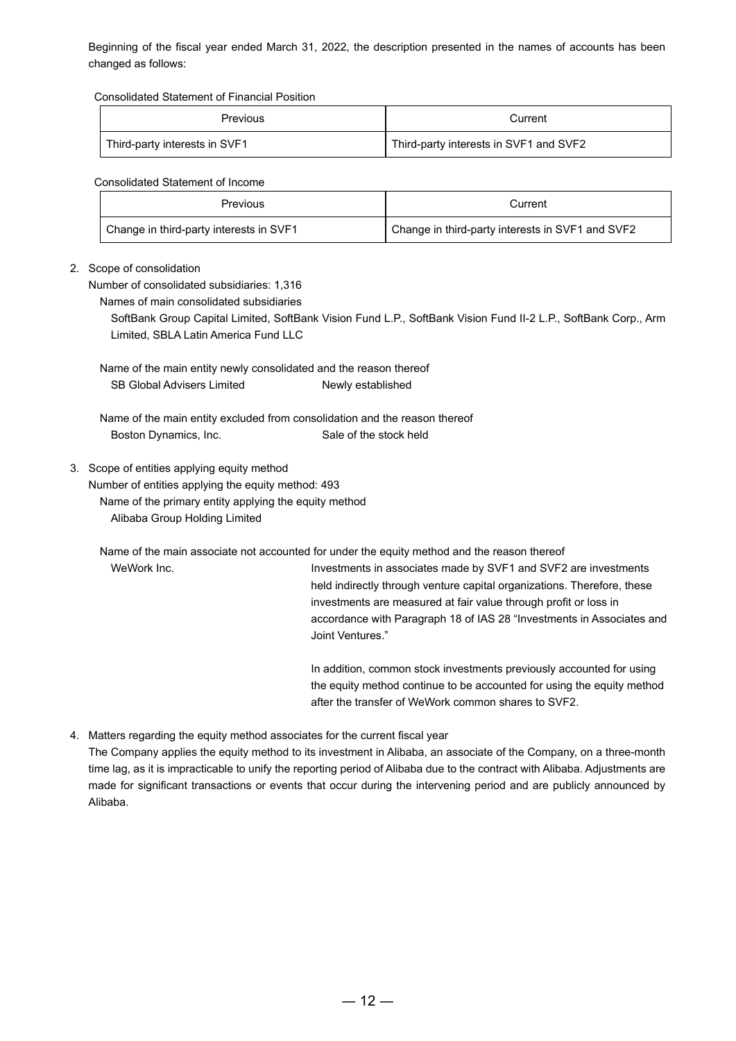Beginning of the fiscal year ended March 31, 2022, the description presented in the names of accounts has been changed as follows:

Consolidated Statement of Financial Position

| Previous | Current |
|---|---|
| Third-party interests in SVF1 | Third-party interests in SVF1 and SVF2 |

Consolidated Statement of Income

| Previous | Current |
|---|---|
| Change in third-party interests in SVF1 | Change in third-party interests in SVF1 and SVF2 |

2. Scope of consolidation

Number of consolidated subsidiaries: 1,316

Names of main consolidated subsidiaries

SoftBank Group Capital Limited, SoftBank Vision Fund L.P., SoftBank Vision Fund II-2 L.P., SoftBank Corp., Arm Limited, SBLA Latin America Fund LLC

Name of the main entity newly consolidated and the reason thereof

SB Global Advisers Limited — Newly established

Name of the main entity excluded from consolidation and the reason thereof

Boston Dynamics, Inc. — Sale of the stock held

3. Scope of entities applying equity method

Number of entities applying the equity method: 493

Name of the primary entity applying the equity method

Alibaba Group Holding Limited

Name of the main associate not accounted for under the equity method and the reason thereof

WeWork Inc. — Investments in associates made by SVF1 and SVF2 are investments held indirectly through venture capital organizations. Therefore, these investments are measured at fair value through profit or loss in accordance with Paragraph 18 of IAS 28 "Investments in Associates and Joint Ventures."

In addition, common stock investments previously accounted for using the equity method continue to be accounted for using the equity method after the transfer of WeWork common shares to SVF2.

4. Matters regarding the equity method associates for the current fiscal year

The Company applies the equity method to its investment in Alibaba, an associate of the Company, on a three-month time lag, as it is impracticable to unify the reporting period of Alibaba due to the contract with Alibaba. Adjustments are made for significant transactions or events that occur during the intervening period and are publicly announced by Alibaba.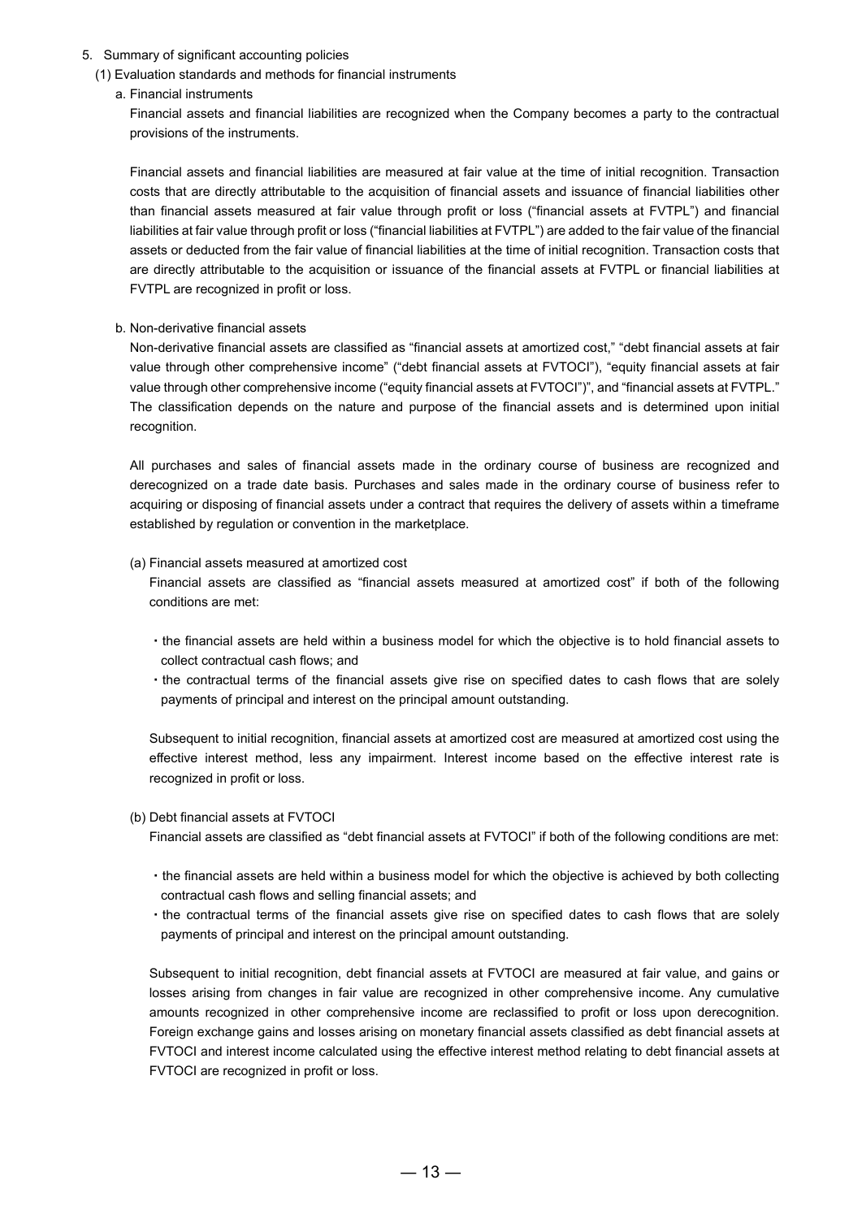5. Summary of significant accounting policies

(1) Evaluation standards and methods for financial instruments

a. Financial instruments

Financial assets and financial liabilities are recognized when the Company becomes a party to the contractual provisions of the instruments.

Financial assets and financial liabilities are measured at fair value at the time of initial recognition. Transaction costs that are directly attributable to the acquisition of financial assets and issuance of financial liabilities other than financial assets measured at fair value through profit or loss ("financial assets at FVTPL") and financial liabilities at fair value through profit or loss ("financial liabilities at FVTPL") are added to the fair value of the financial assets or deducted from the fair value of financial liabilities at the time of initial recognition. Transaction costs that are directly attributable to the acquisition or issuance of the financial assets at FVTPL or financial liabilities at FVTPL are recognized in profit or loss.

b. Non-derivative financial assets

Non-derivative financial assets are classified as "financial assets at amortized cost," "debt financial assets at fair value through other comprehensive income" ("debt financial assets at FVTOCI"), "equity financial assets at fair value through other comprehensive income ("equity financial assets at FVTOCI")", and "financial assets at FVTPL." The classification depends on the nature and purpose of the financial assets and is determined upon initial recognition.

All purchases and sales of financial assets made in the ordinary course of business are recognized and derecognized on a trade date basis. Purchases and sales made in the ordinary course of business refer to acquiring or disposing of financial assets under a contract that requires the delivery of assets within a timeframe established by regulation or convention in the marketplace.

(a) Financial assets measured at amortized cost

Financial assets are classified as "financial assets measured at amortized cost" if both of the following conditions are met:

- the financial assets are held within a business model for which the objective is to hold financial assets to collect contractual cash flows; and
- the contractual terms of the financial assets give rise on specified dates to cash flows that are solely payments of principal and interest on the principal amount outstanding.

Subsequent to initial recognition, financial assets at amortized cost are measured at amortized cost using the effective interest method, less any impairment. Interest income based on the effective interest rate is recognized in profit or loss.

(b) Debt financial assets at FVTOCI

Financial assets are classified as "debt financial assets at FVTOCI" if both of the following conditions are met:

- the financial assets are held within a business model for which the objective is achieved by both collecting contractual cash flows and selling financial assets; and
- the contractual terms of the financial assets give rise on specified dates to cash flows that are solely payments of principal and interest on the principal amount outstanding.

Subsequent to initial recognition, debt financial assets at FVTOCI are measured at fair value, and gains or losses arising from changes in fair value are recognized in other comprehensive income. Any cumulative amounts recognized in other comprehensive income are reclassified to profit or loss upon derecognition. Foreign exchange gains and losses arising on monetary financial assets classified as debt financial assets at FVTOCI and interest income calculated using the effective interest method relating to debt financial assets at FVTOCI are recognized in profit or loss.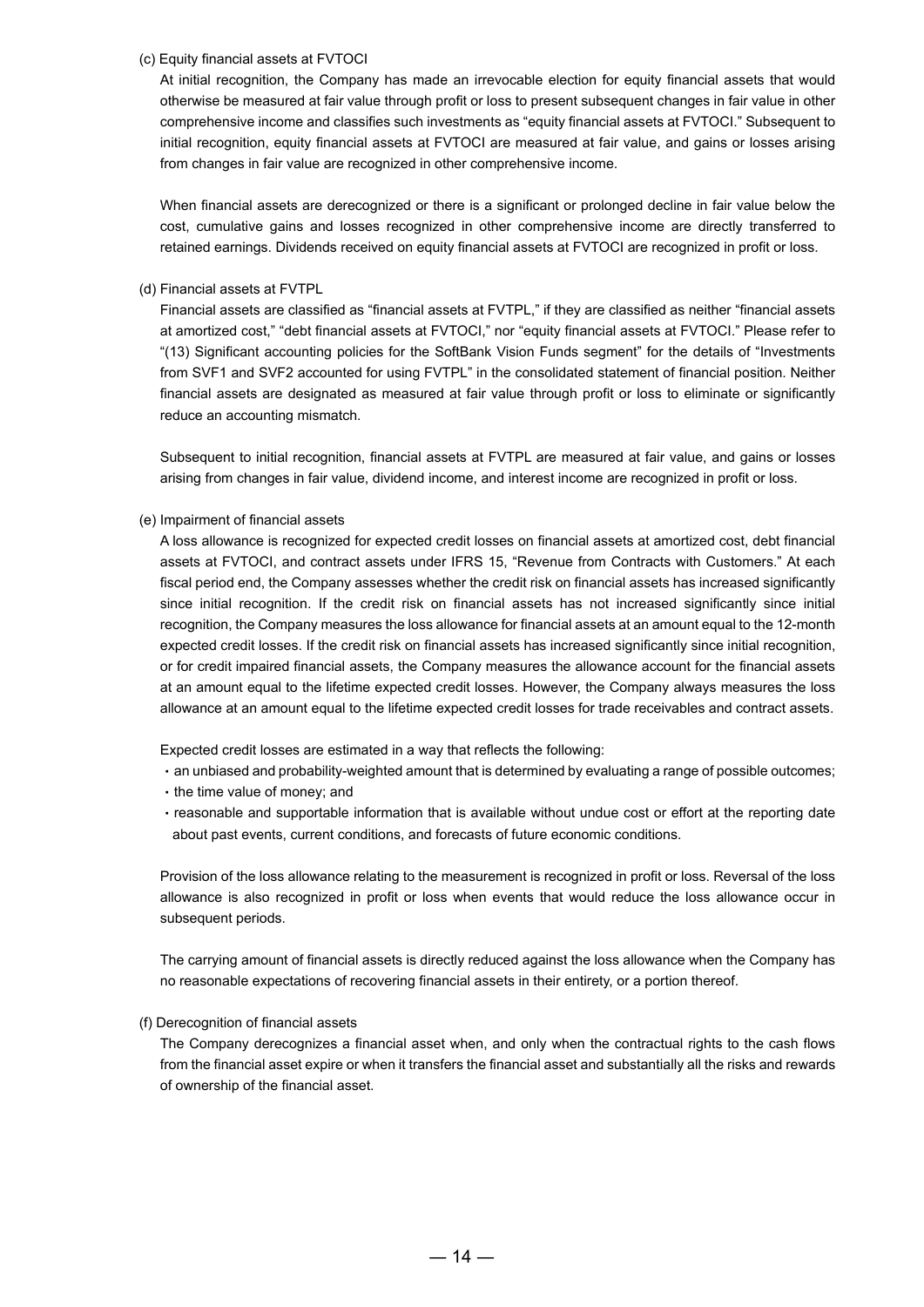(c) Equity financial assets at FVTOCI

At initial recognition, the Company has made an irrevocable election for equity financial assets that would otherwise be measured at fair value through profit or loss to present subsequent changes in fair value in other comprehensive income and classifies such investments as "equity financial assets at FVTOCI." Subsequent to initial recognition, equity financial assets at FVTOCI are measured at fair value, and gains or losses arising from changes in fair value are recognized in other comprehensive income.

When financial assets are derecognized or there is a significant or prolonged decline in fair value below the cost, cumulative gains and losses recognized in other comprehensive income are directly transferred to retained earnings. Dividends received on equity financial assets at FVTOCI are recognized in profit or loss.

(d) Financial assets at FVTPL

Financial assets are classified as "financial assets at FVTPL," if they are classified as neither "financial assets at amortized cost," "debt financial assets at FVTOCI," nor "equity financial assets at FVTOCI." Please refer to "(13) Significant accounting policies for the SoftBank Vision Funds segment" for the details of "Investments from SVF1 and SVF2 accounted for using FVTPL" in the consolidated statement of financial position. Neither financial assets are designated as measured at fair value through profit or loss to eliminate or significantly reduce an accounting mismatch.

Subsequent to initial recognition, financial assets at FVTPL are measured at fair value, and gains or losses arising from changes in fair value, dividend income, and interest income are recognized in profit or loss.

(e) Impairment of financial assets

A loss allowance is recognized for expected credit losses on financial assets at amortized cost, debt financial assets at FVTOCI, and contract assets under IFRS 15, "Revenue from Contracts with Customers." At each fiscal period end, the Company assesses whether the credit risk on financial assets has increased significantly since initial recognition. If the credit risk on financial assets has not increased significantly since initial recognition, the Company measures the loss allowance for financial assets at an amount equal to the 12-month expected credit losses. If the credit risk on financial assets has increased significantly since initial recognition, or for credit impaired financial assets, the Company measures the allowance account for the financial assets at an amount equal to the lifetime expected credit losses. However, the Company always measures the loss allowance at an amount equal to the lifetime expected credit losses for trade receivables and contract assets.

Expected credit losses are estimated in a way that reflects the following:

- an unbiased and probability-weighted amount that is determined by evaluating a range of possible outcomes;
- the time value of money; and
- reasonable and supportable information that is available without undue cost or effort at the reporting date about past events, current conditions, and forecasts of future economic conditions.

Provision of the loss allowance relating to the measurement is recognized in profit or loss. Reversal of the loss allowance is also recognized in profit or loss when events that would reduce the loss allowance occur in subsequent periods.

The carrying amount of financial assets is directly reduced against the loss allowance when the Company has no reasonable expectations of recovering financial assets in their entirety, or a portion thereof.

(f) Derecognition of financial assets

The Company derecognizes a financial asset when, and only when the contractual rights to the cash flows from the financial asset expire or when it transfers the financial asset and substantially all the risks and rewards of ownership of the financial asset.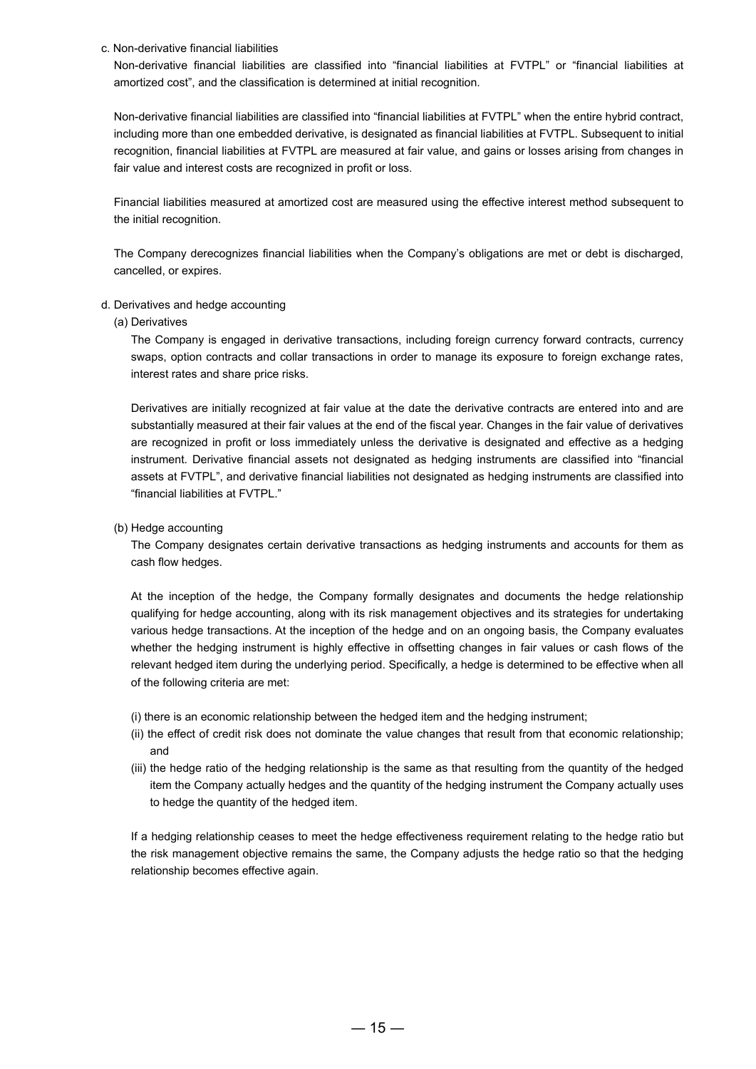c. Non-derivative financial liabilities

Non-derivative financial liabilities are classified into "financial liabilities at FVTPL" or "financial liabilities at amortized cost", and the classification is determined at initial recognition.

Non-derivative financial liabilities are classified into "financial liabilities at FVTPL" when the entire hybrid contract, including more than one embedded derivative, is designated as financial liabilities at FVTPL. Subsequent to initial recognition, financial liabilities at FVTPL are measured at fair value, and gains or losses arising from changes in fair value and interest costs are recognized in profit or loss.

Financial liabilities measured at amortized cost are measured using the effective interest method subsequent to the initial recognition.

The Company derecognizes financial liabilities when the Company's obligations are met or debt is discharged, cancelled, or expires.

d. Derivatives and hedge accounting

(a) Derivatives

The Company is engaged in derivative transactions, including foreign currency forward contracts, currency swaps, option contracts and collar transactions in order to manage its exposure to foreign exchange rates, interest rates and share price risks.

Derivatives are initially recognized at fair value at the date the derivative contracts are entered into and are substantially measured at their fair values at the end of the fiscal year. Changes in the fair value of derivatives are recognized in profit or loss immediately unless the derivative is designated and effective as a hedging instrument. Derivative financial assets not designated as hedging instruments are classified into "financial assets at FVTPL", and derivative financial liabilities not designated as hedging instruments are classified into "financial liabilities at FVTPL."

(b) Hedge accounting

The Company designates certain derivative transactions as hedging instruments and accounts for them as cash flow hedges.

At the inception of the hedge, the Company formally designates and documents the hedge relationship qualifying for hedge accounting, along with its risk management objectives and its strategies for undertaking various hedge transactions. At the inception of the hedge and on an ongoing basis, the Company evaluates whether the hedging instrument is highly effective in offsetting changes in fair values or cash flows of the relevant hedged item during the underlying period. Specifically, a hedge is determined to be effective when all of the following criteria are met:

(i) there is an economic relationship between the hedged item and the hedging instrument;
(ii) the effect of credit risk does not dominate the value changes that result from that economic relationship; and
(iii) the hedge ratio of the hedging relationship is the same as that resulting from the quantity of the hedged item the Company actually hedges and the quantity of the hedging instrument the Company actually uses to hedge the quantity of the hedged item.

If a hedging relationship ceases to meet the hedge effectiveness requirement relating to the hedge ratio but the risk management objective remains the same, the Company adjusts the hedge ratio so that the hedging relationship becomes effective again.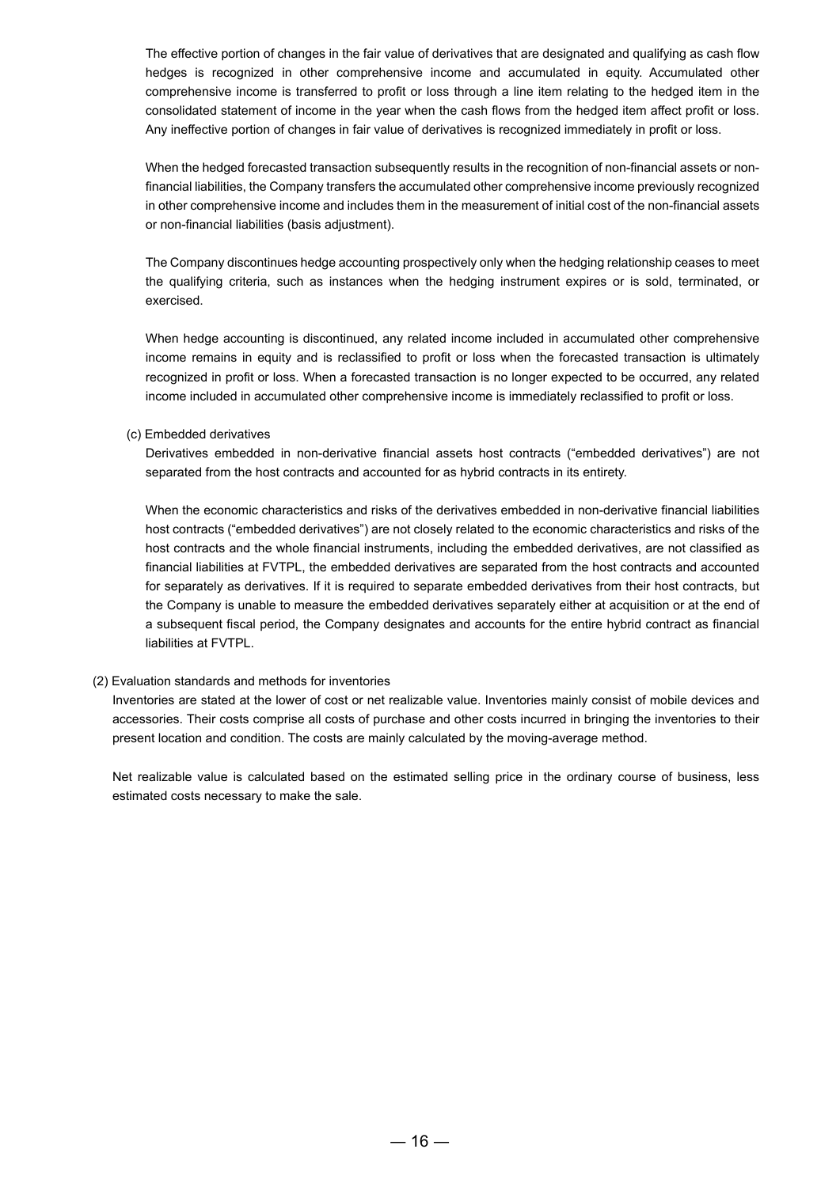The effective portion of changes in the fair value of derivatives that are designated and qualifying as cash flow hedges is recognized in other comprehensive income and accumulated in equity. Accumulated other comprehensive income is transferred to profit or loss through a line item relating to the hedged item in the consolidated statement of income in the year when the cash flows from the hedged item affect profit or loss. Any ineffective portion of changes in fair value of derivatives is recognized immediately in profit or loss.

When the hedged forecasted transaction subsequently results in the recognition of non-financial assets or non-financial liabilities, the Company transfers the accumulated other comprehensive income previously recognized in other comprehensive income and includes them in the measurement of initial cost of the non-financial assets or non-financial liabilities (basis adjustment).

The Company discontinues hedge accounting prospectively only when the hedging relationship ceases to meet the qualifying criteria, such as instances when the hedging instrument expires or is sold, terminated, or exercised.

When hedge accounting is discontinued, any related income included in accumulated other comprehensive income remains in equity and is reclassified to profit or loss when the forecasted transaction is ultimately recognized in profit or loss. When a forecasted transaction is no longer expected to be occurred, any related income included in accumulated other comprehensive income is immediately reclassified to profit or loss.

(c) Embedded derivatives

Derivatives embedded in non-derivative financial assets host contracts ("embedded derivatives") are not separated from the host contracts and accounted for as hybrid contracts in its entirety.

When the economic characteristics and risks of the derivatives embedded in non-derivative financial liabilities host contracts ("embedded derivatives") are not closely related to the economic characteristics and risks of the host contracts and the whole financial instruments, including the embedded derivatives, are not classified as financial liabilities at FVTPL, the embedded derivatives are separated from the host contracts and accounted for separately as derivatives. If it is required to separate embedded derivatives from their host contracts, but the Company is unable to measure the embedded derivatives separately either at acquisition or at the end of a subsequent fiscal period, the Company designates and accounts for the entire hybrid contract as financial liabilities at FVTPL.

(2) Evaluation standards and methods for inventories

Inventories are stated at the lower of cost or net realizable value. Inventories mainly consist of mobile devices and accessories. Their costs comprise all costs of purchase and other costs incurred in bringing the inventories to their present location and condition. The costs are mainly calculated by the moving-average method.

Net realizable value is calculated based on the estimated selling price in the ordinary course of business, less estimated costs necessary to make the sale.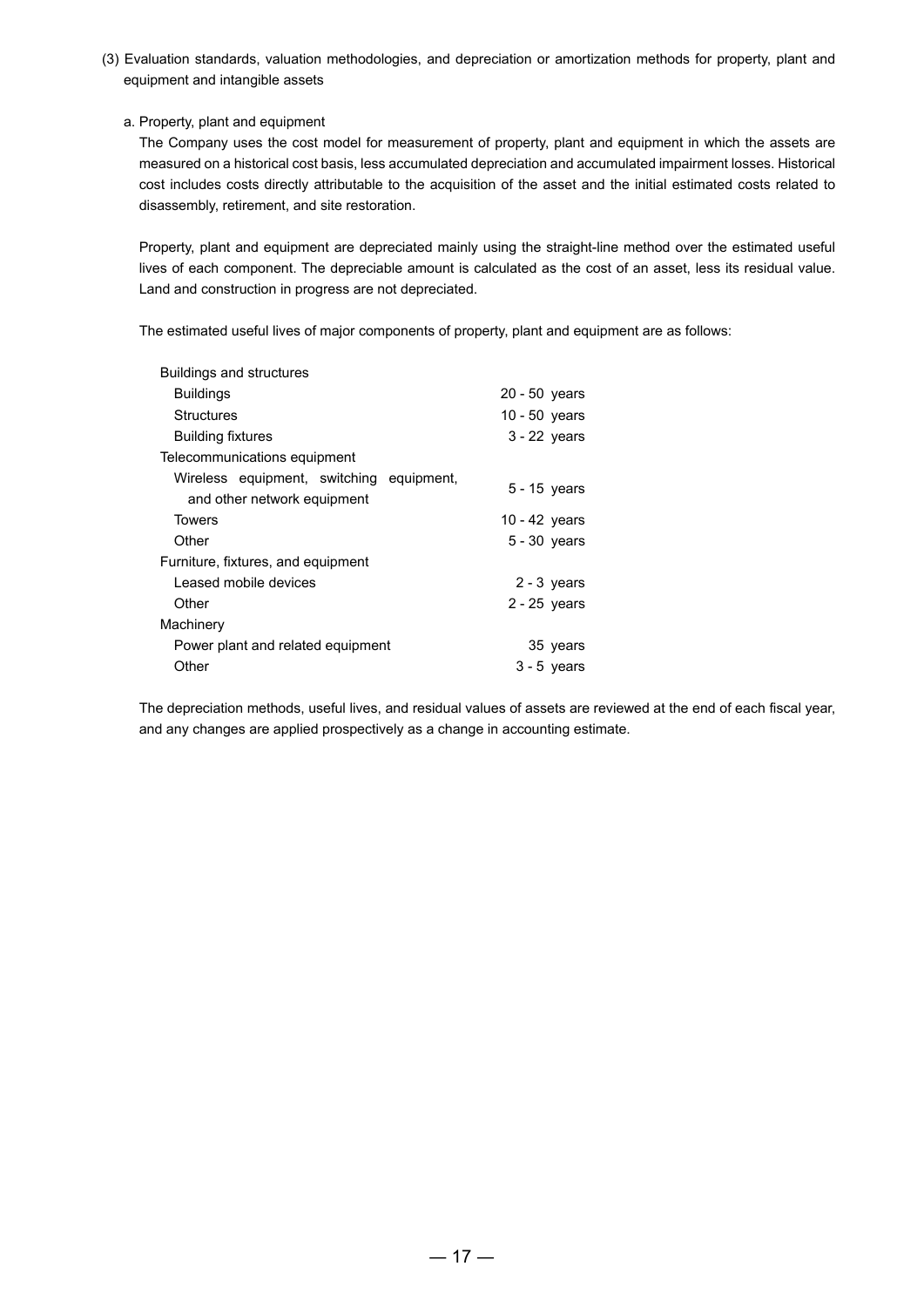(3) Evaluation standards, valuation methodologies, and depreciation or amortization methods for property, plant and equipment and intangible assets

a. Property, plant and equipment

The Company uses the cost model for measurement of property, plant and equipment in which the assets are measured on a historical cost basis, less accumulated depreciation and accumulated impairment losses. Historical cost includes costs directly attributable to the acquisition of the asset and the initial estimated costs related to disassembly, retirement, and site restoration.

Property, plant and equipment are depreciated mainly using the straight-line method over the estimated useful lives of each component. The depreciable amount is calculated as the cost of an asset, less its residual value. Land and construction in progress are not depreciated.

The estimated useful lives of major components of property, plant and equipment are as follows:

| | |
|---|---|
| Buildings and structures | |
| Buildings | 20 - 50 years |
| Structures | 10 - 50 years |
| Building fixtures | 3 - 22 years |
| Telecommunications equipment | |
| Wireless equipment, switching equipment, and other network equipment | 5 - 15 years |
| Towers | 10 - 42 years |
| Other | 5 - 30 years |
| Furniture, fixtures, and equipment | |
| Leased mobile devices | 2 - 3 years |
| Other | 2 - 25 years |
| Machinery | |
| Power plant and related equipment | 35 years |
| Other | 3 - 5 years |

The depreciation methods, useful lives, and residual values of assets are reviewed at the end of each fiscal year, and any changes are applied prospectively as a change in accounting estimate.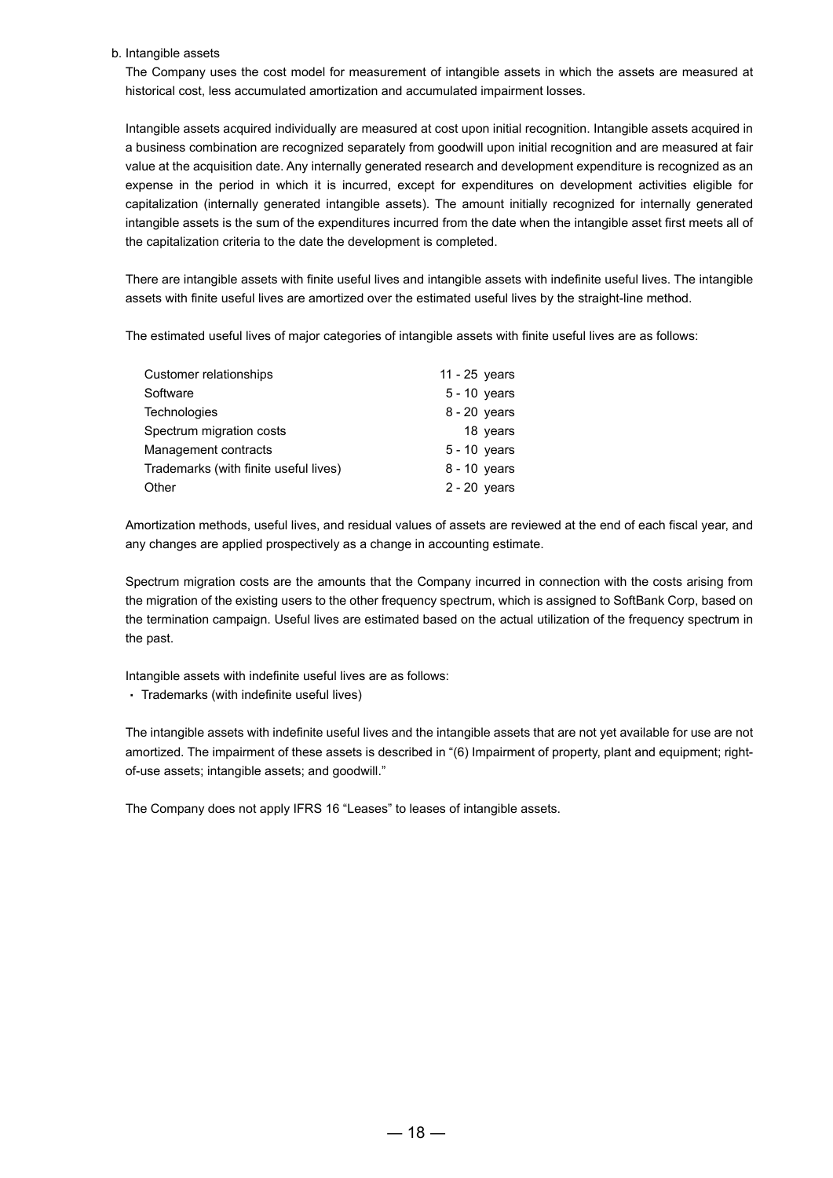b. Intangible assets

The Company uses the cost model for measurement of intangible assets in which the assets are measured at historical cost, less accumulated amortization and accumulated impairment losses.

Intangible assets acquired individually are measured at cost upon initial recognition. Intangible assets acquired in a business combination are recognized separately from goodwill upon initial recognition and are measured at fair value at the acquisition date. Any internally generated research and development expenditure is recognized as an expense in the period in which it is incurred, except for expenditures on development activities eligible for capitalization (internally generated intangible assets). The amount initially recognized for internally generated intangible assets is the sum of the expenditures incurred from the date when the intangible asset first meets all of the capitalization criteria to the date the development is completed.

There are intangible assets with finite useful lives and intangible assets with indefinite useful lives. The intangible assets with finite useful lives are amortized over the estimated useful lives by the straight-line method.

The estimated useful lives of major categories of intangible assets with finite useful lives are as follows:

| | |
|---|---|
| Customer relationships | 11 - 25 years |
| Software | 5 - 10 years |
| Technologies | 8 - 20 years |
| Spectrum migration costs | 18 years |
| Management contracts | 5 - 10 years |
| Trademarks (with finite useful lives) | 8 - 10 years |
| Other | 2 - 20 years |

Amortization methods, useful lives, and residual values of assets are reviewed at the end of each fiscal year, and any changes are applied prospectively as a change in accounting estimate.

Spectrum migration costs are the amounts that the Company incurred in connection with the costs arising from the migration of the existing users to the other frequency spectrum, which is assigned to SoftBank Corp, based on the termination campaign. Useful lives are estimated based on the actual utilization of the frequency spectrum in the past.

Intangible assets with indefinite useful lives are as follows:

・ Trademarks (with indefinite useful lives)

The intangible assets with indefinite useful lives and the intangible assets that are not yet available for use are not amortized. The impairment of these assets is described in "(6) Impairment of property, plant and equipment; right-of-use assets; intangible assets; and goodwill."

The Company does not apply IFRS 16 "Leases" to leases of intangible assets.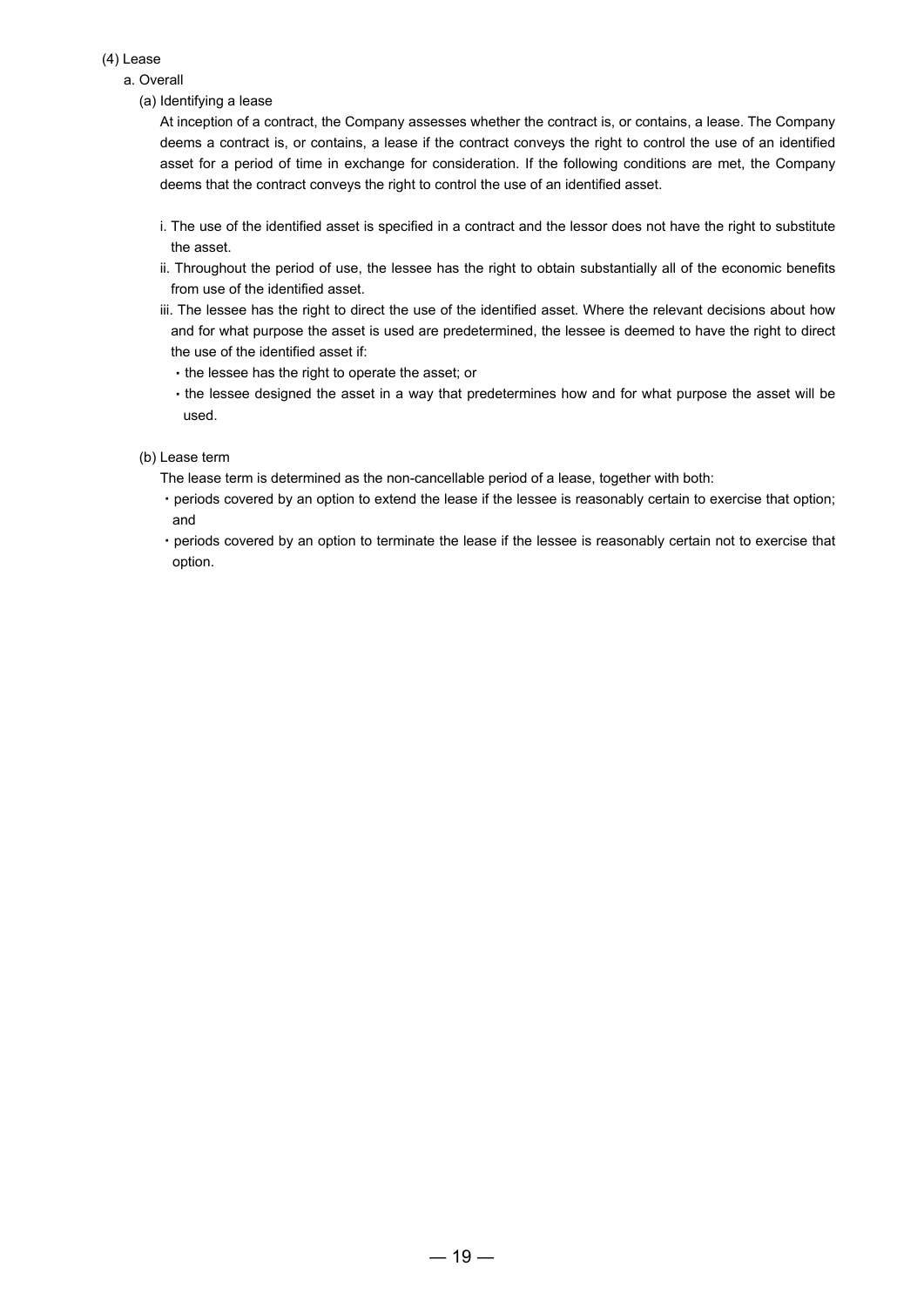(4) Lease

a. Overall

(a) Identifying a lease

At inception of a contract, the Company assesses whether the contract is, or contains, a lease. The Company deems a contract is, or contains, a lease if the contract conveys the right to control the use of an identified asset for a period of time in exchange for consideration. If the following conditions are met, the Company deems that the contract conveys the right to control the use of an identified asset.

i. The use of the identified asset is specified in a contract and the lessor does not have the right to substitute the asset.

ii. Throughout the period of use, the lessee has the right to obtain substantially all of the economic benefits from use of the identified asset.

iii. The lessee has the right to direct the use of the identified asset. Where the relevant decisions about how and for what purpose the asset is used are predetermined, the lessee is deemed to have the right to direct the use of the identified asset if:

- the lessee has the right to operate the asset; or
- the lessee designed the asset in a way that predetermines how and for what purpose the asset will be used.

(b) Lease term

The lease term is determined as the non-cancellable period of a lease, together with both:

- periods covered by an option to extend the lease if the lessee is reasonably certain to exercise that option; and
- periods covered by an option to terminate the lease if the lessee is reasonably certain not to exercise that option.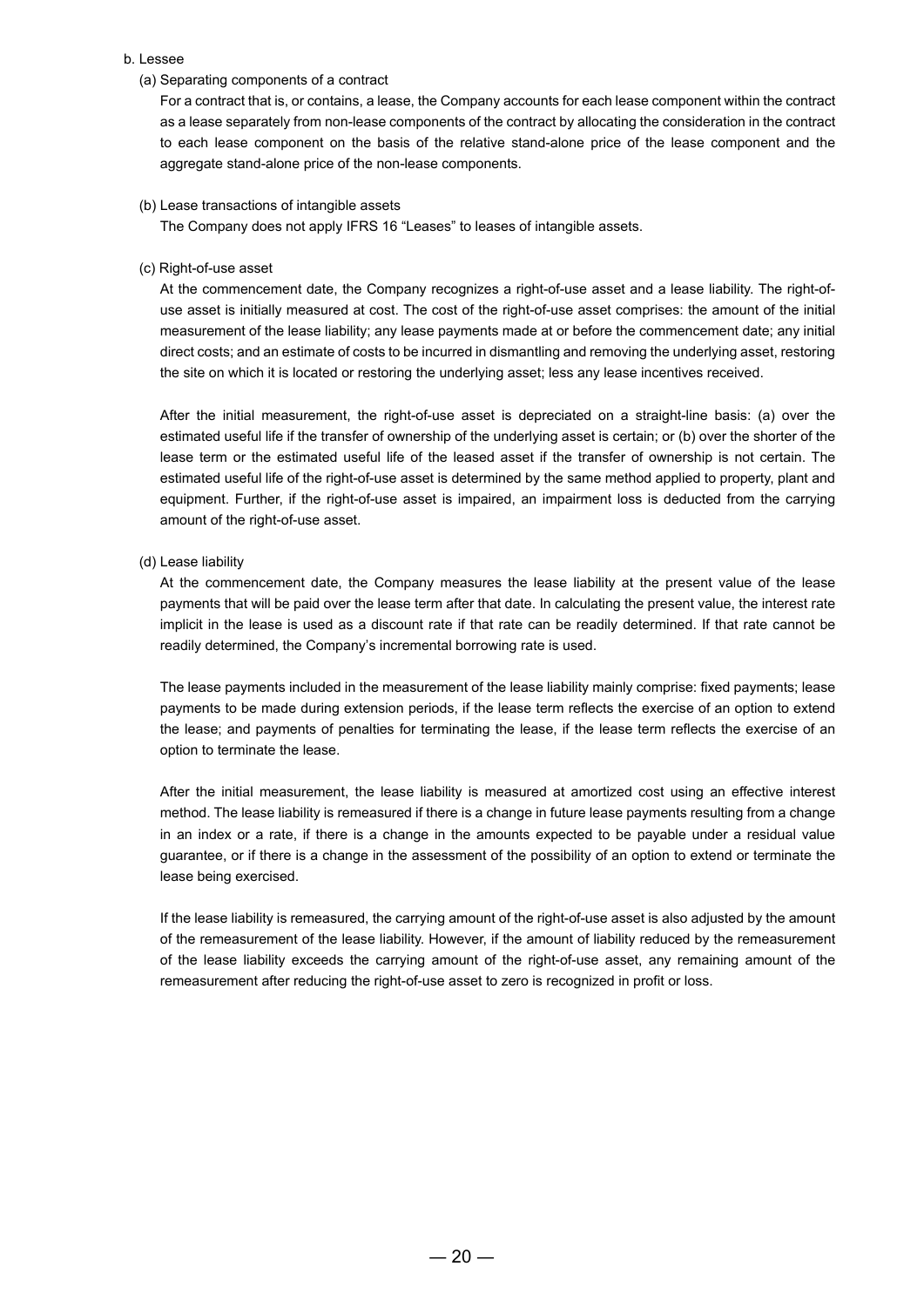b. Lessee

(a) Separating components of a contract

For a contract that is, or contains, a lease, the Company accounts for each lease component within the contract as a lease separately from non-lease components of the contract by allocating the consideration in the contract to each lease component on the basis of the relative stand-alone price of the lease component and the aggregate stand-alone price of the non-lease components.

(b) Lease transactions of intangible assets

The Company does not apply IFRS 16 "Leases" to leases of intangible assets.

(c) Right-of-use asset

At the commencement date, the Company recognizes a right-of-use asset and a lease liability. The right-of-use asset is initially measured at cost. The cost of the right-of-use asset comprises: the amount of the initial measurement of the lease liability; any lease payments made at or before the commencement date; any initial direct costs; and an estimate of costs to be incurred in dismantling and removing the underlying asset, restoring the site on which it is located or restoring the underlying asset; less any lease incentives received.

After the initial measurement, the right-of-use asset is depreciated on a straight-line basis: (a) over the estimated useful life if the transfer of ownership of the underlying asset is certain; or (b) over the shorter of the lease term or the estimated useful life of the leased asset if the transfer of ownership is not certain. The estimated useful life of the right-of-use asset is determined by the same method applied to property, plant and equipment. Further, if the right-of-use asset is impaired, an impairment loss is deducted from the carrying amount of the right-of-use asset.

(d) Lease liability

At the commencement date, the Company measures the lease liability at the present value of the lease payments that will be paid over the lease term after that date. In calculating the present value, the interest rate implicit in the lease is used as a discount rate if that rate can be readily determined. If that rate cannot be readily determined, the Company's incremental borrowing rate is used.

The lease payments included in the measurement of the lease liability mainly comprise: fixed payments; lease payments to be made during extension periods, if the lease term reflects the exercise of an option to extend the lease; and payments of penalties for terminating the lease, if the lease term reflects the exercise of an option to terminate the lease.

After the initial measurement, the lease liability is measured at amortized cost using an effective interest method. The lease liability is remeasured if there is a change in future lease payments resulting from a change in an index or a rate, if there is a change in the amounts expected to be payable under a residual value guarantee, or if there is a change in the assessment of the possibility of an option to extend or terminate the lease being exercised.

If the lease liability is remeasured, the carrying amount of the right-of-use asset is also adjusted by the amount of the remeasurement of the lease liability. However, if the amount of liability reduced by the remeasurement of the lease liability exceeds the carrying amount of the right-of-use asset, any remaining amount of the remeasurement after reducing the right-of-use asset to zero is recognized in profit or loss.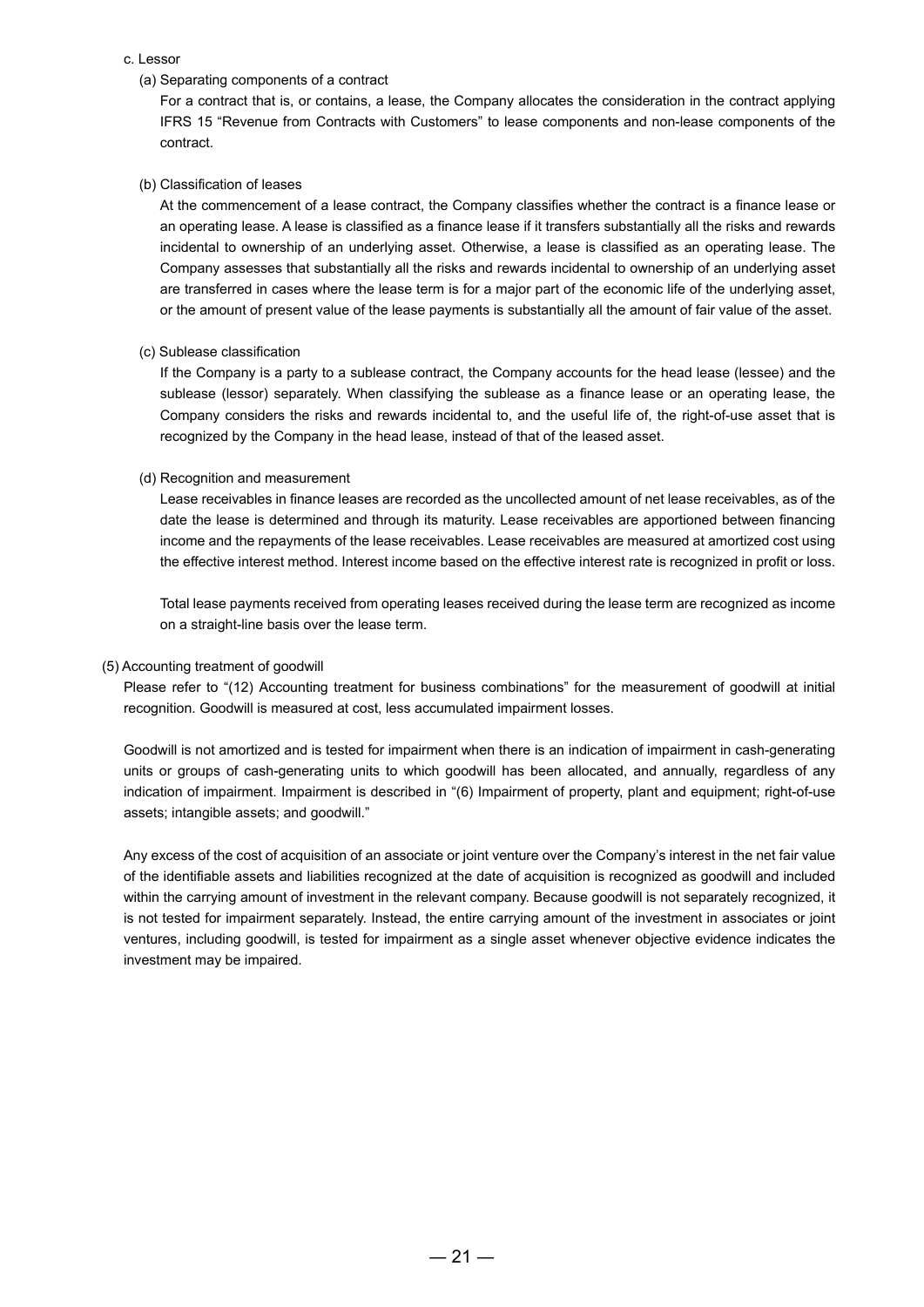c. Lessor

(a) Separating components of a contract

For a contract that is, or contains, a lease, the Company allocates the consideration in the contract applying IFRS 15 "Revenue from Contracts with Customers" to lease components and non-lease components of the contract.

(b) Classification of leases

At the commencement of a lease contract, the Company classifies whether the contract is a finance lease or an operating lease. A lease is classified as a finance lease if it transfers substantially all the risks and rewards incidental to ownership of an underlying asset. Otherwise, a lease is classified as an operating lease. The Company assesses that substantially all the risks and rewards incidental to ownership of an underlying asset are transferred in cases where the lease term is for a major part of the economic life of the underlying asset, or the amount of present value of the lease payments is substantially all the amount of fair value of the asset.

(c) Sublease classification

If the Company is a party to a sublease contract, the Company accounts for the head lease (lessee) and the sublease (lessor) separately. When classifying the sublease as a finance lease or an operating lease, the Company considers the risks and rewards incidental to, and the useful life of, the right-of-use asset that is recognized by the Company in the head lease, instead of that of the leased asset.

(d) Recognition and measurement

Lease receivables in finance leases are recorded as the uncollected amount of net lease receivables, as of the date the lease is determined and through its maturity. Lease receivables are apportioned between financing income and the repayments of the lease receivables. Lease receivables are measured at amortized cost using the effective interest method. Interest income based on the effective interest rate is recognized in profit or loss.

Total lease payments received from operating leases received during the lease term are recognized as income on a straight-line basis over the lease term.

(5) Accounting treatment of goodwill

Please refer to "(12) Accounting treatment for business combinations" for the measurement of goodwill at initial recognition. Goodwill is measured at cost, less accumulated impairment losses.

Goodwill is not amortized and is tested for impairment when there is an indication of impairment in cash-generating units or groups of cash-generating units to which goodwill has been allocated, and annually, regardless of any indication of impairment. Impairment is described in "(6) Impairment of property, plant and equipment; right-of-use assets; intangible assets; and goodwill."

Any excess of the cost of acquisition of an associate or joint venture over the Company's interest in the net fair value of the identifiable assets and liabilities recognized at the date of acquisition is recognized as goodwill and included within the carrying amount of investment in the relevant company. Because goodwill is not separately recognized, it is not tested for impairment separately. Instead, the entire carrying amount of the investment in associates or joint ventures, including goodwill, is tested for impairment as a single asset whenever objective evidence indicates the investment may be impaired.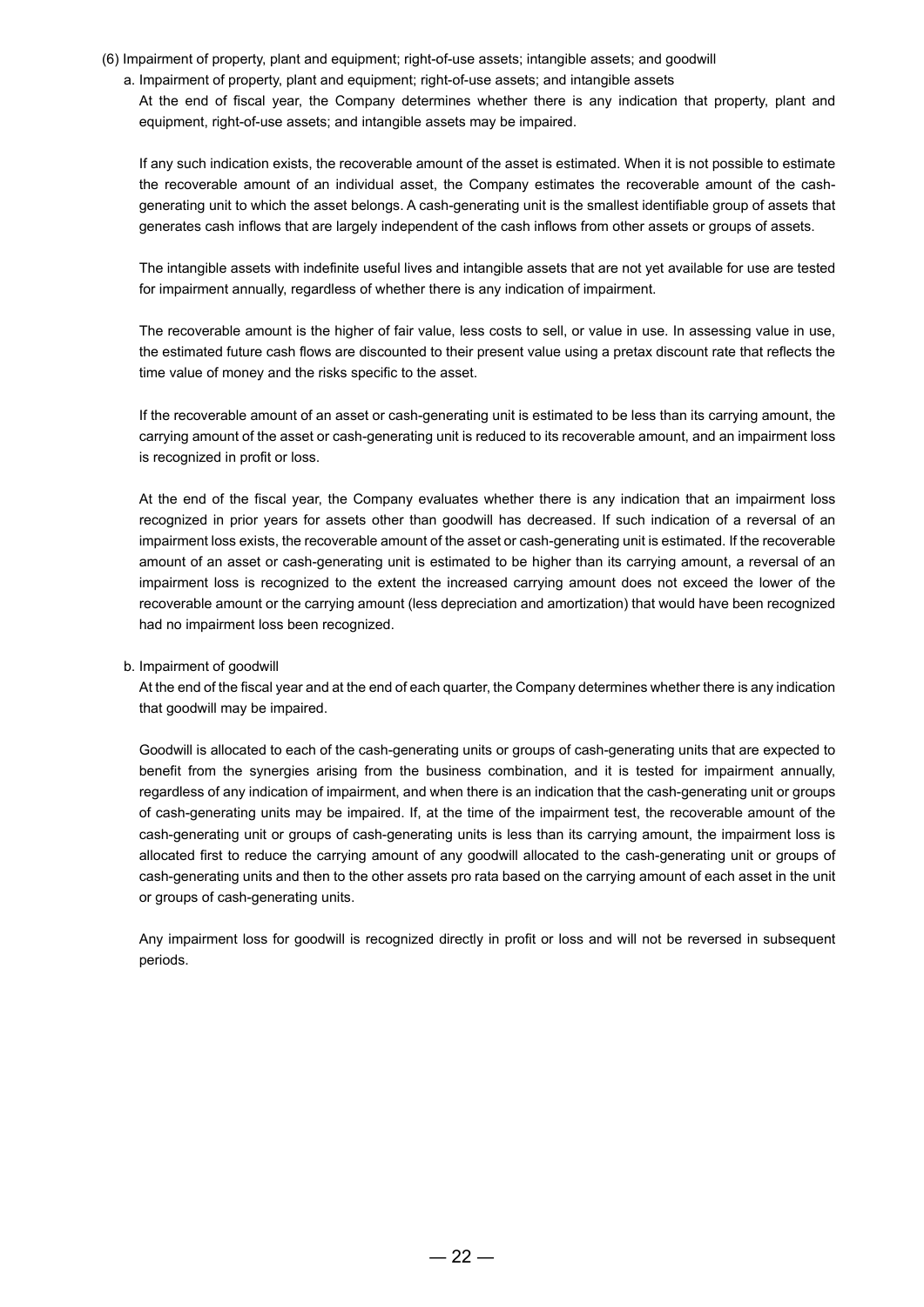(6) Impairment of property, plant and equipment; right-of-use assets; intangible assets; and goodwill

a. Impairment of property, plant and equipment; right-of-use assets; and intangible assets

At the end of fiscal year, the Company determines whether there is any indication that property, plant and equipment, right-of-use assets; and intangible assets may be impaired.

If any such indication exists, the recoverable amount of the asset is estimated. When it is not possible to estimate the recoverable amount of an individual asset, the Company estimates the recoverable amount of the cash-generating unit to which the asset belongs. A cash-generating unit is the smallest identifiable group of assets that generates cash inflows that are largely independent of the cash inflows from other assets or groups of assets.

The intangible assets with indefinite useful lives and intangible assets that are not yet available for use are tested for impairment annually, regardless of whether there is any indication of impairment.

The recoverable amount is the higher of fair value, less costs to sell, or value in use. In assessing value in use, the estimated future cash flows are discounted to their present value using a pretax discount rate that reflects the time value of money and the risks specific to the asset.

If the recoverable amount of an asset or cash-generating unit is estimated to be less than its carrying amount, the carrying amount of the asset or cash-generating unit is reduced to its recoverable amount, and an impairment loss is recognized in profit or loss.

At the end of the fiscal year, the Company evaluates whether there is any indication that an impairment loss recognized in prior years for assets other than goodwill has decreased. If such indication of a reversal of an impairment loss exists, the recoverable amount of the asset or cash-generating unit is estimated. If the recoverable amount of an asset or cash-generating unit is estimated to be higher than its carrying amount, a reversal of an impairment loss is recognized to the extent the increased carrying amount does not exceed the lower of the recoverable amount or the carrying amount (less depreciation and amortization) that would have been recognized had no impairment loss been recognized.

b. Impairment of goodwill

At the end of the fiscal year and at the end of each quarter, the Company determines whether there is any indication that goodwill may be impaired.

Goodwill is allocated to each of the cash-generating units or groups of cash-generating units that are expected to benefit from the synergies arising from the business combination, and it is tested for impairment annually, regardless of any indication of impairment, and when there is an indication that the cash-generating unit or groups of cash-generating units may be impaired. If, at the time of the impairment test, the recoverable amount of the cash-generating unit or groups of cash-generating units is less than its carrying amount, the impairment loss is allocated first to reduce the carrying amount of any goodwill allocated to the cash-generating unit or groups of cash-generating units and then to the other assets pro rata based on the carrying amount of each asset in the unit or groups of cash-generating units.

Any impairment loss for goodwill is recognized directly in profit or loss and will not be reversed in subsequent periods.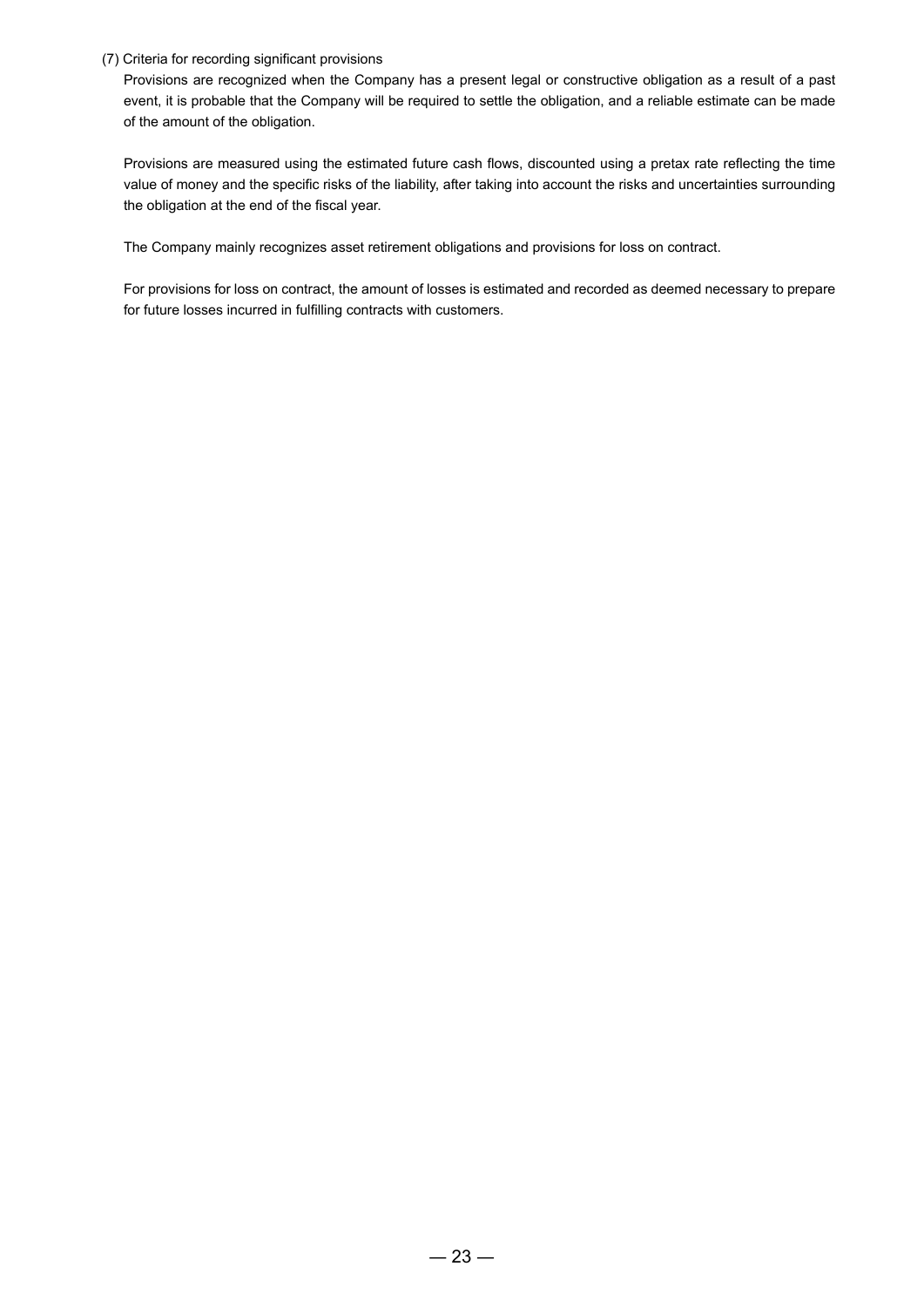(7) Criteria for recording significant provisions

Provisions are recognized when the Company has a present legal or constructive obligation as a result of a past event, it is probable that the Company will be required to settle the obligation, and a reliable estimate can be made of the amount of the obligation.

Provisions are measured using the estimated future cash flows, discounted using a pretax rate reflecting the time value of money and the specific risks of the liability, after taking into account the risks and uncertainties surrounding the obligation at the end of the fiscal year.

The Company mainly recognizes asset retirement obligations and provisions for loss on contract.

For provisions for loss on contract, the amount of losses is estimated and recorded as deemed necessary to prepare for future losses incurred in fulfilling contracts with customers.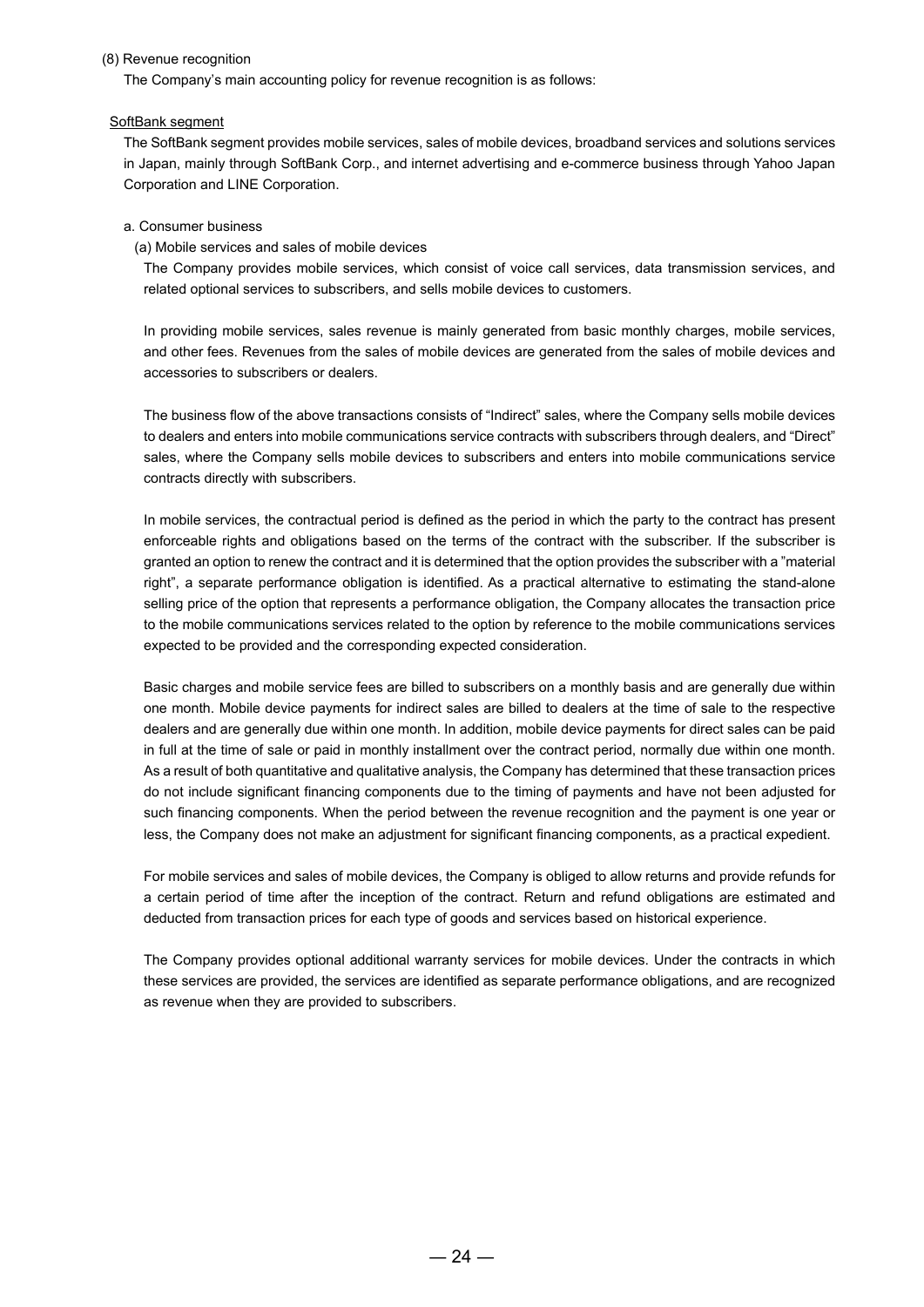### (8) Revenue recognition

The Company's main accounting policy for revenue recognition is as follows:

SoftBank segment

The SoftBank segment provides mobile services, sales of mobile devices, broadband services and solutions services in Japan, mainly through SoftBank Corp., and internet advertising and e-commerce business through Yahoo Japan Corporation and LINE Corporation.

a. Consumer business

(a) Mobile services and sales of mobile devices

The Company provides mobile services, which consist of voice call services, data transmission services, and related optional services to subscribers, and sells mobile devices to customers.

In providing mobile services, sales revenue is mainly generated from basic monthly charges, mobile services, and other fees. Revenues from the sales of mobile devices are generated from the sales of mobile devices and accessories to subscribers or dealers.

The business flow of the above transactions consists of "Indirect" sales, where the Company sells mobile devices to dealers and enters into mobile communications service contracts with subscribers through dealers, and "Direct" sales, where the Company sells mobile devices to subscribers and enters into mobile communications service contracts directly with subscribers.

In mobile services, the contractual period is defined as the period in which the party to the contract has present enforceable rights and obligations based on the terms of the contract with the subscriber. If the subscriber is granted an option to renew the contract and it is determined that the option provides the subscriber with a "material right", a separate performance obligation is identified. As a practical alternative to estimating the stand-alone selling price of the option that represents a performance obligation, the Company allocates the transaction price to the mobile communications services related to the option by reference to the mobile communications services expected to be provided and the corresponding expected consideration.

Basic charges and mobile service fees are billed to subscribers on a monthly basis and are generally due within one month. Mobile device payments for indirect sales are billed to dealers at the time of sale to the respective dealers and are generally due within one month. In addition, mobile device payments for direct sales can be paid in full at the time of sale or paid in monthly installment over the contract period, normally due within one month. As a result of both quantitative and qualitative analysis, the Company has determined that these transaction prices do not include significant financing components due to the timing of payments and have not been adjusted for such financing components. When the period between the revenue recognition and the payment is one year or less, the Company does not make an adjustment for significant financing components, as a practical expedient.

For mobile services and sales of mobile devices, the Company is obliged to allow returns and provide refunds for a certain period of time after the inception of the contract. Return and refund obligations are estimated and deducted from transaction prices for each type of goods and services based on historical experience.

The Company provides optional additional warranty services for mobile devices. Under the contracts in which these services are provided, the services are identified as separate performance obligations, and are recognized as revenue when they are provided to subscribers.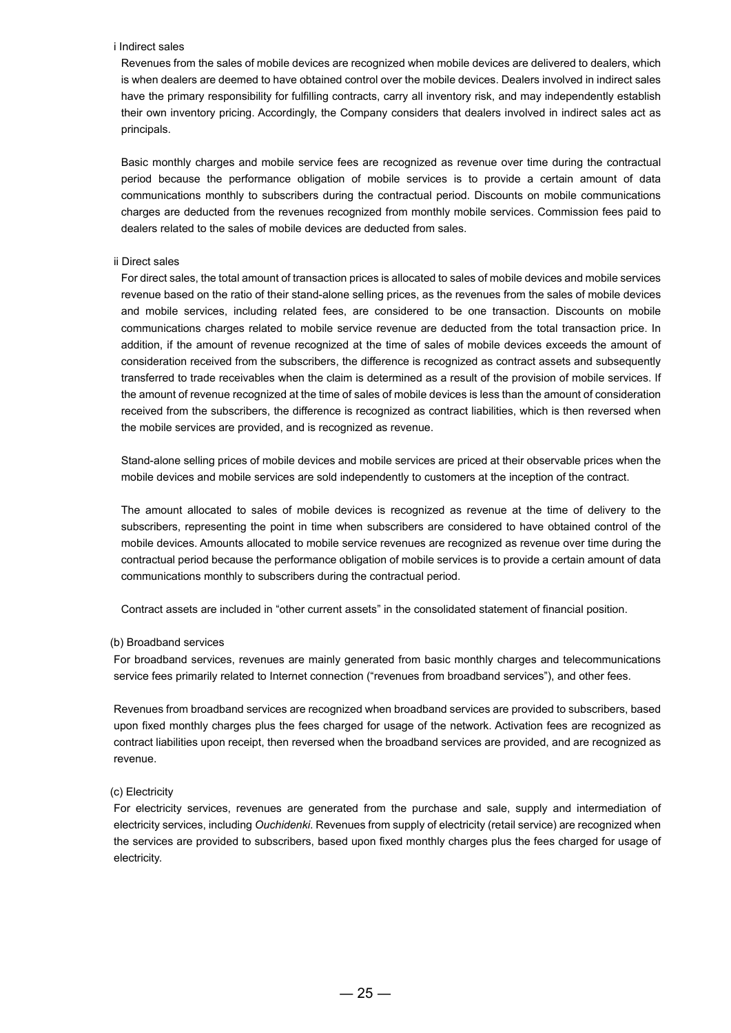i Indirect sales

Revenues from the sales of mobile devices are recognized when mobile devices are delivered to dealers, which is when dealers are deemed to have obtained control over the mobile devices. Dealers involved in indirect sales have the primary responsibility for fulfilling contracts, carry all inventory risk, and may independently establish their own inventory pricing. Accordingly, the Company considers that dealers involved in indirect sales act as principals.

Basic monthly charges and mobile service fees are recognized as revenue over time during the contractual period because the performance obligation of mobile services is to provide a certain amount of data communications monthly to subscribers during the contractual period. Discounts on mobile communications charges are deducted from the revenues recognized from monthly mobile services. Commission fees paid to dealers related to the sales of mobile devices are deducted from sales.

ii Direct sales

For direct sales, the total amount of transaction prices is allocated to sales of mobile devices and mobile services revenue based on the ratio of their stand-alone selling prices, as the revenues from the sales of mobile devices and mobile services, including related fees, are considered to be one transaction. Discounts on mobile communications charges related to mobile service revenue are deducted from the total transaction price. In addition, if the amount of revenue recognized at the time of sales of mobile devices exceeds the amount of consideration received from the subscribers, the difference is recognized as contract assets and subsequently transferred to trade receivables when the claim is determined as a result of the provision of mobile services. If the amount of revenue recognized at the time of sales of mobile devices is less than the amount of consideration received from the subscribers, the difference is recognized as contract liabilities, which is then reversed when the mobile services are provided, and is recognized as revenue.

Stand-alone selling prices of mobile devices and mobile services are priced at their observable prices when the mobile devices and mobile services are sold independently to customers at the inception of the contract.

The amount allocated to sales of mobile devices is recognized as revenue at the time of delivery to the subscribers, representing the point in time when subscribers are considered to have obtained control of the mobile devices. Amounts allocated to mobile service revenues are recognized as revenue over time during the contractual period because the performance obligation of mobile services is to provide a certain amount of data communications monthly to subscribers during the contractual period.

Contract assets are included in "other current assets" in the consolidated statement of financial position.

(b) Broadband services

For broadband services, revenues are mainly generated from basic monthly charges and telecommunications service fees primarily related to Internet connection ("revenues from broadband services"), and other fees.

Revenues from broadband services are recognized when broadband services are provided to subscribers, based upon fixed monthly charges plus the fees charged for usage of the network. Activation fees are recognized as contract liabilities upon receipt, then reversed when the broadband services are provided, and are recognized as revenue.

(c) Electricity

For electricity services, revenues are generated from the purchase and sale, supply and intermediation of electricity services, including *Ouchidenki*. Revenues from supply of electricity (retail service) are recognized when the services are provided to subscribers, based upon fixed monthly charges plus the fees charged for usage of electricity.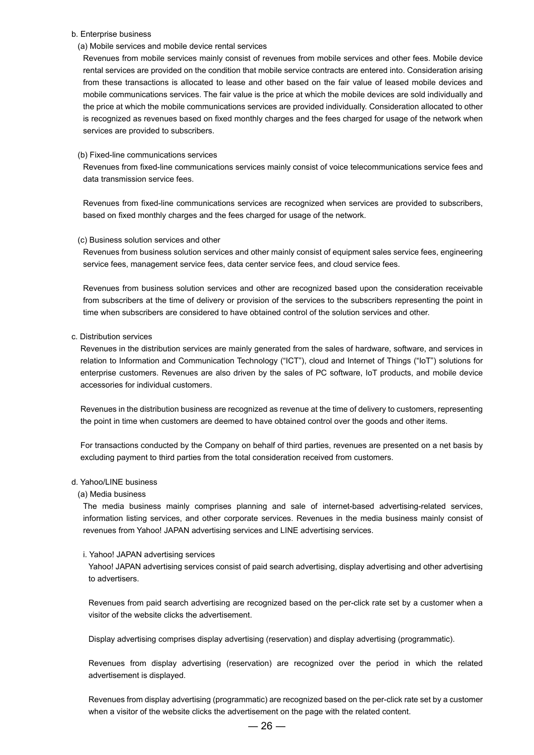b. Enterprise business

(a) Mobile services and mobile device rental services

Revenues from mobile services mainly consist of revenues from mobile services and other fees. Mobile device rental services are provided on the condition that mobile service contracts are entered into. Consideration arising from these transactions is allocated to lease and other based on the fair value of leased mobile devices and mobile communications services. The fair value is the price at which the mobile devices are sold individually and the price at which the mobile communications services are provided individually. Consideration allocated to other is recognized as revenues based on fixed monthly charges and the fees charged for usage of the network when services are provided to subscribers.

(b) Fixed-line communications services

Revenues from fixed-line communications services mainly consist of voice telecommunications service fees and data transmission service fees.

Revenues from fixed-line communications services are recognized when services are provided to subscribers, based on fixed monthly charges and the fees charged for usage of the network.

(c) Business solution services and other

Revenues from business solution services and other mainly consist of equipment sales service fees, engineering service fees, management service fees, data center service fees, and cloud service fees.

Revenues from business solution services and other are recognized based upon the consideration receivable from subscribers at the time of delivery or provision of the services to the subscribers representing the point in time when subscribers are considered to have obtained control of the solution services and other.

c. Distribution services

Revenues in the distribution services are mainly generated from the sales of hardware, software, and services in relation to Information and Communication Technology ("ICT"), cloud and Internet of Things ("IoT") solutions for enterprise customers. Revenues are also driven by the sales of PC software, IoT products, and mobile device accessories for individual customers.

Revenues in the distribution business are recognized as revenue at the time of delivery to customers, representing the point in time when customers are deemed to have obtained control over the goods and other items.

For transactions conducted by the Company on behalf of third parties, revenues are presented on a net basis by excluding payment to third parties from the total consideration received from customers.

d. Yahoo/LINE business

(a) Media business

The media business mainly comprises planning and sale of internet-based advertising-related services, information listing services, and other corporate services. Revenues in the media business mainly consist of revenues from Yahoo! JAPAN advertising services and LINE advertising services.

i. Yahoo! JAPAN advertising services

Yahoo! JAPAN advertising services consist of paid search advertising, display advertising and other advertising to advertisers.

Revenues from paid search advertising are recognized based on the per-click rate set by a customer when a visitor of the website clicks the advertisement.

Display advertising comprises display advertising (reservation) and display advertising (programmatic).

Revenues from display advertising (reservation) are recognized over the period in which the related advertisement is displayed.

Revenues from display advertising (programmatic) are recognized based on the per-click rate set by a customer when a visitor of the website clicks the advertisement on the page with the related content.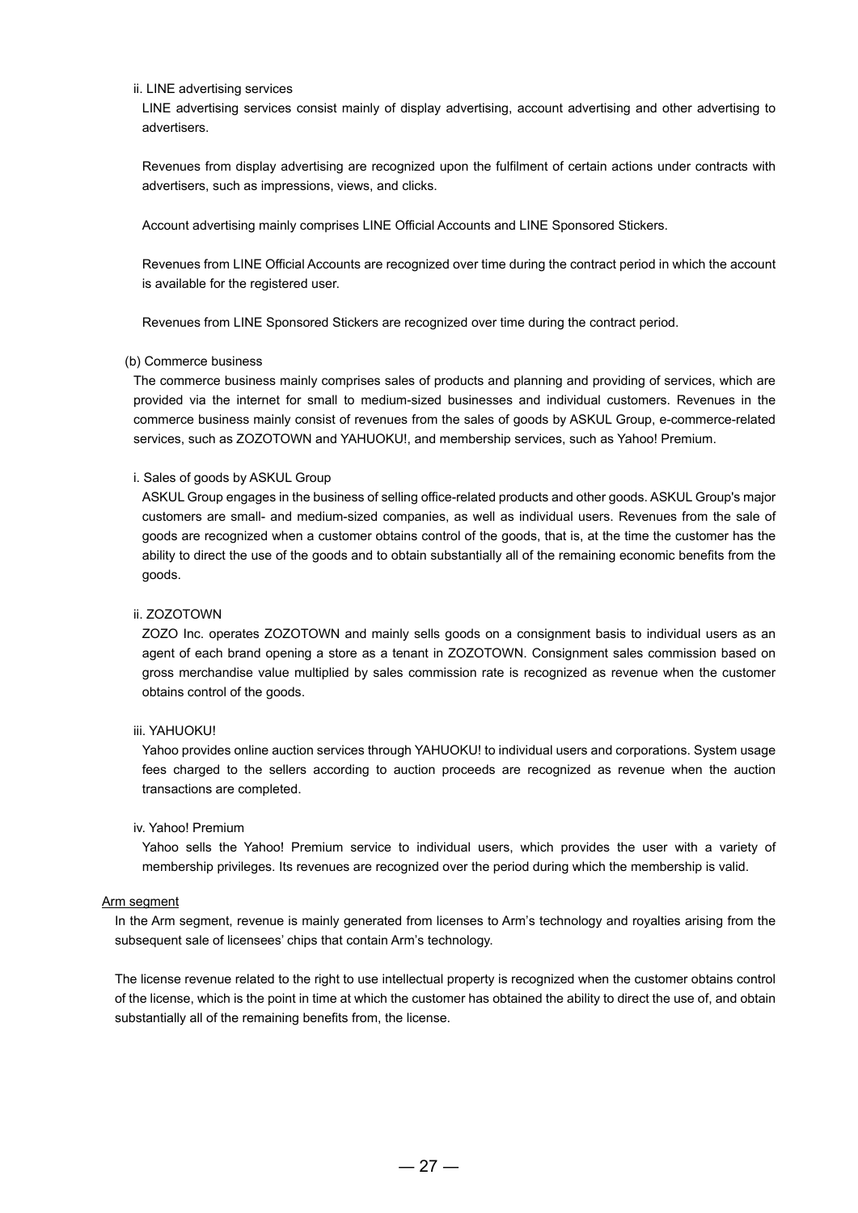ii. LINE advertising services

LINE advertising services consist mainly of display advertising, account advertising and other advertising to advertisers.

Revenues from display advertising are recognized upon the fulfilment of certain actions under contracts with advertisers, such as impressions, views, and clicks.

Account advertising mainly comprises LINE Official Accounts and LINE Sponsored Stickers.

Revenues from LINE Official Accounts are recognized over time during the contract period in which the account is available for the registered user.

Revenues from LINE Sponsored Stickers are recognized over time during the contract period.

(b) Commerce business

The commerce business mainly comprises sales of products and planning and providing of services, which are provided via the internet for small to medium-sized businesses and individual customers. Revenues in the commerce business mainly consist of revenues from the sales of goods by ASKUL Group, e-commerce-related services, such as ZOZOTOWN and YAHUOKU!, and membership services, such as Yahoo! Premium.

i. Sales of goods by ASKUL Group

ASKUL Group engages in the business of selling office-related products and other goods. ASKUL Group's major customers are small- and medium-sized companies, as well as individual users. Revenues from the sale of goods are recognized when a customer obtains control of the goods, that is, at the time the customer has the ability to direct the use of the goods and to obtain substantially all of the remaining economic benefits from the goods.

ii. ZOZOTOWN

ZOZO Inc. operates ZOZOTOWN and mainly sells goods on a consignment basis to individual users as an agent of each brand opening a store as a tenant in ZOZOTOWN. Consignment sales commission based on gross merchandise value multiplied by sales commission rate is recognized as revenue when the customer obtains control of the goods.

iii. YAHUOKU!

Yahoo provides online auction services through YAHUOKU! to individual users and corporations. System usage fees charged to the sellers according to auction proceeds are recognized as revenue when the auction transactions are completed.

iv. Yahoo! Premium

Yahoo sells the Yahoo! Premium service to individual users, which provides the user with a variety of membership privileges. Its revenues are recognized over the period during which the membership is valid.

<u>Arm segment</u>

In the Arm segment, revenue is mainly generated from licenses to Arm's technology and royalties arising from the subsequent sale of licensees' chips that contain Arm's technology.

The license revenue related to the right to use intellectual property is recognized when the customer obtains control of the license, which is the point in time at which the customer has obtained the ability to direct the use of, and obtain substantially all of the remaining benefits from, the license.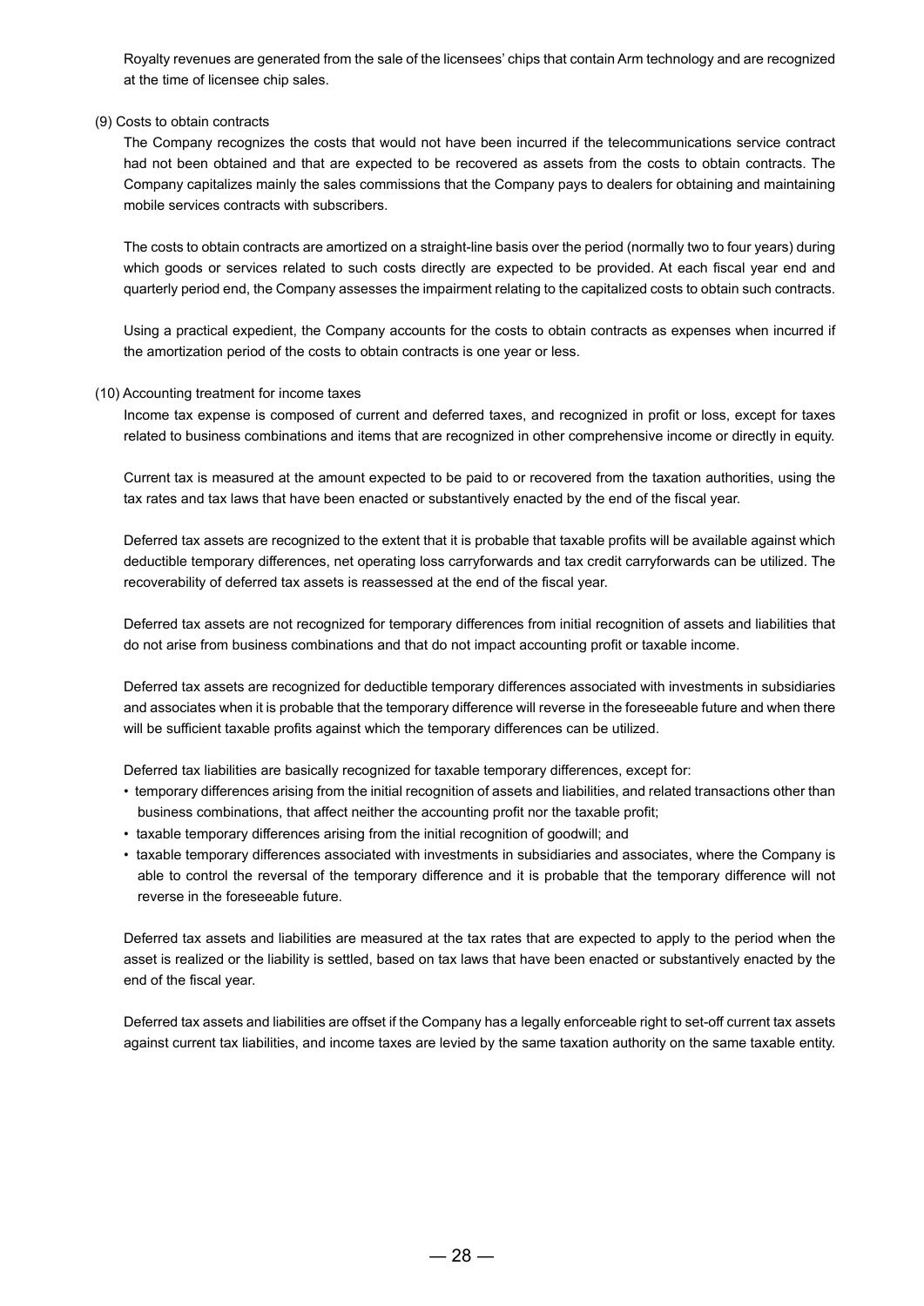Royalty revenues are generated from the sale of the licensees' chips that contain Arm technology and are recognized at the time of licensee chip sales.

(9) Costs to obtain contracts

The Company recognizes the costs that would not have been incurred if the telecommunications service contract had not been obtained and that are expected to be recovered as assets from the costs to obtain contracts. The Company capitalizes mainly the sales commissions that the Company pays to dealers for obtaining and maintaining mobile services contracts with subscribers.

The costs to obtain contracts are amortized on a straight-line basis over the period (normally two to four years) during which goods or services related to such costs directly are expected to be provided. At each fiscal year end and quarterly period end, the Company assesses the impairment relating to the capitalized costs to obtain such contracts.

Using a practical expedient, the Company accounts for the costs to obtain contracts as expenses when incurred if the amortization period of the costs to obtain contracts is one year or less.

(10) Accounting treatment for income taxes

Income tax expense is composed of current and deferred taxes, and recognized in profit or loss, except for taxes related to business combinations and items that are recognized in other comprehensive income or directly in equity.

Current tax is measured at the amount expected to be paid to or recovered from the taxation authorities, using the tax rates and tax laws that have been enacted or substantively enacted by the end of the fiscal year.

Deferred tax assets are recognized to the extent that it is probable that taxable profits will be available against which deductible temporary differences, net operating loss carryforwards and tax credit carryforwards can be utilized. The recoverability of deferred tax assets is reassessed at the end of the fiscal year.

Deferred tax assets are not recognized for temporary differences from initial recognition of assets and liabilities that do not arise from business combinations and that do not impact accounting profit or taxable income.

Deferred tax assets are recognized for deductible temporary differences associated with investments in subsidiaries and associates when it is probable that the temporary difference will reverse in the foreseeable future and when there will be sufficient taxable profits against which the temporary differences can be utilized.

Deferred tax liabilities are basically recognized for taxable temporary differences, except for:

- temporary differences arising from the initial recognition of assets and liabilities, and related transactions other than business combinations, that affect neither the accounting profit nor the taxable profit;
- taxable temporary differences arising from the initial recognition of goodwill; and
- taxable temporary differences associated with investments in subsidiaries and associates, where the Company is able to control the reversal of the temporary difference and it is probable that the temporary difference will not reverse in the foreseeable future.

Deferred tax assets and liabilities are measured at the tax rates that are expected to apply to the period when the asset is realized or the liability is settled, based on tax laws that have been enacted or substantively enacted by the end of the fiscal year.

Deferred tax assets and liabilities are offset if the Company has a legally enforceable right to set-off current tax assets against current tax liabilities, and income taxes are levied by the same taxation authority on the same taxable entity.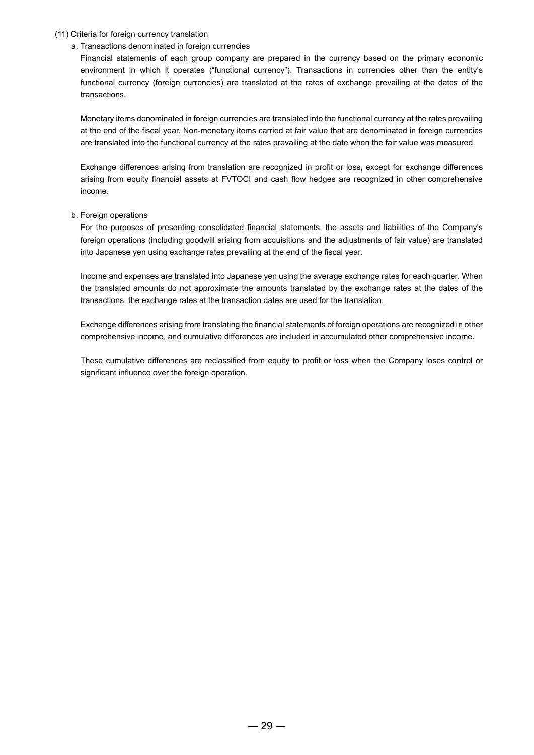### (11) Criteria for foreign currency translation

#### a. Transactions denominated in foreign currencies

Financial statements of each group company are prepared in the currency based on the primary economic environment in which it operates ("functional currency"). Transactions in currencies other than the entity's functional currency (foreign currencies) are translated at the rates of exchange prevailing at the dates of the transactions.

Monetary items denominated in foreign currencies are translated into the functional currency at the rates prevailing at the end of the fiscal year. Non-monetary items carried at fair value that are denominated in foreign currencies are translated into the functional currency at the rates prevailing at the date when the fair value was measured.

Exchange differences arising from translation are recognized in profit or loss, except for exchange differences arising from equity financial assets at FVTOCI and cash flow hedges are recognized in other comprehensive income.

#### b. Foreign operations

For the purposes of presenting consolidated financial statements, the assets and liabilities of the Company's foreign operations (including goodwill arising from acquisitions and the adjustments of fair value) are translated into Japanese yen using exchange rates prevailing at the end of the fiscal year.

Income and expenses are translated into Japanese yen using the average exchange rates for each quarter. When the translated amounts do not approximate the amounts translated by the exchange rates at the dates of the transactions, the exchange rates at the transaction dates are used for the translation.

Exchange differences arising from translating the financial statements of foreign operations are recognized in other comprehensive income, and cumulative differences are included in accumulated other comprehensive income.

These cumulative differences are reclassified from equity to profit or loss when the Company loses control or significant influence over the foreign operation.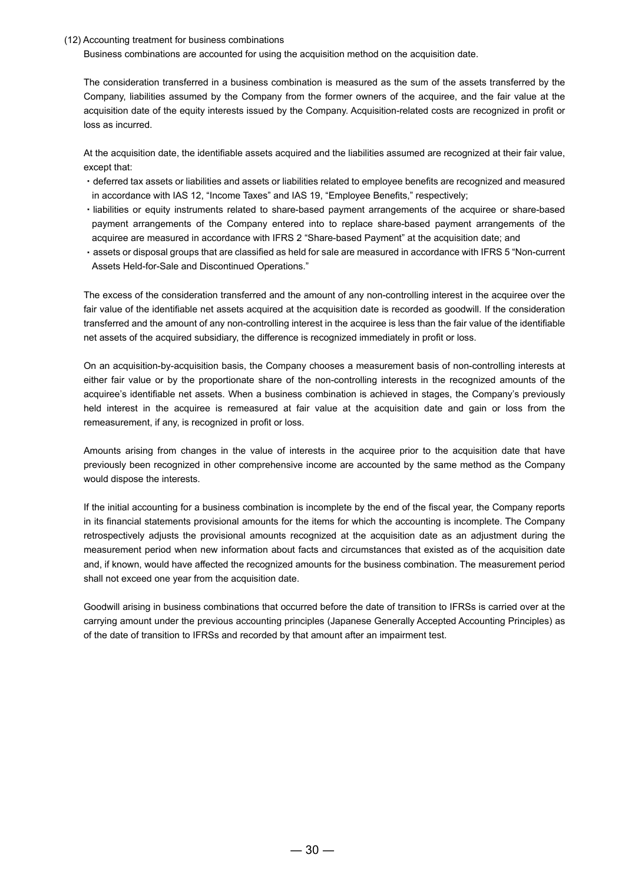(12) Accounting treatment for business combinations

Business combinations are accounted for using the acquisition method on the acquisition date.

The consideration transferred in a business combination is measured as the sum of the assets transferred by the Company, liabilities assumed by the Company from the former owners of the acquiree, and the fair value at the acquisition date of the equity interests issued by the Company. Acquisition-related costs are recognized in profit or loss as incurred.

At the acquisition date, the identifiable assets acquired and the liabilities assumed are recognized at their fair value, except that:

- deferred tax assets or liabilities and assets or liabilities related to employee benefits are recognized and measured in accordance with IAS 12, "Income Taxes" and IAS 19, "Employee Benefits," respectively;
- liabilities or equity instruments related to share-based payment arrangements of the acquiree or share-based payment arrangements of the Company entered into to replace share-based payment arrangements of the acquiree are measured in accordance with IFRS 2 "Share-based Payment" at the acquisition date; and
- assets or disposal groups that are classified as held for sale are measured in accordance with IFRS 5 "Non-current Assets Held-for-Sale and Discontinued Operations."

The excess of the consideration transferred and the amount of any non-controlling interest in the acquiree over the fair value of the identifiable net assets acquired at the acquisition date is recorded as goodwill. If the consideration transferred and the amount of any non-controlling interest in the acquiree is less than the fair value of the identifiable net assets of the acquired subsidiary, the difference is recognized immediately in profit or loss.

On an acquisition-by-acquisition basis, the Company chooses a measurement basis of non-controlling interests at either fair value or by the proportionate share of the non-controlling interests in the recognized amounts of the acquiree's identifiable net assets. When a business combination is achieved in stages, the Company's previously held interest in the acquiree is remeasured at fair value at the acquisition date and gain or loss from the remeasurement, if any, is recognized in profit or loss.

Amounts arising from changes in the value of interests in the acquiree prior to the acquisition date that have previously been recognized in other comprehensive income are accounted by the same method as the Company would dispose the interests.

If the initial accounting for a business combination is incomplete by the end of the fiscal year, the Company reports in its financial statements provisional amounts for the items for which the accounting is incomplete. The Company retrospectively adjusts the provisional amounts recognized at the acquisition date as an adjustment during the measurement period when new information about facts and circumstances that existed as of the acquisition date and, if known, would have affected the recognized amounts for the business combination. The measurement period shall not exceed one year from the acquisition date.

Goodwill arising in business combinations that occurred before the date of transition to IFRSs is carried over at the carrying amount under the previous accounting principles (Japanese Generally Accepted Accounting Principles) as of the date of transition to IFRSs and recorded by that amount after an impairment test.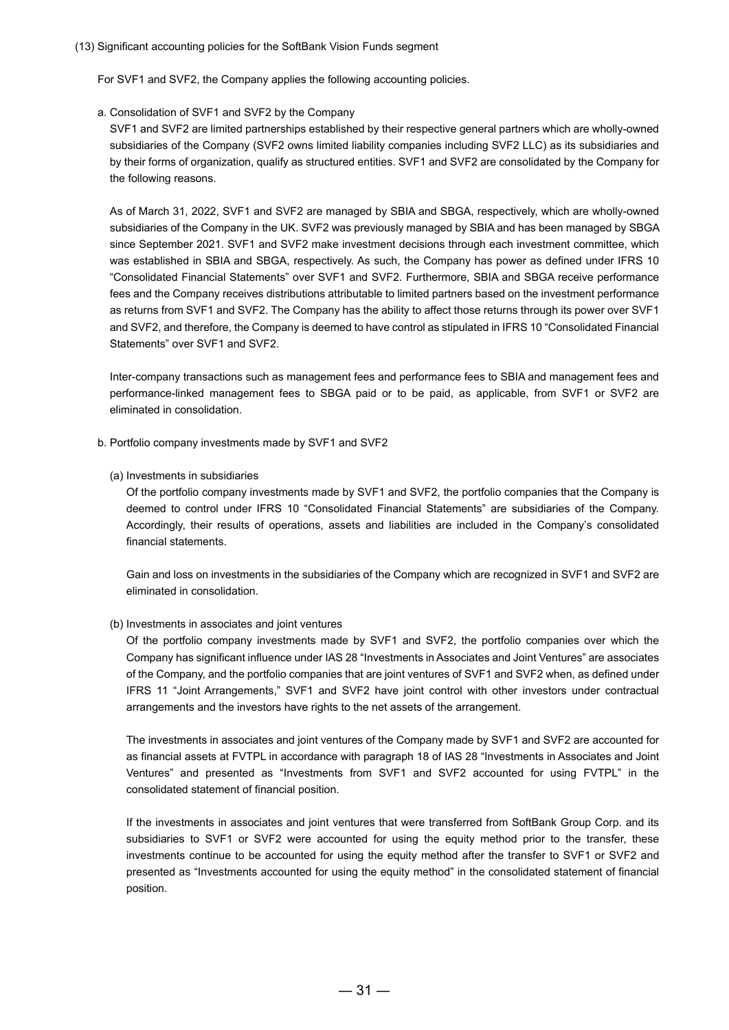### (13) Significant accounting policies for the SoftBank Vision Funds segment

For SVF1 and SVF2, the Company applies the following accounting policies.

#### a. Consolidation of SVF1 and SVF2 by the Company

SVF1 and SVF2 are limited partnerships established by their respective general partners which are wholly-owned subsidiaries of the Company (SVF2 owns limited liability companies including SVF2 LLC) as its subsidiaries and by their forms of organization, qualify as structured entities. SVF1 and SVF2 are consolidated by the Company for the following reasons.

As of March 31, 2022, SVF1 and SVF2 are managed by SBIA and SBGA, respectively, which are wholly-owned subsidiaries of the Company in the UK. SVF2 was previously managed by SBIA and has been managed by SBGA since September 2021. SVF1 and SVF2 make investment decisions through each investment committee, which was established in SBIA and SBGA, respectively. As such, the Company has power as defined under IFRS 10 "Consolidated Financial Statements" over SVF1 and SVF2. Furthermore, SBIA and SBGA receive performance fees and the Company receives distributions attributable to limited partners based on the investment performance as returns from SVF1 and SVF2. The Company has the ability to affect those returns through its power over SVF1 and SVF2, and therefore, the Company is deemed to have control as stipulated in IFRS 10 "Consolidated Financial Statements" over SVF1 and SVF2.

Inter-company transactions such as management fees and performance fees to SBIA and management fees and performance-linked management fees to SBGA paid or to be paid, as applicable, from SVF1 or SVF2 are eliminated in consolidation.

#### b. Portfolio company investments made by SVF1 and SVF2

##### (a) Investments in subsidiaries

Of the portfolio company investments made by SVF1 and SVF2, the portfolio companies that the Company is deemed to control under IFRS 10 "Consolidated Financial Statements" are subsidiaries of the Company. Accordingly, their results of operations, assets and liabilities are included in the Company's consolidated financial statements.

Gain and loss on investments in the subsidiaries of the Company which are recognized in SVF1 and SVF2 are eliminated in consolidation.

##### (b) Investments in associates and joint ventures

Of the portfolio company investments made by SVF1 and SVF2, the portfolio companies over which the Company has significant influence under IAS 28 "Investments in Associates and Joint Ventures" are associates of the Company, and the portfolio companies that are joint ventures of SVF1 and SVF2 when, as defined under IFRS 11 "Joint Arrangements," SVF1 and SVF2 have joint control with other investors under contractual arrangements and the investors have rights to the net assets of the arrangement.

The investments in associates and joint ventures of the Company made by SVF1 and SVF2 are accounted for as financial assets at FVTPL in accordance with paragraph 18 of IAS 28 "Investments in Associates and Joint Ventures" and presented as "Investments from SVF1 and SVF2 accounted for using FVTPL" in the consolidated statement of financial position.

If the investments in associates and joint ventures that were transferred from SoftBank Group Corp. and its subsidiaries to SVF1 or SVF2 were accounted for using the equity method prior to the transfer, these investments continue to be accounted for using the equity method after the transfer to SVF1 or SVF2 and presented as "Investments accounted for using the equity method" in the consolidated statement of financial position.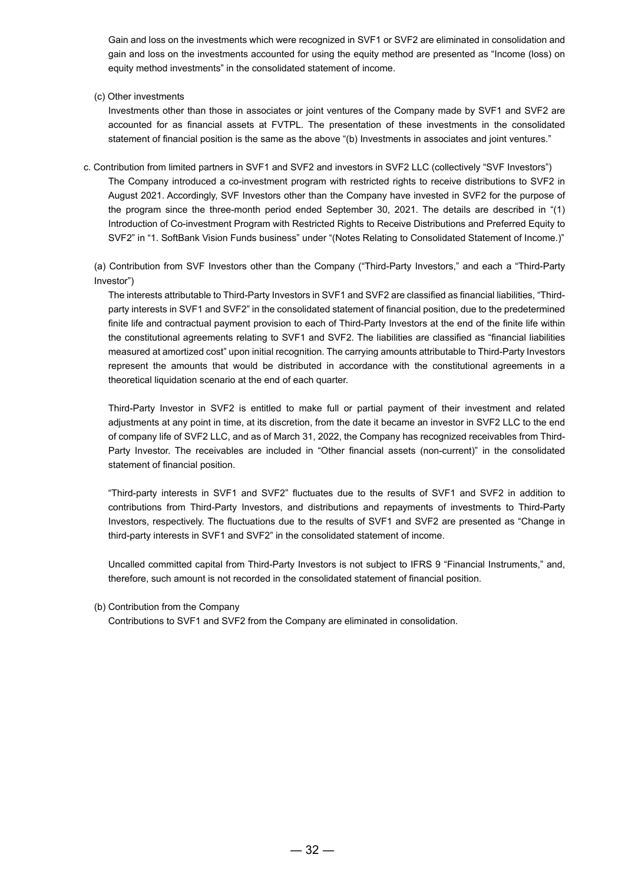Gain and loss on the investments which were recognized in SVF1 or SVF2 are eliminated in consolidation and gain and loss on the investments accounted for using the equity method are presented as "Income (loss) on equity method investments" in the consolidated statement of income.

(c) Other investments

Investments other than those in associates or joint ventures of the Company made by SVF1 and SVF2 are accounted for as financial assets at FVTPL. The presentation of these investments in the consolidated statement of financial position is the same as the above "(b) Investments in associates and joint ventures."

c. Contribution from limited partners in SVF1 and SVF2 and investors in SVF2 LLC (collectively "SVF Investors")

The Company introduced a co-investment program with restricted rights to receive distributions to SVF2 in August 2021. Accordingly, SVF Investors other than the Company have invested in SVF2 for the purpose of the program since the three-month period ended September 30, 2021. The details are described in "(1) Introduction of Co-investment Program with Restricted Rights to Receive Distributions and Preferred Equity to SVF2" in "1. SoftBank Vision Funds business" under "(Notes Relating to Consolidated Statement of Income.)"

(a) Contribution from SVF Investors other than the Company ("Third-Party Investors," and each a "Third-Party Investor")

The interests attributable to Third-Party Investors in SVF1 and SVF2 are classified as financial liabilities, "Third-party interests in SVF1 and SVF2" in the consolidated statement of financial position, due to the predetermined finite life and contractual payment provision to each of Third-Party Investors at the end of the finite life within the constitutional agreements relating to SVF1 and SVF2. The liabilities are classified as "financial liabilities measured at amortized cost" upon initial recognition. The carrying amounts attributable to Third-Party Investors represent the amounts that would be distributed in accordance with the constitutional agreements in a theoretical liquidation scenario at the end of each quarter.

Third-Party Investor in SVF2 is entitled to make full or partial payment of their investment and related adjustments at any point in time, at its discretion, from the date it became an investor in SVF2 LLC to the end of company life of SVF2 LLC, and as of March 31, 2022, the Company has recognized receivables from Third-Party Investor. The receivables are included in "Other financial assets (non-current)" in the consolidated statement of financial position.

"Third-party interests in SVF1 and SVF2" fluctuates due to the results of SVF1 and SVF2 in addition to contributions from Third-Party Investors, and distributions and repayments of investments to Third-Party Investors, respectively. The fluctuations due to the results of SVF1 and SVF2 are presented as "Change in third-party interests in SVF1 and SVF2" in the consolidated statement of income.

Uncalled committed capital from Third-Party Investors is not subject to IFRS 9 "Financial Instruments," and, therefore, such amount is not recorded in the consolidated statement of financial position.

(b) Contribution from the Company

Contributions to SVF1 and SVF2 from the Company are eliminated in consolidation.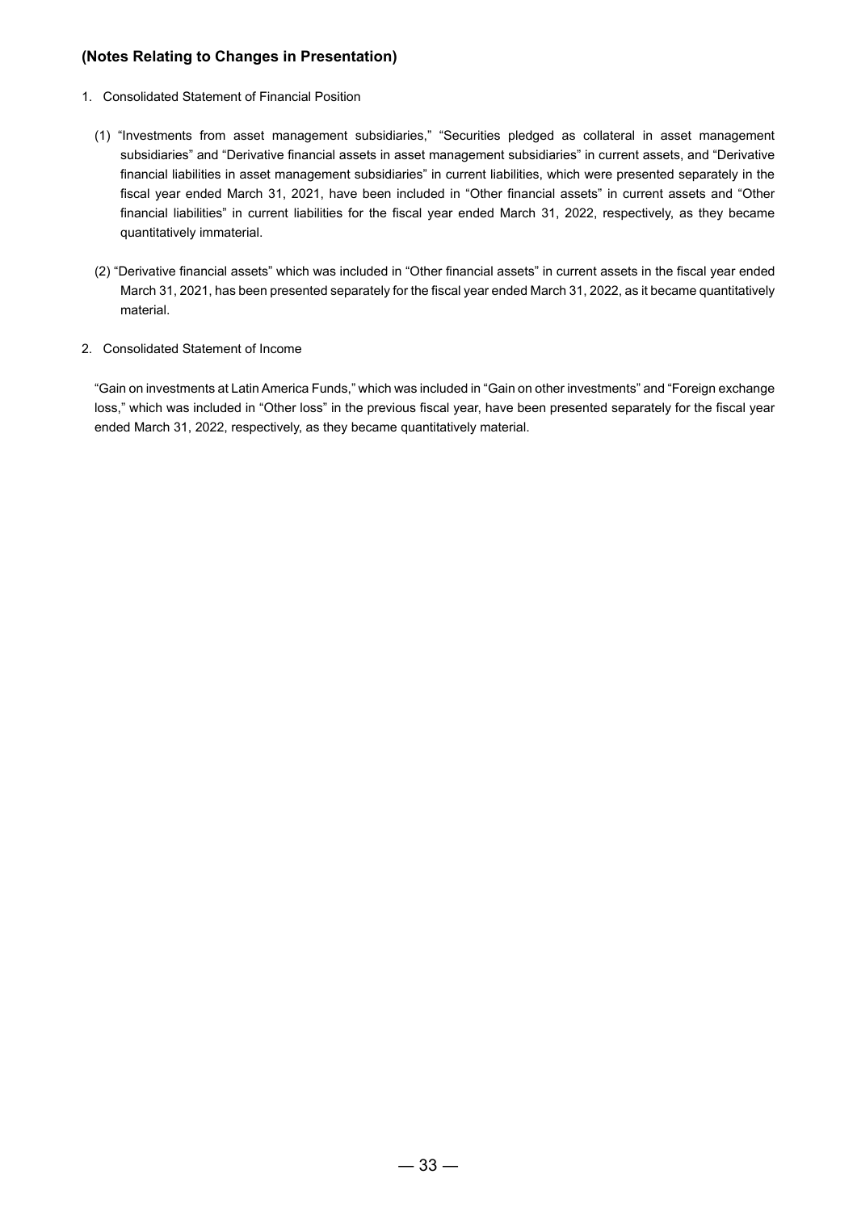### (Notes Relating to Changes in Presentation)

1. Consolidated Statement of Financial Position

   (1) “Investments from asset management subsidiaries,” “Securities pledged as collateral in asset management subsidiaries” and “Derivative financial assets in asset management subsidiaries” in current assets, and “Derivative financial liabilities in asset management subsidiaries” in current liabilities, which were presented separately in the fiscal year ended March 31, 2021, have been included in “Other financial assets” in current assets and “Other financial liabilities” in current liabilities for the fiscal year ended March 31, 2022, respectively, as they became quantitatively immaterial.

   (2) “Derivative financial assets” which was included in “Other financial assets” in current assets in the fiscal year ended March 31, 2021, has been presented separately for the fiscal year ended March 31, 2022, as it became quantitatively material.

2. Consolidated Statement of Income

   “Gain on investments at Latin America Funds,” which was included in “Gain on other investments” and “Foreign exchange loss,” which was included in “Other loss” in the previous fiscal year, have been presented separately for the fiscal year ended March 31, 2022, respectively, as they became quantitatively material.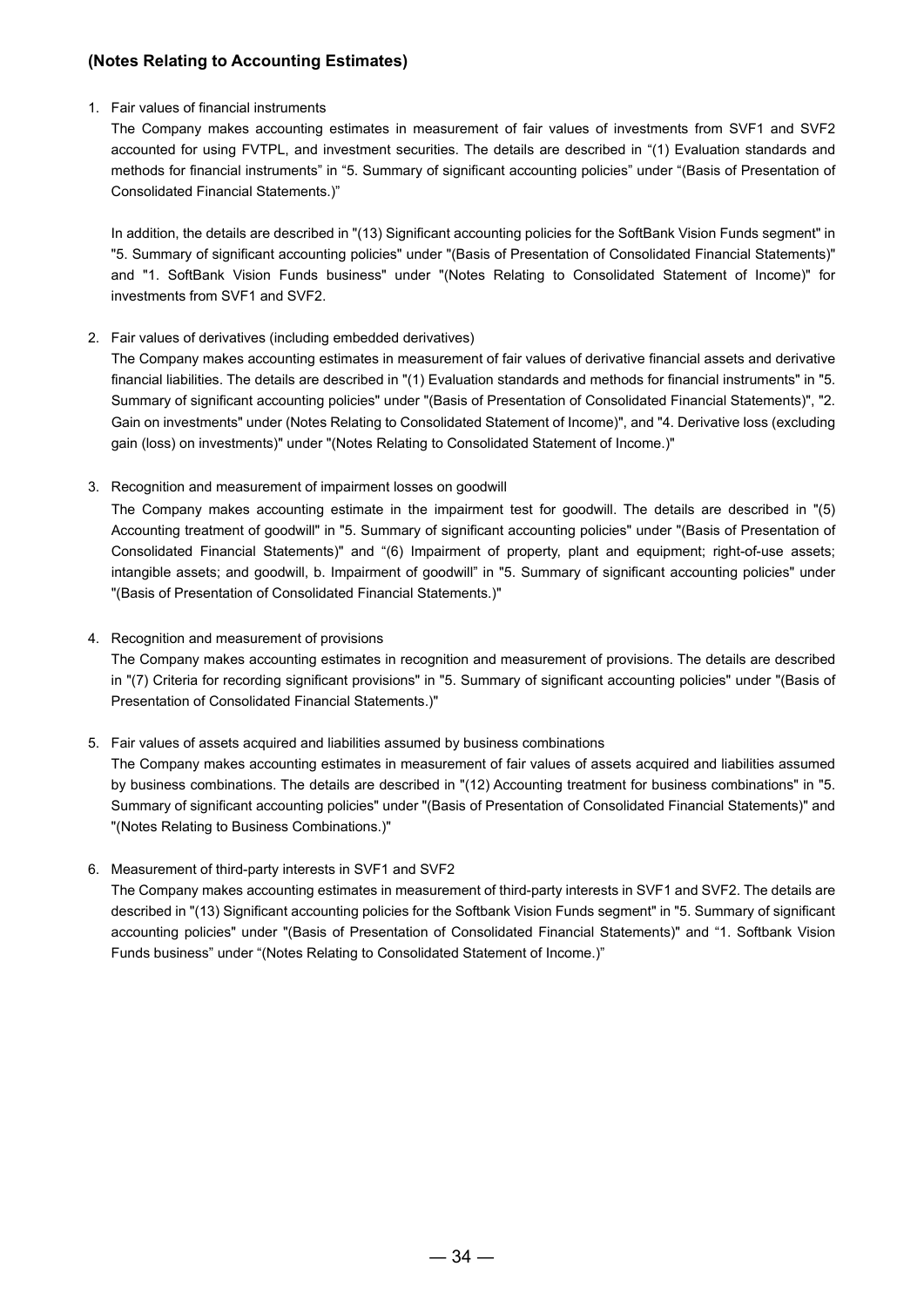## (Notes Relating to Accounting Estimates)

1. Fair values of financial instruments

   The Company makes accounting estimates in measurement of fair values of investments from SVF1 and SVF2 accounted for using FVTPL, and investment securities. The details are described in "(1) Evaluation standards and methods for financial instruments" in "5. Summary of significant accounting policies" under "(Basis of Presentation of Consolidated Financial Statements.)"

   In addition, the details are described in "(13) Significant accounting policies for the SoftBank Vision Funds segment" in "5. Summary of significant accounting policies" under "(Basis of Presentation of Consolidated Financial Statements)" and "1. SoftBank Vision Funds business" under "(Notes Relating to Consolidated Statement of Income)" for investments from SVF1 and SVF2.

2. Fair values of derivatives (including embedded derivatives)

   The Company makes accounting estimates in measurement of fair values of derivative financial assets and derivative financial liabilities. The details are described in "(1) Evaluation standards and methods for financial instruments" in "5. Summary of significant accounting policies" under "(Basis of Presentation of Consolidated Financial Statements)", "2. Gain on investments" under (Notes Relating to Consolidated Statement of Income)", and "4. Derivative loss (excluding gain (loss) on investments)" under "(Notes Relating to Consolidated Statement of Income.)"

3. Recognition and measurement of impairment losses on goodwill

   The Company makes accounting estimate in the impairment test for goodwill. The details are described in "(5) Accounting treatment of goodwill" in "5. Summary of significant accounting policies" under "(Basis of Presentation of Consolidated Financial Statements)" and "(6) Impairment of property, plant and equipment; right-of-use assets; intangible assets; and goodwill, b. Impairment of goodwill" in "5. Summary of significant accounting policies" under "(Basis of Presentation of Consolidated Financial Statements.)"

4. Recognition and measurement of provisions

   The Company makes accounting estimates in recognition and measurement of provisions. The details are described in "(7) Criteria for recording significant provisions" in "5. Summary of significant accounting policies" under "(Basis of Presentation of Consolidated Financial Statements.)"

5. Fair values of assets acquired and liabilities assumed by business combinations

   The Company makes accounting estimates in measurement of fair values of assets acquired and liabilities assumed by business combinations. The details are described in "(12) Accounting treatment for business combinations" in "5. Summary of significant accounting policies" under "(Basis of Presentation of Consolidated Financial Statements)" and "(Notes Relating to Business Combinations.)"

6. Measurement of third-party interests in SVF1 and SVF2

   The Company makes accounting estimates in measurement of third-party interests in SVF1 and SVF2. The details are described in "(13) Significant accounting policies for the Softbank Vision Funds segment" in "5. Summary of significant accounting policies" under "(Basis of Presentation of Consolidated Financial Statements)" and "1. Softbank Vision Funds business" under "(Notes Relating to Consolidated Statement of Income.)"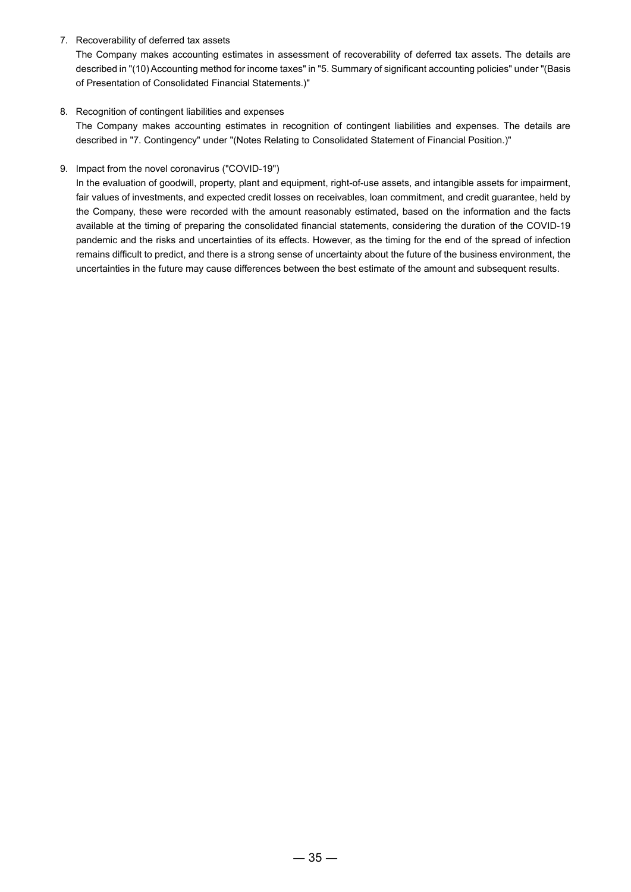7. Recoverability of deferred tax assets

   The Company makes accounting estimates in assessment of recoverability of deferred tax assets. The details are described in "(10) Accounting method for income taxes" in "5. Summary of significant accounting policies" under "(Basis of Presentation of Consolidated Financial Statements.)"

8. Recognition of contingent liabilities and expenses

   The Company makes accounting estimates in recognition of contingent liabilities and expenses. The details are described in "7. Contingency" under "(Notes Relating to Consolidated Statement of Financial Position.)"

9. Impact from the novel coronavirus ("COVID-19")

   In the evaluation of goodwill, property, plant and equipment, right-of-use assets, and intangible assets for impairment, fair values of investments, and expected credit losses on receivables, loan commitment, and credit guarantee, held by the Company, these were recorded with the amount reasonably estimated, based on the information and the facts available at the timing of preparing the consolidated financial statements, considering the duration of the COVID-19 pandemic and the risks and uncertainties of its effects. However, as the timing for the end of the spread of infection remains difficult to predict, and there is a strong sense of uncertainty about the future of the business environment, the uncertainties in the future may cause differences between the best estimate of the amount and subsequent results.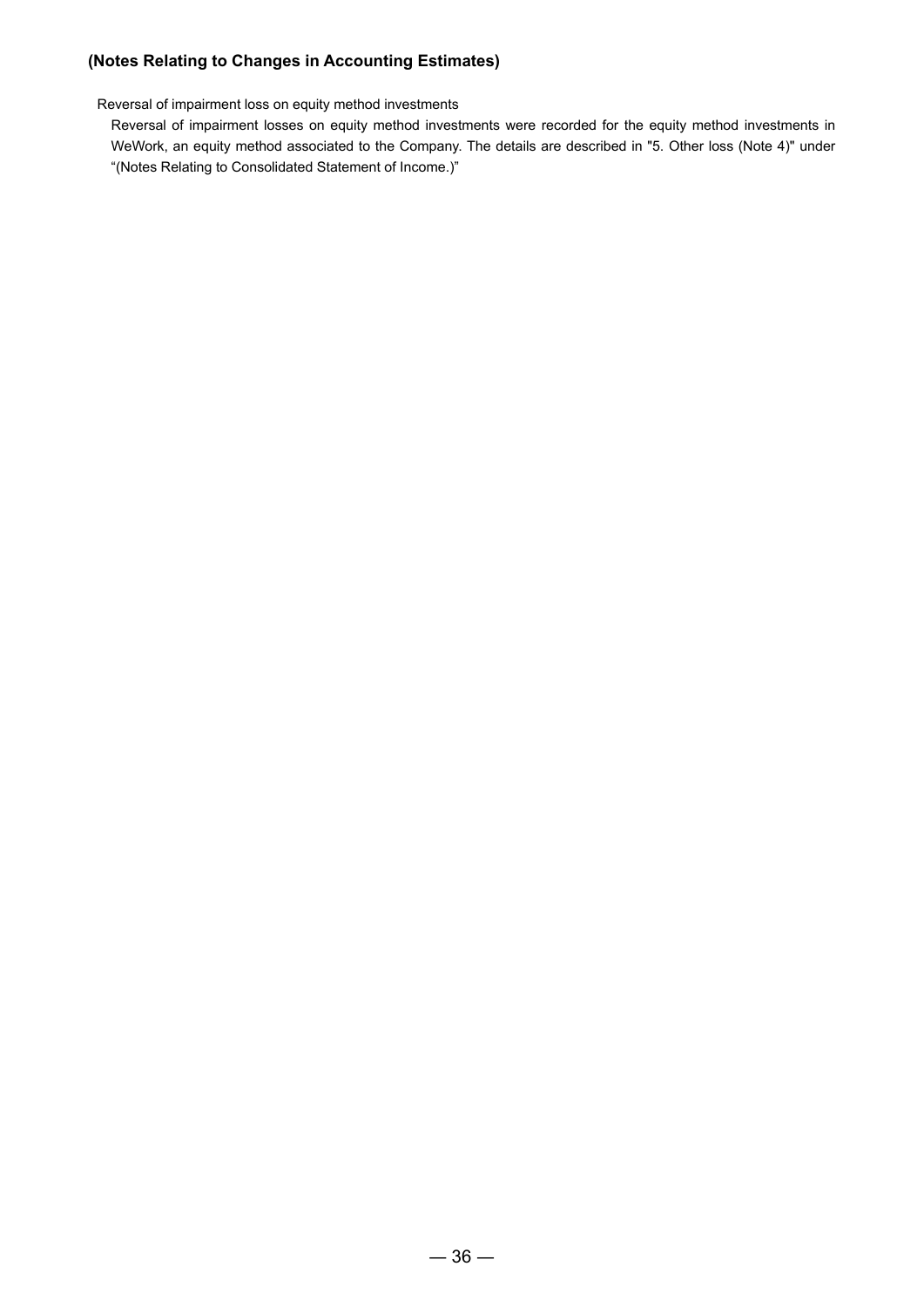### (Notes Relating to Changes in Accounting Estimates)

Reversal of impairment loss on equity method investments

Reversal of impairment losses on equity method investments were recorded for the equity method investments in WeWork, an equity method associated to the Company. The details are described in "5. Other loss (Note 4)" under "(Notes Relating to Consolidated Statement of Income.)"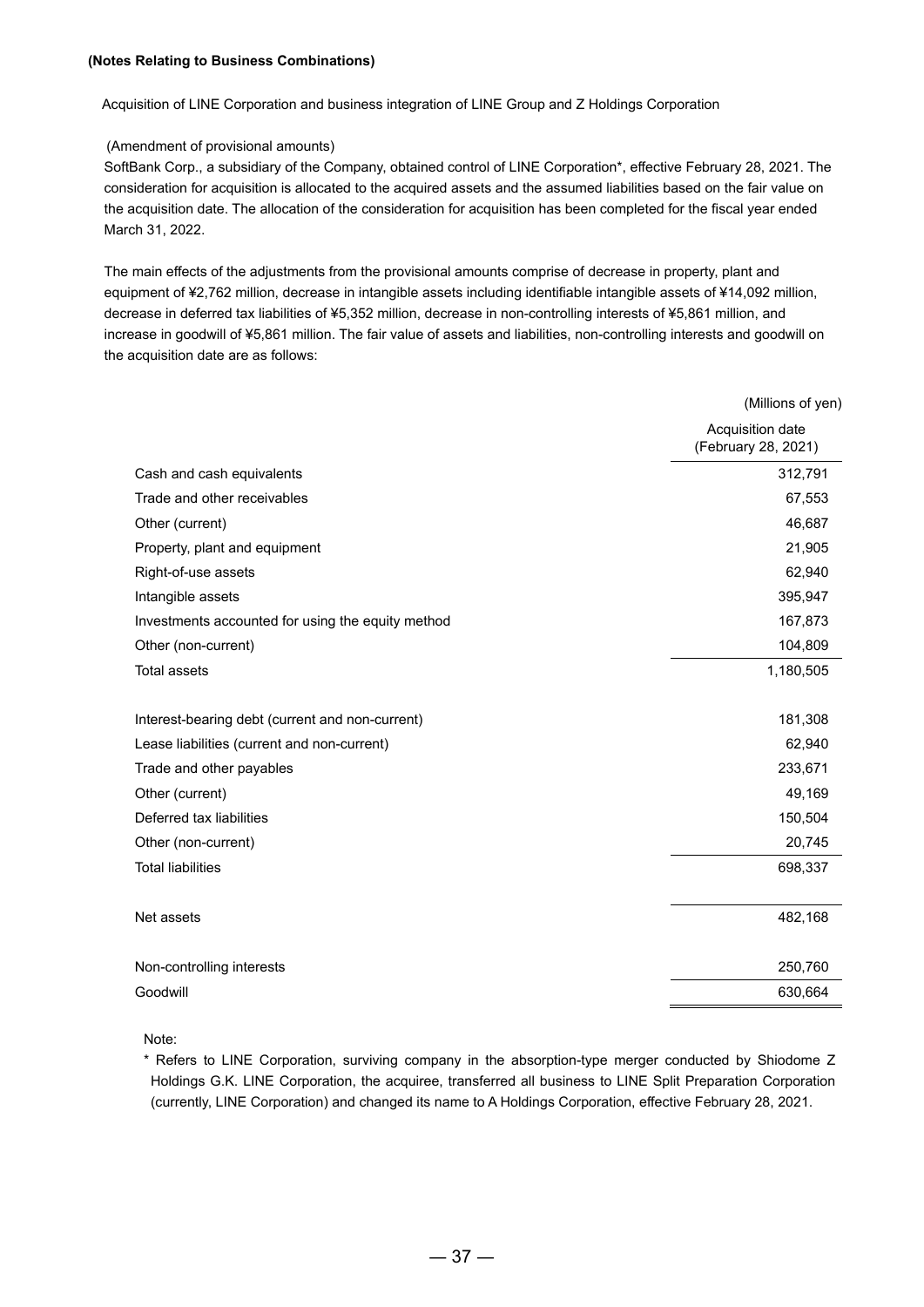**(Notes Relating to Business Combinations)**

Acquisition of LINE Corporation and business integration of LINE Group and Z Holdings Corporation

(Amendment of provisional amounts)

SoftBank Corp., a subsidiary of the Company, obtained control of LINE Corporation*, effective February 28, 2021. The consideration for acquisition is allocated to the acquired assets and the assumed liabilities based on the fair value on the acquisition date. The allocation of the consideration for acquisition has been completed for the fiscal year ended March 31, 2022.

The main effects of the adjustments from the provisional amounts comprise of decrease in property, plant and equipment of ¥2,762 million, decrease in intangible assets including identifiable intangible assets of ¥14,092 million, decrease in deferred tax liabilities of ¥5,352 million, decrease in non-controlling interests of ¥5,861 million, and increase in goodwill of ¥5,861 million. The fair value of assets and liabilities, non-controlling interests and goodwill on the acquisition date are as follows:

(Millions of yen)

| | Acquisition date (February 28, 2021) |
|---|---|
| Cash and cash equivalents | 312,791 |
| Trade and other receivables | 67,553 |
| Other (current) | 46,687 |
| Property, plant and equipment | 21,905 |
| Right-of-use assets | 62,940 |
| Intangible assets | 395,947 |
| Investments accounted for using the equity method | 167,873 |
| Other (non-current) | 104,809 |
| Total assets | 1,180,505 |
| | |
| Interest-bearing debt (current and non-current) | 181,308 |
| Lease liabilities (current and non-current) | 62,940 |
| Trade and other payables | 233,671 |
| Other (current) | 49,169 |
| Deferred tax liabilities | 150,504 |
| Other (non-current) | 20,745 |
| Total liabilities | 698,337 |
| | |
| Net assets | 482,168 |
| | |
| Non-controlling interests | 250,760 |
| Goodwill | 630,664 |

Note:

\* Refers to LINE Corporation, surviving company in the absorption-type merger conducted by Shiodome Z Holdings G.K. LINE Corporation, the acquiree, transferred all business to LINE Split Preparation Corporation (currently, LINE Corporation) and changed its name to A Holdings Corporation, effective February 28, 2021.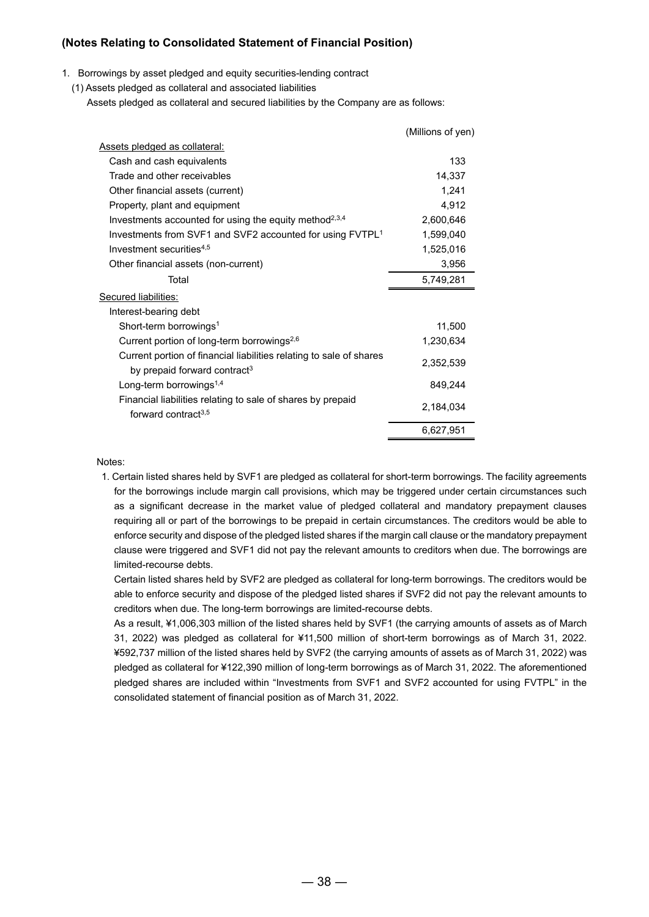### (Notes Relating to Consolidated Statement of Financial Position)

1. Borrowings by asset pledged and equity securities-lending contract

(1) Assets pledged as collateral and associated liabilities

Assets pledged as collateral and secured liabilities by the Company are as follows:

| | (Millions of yen) |
|---|---|
| Assets pledged as collateral: | |
| Cash and cash equivalents | 133 |
| Trade and other receivables | 14,337 |
| Other financial assets (current) | 1,241 |
| Property, plant and equipment | 4,912 |
| Investments accounted for using the equity method[2,3,4] | 2,600,646 |
| Investments from SVF1 and SVF2 accounted for using FVTPL[1] | 1,599,040 |
| Investment securities[4,5] | 1,525,016 |
| Other financial assets (non-current) | 3,956 |
| Total | 5,749,281 |
| Secured liabilities: | |
| Interest-bearing debt | |
| Short-term borrowings[1] | 11,500 |
| Current portion of long-term borrowings[2,6] | 1,230,634 |
| Current portion of financial liabilities relating to sale of shares by prepaid forward contract[3] | 2,352,539 |
| Long-term borrowings[1,4] | 849,244 |
| Financial liabilities relating to sale of shares by prepaid forward contract[3,5] | 2,184,034 |
| | 6,627,951 |

Notes:

1. Certain listed shares held by SVF1 are pledged as collateral for short-term borrowings. The facility agreements for the borrowings include margin call provisions, which may be triggered under certain circumstances such as a significant decrease in the market value of pledged collateral and mandatory prepayment clauses requiring all or part of the borrowings to be prepaid in certain circumstances. The creditors would be able to enforce security and dispose of the pledged listed shares if the margin call clause or the mandatory prepayment clause were triggered and SVF1 did not pay the relevant amounts to creditors when due. The borrowings are limited-recourse debts.

   Certain listed shares held by SVF2 are pledged as collateral for long-term borrowings. The creditors would be able to enforce security and dispose of the pledged listed shares if SVF2 did not pay the relevant amounts to creditors when due. The long-term borrowings are limited-recourse debts.

   As a result, ¥1,006,303 million of the listed shares held by SVF1 (the carrying amounts of assets as of March 31, 2022) was pledged as collateral for ¥11,500 million of short-term borrowings as of March 31, 2022. ¥592,737 million of the listed shares held by SVF2 (the carrying amounts of assets as of March 31, 2022) was pledged as collateral for ¥122,390 million of long-term borrowings as of March 31, 2022. The aforementioned pledged shares are included within "Investments from SVF1 and SVF2 accounted for using FVTPL" in the consolidated statement of financial position as of March 31, 2022.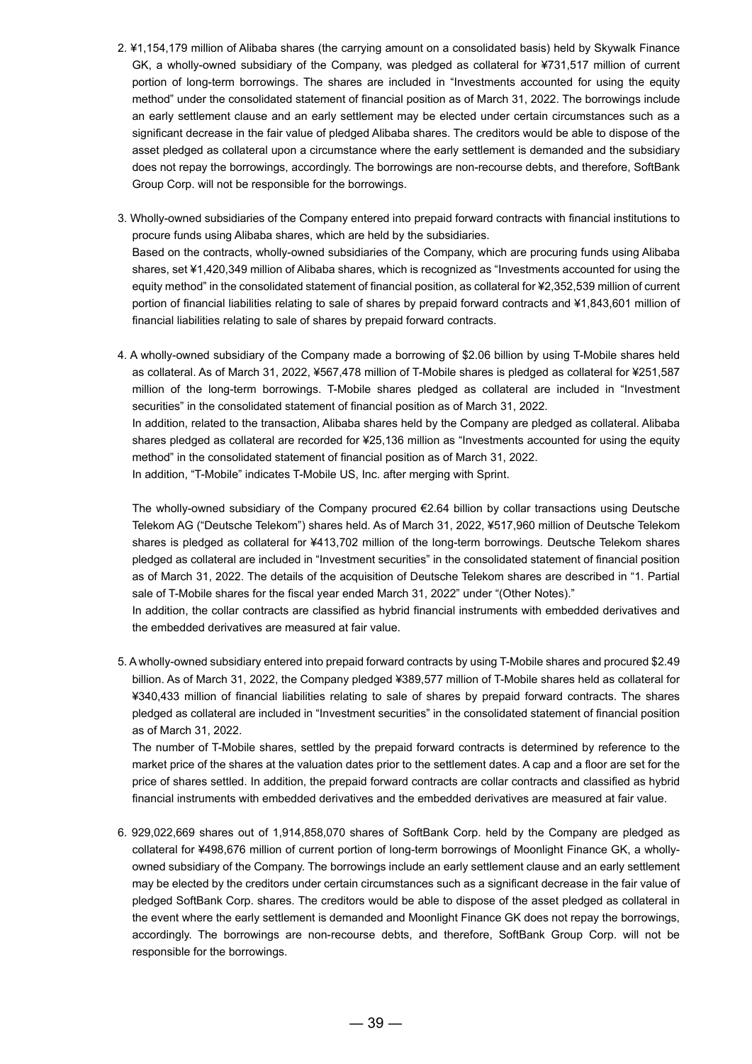2. ¥1,154,179 million of Alibaba shares (the carrying amount on a consolidated basis) held by Skywalk Finance GK, a wholly-owned subsidiary of the Company, was pledged as collateral for ¥731,517 million of current portion of long-term borrowings. The shares are included in "Investments accounted for using the equity method" under the consolidated statement of financial position as of March 31, 2022. The borrowings include an early settlement clause and an early settlement may be elected under certain circumstances such as a significant decrease in the fair value of pledged Alibaba shares. The creditors would be able to dispose of the asset pledged as collateral upon a circumstance where the early settlement is demanded and the subsidiary does not repay the borrowings, accordingly. The borrowings are non-recourse debts, and therefore, SoftBank Group Corp. will not be responsible for the borrowings.

3. Wholly-owned subsidiaries of the Company entered into prepaid forward contracts with financial institutions to procure funds using Alibaba shares, which are held by the subsidiaries.
   Based on the contracts, wholly-owned subsidiaries of the Company, which are procuring funds using Alibaba shares, set ¥1,420,349 million of Alibaba shares, which is recognized as "Investments accounted for using the equity method" in the consolidated statement of financial position, as collateral for ¥2,352,539 million of current portion of financial liabilities relating to sale of shares by prepaid forward contracts and ¥1,843,601 million of financial liabilities relating to sale of shares by prepaid forward contracts.

4. A wholly-owned subsidiary of the Company made a borrowing of $2.06 billion by using T-Mobile shares held as collateral. As of March 31, 2022, ¥567,478 million of T-Mobile shares is pledged as collateral for ¥251,587 million of the long-term borrowings. T-Mobile shares pledged as collateral are included in "Investment securities" in the consolidated statement of financial position as of March 31, 2022.
   In addition, related to the transaction, Alibaba shares held by the Company are pledged as collateral. Alibaba shares pledged as collateral are recorded for ¥25,136 million as "Investments accounted for using the equity method" in the consolidated statement of financial position as of March 31, 2022.
   In addition, "T-Mobile" indicates T-Mobile US, Inc. after merging with Sprint.

   The wholly-owned subsidiary of the Company procured €2.64 billion by collar transactions using Deutsche Telekom AG ("Deutsche Telekom") shares held. As of March 31, 2022, ¥517,960 million of Deutsche Telekom shares is pledged as collateral for ¥413,702 million of the long-term borrowings. Deutsche Telekom shares pledged as collateral are included in "Investment securities" in the consolidated statement of financial position as of March 31, 2022. The details of the acquisition of Deutsche Telekom shares are described in "1. Partial sale of T-Mobile shares for the fiscal year ended March 31, 2022" under "(Other Notes)."
   In addition, the collar contracts are classified as hybrid financial instruments with embedded derivatives and the embedded derivatives are measured at fair value.

5. A wholly-owned subsidiary entered into prepaid forward contracts by using T-Mobile shares and procured $2.49 billion. As of March 31, 2022, the Company pledged ¥389,577 million of T-Mobile shares held as collateral for ¥340,433 million of financial liabilities relating to sale of shares by prepaid forward contracts. The shares pledged as collateral are included in "Investment securities" in the consolidated statement of financial position as of March 31, 2022.
   The number of T-Mobile shares, settled by the prepaid forward contracts is determined by reference to the market price of the shares at the valuation dates prior to the settlement dates. A cap and a floor are set for the price of shares settled. In addition, the prepaid forward contracts are collar contracts and classified as hybrid financial instruments with embedded derivatives and the embedded derivatives are measured at fair value.

6. 929,022,669 shares out of 1,914,858,070 shares of SoftBank Corp. held by the Company are pledged as collateral for ¥498,676 million of current portion of long-term borrowings of Moonlight Finance GK, a wholly-owned subsidiary of the Company. The borrowings include an early settlement clause and an early settlement may be elected by the creditors under certain circumstances such as a significant decrease in the fair value of pledged SoftBank Corp. shares. The creditors would be able to dispose of the asset pledged as collateral in the event where the early settlement is demanded and Moonlight Finance GK does not repay the borrowings, accordingly. The borrowings are non-recourse debts, and therefore, SoftBank Group Corp. will not be responsible for the borrowings.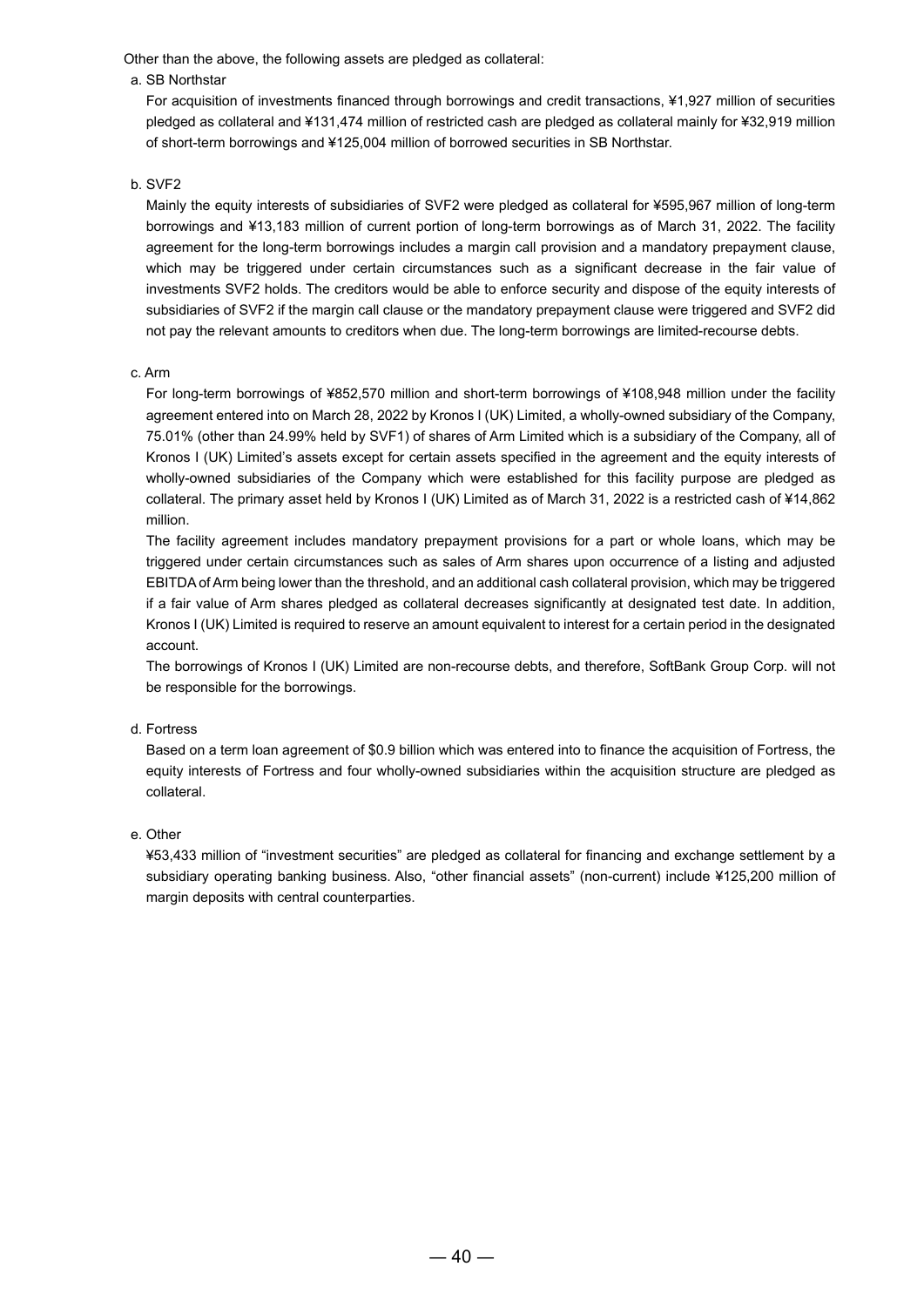Other than the above, the following assets are pledged as collateral:

a. SB Northstar

For acquisition of investments financed through borrowings and credit transactions, ¥1,927 million of securities pledged as collateral and ¥131,474 million of restricted cash are pledged as collateral mainly for ¥32,919 million of short-term borrowings and ¥125,004 million of borrowed securities in SB Northstar.

b. SVF2

Mainly the equity interests of subsidiaries of SVF2 were pledged as collateral for ¥595,967 million of long-term borrowings and ¥13,183 million of current portion of long-term borrowings as of March 31, 2022. The facility agreement for the long-term borrowings includes a margin call provision and a mandatory prepayment clause, which may be triggered under certain circumstances such as a significant decrease in the fair value of investments SVF2 holds. The creditors would be able to enforce security and dispose of the equity interests of subsidiaries of SVF2 if the margin call clause or the mandatory prepayment clause were triggered and SVF2 did not pay the relevant amounts to creditors when due. The long-term borrowings are limited-recourse debts.

c. Arm

For long-term borrowings of ¥852,570 million and short-term borrowings of ¥108,948 million under the facility agreement entered into on March 28, 2022 by Kronos I (UK) Limited, a wholly-owned subsidiary of the Company, 75.01% (other than 24.99% held by SVF1) of shares of Arm Limited which is a subsidiary of the Company, all of Kronos I (UK) Limited's assets except for certain assets specified in the agreement and the equity interests of wholly-owned subsidiaries of the Company which were established for this facility purpose are pledged as collateral. The primary asset held by Kronos I (UK) Limited as of March 31, 2022 is a restricted cash of ¥14,862 million.

The facility agreement includes mandatory prepayment provisions for a part or whole loans, which may be triggered under certain circumstances such as sales of Arm shares upon occurrence of a listing and adjusted EBITDA of Arm being lower than the threshold, and an additional cash collateral provision, which may be triggered if a fair value of Arm shares pledged as collateral decreases significantly at designated test date. In addition, Kronos I (UK) Limited is required to reserve an amount equivalent to interest for a certain period in the designated account.

The borrowings of Kronos I (UK) Limited are non-recourse debts, and therefore, SoftBank Group Corp. will not be responsible for the borrowings.

d. Fortress

Based on a term loan agreement of $0.9 billion which was entered into to finance the acquisition of Fortress, the equity interests of Fortress and four wholly-owned subsidiaries within the acquisition structure are pledged as collateral.

e. Other

¥53,433 million of "investment securities" are pledged as collateral for financing and exchange settlement by a subsidiary operating banking business. Also, "other financial assets" (non-current) include ¥125,200 million of margin deposits with central counterparties.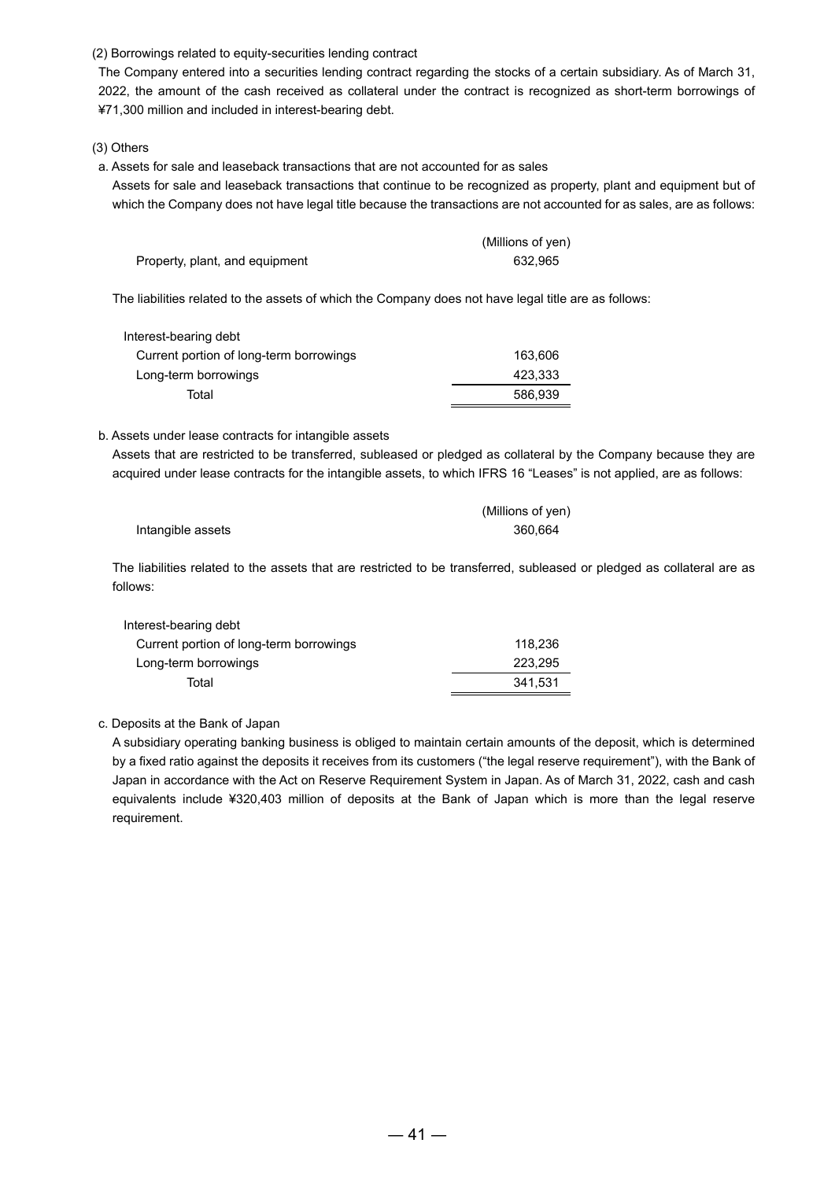(2) Borrowings related to equity-securities lending contract

The Company entered into a securities lending contract regarding the stocks of a certain subsidiary. As of March 31, 2022, the amount of the cash received as collateral under the contract is recognized as short-term borrowings of ¥71,300 million and included in interest-bearing debt.

(3) Others

a. Assets for sale and leaseback transactions that are not accounted for as sales

Assets for sale and leaseback transactions that continue to be recognized as property, plant and equipment but of which the Company does not have legal title because the transactions are not accounted for as sales, are as follows:

| | (Millions of yen) |
|---|---|
| Property, plant, and equipment | 632,965 |

The liabilities related to the assets of which the Company does not have legal title are as follows:

| | |
|---|---|
| Interest-bearing debt | |
| Current portion of long-term borrowings | 163,606 |
| Long-term borrowings | 423,333 |
| Total | 586,939 |

b. Assets under lease contracts for intangible assets

Assets that are restricted to be transferred, subleased or pledged as collateral by the Company because they are acquired under lease contracts for the intangible assets, to which IFRS 16 "Leases" is not applied, are as follows:

| | (Millions of yen) |
|---|---|
| Intangible assets | 360,664 |

The liabilities related to the assets that are restricted to be transferred, subleased or pledged as collateral are as follows:

| | |
|---|---|
| Interest-bearing debt | |
| Current portion of long-term borrowings | 118,236 |
| Long-term borrowings | 223,295 |
| Total | 341,531 |

c. Deposits at the Bank of Japan

A subsidiary operating banking business is obliged to maintain certain amounts of the deposit, which is determined by a fixed ratio against the deposits it receives from its customers ("the legal reserve requirement"), with the Bank of Japan in accordance with the Act on Reserve Requirement System in Japan. As of March 31, 2022, cash and cash equivalents include ¥320,403 million of deposits at the Bank of Japan which is more than the legal reserve requirement.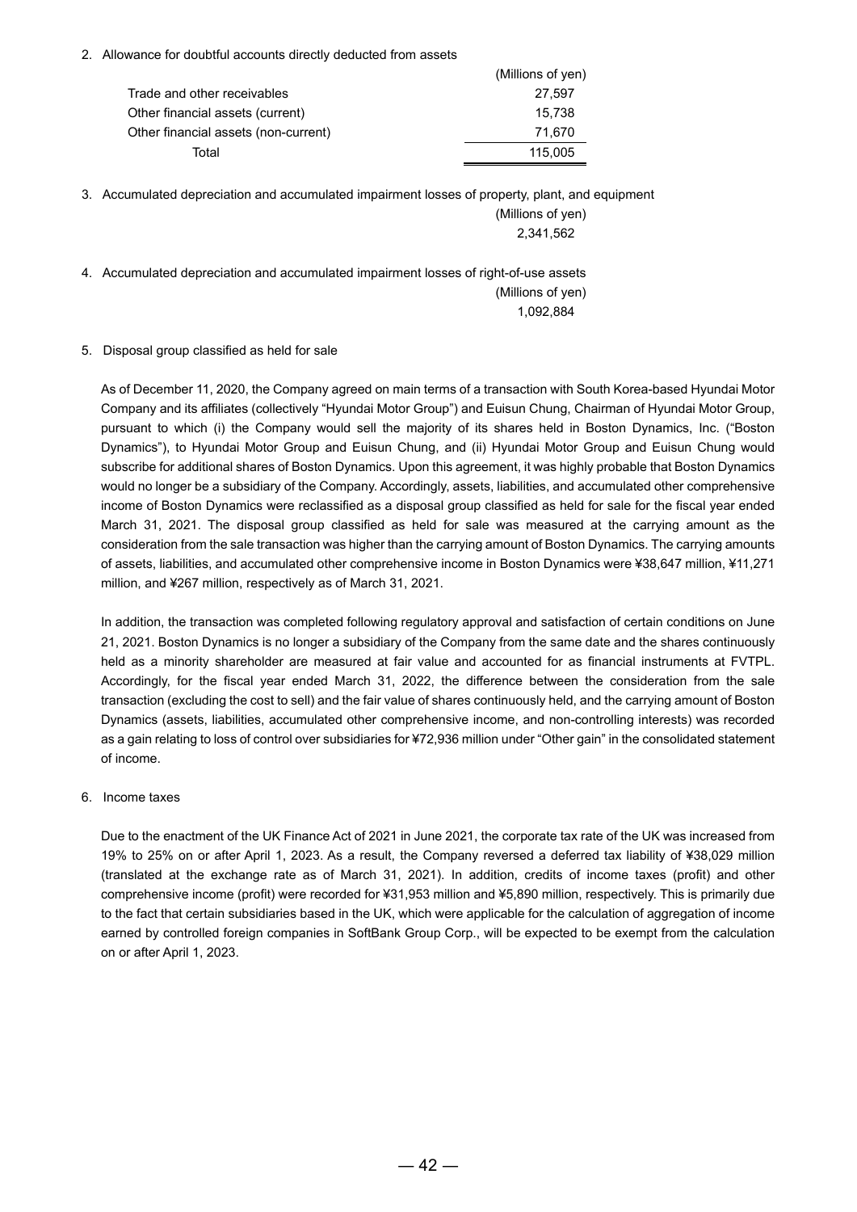2. Allowance for doubtful accounts directly deducted from assets

| | (Millions of yen) |
|---|---|
| Trade and other receivables | 27,597 |
| Other financial assets (current) | 15,738 |
| Other financial assets (non-current) | 71,670 |
| Total | 115,005 |

3. Accumulated depreciation and accumulated impairment losses of property, plant, and equipment

(Millions of yen)
2,341,562

4. Accumulated depreciation and accumulated impairment losses of right-of-use assets

(Millions of yen)
1,092,884

5. Disposal group classified as held for sale

As of December 11, 2020, the Company agreed on main terms of a transaction with South Korea-based Hyundai Motor Company and its affiliates (collectively "Hyundai Motor Group") and Euisun Chung, Chairman of Hyundai Motor Group, pursuant to which (i) the Company would sell the majority of its shares held in Boston Dynamics, Inc. ("Boston Dynamics"), to Hyundai Motor Group and Euisun Chung, and (ii) Hyundai Motor Group and Euisun Chung would subscribe for additional shares of Boston Dynamics. Upon this agreement, it was highly probable that Boston Dynamics would no longer be a subsidiary of the Company. Accordingly, assets, liabilities, and accumulated other comprehensive income of Boston Dynamics were reclassified as a disposal group classified as held for sale for the fiscal year ended March 31, 2021. The disposal group classified as held for sale was measured at the carrying amount as the consideration from the sale transaction was higher than the carrying amount of Boston Dynamics. The carrying amounts of assets, liabilities, and accumulated other comprehensive income in Boston Dynamics were ¥38,647 million, ¥11,271 million, and ¥267 million, respectively as of March 31, 2021.

In addition, the transaction was completed following regulatory approval and satisfaction of certain conditions on June 21, 2021. Boston Dynamics is no longer a subsidiary of the Company from the same date and the shares continuously held as a minority shareholder are measured at fair value and accounted for as financial instruments at FVTPL. Accordingly, for the fiscal year ended March 31, 2022, the difference between the consideration from the sale transaction (excluding the cost to sell) and the fair value of shares continuously held, and the carrying amount of Boston Dynamics (assets, liabilities, accumulated other comprehensive income, and non-controlling interests) was recorded as a gain relating to loss of control over subsidiaries for ¥72,936 million under "Other gain" in the consolidated statement of income.

6. Income taxes

Due to the enactment of the UK Finance Act of 2021 in June 2021, the corporate tax rate of the UK was increased from 19% to 25% on or after April 1, 2023. As a result, the Company reversed a deferred tax liability of ¥38,029 million (translated at the exchange rate as of March 31, 2021). In addition, credits of income taxes (profit) and other comprehensive income (profit) were recorded for ¥31,953 million and ¥5,890 million, respectively. This is primarily due to the fact that certain subsidiaries based in the UK, which were applicable for the calculation of aggregation of income earned by controlled foreign companies in SoftBank Group Corp., will be expected to be exempt from the calculation on or after April 1, 2023.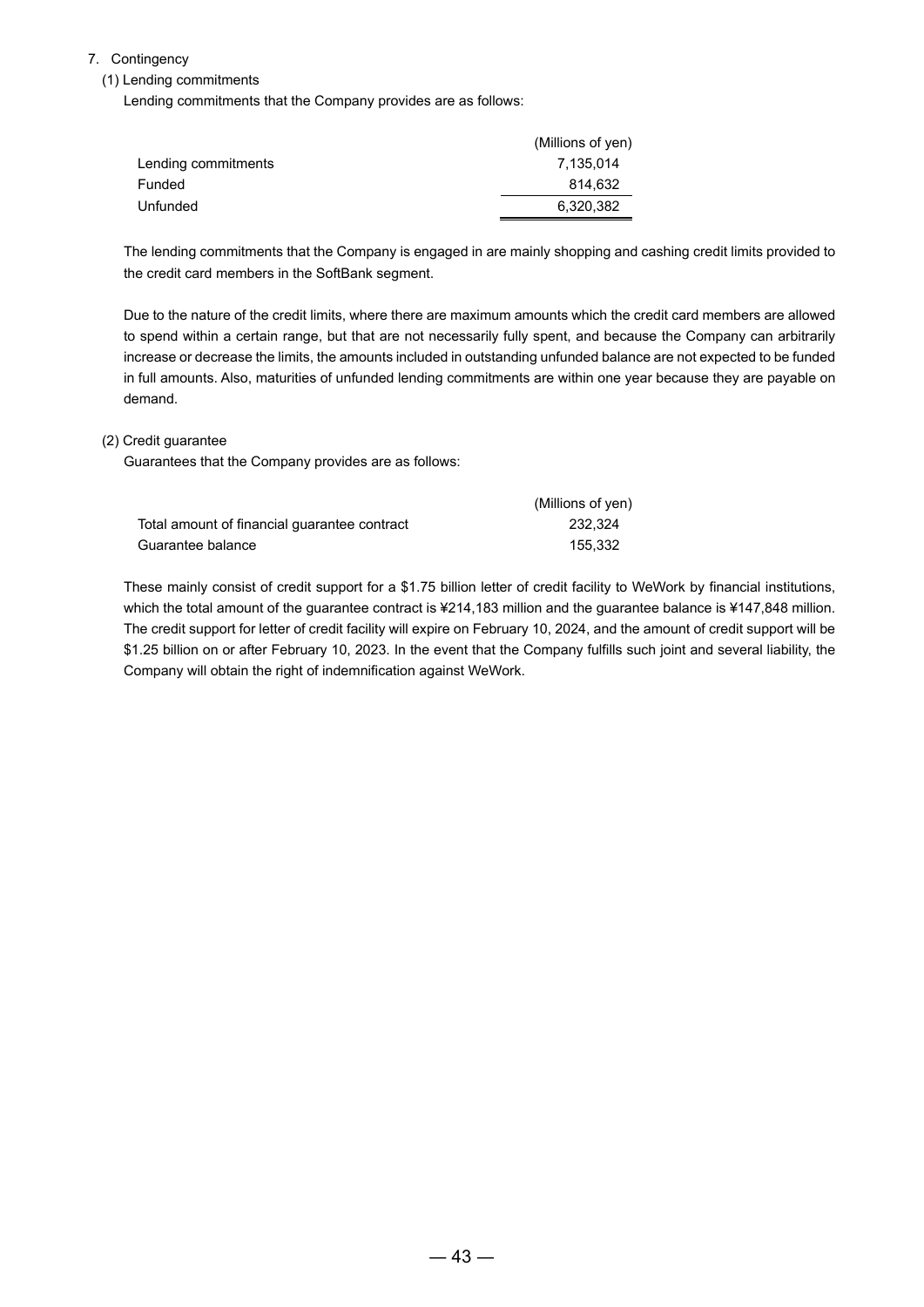7. Contingency

(1) Lending commitments

Lending commitments that the Company provides are as follows:

| | (Millions of yen) |
|---|---|
| Lending commitments | 7,135,014 |
| Funded | 814,632 |
| Unfunded | 6,320,382 |

The lending commitments that the Company is engaged in are mainly shopping and cashing credit limits provided to the credit card members in the SoftBank segment.

Due to the nature of the credit limits, where there are maximum amounts which the credit card members are allowed to spend within a certain range, but that are not necessarily fully spent, and because the Company can arbitrarily increase or decrease the limits, the amounts included in outstanding unfunded balance are not expected to be funded in full amounts. Also, maturities of unfunded lending commitments are within one year because they are payable on demand.

(2) Credit guarantee

Guarantees that the Company provides are as follows:

| | (Millions of yen) |
|---|---|
| Total amount of financial guarantee contract | 232,324 |
| Guarantee balance | 155,332 |

These mainly consist of credit support for a $1.75 billion letter of credit facility to WeWork by financial institutions, which the total amount of the guarantee contract is ¥214,183 million and the guarantee balance is ¥147,848 million. The credit support for letter of credit facility will expire on February 10, 2024, and the amount of credit support will be $1.25 billion on or after February 10, 2023. In the event that the Company fulfills such joint and several liability, the Company will obtain the right of indemnification against WeWork.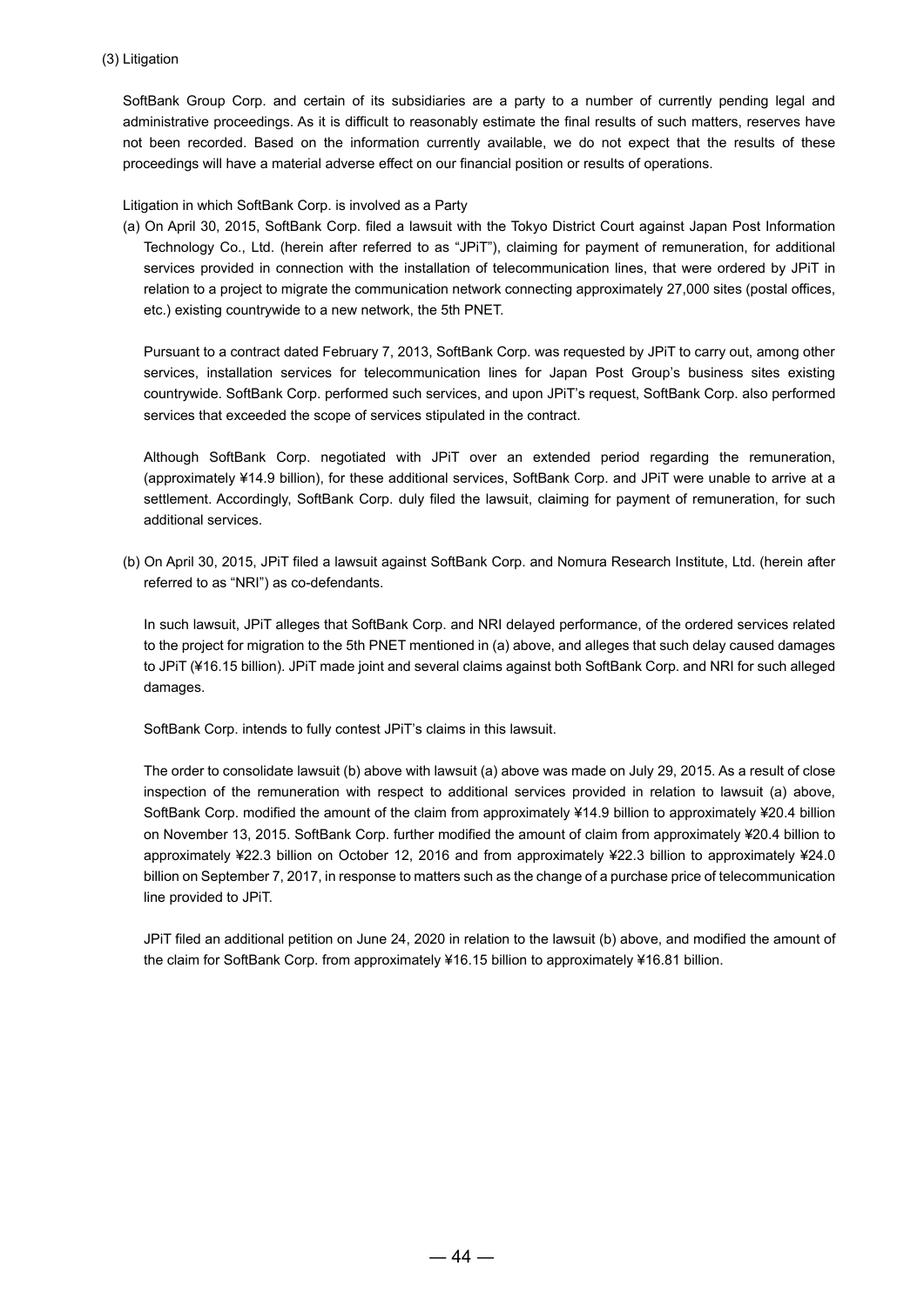### (3) Litigation

SoftBank Group Corp. and certain of its subsidiaries are a party to a number of currently pending legal and administrative proceedings. As it is difficult to reasonably estimate the final results of such matters, reserves have not been recorded. Based on the information currently available, we do not expect that the results of these proceedings will have a material adverse effect on our financial position or results of operations.

Litigation in which SoftBank Corp. is involved as a Party

(a) On April 30, 2015, SoftBank Corp. filed a lawsuit with the Tokyo District Court against Japan Post Information Technology Co., Ltd. (herein after referred to as "JPiT"), claiming for payment of remuneration, for additional services provided in connection with the installation of telecommunication lines, that were ordered by JPiT in relation to a project to migrate the communication network connecting approximately 27,000 sites (postal offices, etc.) existing countrywide to a new network, the 5th PNET.

Pursuant to a contract dated February 7, 2013, SoftBank Corp. was requested by JPiT to carry out, among other services, installation services for telecommunication lines for Japan Post Group's business sites existing countrywide. SoftBank Corp. performed such services, and upon JPiT's request, SoftBank Corp. also performed services that exceeded the scope of services stipulated in the contract.

Although SoftBank Corp. negotiated with JPiT over an extended period regarding the remuneration, (approximately ¥14.9 billion), for these additional services, SoftBank Corp. and JPiT were unable to arrive at a settlement. Accordingly, SoftBank Corp. duly filed the lawsuit, claiming for payment of remuneration, for such additional services.

(b) On April 30, 2015, JPiT filed a lawsuit against SoftBank Corp. and Nomura Research Institute, Ltd. (herein after referred to as "NRI") as co-defendants.

In such lawsuit, JPiT alleges that SoftBank Corp. and NRI delayed performance, of the ordered services related to the project for migration to the 5th PNET mentioned in (a) above, and alleges that such delay caused damages to JPiT (¥16.15 billion). JPiT made joint and several claims against both SoftBank Corp. and NRI for such alleged damages.

SoftBank Corp. intends to fully contest JPiT's claims in this lawsuit.

The order to consolidate lawsuit (b) above with lawsuit (a) above was made on July 29, 2015. As a result of close inspection of the remuneration with respect to additional services provided in relation to lawsuit (a) above, SoftBank Corp. modified the amount of the claim from approximately ¥14.9 billion to approximately ¥20.4 billion on November 13, 2015. SoftBank Corp. further modified the amount of claim from approximately ¥20.4 billion to approximately ¥22.3 billion on October 12, 2016 and from approximately ¥22.3 billion to approximately ¥24.0 billion on September 7, 2017, in response to matters such as the change of a purchase price of telecommunication line provided to JPiT.

JPiT filed an additional petition on June 24, 2020 in relation to the lawsuit (b) above, and modified the amount of the claim for SoftBank Corp. from approximately ¥16.15 billion to approximately ¥16.81 billion.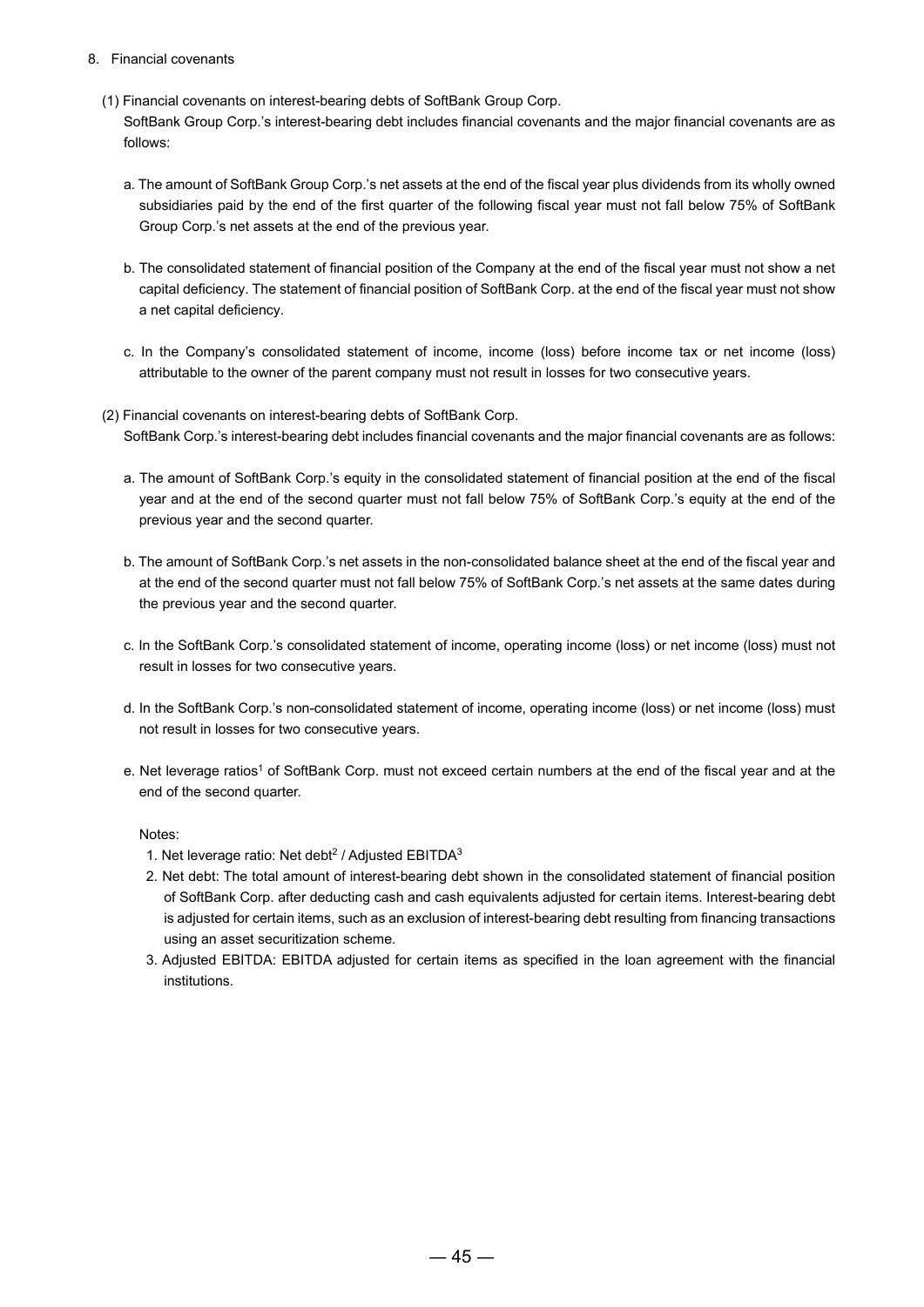8. Financial covenants

(1) Financial covenants on interest-bearing debts of SoftBank Group Corp.

SoftBank Group Corp.'s interest-bearing debt includes financial covenants and the major financial covenants are as follows:

a. The amount of SoftBank Group Corp.'s net assets at the end of the fiscal year plus dividends from its wholly owned subsidiaries paid by the end of the first quarter of the following fiscal year must not fall below 75% of SoftBank Group Corp.'s net assets at the end of the previous year.

b. The consolidated statement of financial position of the Company at the end of the fiscal year must not show a net capital deficiency. The statement of financial position of SoftBank Corp. at the end of the fiscal year must not show a net capital deficiency.

c. In the Company's consolidated statement of income, income (loss) before income tax or net income (loss) attributable to the owner of the parent company must not result in losses for two consecutive years.

(2) Financial covenants on interest-bearing debts of SoftBank Corp.

SoftBank Corp.'s interest-bearing debt includes financial covenants and the major financial covenants are as follows:

a. The amount of SoftBank Corp.'s equity in the consolidated statement of financial position at the end of the fiscal year and at the end of the second quarter must not fall below 75% of SoftBank Corp.'s equity at the end of the previous year and the second quarter.

b. The amount of SoftBank Corp.'s net assets in the non-consolidated balance sheet at the end of the fiscal year and at the end of the second quarter must not fall below 75% of SoftBank Corp.'s net assets at the same dates during the previous year and the second quarter.

c. In the SoftBank Corp.'s consolidated statement of income, operating income (loss) or net income (loss) must not result in losses for two consecutive years.

d. In the SoftBank Corp.'s non-consolidated statement of income, operating income (loss) or net income (loss) must not result in losses for two consecutive years.

e. Net leverage ratios[1] of SoftBank Corp. must not exceed certain numbers at the end of the fiscal year and at the end of the second quarter.

Notes:

1. Net leverage ratio: Net debt[2] / Adjusted EBITDA[3]
2. Net debt: The total amount of interest-bearing debt shown in the consolidated statement of financial position of SoftBank Corp. after deducting cash and cash equivalents adjusted for certain items. Interest-bearing debt is adjusted for certain items, such as an exclusion of interest-bearing debt resulting from financing transactions using an asset securitization scheme.
3. Adjusted EBITDA: EBITDA adjusted for certain items as specified in the loan agreement with the financial institutions.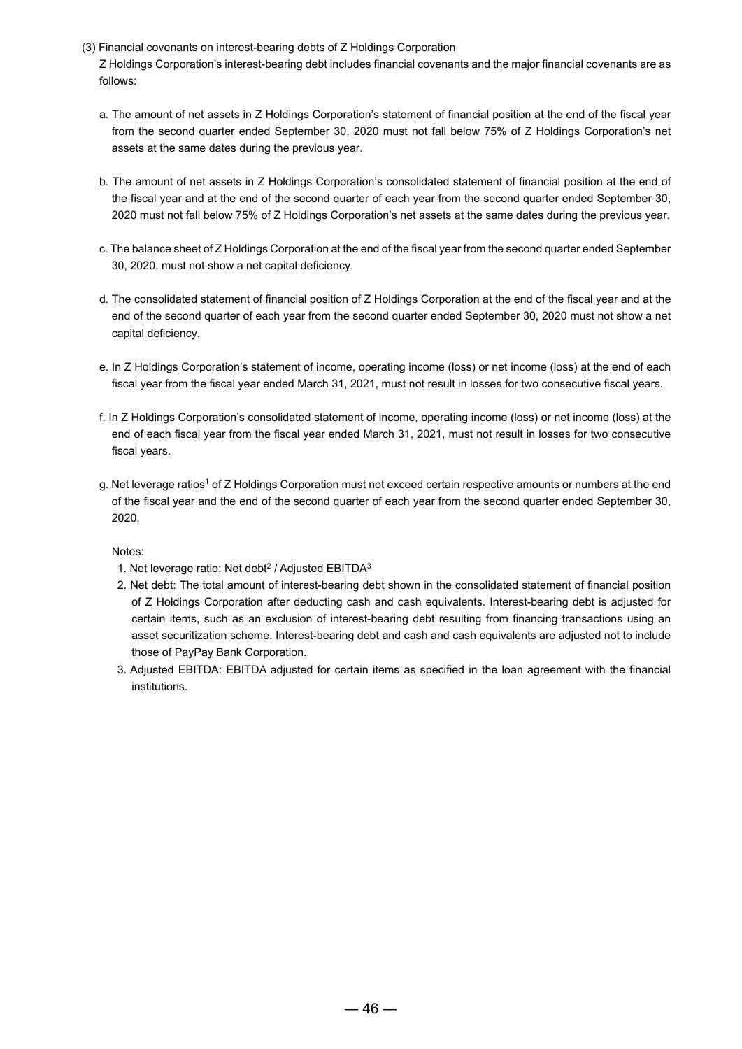(3) Financial covenants on interest-bearing debts of Z Holdings Corporation

Z Holdings Corporation's interest-bearing debt includes financial covenants and the major financial covenants are as follows:

a. The amount of net assets in Z Holdings Corporation's statement of financial position at the end of the fiscal year from the second quarter ended September 30, 2020 must not fall below 75% of Z Holdings Corporation's net assets at the same dates during the previous year.

b. The amount of net assets in Z Holdings Corporation's consolidated statement of financial position at the end of the fiscal year and at the end of the second quarter of each year from the second quarter ended September 30, 2020 must not fall below 75% of Z Holdings Corporation's net assets at the same dates during the previous year.

c. The balance sheet of Z Holdings Corporation at the end of the fiscal year from the second quarter ended September 30, 2020, must not show a net capital deficiency.

d. The consolidated statement of financial position of Z Holdings Corporation at the end of the fiscal year and at the end of the second quarter of each year from the second quarter ended September 30, 2020 must not show a net capital deficiency.

e. In Z Holdings Corporation's statement of income, operating income (loss) or net income (loss) at the end of each fiscal year from the fiscal year ended March 31, 2021, must not result in losses for two consecutive fiscal years.

f. In Z Holdings Corporation's consolidated statement of income, operating income (loss) or net income (loss) at the end of each fiscal year from the fiscal year ended March 31, 2021, must not result in losses for two consecutive fiscal years.

g. Net leverage ratios[1] of Z Holdings Corporation must not exceed certain respective amounts or numbers at the end of the fiscal year and the end of the second quarter of each year from the second quarter ended September 30, 2020.

Notes:

1. Net leverage ratio: Net debt[2] / Adjusted EBITDA[3]
2. Net debt: The total amount of interest-bearing debt shown in the consolidated statement of financial position of Z Holdings Corporation after deducting cash and cash equivalents. Interest-bearing debt is adjusted for certain items, such as an exclusion of interest-bearing debt resulting from financing transactions using an asset securitization scheme. Interest-bearing debt and cash and cash equivalents are adjusted not to include those of PayPay Bank Corporation.
3. Adjusted EBITDA: EBITDA adjusted for certain items as specified in the loan agreement with the financial institutions.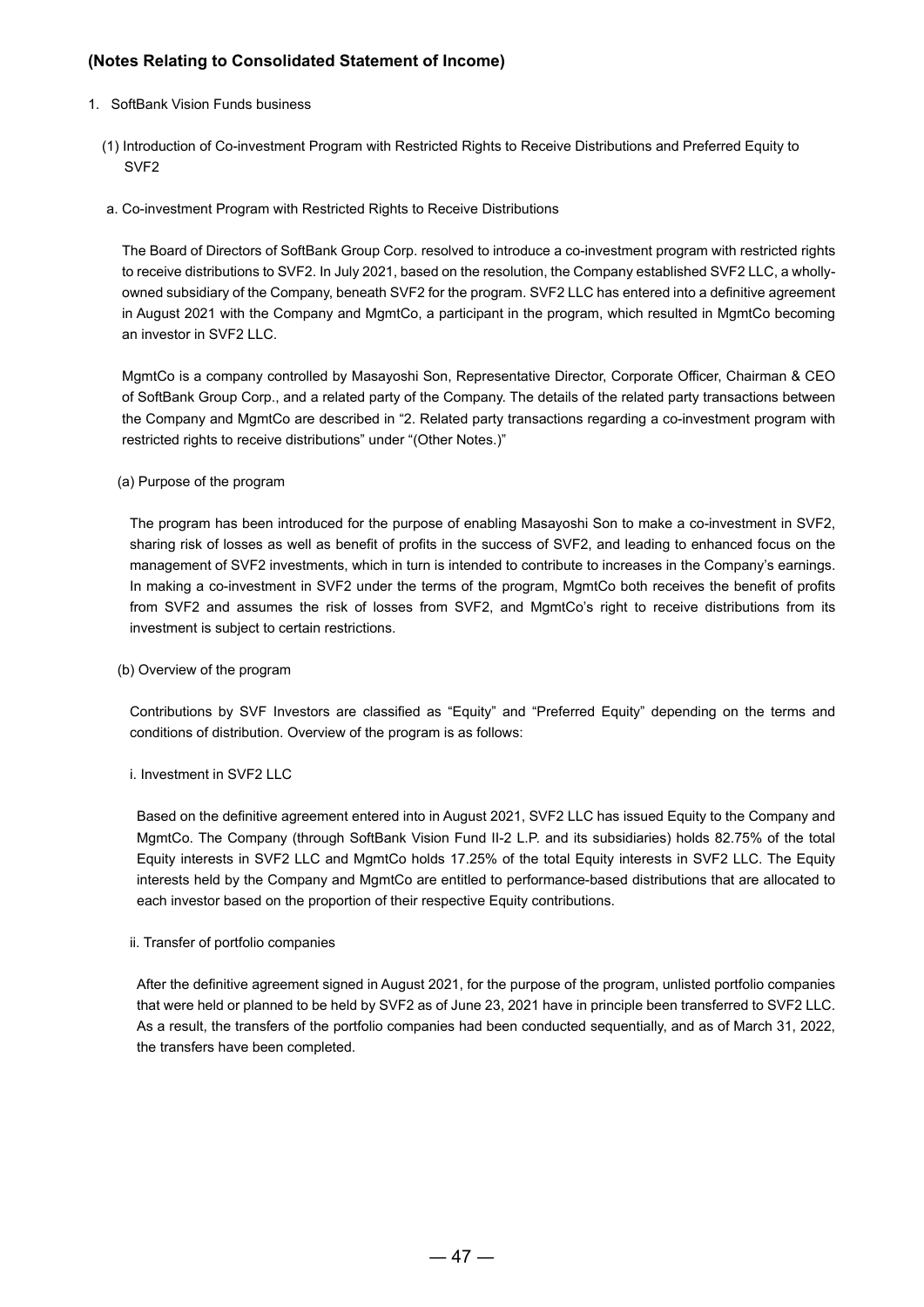## (Notes Relating to Consolidated Statement of Income)

1. SoftBank Vision Funds business

(1) Introduction of Co-investment Program with Restricted Rights to Receive Distributions and Preferred Equity to SVF2

a. Co-investment Program with Restricted Rights to Receive Distributions

The Board of Directors of SoftBank Group Corp. resolved to introduce a co-investment program with restricted rights to receive distributions to SVF2. In July 2021, based on the resolution, the Company established SVF2 LLC, a wholly-owned subsidiary of the Company, beneath SVF2 for the program. SVF2 LLC has entered into a definitive agreement in August 2021 with the Company and MgmtCo, a participant in the program, which resulted in MgmtCo becoming an investor in SVF2 LLC.

MgmtCo is a company controlled by Masayoshi Son, Representative Director, Corporate Officer, Chairman & CEO of SoftBank Group Corp., and a related party of the Company. The details of the related party transactions between the Company and MgmtCo are described in "2. Related party transactions regarding a co-investment program with restricted rights to receive distributions" under "(Other Notes.)"

(a) Purpose of the program

The program has been introduced for the purpose of enabling Masayoshi Son to make a co-investment in SVF2, sharing risk of losses as well as benefit of profits in the success of SVF2, and leading to enhanced focus on the management of SVF2 investments, which in turn is intended to contribute to increases in the Company's earnings. In making a co-investment in SVF2 under the terms of the program, MgmtCo both receives the benefit of profits from SVF2 and assumes the risk of losses from SVF2, and MgmtCo's right to receive distributions from its investment is subject to certain restrictions.

(b) Overview of the program

Contributions by SVF Investors are classified as "Equity" and "Preferred Equity" depending on the terms and conditions of distribution. Overview of the program is as follows:

i. Investment in SVF2 LLC

Based on the definitive agreement entered into in August 2021, SVF2 LLC has issued Equity to the Company and MgmtCo. The Company (through SoftBank Vision Fund II-2 L.P. and its subsidiaries) holds 82.75% of the total Equity interests in SVF2 LLC and MgmtCo holds 17.25% of the total Equity interests in SVF2 LLC. The Equity interests held by the Company and MgmtCo are entitled to performance-based distributions that are allocated to each investor based on the proportion of their respective Equity contributions.

ii. Transfer of portfolio companies

After the definitive agreement signed in August 2021, for the purpose of the program, unlisted portfolio companies that were held or planned to be held by SVF2 as of June 23, 2021 have in principle been transferred to SVF2 LLC. As a result, the transfers of the portfolio companies had been conducted sequentially, and as of March 31, 2022, the transfers have been completed.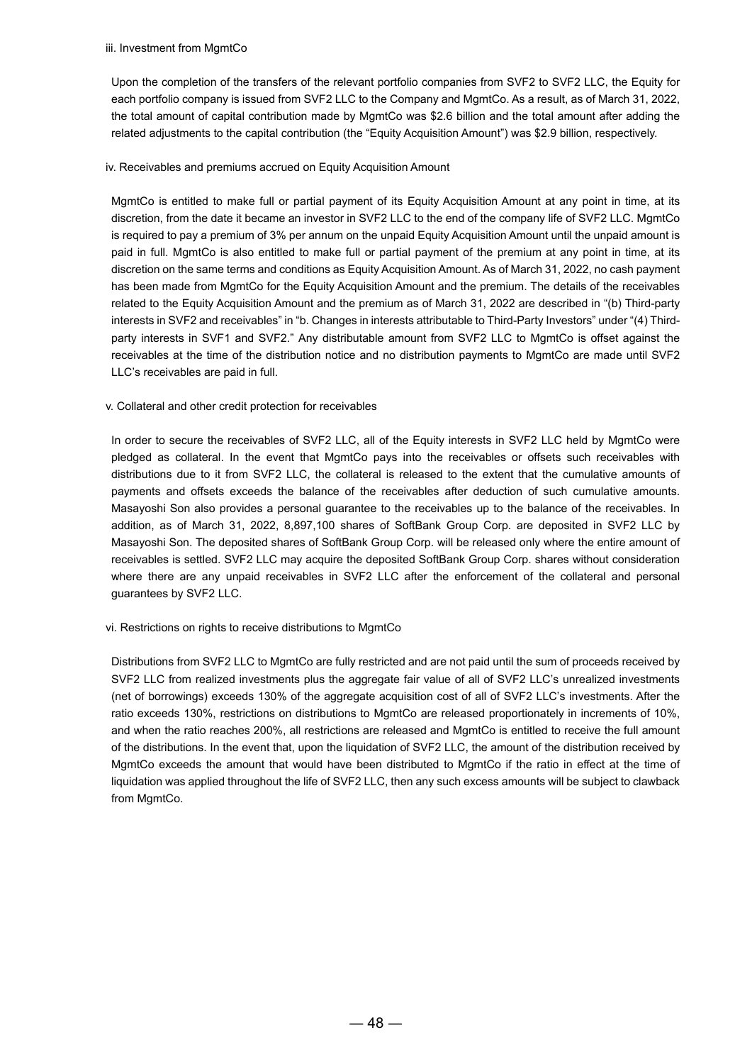iii. Investment from MgmtCo

Upon the completion of the transfers of the relevant portfolio companies from SVF2 to SVF2 LLC, the Equity for each portfolio company is issued from SVF2 LLC to the Company and MgmtCo. As a result, as of March 31, 2022, the total amount of capital contribution made by MgmtCo was $2.6 billion and the total amount after adding the related adjustments to the capital contribution (the "Equity Acquisition Amount") was $2.9 billion, respectively.

iv. Receivables and premiums accrued on Equity Acquisition Amount

MgmtCo is entitled to make full or partial payment of its Equity Acquisition Amount at any point in time, at its discretion, from the date it became an investor in SVF2 LLC to the end of the company life of SVF2 LLC. MgmtCo is required to pay a premium of 3% per annum on the unpaid Equity Acquisition Amount until the unpaid amount is paid in full. MgmtCo is also entitled to make full or partial payment of the premium at any point in time, at its discretion on the same terms and conditions as Equity Acquisition Amount. As of March 31, 2022, no cash payment has been made from MgmtCo for the Equity Acquisition Amount and the premium. The details of the receivables related to the Equity Acquisition Amount and the premium as of March 31, 2022 are described in "(b) Third-party interests in SVF2 and receivables" in "b. Changes in interests attributable to Third-Party Investors" under "(4) Third-party interests in SVF1 and SVF2." Any distributable amount from SVF2 LLC to MgmtCo is offset against the receivables at the time of the distribution notice and no distribution payments to MgmtCo are made until SVF2 LLC's receivables are paid in full.

v. Collateral and other credit protection for receivables

In order to secure the receivables of SVF2 LLC, all of the Equity interests in SVF2 LLC held by MgmtCo were pledged as collateral. In the event that MgmtCo pays into the receivables or offsets such receivables with distributions due to it from SVF2 LLC, the collateral is released to the extent that the cumulative amounts of payments and offsets exceeds the balance of the receivables after deduction of such cumulative amounts. Masayoshi Son also provides a personal guarantee to the receivables up to the balance of the receivables. In addition, as of March 31, 2022, 8,897,100 shares of SoftBank Group Corp. are deposited in SVF2 LLC by Masayoshi Son. The deposited shares of SoftBank Group Corp. will be released only where the entire amount of receivables is settled. SVF2 LLC may acquire the deposited SoftBank Group Corp. shares without consideration where there are any unpaid receivables in SVF2 LLC after the enforcement of the collateral and personal guarantees by SVF2 LLC.

vi. Restrictions on rights to receive distributions to MgmtCo

Distributions from SVF2 LLC to MgmtCo are fully restricted and are not paid until the sum of proceeds received by SVF2 LLC from realized investments plus the aggregate fair value of all of SVF2 LLC's unrealized investments (net of borrowings) exceeds 130% of the aggregate acquisition cost of all of SVF2 LLC's investments. After the ratio exceeds 130%, restrictions on distributions to MgmtCo are released proportionately in increments of 10%, and when the ratio reaches 200%, all restrictions are released and MgmtCo is entitled to receive the full amount of the distributions. In the event that, upon the liquidation of SVF2 LLC, the amount of the distribution received by MgmtCo exceeds the amount that would have been distributed to MgmtCo if the ratio in effect at the time of liquidation was applied throughout the life of SVF2 LLC, then any such excess amounts will be subject to clawback from MgmtCo.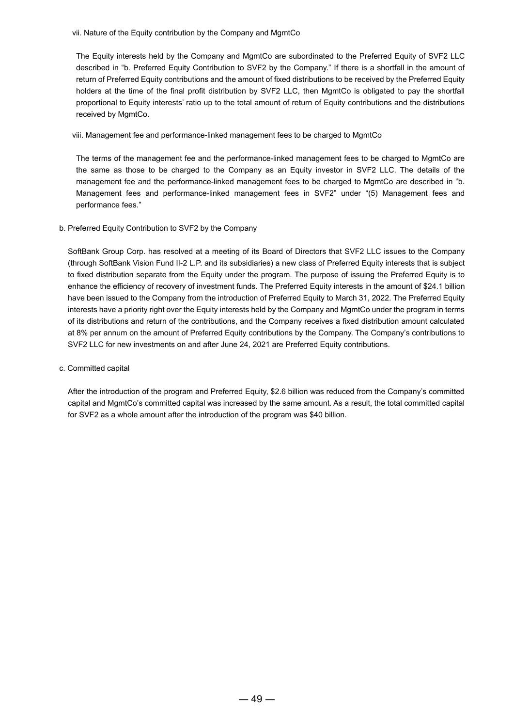vii. Nature of the Equity contribution by the Company and MgmtCo

The Equity interests held by the Company and MgmtCo are subordinated to the Preferred Equity of SVF2 LLC described in "b. Preferred Equity Contribution to SVF2 by the Company." If there is a shortfall in the amount of return of Preferred Equity contributions and the amount of fixed distributions to be received by the Preferred Equity holders at the time of the final profit distribution by SVF2 LLC, then MgmtCo is obligated to pay the shortfall proportional to Equity interests' ratio up to the total amount of return of Equity contributions and the distributions received by MgmtCo.

viii. Management fee and performance-linked management fees to be charged to MgmtCo

The terms of the management fee and the performance-linked management fees to be charged to MgmtCo are the same as those to be charged to the Company as an Equity investor in SVF2 LLC. The details of the management fee and the performance-linked management fees to be charged to MgmtCo are described in "b. Management fees and performance-linked management fees in SVF2" under "(5) Management fees and performance fees."

b. Preferred Equity Contribution to SVF2 by the Company

SoftBank Group Corp. has resolved at a meeting of its Board of Directors that SVF2 LLC issues to the Company (through SoftBank Vision Fund II-2 L.P. and its subsidiaries) a new class of Preferred Equity interests that is subject to fixed distribution separate from the Equity under the program. The purpose of issuing the Preferred Equity is to enhance the efficiency of recovery of investment funds. The Preferred Equity interests in the amount of $24.1 billion have been issued to the Company from the introduction of Preferred Equity to March 31, 2022. The Preferred Equity interests have a priority right over the Equity interests held by the Company and MgmtCo under the program in terms of its distributions and return of the contributions, and the Company receives a fixed distribution amount calculated at 8% per annum on the amount of Preferred Equity contributions by the Company. The Company's contributions to SVF2 LLC for new investments on and after June 24, 2021 are Preferred Equity contributions.

c. Committed capital

After the introduction of the program and Preferred Equity, $2.6 billion was reduced from the Company's committed capital and MgmtCo's committed capital was increased by the same amount. As a result, the total committed capital for SVF2 as a whole amount after the introduction of the program was $40 billion.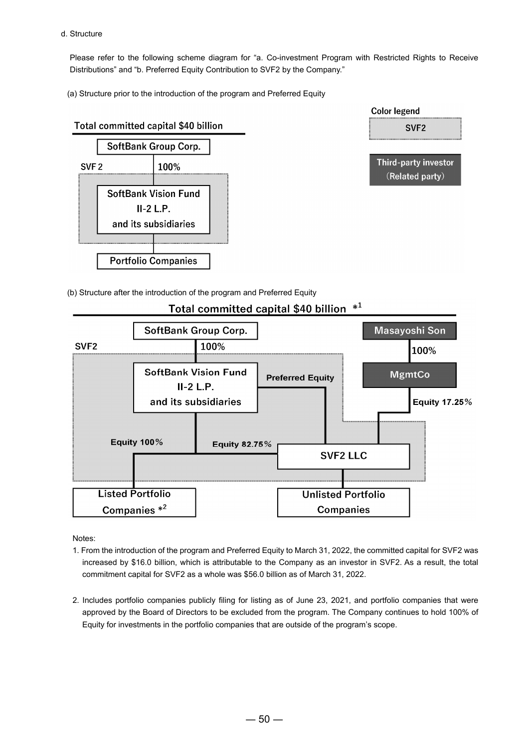d. Structure

Please refer to the following scheme diagram for "a. Co-investment Program with Restricted Rights to Receive Distributions" and "b. Preferred Equity Contribution to SVF2 by the Company."

(a) Structure prior to the introduction of the program and Preferred Equity

Total committed capital $40 billion

SoftBank Group Corp.

SVF 2

100%

SoftBank Vision Fund II-2 L.P. and its subsidiaries

Portfolio Companies

Color legend

SVF2

Third-party investor (Related party)

(b) Structure after the introduction of the program and Preferred Equity

Total committed capital $40 billion *1

SoftBank Group Corp.

SVF2

100%

SoftBank Vision Fund II-2 L.P. and its subsidiaries

Preferred Equity

Masayoshi Son

100%

MgmtCo

Equity 17.25%

Equity 100%

Equity 82.75%

SVF2 LLC

Listed Portfolio Companies *2

Unlisted Portfolio Companies

Notes:

1. From the introduction of the program and Preferred Equity to March 31, 2022, the committed capital for SVF2 was increased by $16.0 billion, which is attributable to the Company as an investor in SVF2. As a result, the total commitment capital for SVF2 as a whole was $56.0 billion as of March 31, 2022.

2. Includes portfolio companies publicly filing for listing as of June 23, 2021, and portfolio companies that were approved by the Board of Directors to be excluded from the program. The Company continues to hold 100% of Equity for investments in the portfolio companies that are outside of the program's scope.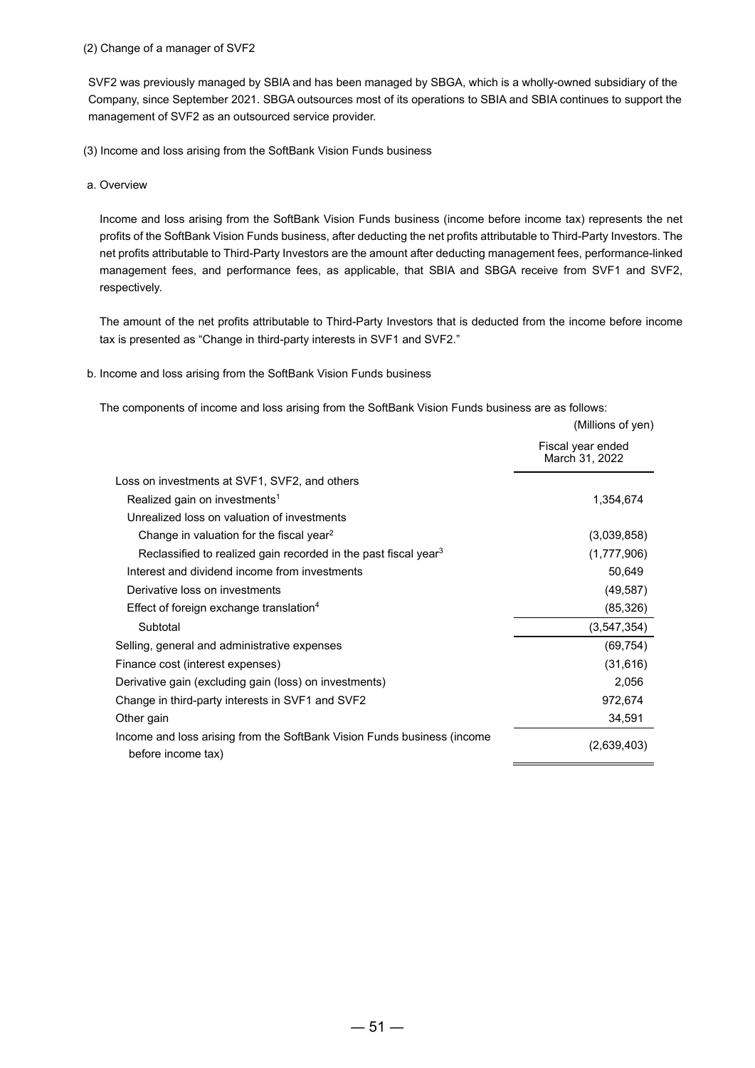(2) Change of a manager of SVF2

SVF2 was previously managed by SBIA and has been managed by SBGA, which is a wholly-owned subsidiary of the Company, since September 2021. SBGA outsources most of its operations to SBIA and SBIA continues to support the management of SVF2 as an outsourced service provider.

(3) Income and loss arising from the SoftBank Vision Funds business

a. Overview

Income and loss arising from the SoftBank Vision Funds business (income before income tax) represents the net profits of the SoftBank Vision Funds business, after deducting the net profits attributable to Third-Party Investors. The net profits attributable to Third-Party Investors are the amount after deducting management fees, performance-linked management fees, and performance fees, as applicable, that SBIA and SBGA receive from SVF1 and SVF2, respectively.

The amount of the net profits attributable to Third-Party Investors that is deducted from the income before income tax is presented as "Change in third-party interests in SVF1 and SVF2."

b. Income and loss arising from the SoftBank Vision Funds business

The components of income and loss arising from the SoftBank Vision Funds business are as follows:

(Millions of yen)

| | Fiscal year ended March 31, 2022 |
|---|---|
| Loss on investments at SVF1, SVF2, and others | |
| Realized gain on investments[1] | 1,354,674 |
| Unrealized loss on valuation of investments | |
| Change in valuation for the fiscal year[2] | (3,039,858) |
| Reclassified to realized gain recorded in the past fiscal year[3] | (1,777,906) |
| Interest and dividend income from investments | 50,649 |
| Derivative loss on investments | (49,587) |
| Effect of foreign exchange translation[4] | (85,326) |
| Subtotal | (3,547,354) |
| Selling, general and administrative expenses | (69,754) |
| Finance cost (interest expenses) | (31,616) |
| Derivative gain (excluding gain (loss) on investments) | 2,056 |
| Change in third-party interests in SVF1 and SVF2 | 972,674 |
| Other gain | 34,591 |
| Income and loss arising from the SoftBank Vision Funds business (income before income tax) | (2,639,403) |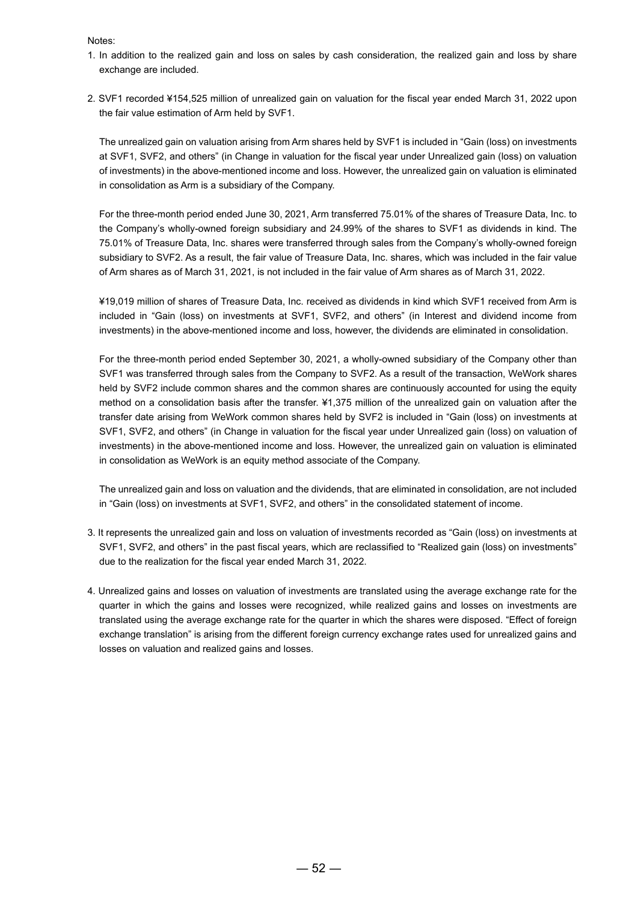Notes:

1. In addition to the realized gain and loss on sales by cash consideration, the realized gain and loss by share exchange are included.

2. SVF1 recorded ¥154,525 million of unrealized gain on valuation for the fiscal year ended March 31, 2022 upon the fair value estimation of Arm held by SVF1.

   The unrealized gain on valuation arising from Arm shares held by SVF1 is included in "Gain (loss) on investments at SVF1, SVF2, and others" (in Change in valuation for the fiscal year under Unrealized gain (loss) on valuation of investments) in the above-mentioned income and loss. However, the unrealized gain on valuation is eliminated in consolidation as Arm is a subsidiary of the Company.

   For the three-month period ended June 30, 2021, Arm transferred 75.01% of the shares of Treasure Data, Inc. to the Company's wholly-owned foreign subsidiary and 24.99% of the shares to SVF1 as dividends in kind. The 75.01% of Treasure Data, Inc. shares were transferred through sales from the Company's wholly-owned foreign subsidiary to SVF2. As a result, the fair value of Treasure Data, Inc. shares, which was included in the fair value of Arm shares as of March 31, 2021, is not included in the fair value of Arm shares as of March 31, 2022.

   ¥19,019 million of shares of Treasure Data, Inc. received as dividends in kind which SVF1 received from Arm is included in "Gain (loss) on investments at SVF1, SVF2, and others" (in Interest and dividend income from investments) in the above-mentioned income and loss, however, the dividends are eliminated in consolidation.

   For the three-month period ended September 30, 2021, a wholly-owned subsidiary of the Company other than SVF1 was transferred through sales from the Company to SVF2. As a result of the transaction, WeWork shares held by SVF2 include common shares and the common shares are continuously accounted for using the equity method on a consolidation basis after the transfer. ¥1,375 million of the unrealized gain on valuation after the transfer date arising from WeWork common shares held by SVF2 is included in "Gain (loss) on investments at SVF1, SVF2, and others" (in Change in valuation for the fiscal year under Unrealized gain (loss) on valuation of investments) in the above-mentioned income and loss. However, the unrealized gain on valuation is eliminated in consolidation as WeWork is an equity method associate of the Company.

   The unrealized gain and loss on valuation and the dividends, that are eliminated in consolidation, are not included in "Gain (loss) on investments at SVF1, SVF2, and others" in the consolidated statement of income.

3. It represents the unrealized gain and loss on valuation of investments recorded as "Gain (loss) on investments at SVF1, SVF2, and others" in the past fiscal years, which are reclassified to "Realized gain (loss) on investments" due to the realization for the fiscal year ended March 31, 2022.

4. Unrealized gains and losses on valuation of investments are translated using the average exchange rate for the quarter in which the gains and losses were recognized, while realized gains and losses on investments are translated using the average exchange rate for the quarter in which the shares were disposed. "Effect of foreign exchange translation" is arising from the different foreign currency exchange rates used for unrealized gains and losses on valuation and realized gains and losses.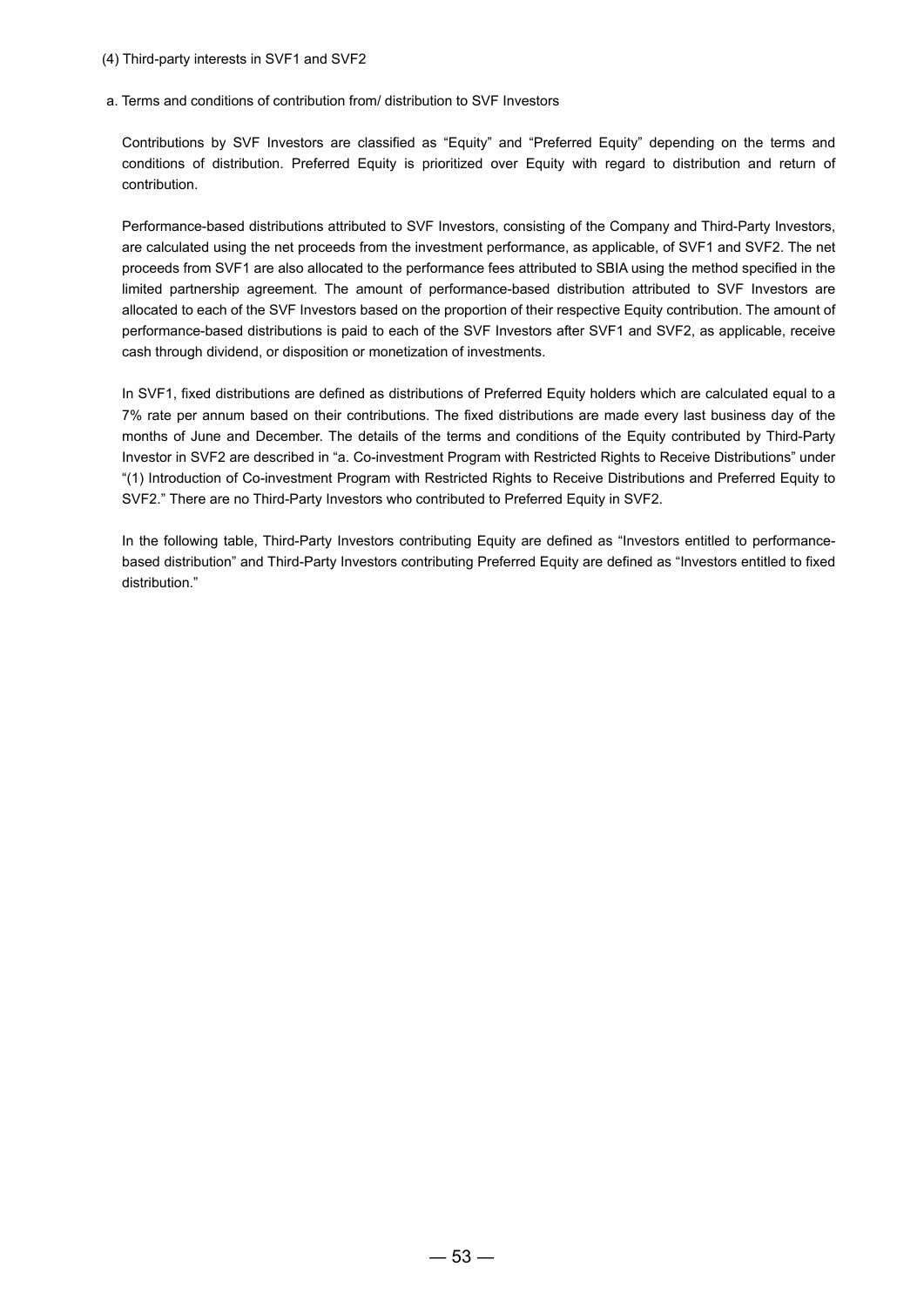#### (4) Third-party interests in SVF1 and SVF2

##### a. Terms and conditions of contribution from/ distribution to SVF Investors

Contributions by SVF Investors are classified as "Equity" and "Preferred Equity" depending on the terms and conditions of distribution. Preferred Equity is prioritized over Equity with regard to distribution and return of contribution.

Performance-based distributions attributed to SVF Investors, consisting of the Company and Third-Party Investors, are calculated using the net proceeds from the investment performance, as applicable, of SVF1 and SVF2. The net proceeds from SVF1 are also allocated to the performance fees attributed to SBIA using the method specified in the limited partnership agreement. The amount of performance-based distribution attributed to SVF Investors are allocated to each of the SVF Investors based on the proportion of their respective Equity contribution. The amount of performance-based distributions is paid to each of the SVF Investors after SVF1 and SVF2, as applicable, receive cash through dividend, or disposition or monetization of investments.

In SVF1, fixed distributions are defined as distributions of Preferred Equity holders which are calculated equal to a 7% rate per annum based on their contributions. The fixed distributions are made every last business day of the months of June and December. The details of the terms and conditions of the Equity contributed by Third-Party Investor in SVF2 are described in "a. Co-investment Program with Restricted Rights to Receive Distributions" under "(1) Introduction of Co-investment Program with Restricted Rights to Receive Distributions and Preferred Equity to SVF2." There are no Third-Party Investors who contributed to Preferred Equity in SVF2.

In the following table, Third-Party Investors contributing Equity are defined as "Investors entitled to performance-based distribution" and Third-Party Investors contributing Preferred Equity are defined as "Investors entitled to fixed distribution."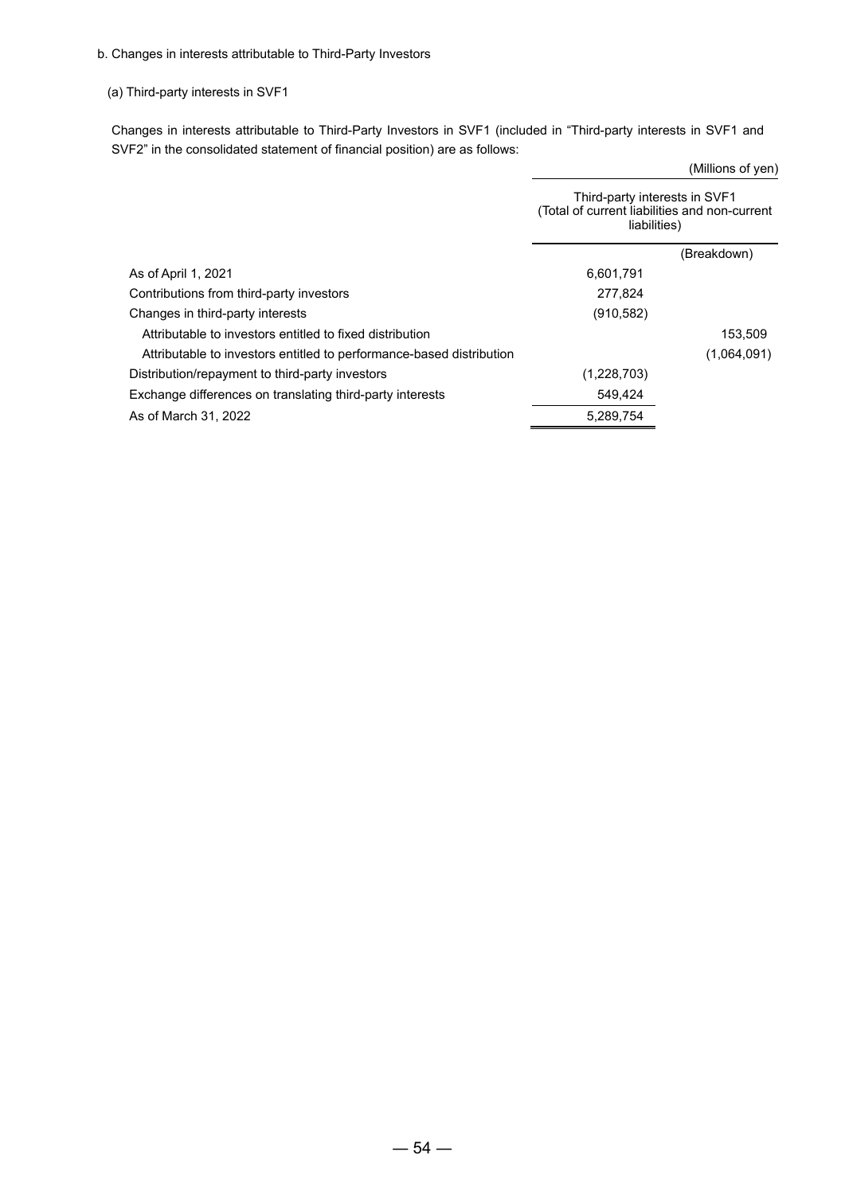b. Changes in interests attributable to Third-Party Investors

(a) Third-party interests in SVF1

Changes in interests attributable to Third-Party Investors in SVF1 (included in "Third-party interests in SVF1 and SVF2" in the consolidated statement of financial position) are as follows:

(Millions of yen)

| | Third-party interests in SVF1 (Total of current liabilities and non-current liabilities) | |
|---|---|---|
| | | (Breakdown) |
| As of April 1, 2021 | 6,601,791 | |
| Contributions from third-party investors | 277,824 | |
| Changes in third-party interests | (910,582) | |
| Attributable to investors entitled to fixed distribution | | 153,509 |
| Attributable to investors entitled to performance-based distribution | | (1,064,091) |
| Distribution/repayment to third-party investors | (1,228,703) | |
| Exchange differences on translating third-party interests | 549,424 | |
| As of March 31, 2022 | 5,289,754 | |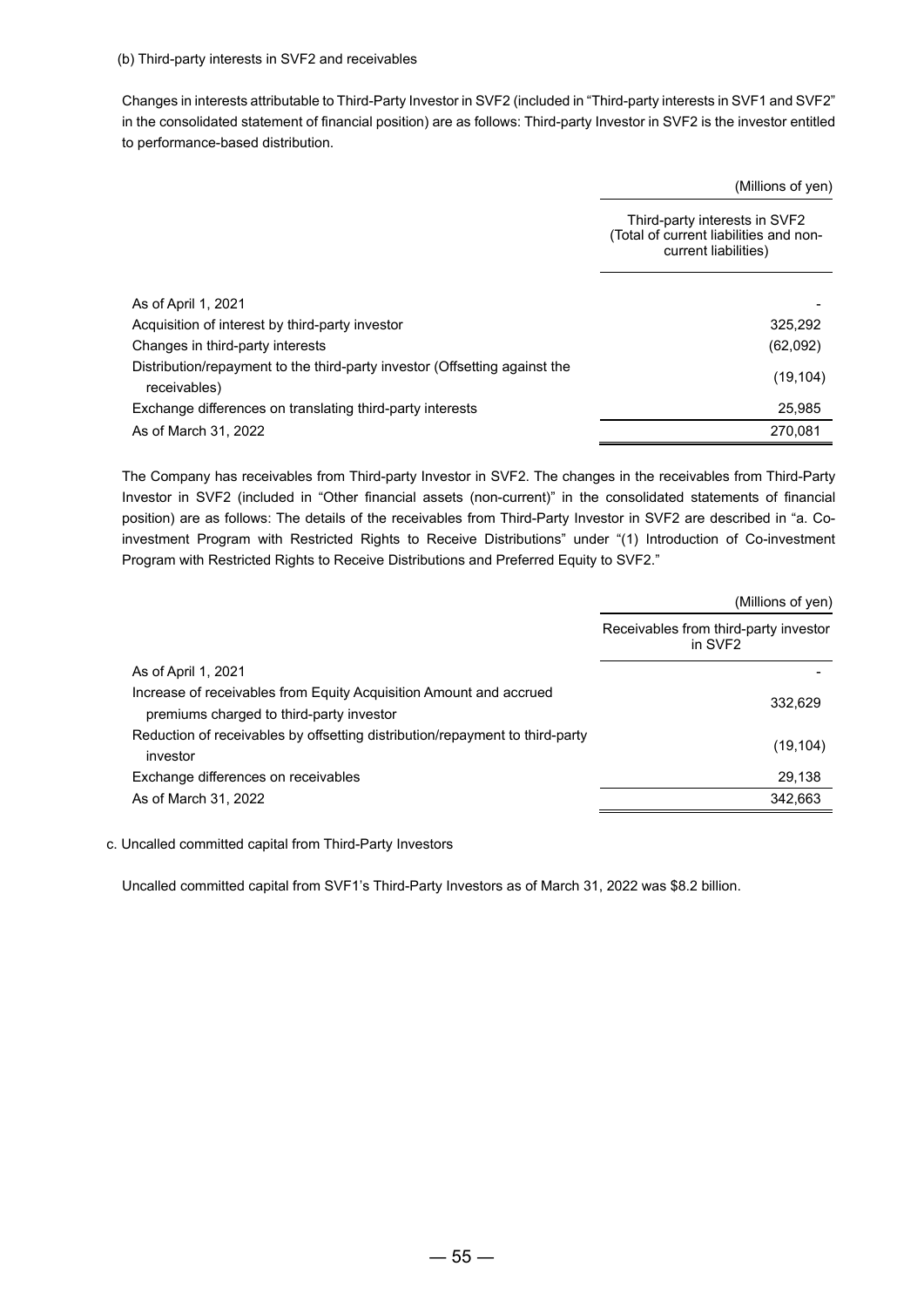(b) Third-party interests in SVF2 and receivables

Changes in interests attributable to Third-Party Investor in SVF2 (included in "Third-party interests in SVF1 and SVF2" in the consolidated statement of financial position) are as follows: Third-party Investor in SVF2 is the investor entitled to performance-based distribution.

| | (Millions of yen) |
|---|---|
| | Third-party interests in SVF2 (Total of current liabilities and non-current liabilities) |
| As of April 1, 2021 | - |
| Acquisition of interest by third-party investor | 325,292 |
| Changes in third-party interests | (62,092) |
| Distribution/repayment to the third-party investor (Offsetting against the receivables) | (19,104) |
| Exchange differences on translating third-party interests | 25,985 |
| As of March 31, 2022 | 270,081 |

The Company has receivables from Third-party Investor in SVF2. The changes in the receivables from Third-Party Investor in SVF2 (included in "Other financial assets (non-current)" in the consolidated statements of financial position) are as follows: The details of the receivables from Third-Party Investor in SVF2 are described in "a. Co-investment Program with Restricted Rights to Receive Distributions" under "(1) Introduction of Co-investment Program with Restricted Rights to Receive Distributions and Preferred Equity to SVF2."

| | (Millions of yen) |
|---|---|
| | Receivables from third-party investor in SVF2 |
| As of April 1, 2021 | - |
| Increase of receivables from Equity Acquisition Amount and accrued premiums charged to third-party investor | 332,629 |
| Reduction of receivables by offsetting distribution/repayment to third-party investor | (19,104) |
| Exchange differences on receivables | 29,138 |
| As of March 31, 2022 | 342,663 |

c. Uncalled committed capital from Third-Party Investors

Uncalled committed capital from SVF1's Third-Party Investors as of March 31, 2022 was $8.2 billion.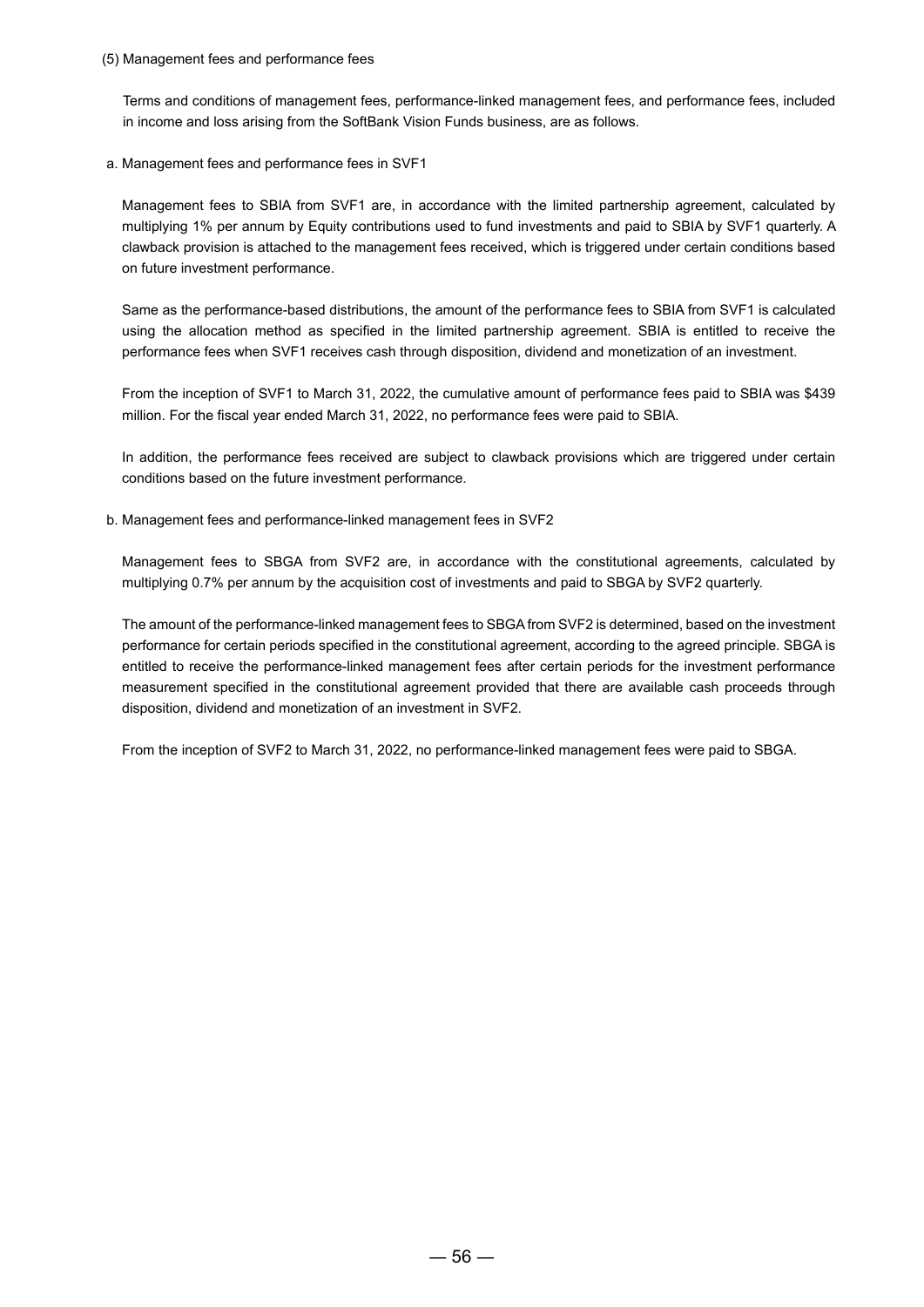### (5) Management fees and performance fees

Terms and conditions of management fees, performance-linked management fees, and performance fees, included in income and loss arising from the SoftBank Vision Funds business, are as follows.

#### a. Management fees and performance fees in SVF1

Management fees to SBIA from SVF1 are, in accordance with the limited partnership agreement, calculated by multiplying 1% per annum by Equity contributions used to fund investments and paid to SBIA by SVF1 quarterly. A clawback provision is attached to the management fees received, which is triggered under certain conditions based on future investment performance.

Same as the performance-based distributions, the amount of the performance fees to SBIA from SVF1 is calculated using the allocation method as specified in the limited partnership agreement. SBIA is entitled to receive the performance fees when SVF1 receives cash through disposition, dividend and monetization of an investment.

From the inception of SVF1 to March 31, 2022, the cumulative amount of performance fees paid to SBIA was $439 million. For the fiscal year ended March 31, 2022, no performance fees were paid to SBIA.

In addition, the performance fees received are subject to clawback provisions which are triggered under certain conditions based on the future investment performance.

#### b. Management fees and performance-linked management fees in SVF2

Management fees to SBGA from SVF2 are, in accordance with the constitutional agreements, calculated by multiplying 0.7% per annum by the acquisition cost of investments and paid to SBGA by SVF2 quarterly.

The amount of the performance-linked management fees to SBGA from SVF2 is determined, based on the investment performance for certain periods specified in the constitutional agreement, according to the agreed principle. SBGA is entitled to receive the performance-linked management fees after certain periods for the investment performance measurement specified in the constitutional agreement provided that there are available cash proceeds through disposition, dividend and monetization of an investment in SVF2.

From the inception of SVF2 to March 31, 2022, no performance-linked management fees were paid to SBGA.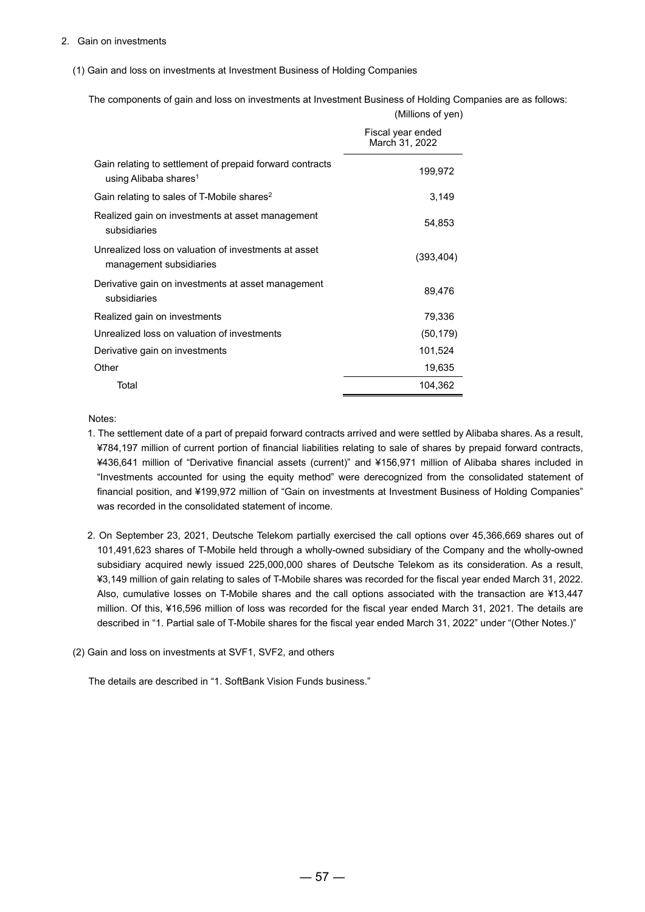2. Gain on investments

(1) Gain and loss on investments at Investment Business of Holding Companies

The components of gain and loss on investments at Investment Business of Holding Companies are as follows:

(Millions of yen)

| | Fiscal year ended March 31, 2022 |
|---|---|
| Gain relating to settlement of prepaid forward contracts using Alibaba shares[1] | 199,972 |
| Gain relating to sales of T-Mobile shares[2] | 3,149 |
| Realized gain on investments at asset management subsidiaries | 54,853 |
| Unrealized loss on valuation of investments at asset management subsidiaries | (393,404) |
| Derivative gain on investments at asset management subsidiaries | 89,476 |
| Realized gain on investments | 79,336 |
| Unrealized loss on valuation of investments | (50,179) |
| Derivative gain on investments | 101,524 |
| Other | 19,635 |
| Total | 104,362 |

Notes:

1. The settlement date of a part of prepaid forward contracts arrived and were settled by Alibaba shares. As a result, ¥784,197 million of current portion of financial liabilities relating to sale of shares by prepaid forward contracts, ¥436,641 million of "Derivative financial assets (current)" and ¥156,971 million of Alibaba shares included in "Investments accounted for using the equity method" were derecognized from the consolidated statement of financial position, and ¥199,972 million of "Gain on investments at Investment Business of Holding Companies" was recorded in the consolidated statement of income.

2. On September 23, 2021, Deutsche Telekom partially exercised the call options over 45,366,669 shares out of 101,491,623 shares of T-Mobile held through a wholly-owned subsidiary of the Company and the wholly-owned subsidiary acquired newly issued 225,000,000 shares of Deutsche Telekom as its consideration. As a result, ¥3,149 million of gain relating to sales of T-Mobile shares was recorded for the fiscal year ended March 31, 2022. Also, cumulative losses on T-Mobile shares and the call options associated with the transaction are ¥13,447 million. Of this, ¥16,596 million of loss was recorded for the fiscal year ended March 31, 2021. The details are described in "1. Partial sale of T-Mobile shares for the fiscal year ended March 31, 2022" under "(Other Notes.)"

(2) Gain and loss on investments at SVF1, SVF2, and others

The details are described in "1. SoftBank Vision Funds business."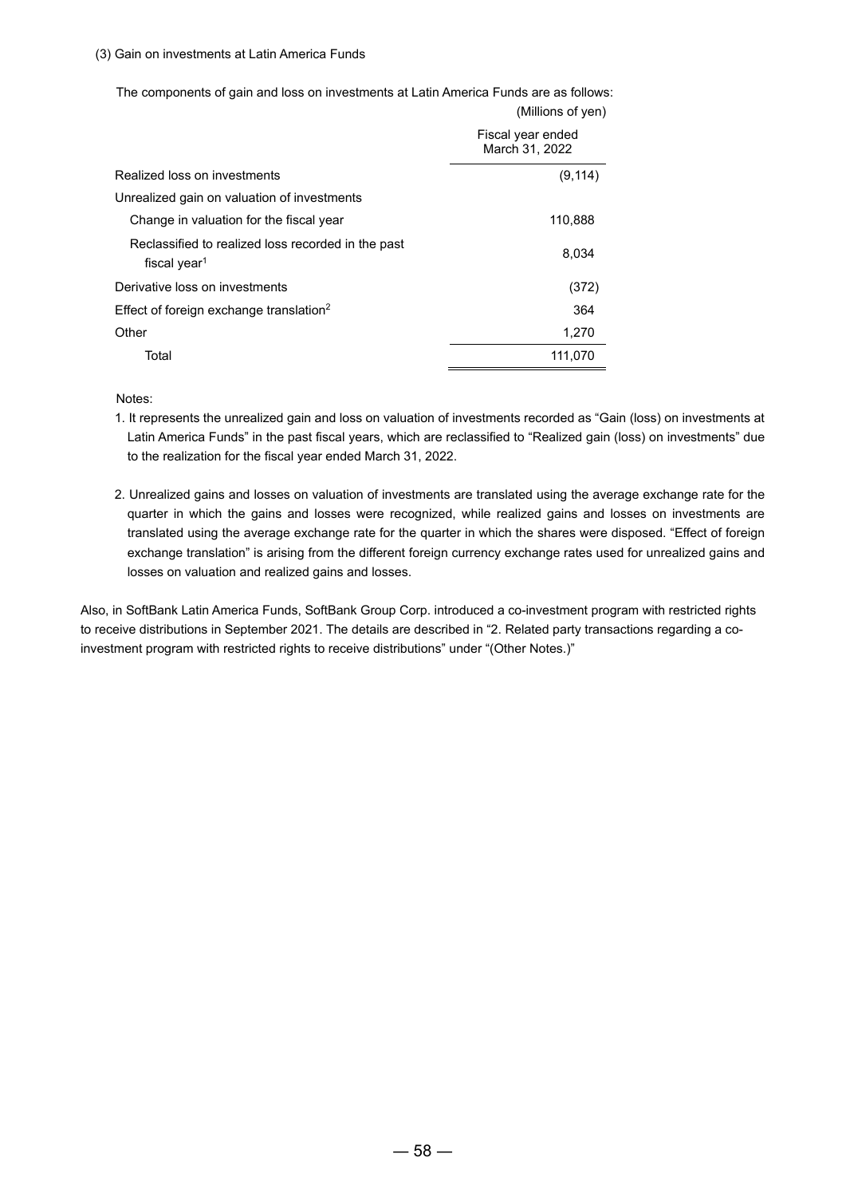(3) Gain on investments at Latin America Funds

The components of gain and loss on investments at Latin America Funds are as follows:

(Millions of yen)

| | Fiscal year ended March 31, 2022 |
|---|---|
| Realized loss on investments | (9,114) |
| Unrealized gain on valuation of investments | |
| Change in valuation for the fiscal year | 110,888 |
| Reclassified to realized loss recorded in the past fiscal year[1] | 8,034 |
| Derivative loss on investments | (372) |
| Effect of foreign exchange translation[2] | 364 |
| Other | 1,270 |
| Total | 111,070 |

Notes:

1. It represents the unrealized gain and loss on valuation of investments recorded as "Gain (loss) on investments at Latin America Funds" in the past fiscal years, which are reclassified to "Realized gain (loss) on investments" due to the realization for the fiscal year ended March 31, 2022.

2. Unrealized gains and losses on valuation of investments are translated using the average exchange rate for the quarter in which the gains and losses were recognized, while realized gains and losses on investments are translated using the average exchange rate for the quarter in which the shares were disposed. "Effect of foreign exchange translation" is arising from the different foreign currency exchange rates used for unrealized gains and losses on valuation and realized gains and losses.

Also, in SoftBank Latin America Funds, SoftBank Group Corp. introduced a co-investment program with restricted rights to receive distributions in September 2021. The details are described in "2. Related party transactions regarding a co-investment program with restricted rights to receive distributions" under "(Other Notes.)"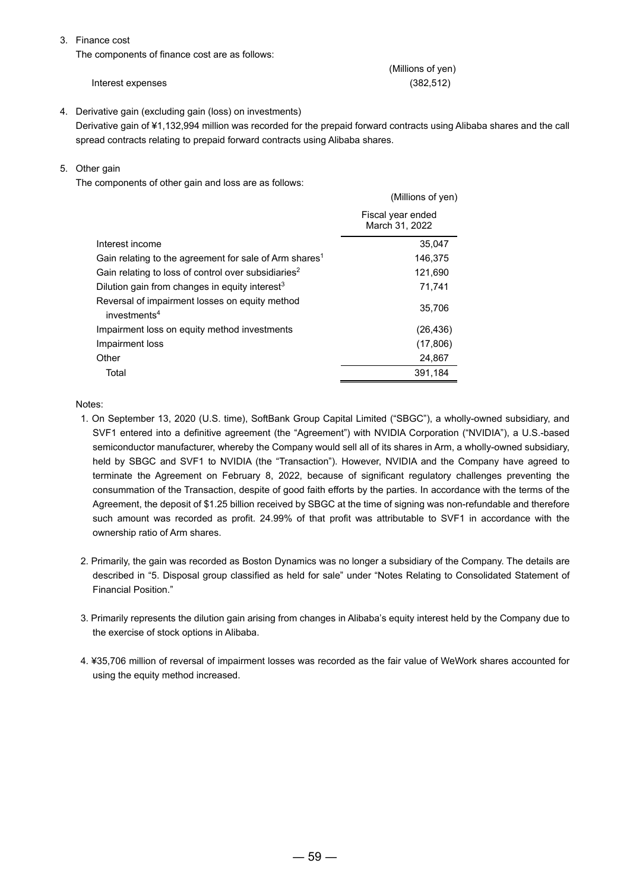3. Finance cost

The components of finance cost are as follows:

| | (Millions of yen) |
|---|---|
| Interest expenses | (382,512) |

4. Derivative gain (excluding gain (loss) on investments)

Derivative gain of ¥1,132,994 million was recorded for the prepaid forward contracts using Alibaba shares and the call spread contracts relating to prepaid forward contracts using Alibaba shares.

5. Other gain

The components of other gain and loss are as follows:

| | (Millions of yen) |
|---|---|
| | Fiscal year ended March 31, 2022 |
| Interest income | 35,047 |
| Gain relating to the agreement for sale of Arm shares[1] | 146,375 |
| Gain relating to loss of control over subsidiaries[2] | 121,690 |
| Dilution gain from changes in equity interest[3] | 71,741 |
| Reversal of impairment losses on equity method investments[4] | 35,706 |
| Impairment loss on equity method investments | (26,436) |
| Impairment loss | (17,806) |
| Other | 24,867 |
| Total | 391,184 |

Notes:

1. On September 13, 2020 (U.S. time), SoftBank Group Capital Limited ("SBGC"), a wholly-owned subsidiary, and SVF1 entered into a definitive agreement (the "Agreement") with NVIDIA Corporation ("NVIDIA"), a U.S.-based semiconductor manufacturer, whereby the Company would sell all of its shares in Arm, a wholly-owned subsidiary, held by SBGC and SVF1 to NVIDIA (the "Transaction"). However, NVIDIA and the Company have agreed to terminate the Agreement on February 8, 2022, because of significant regulatory challenges preventing the consummation of the Transaction, despite of good faith efforts by the parties. In accordance with the terms of the Agreement, the deposit of $1.25 billion received by SBGC at the time of signing was non-refundable and therefore such amount was recorded as profit. 24.99% of that profit was attributable to SVF1 in accordance with the ownership ratio of Arm shares.

2. Primarily, the gain was recorded as Boston Dynamics was no longer a subsidiary of the Company. The details are described in "5. Disposal group classified as held for sale" under "Notes Relating to Consolidated Statement of Financial Position."

3. Primarily represents the dilution gain arising from changes in Alibaba's equity interest held by the Company due to the exercise of stock options in Alibaba.

4. ¥35,706 million of reversal of impairment losses was recorded as the fair value of WeWork shares accounted for using the equity method increased.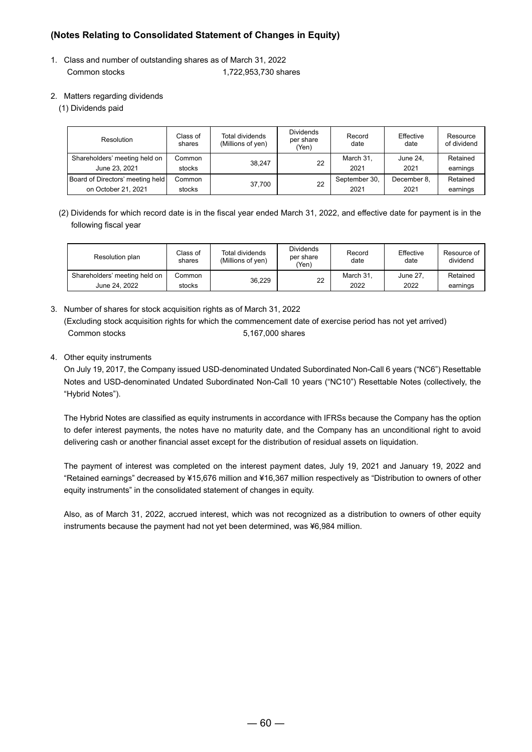## (Notes Relating to Consolidated Statement of Changes in Equity)

1. Class and number of outstanding shares as of March 31, 2022

   Common stocks 1,722,953,730 shares

2. Matters regarding dividends

   (1) Dividends paid

| Resolution | Class of shares | Total dividends (Millions of yen) | Dividends per share (Yen) | Record date | Effective date | Resource of dividend |
|---|---|---|---|---|---|---|
| Shareholders' meeting held on June 23, 2021 | Common stocks | 38,247 | 22 | March 31, 2021 | June 24, 2021 | Retained earnings |
| Board of Directors' meeting held on October 21, 2021 | Common stocks | 37,700 | 22 | September 30, 2021 | December 8, 2021 | Retained earnings |

   (2) Dividends for which record date is in the fiscal year ended March 31, 2022, and effective date for payment is in the following fiscal year

| Resolution plan | Class of shares | Total dividends (Millions of yen) | Dividends per share (Yen) | Record date | Effective date | Resource of dividend |
|---|---|---|---|---|---|---|
| Shareholders' meeting held on June 24, 2022 | Common stocks | 36,229 | 22 | March 31, 2022 | June 27, 2022 | Retained earnings |

3. Number of shares for stock acquisition rights as of March 31, 2022

   (Excluding stock acquisition rights for which the commencement date of exercise period has not yet arrived)

   Common stocks 5,167,000 shares

4. Other equity instruments

   On July 19, 2017, the Company issued USD-denominated Undated Subordinated Non-Call 6 years ("NC6") Resettable Notes and USD-denominated Undated Subordinated Non-Call 10 years ("NC10") Resettable Notes (collectively, the "Hybrid Notes").

   The Hybrid Notes are classified as equity instruments in accordance with IFRSs because the Company has the option to defer interest payments, the notes have no maturity date, and the Company has an unconditional right to avoid delivering cash or another financial asset except for the distribution of residual assets on liquidation.

   The payment of interest was completed on the interest payment dates, July 19, 2021 and January 19, 2022 and "Retained earnings" decreased by ¥15,676 million and ¥16,367 million respectively as "Distribution to owners of other equity instruments" in the consolidated statement of changes in equity.

   Also, as of March 31, 2022, accrued interest, which was not recognized as a distribution to owners of other equity instruments because the payment had not yet been determined, was ¥6,984 million.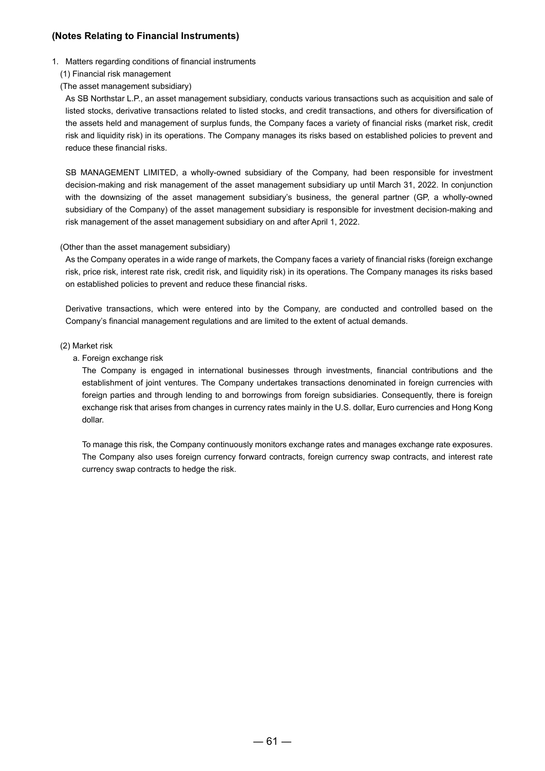## (Notes Relating to Financial Instruments)

1. Matters regarding conditions of financial instruments

(1) Financial risk management

(The asset management subsidiary)

As SB Northstar L.P., an asset management subsidiary, conducts various transactions such as acquisition and sale of listed stocks, derivative transactions related to listed stocks, and credit transactions, and others for diversification of the assets held and management of surplus funds, the Company faces a variety of financial risks (market risk, credit risk and liquidity risk) in its operations. The Company manages its risks based on established policies to prevent and reduce these financial risks.

SB MANAGEMENT LIMITED, a wholly-owned subsidiary of the Company, had been responsible for investment decision-making and risk management of the asset management subsidiary up until March 31, 2022. In conjunction with the downsizing of the asset management subsidiary's business, the general partner (GP, a wholly-owned subsidiary of the Company) of the asset management subsidiary is responsible for investment decision-making and risk management of the asset management subsidiary on and after April 1, 2022.

(Other than the asset management subsidiary)

As the Company operates in a wide range of markets, the Company faces a variety of financial risks (foreign exchange risk, price risk, interest rate risk, credit risk, and liquidity risk) in its operations. The Company manages its risks based on established policies to prevent and reduce these financial risks.

Derivative transactions, which were entered into by the Company, are conducted and controlled based on the Company's financial management regulations and are limited to the extent of actual demands.

(2) Market risk

a. Foreign exchange risk

The Company is engaged in international businesses through investments, financial contributions and the establishment of joint ventures. The Company undertakes transactions denominated in foreign currencies with foreign parties and through lending to and borrowings from foreign subsidiaries. Consequently, there is foreign exchange risk that arises from changes in currency rates mainly in the U.S. dollar, Euro currencies and Hong Kong dollar.

To manage this risk, the Company continuously monitors exchange rates and manages exchange rate exposures. The Company also uses foreign currency forward contracts, foreign currency swap contracts, and interest rate currency swap contracts to hedge the risk.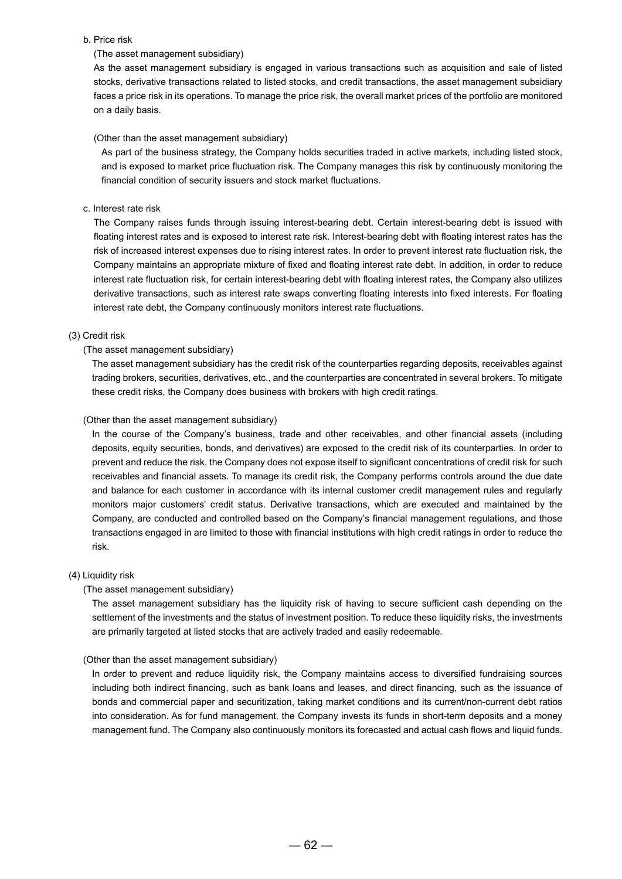b. Price risk

(The asset management subsidiary)

As the asset management subsidiary is engaged in various transactions such as acquisition and sale of listed stocks, derivative transactions related to listed stocks, and credit transactions, the asset management subsidiary faces a price risk in its operations. To manage the price risk, the overall market prices of the portfolio are monitored on a daily basis.

(Other than the asset management subsidiary)

As part of the business strategy, the Company holds securities traded in active markets, including listed stock, and is exposed to market price fluctuation risk. The Company manages this risk by continuously monitoring the financial condition of security issuers and stock market fluctuations.

c. Interest rate risk

The Company raises funds through issuing interest-bearing debt. Certain interest-bearing debt is issued with floating interest rates and is exposed to interest rate risk. Interest-bearing debt with floating interest rates has the risk of increased interest expenses due to rising interest rates. In order to prevent interest rate fluctuation risk, the Company maintains an appropriate mixture of fixed and floating interest rate debt. In addition, in order to reduce interest rate fluctuation risk, for certain interest-bearing debt with floating interest rates, the Company also utilizes derivative transactions, such as interest rate swaps converting floating interests into fixed interests. For floating interest rate debt, the Company continuously monitors interest rate fluctuations.

(3) Credit risk

(The asset management subsidiary)

The asset management subsidiary has the credit risk of the counterparties regarding deposits, receivables against trading brokers, securities, derivatives, etc., and the counterparties are concentrated in several brokers. To mitigate these credit risks, the Company does business with brokers with high credit ratings.

(Other than the asset management subsidiary)

In the course of the Company's business, trade and other receivables, and other financial assets (including deposits, equity securities, bonds, and derivatives) are exposed to the credit risk of its counterparties. In order to prevent and reduce the risk, the Company does not expose itself to significant concentrations of credit risk for such receivables and financial assets. To manage its credit risk, the Company performs controls around the due date and balance for each customer in accordance with its internal customer credit management rules and regularly monitors major customers' credit status. Derivative transactions, which are executed and maintained by the Company, are conducted and controlled based on the Company's financial management regulations, and those transactions engaged in are limited to those with financial institutions with high credit ratings in order to reduce the risk.

(4) Liquidity risk

(The asset management subsidiary)

The asset management subsidiary has the liquidity risk of having to secure sufficient cash depending on the settlement of the investments and the status of investment position. To reduce these liquidity risks, the investments are primarily targeted at listed stocks that are actively traded and easily redeemable.

(Other than the asset management subsidiary)

In order to prevent and reduce liquidity risk, the Company maintains access to diversified fundraising sources including both indirect financing, such as bank loans and leases, and direct financing, such as the issuance of bonds and commercial paper and securitization, taking market conditions and its current/non-current debt ratios into consideration. As for fund management, the Company invests its funds in short-term deposits and a money management fund. The Company also continuously monitors its forecasted and actual cash flows and liquid funds.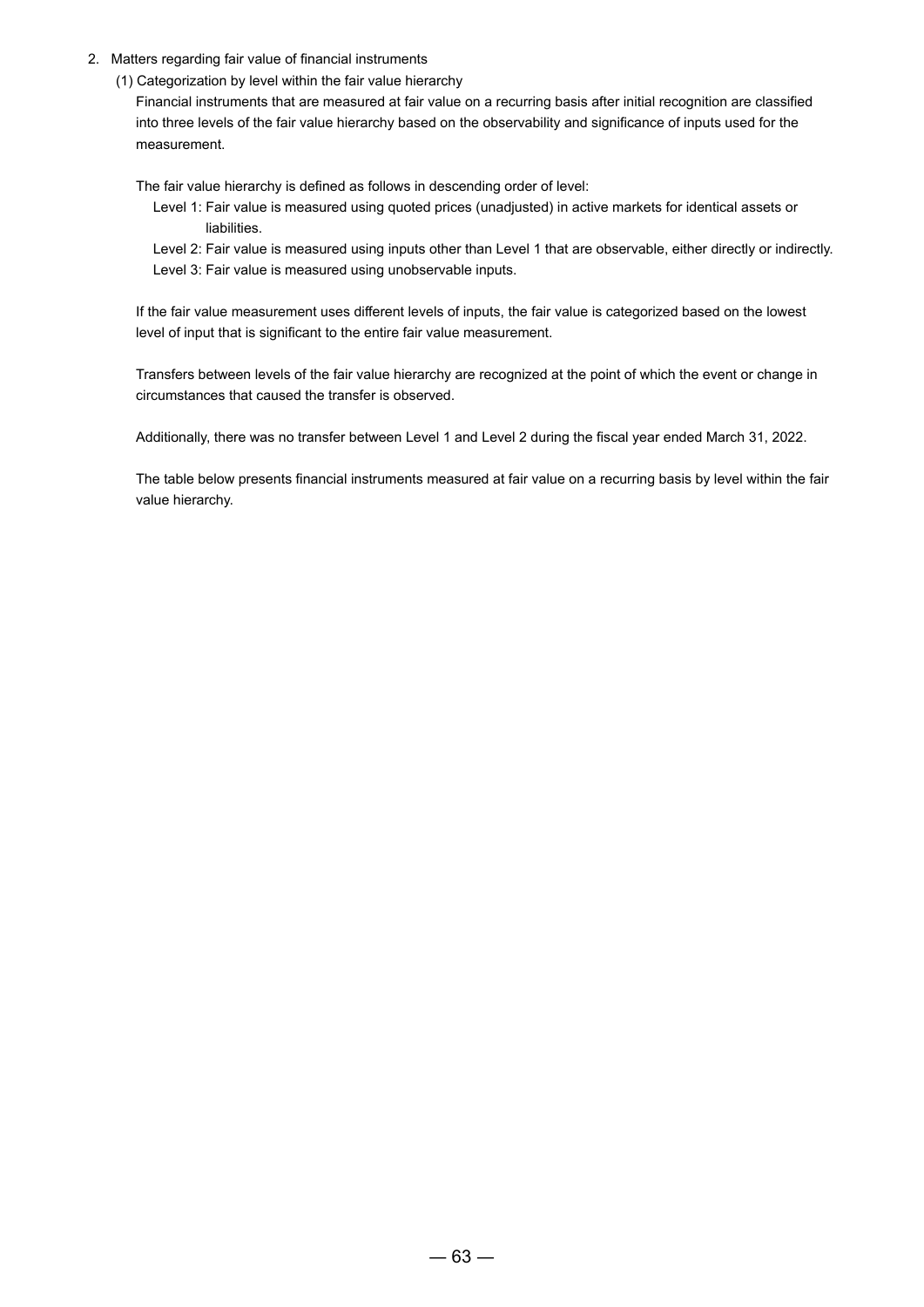2. Matters regarding fair value of financial instruments

(1) Categorization by level within the fair value hierarchy

Financial instruments that are measured at fair value on a recurring basis after initial recognition are classified into three levels of the fair value hierarchy based on the observability and significance of inputs used for the measurement.

The fair value hierarchy is defined as follows in descending order of level:

Level 1: Fair value is measured using quoted prices (unadjusted) in active markets for identical assets or liabilities.

Level 2: Fair value is measured using inputs other than Level 1 that are observable, either directly or indirectly.

Level 3: Fair value is measured using unobservable inputs.

If the fair value measurement uses different levels of inputs, the fair value is categorized based on the lowest level of input that is significant to the entire fair value measurement.

Transfers between levels of the fair value hierarchy are recognized at the point of which the event or change in circumstances that caused the transfer is observed.

Additionally, there was no transfer between Level 1 and Level 2 during the fiscal year ended March 31, 2022.

The table below presents financial instruments measured at fair value on a recurring basis by level within the fair value hierarchy.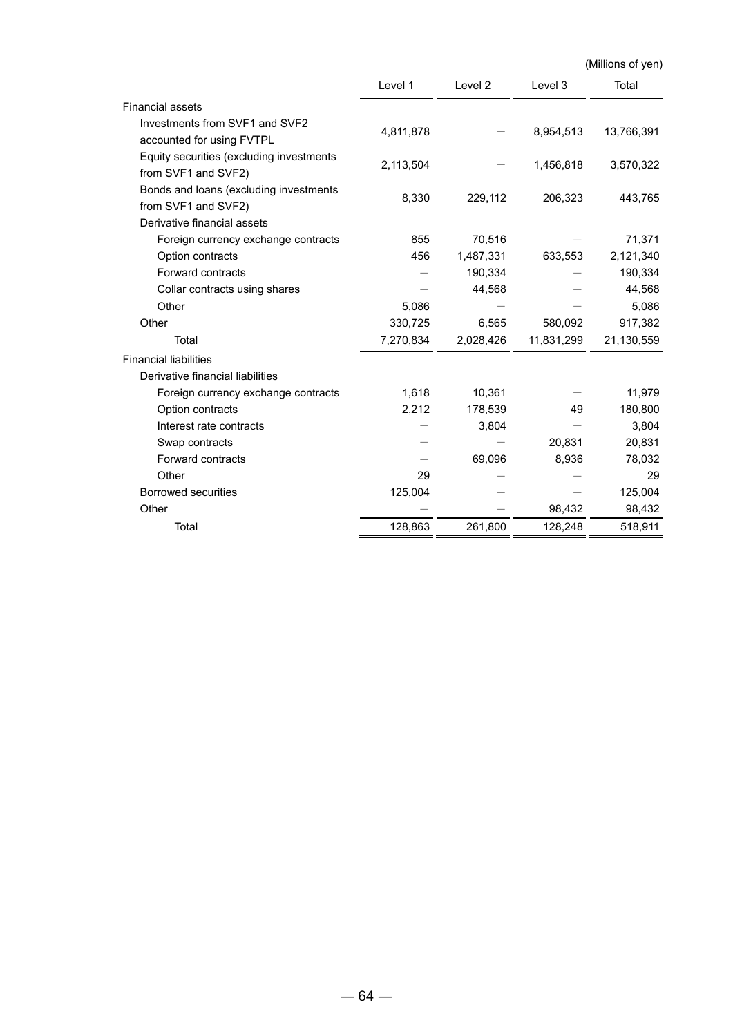(Millions of yen)

| | Level 1 | Level 2 | Level 3 | Total |
|---|---|---|---|---|
| Financial assets | | | | |
| Investments from SVF1 and SVF2 accounted for using FVTPL | 4,811,878 | ― | 8,954,513 | 13,766,391 |
| Equity securities (excluding investments from SVF1 and SVF2) | 2,113,504 | ― | 1,456,818 | 3,570,322 |
| Bonds and loans (excluding investments from SVF1 and SVF2) | 8,330 | 229,112 | 206,323 | 443,765 |
| Derivative financial assets | | | | |
| Foreign currency exchange contracts | 855 | 70,516 | ― | 71,371 |
| Option contracts | 456 | 1,487,331 | 633,553 | 2,121,340 |
| Forward contracts | ― | 190,334 | ― | 190,334 |
| Collar contracts using shares | ― | 44,568 | ― | 44,568 |
| Other | 5,086 | ― | ― | 5,086 |
| Other | 330,725 | 6,565 | 580,092 | 917,382 |
| Total | 7,270,834 | 2,028,426 | 11,831,299 | 21,130,559 |
| Financial liabilities | | | | |
| Derivative financial liabilities | | | | |
| Foreign currency exchange contracts | 1,618 | 10,361 | ― | 11,979 |
| Option contracts | 2,212 | 178,539 | 49 | 180,800 |
| Interest rate contracts | ― | 3,804 | ― | 3,804 |
| Swap contracts | ― | ― | 20,831 | 20,831 |
| Forward contracts | ― | 69,096 | 8,936 | 78,032 |
| Other | 29 | ― | ― | 29 |
| Borrowed securities | 125,004 | ― | ― | 125,004 |
| Other | ― | ― | 98,432 | 98,432 |
| Total | 128,863 | 261,800 | 128,248 | 518,911 |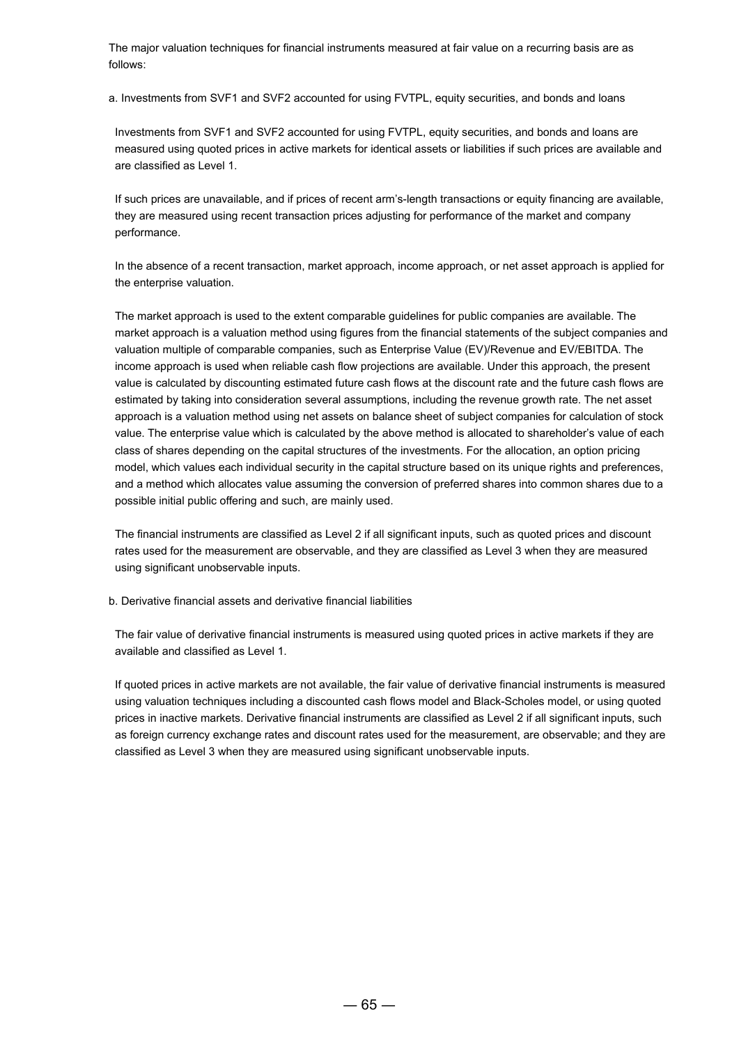The major valuation techniques for financial instruments measured at fair value on a recurring basis are as follows:

a. Investments from SVF1 and SVF2 accounted for using FVTPL, equity securities, and bonds and loans

Investments from SVF1 and SVF2 accounted for using FVTPL, equity securities, and bonds and loans are measured using quoted prices in active markets for identical assets or liabilities if such prices are available and are classified as Level 1.

If such prices are unavailable, and if prices of recent arm's-length transactions or equity financing are available, they are measured using recent transaction prices adjusting for performance of the market and company performance.

In the absence of a recent transaction, market approach, income approach, or net asset approach is applied for the enterprise valuation.

The market approach is used to the extent comparable guidelines for public companies are available. The market approach is a valuation method using figures from the financial statements of the subject companies and valuation multiple of comparable companies, such as Enterprise Value (EV)/Revenue and EV/EBITDA. The income approach is used when reliable cash flow projections are available. Under this approach, the present value is calculated by discounting estimated future cash flows at the discount rate and the future cash flows are estimated by taking into consideration several assumptions, including the revenue growth rate. The net asset approach is a valuation method using net assets on balance sheet of subject companies for calculation of stock value. The enterprise value which is calculated by the above method is allocated to shareholder's value of each class of shares depending on the capital structures of the investments. For the allocation, an option pricing model, which values each individual security in the capital structure based on its unique rights and preferences, and a method which allocates value assuming the conversion of preferred shares into common shares due to a possible initial public offering and such, are mainly used.

The financial instruments are classified as Level 2 if all significant inputs, such as quoted prices and discount rates used for the measurement are observable, and they are classified as Level 3 when they are measured using significant unobservable inputs.

b. Derivative financial assets and derivative financial liabilities

The fair value of derivative financial instruments is measured using quoted prices in active markets if they are available and classified as Level 1.

If quoted prices in active markets are not available, the fair value of derivative financial instruments is measured using valuation techniques including a discounted cash flows model and Black-Scholes model, or using quoted prices in inactive markets. Derivative financial instruments are classified as Level 2 if all significant inputs, such as foreign currency exchange rates and discount rates used for the measurement, are observable; and they are classified as Level 3 when they are measured using significant unobservable inputs.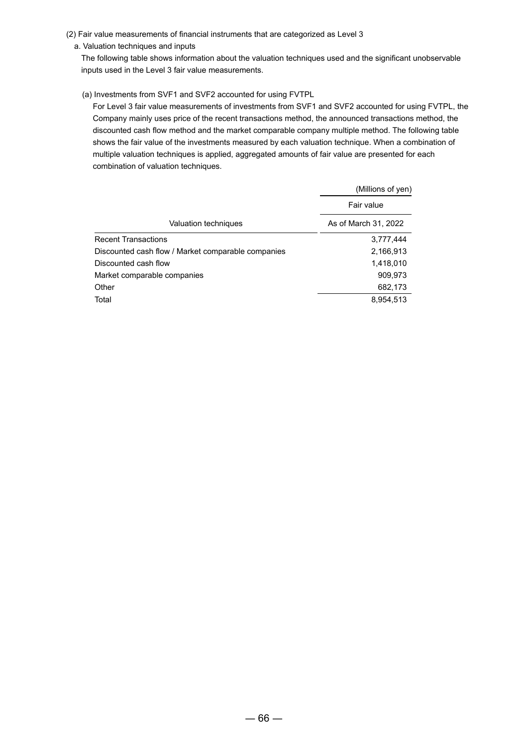(2) Fair value measurements of financial instruments that are categorized as Level 3

a. Valuation techniques and inputs

The following table shows information about the valuation techniques used and the significant unobservable inputs used in the Level 3 fair value measurements.

(a) Investments from SVF1 and SVF2 accounted for using FVTPL

For Level 3 fair value measurements of investments from SVF1 and SVF2 accounted for using FVTPL, the Company mainly uses price of the recent transactions method, the announced transactions method, the discounted cash flow method and the market comparable company multiple method. The following table shows the fair value of the investments measured by each valuation technique. When a combination of multiple valuation techniques is applied, aggregated amounts of fair value are presented for each combination of valuation techniques.

(Millions of yen)

| Valuation techniques | Fair value<br>As of March 31, 2022 |
|---|---:|
| Recent Transactions | 3,777,444 |
| Discounted cash flow / Market comparable companies | 2,166,913 |
| Discounted cash flow | 1,418,010 |
| Market comparable companies | 909,973 |
| Other | 682,173 |
| Total | 8,954,513 |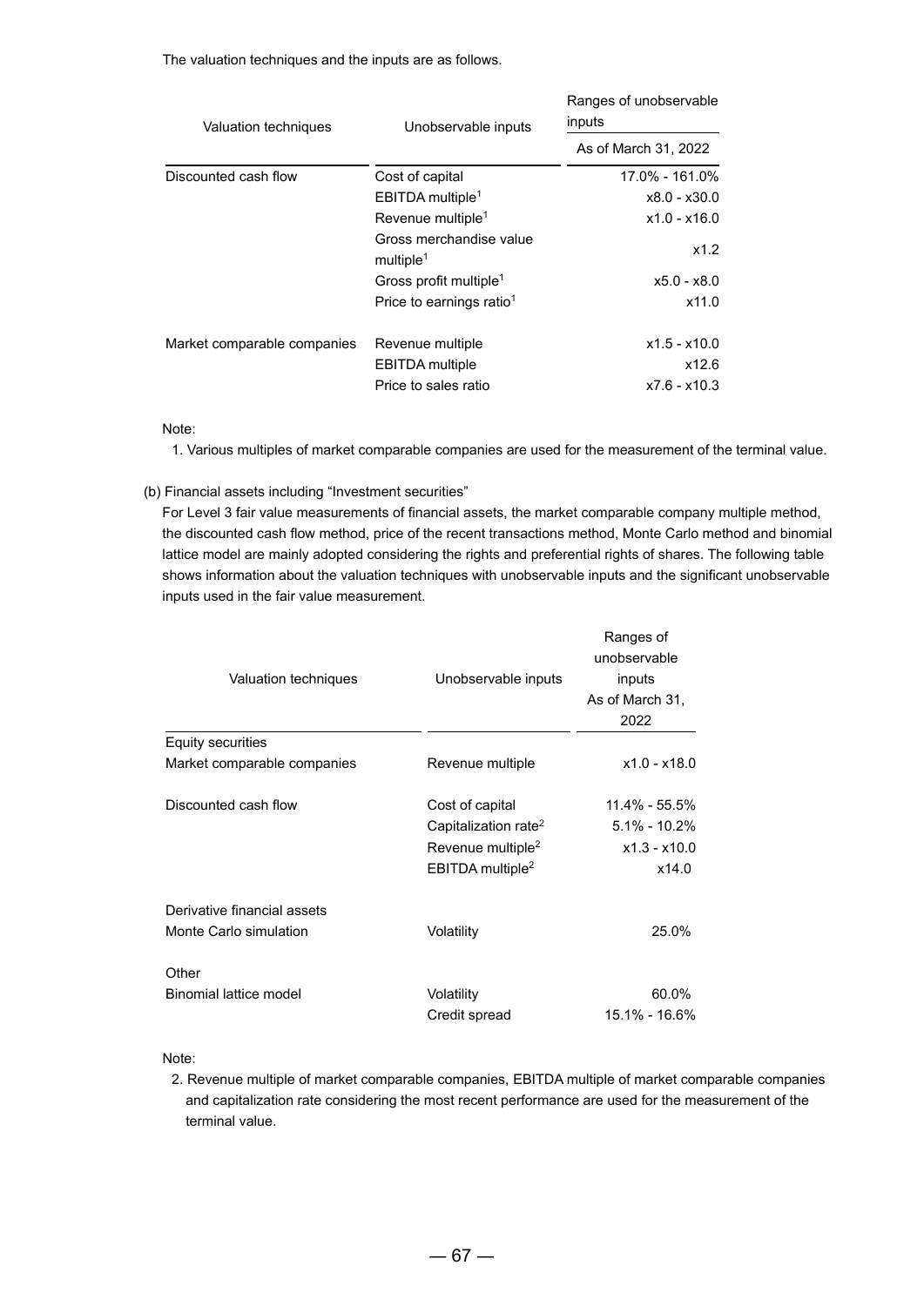The valuation techniques and the inputs are as follows.

| Valuation techniques | Unobservable inputs | Ranges of unobservable inputs |
|---|---|---|
| | | As of March 31, 2022 |
| Discounted cash flow | Cost of capital | 17.0% - 161.0% |
| | EBITDA multiple[1] | x8.0 - x30.0 |
| | Revenue multiple[1] | x1.0 - x16.0 |
| | Gross merchandise value multiple[1] | x1.2 |
| | Gross profit multiple[1] | x5.0 - x8.0 |
| | Price to earnings ratio[1] | x11.0 |
| Market comparable companies | Revenue multiple | x1.5 - x10.0 |
| | EBITDA multiple | x12.6 |
| | Price to sales ratio | x7.6 - x10.3 |

Note:

1. Various multiples of market comparable companies are used for the measurement of the terminal value.

(b) Financial assets including "Investment securities"

For Level 3 fair value measurements of financial assets, the market comparable company multiple method, the discounted cash flow method, price of the recent transactions method, Monte Carlo method and binomial lattice model are mainly adopted considering the rights and preferential rights of shares. The following table shows information about the valuation techniques with unobservable inputs and the significant unobservable inputs used in the fair value measurement.

| Valuation techniques | Unobservable inputs | Ranges of unobservable inputs As of March 31, 2022 |
|---|---|---|
| Equity securities | | |
| Market comparable companies | Revenue multiple | x1.0 - x18.0 |
| Discounted cash flow | Cost of capital | 11.4% - 55.5% |
| | Capitalization rate[2] | 5.1% - 10.2% |
| | Revenue multiple[2] | x1.3 - x10.0 |
| | EBITDA multiple[2] | x14.0 |
| Derivative financial assets | | |
| Monte Carlo simulation | Volatility | 25.0% |
| Other | | |
| Binomial lattice model | Volatility | 60.0% |
| | Credit spread | 15.1% - 16.6% |

Note:

2. Revenue multiple of market comparable companies, EBITDA multiple of market comparable companies and capitalization rate considering the most recent performance are used for the measurement of the terminal value.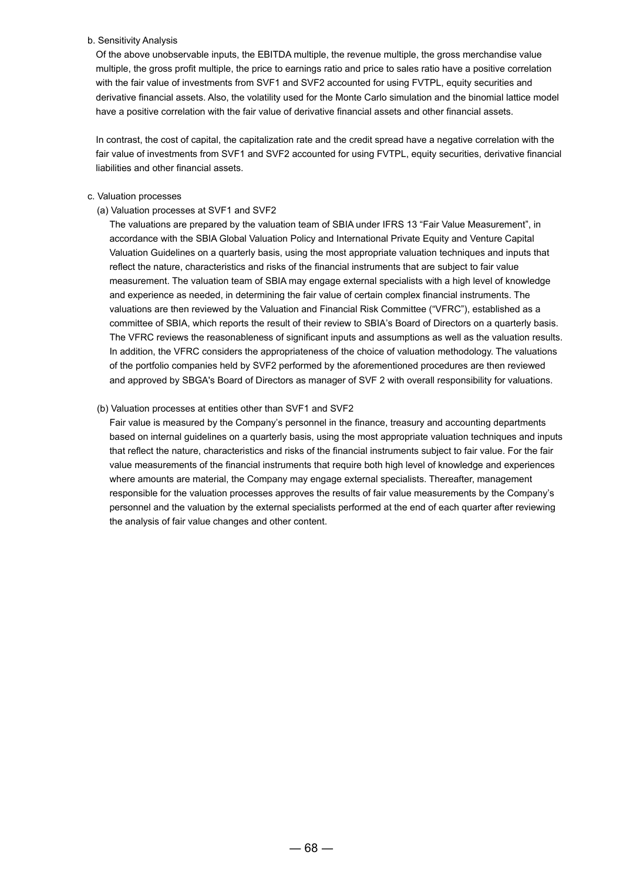b. Sensitivity Analysis

Of the above unobservable inputs, the EBITDA multiple, the revenue multiple, the gross merchandise value multiple, the gross profit multiple, the price to earnings ratio and price to sales ratio have a positive correlation with the fair value of investments from SVF1 and SVF2 accounted for using FVTPL, equity securities and derivative financial assets. Also, the volatility used for the Monte Carlo simulation and the binomial lattice model have a positive correlation with the fair value of derivative financial assets and other financial assets.

In contrast, the cost of capital, the capitalization rate and the credit spread have a negative correlation with the fair value of investments from SVF1 and SVF2 accounted for using FVTPL, equity securities, derivative financial liabilities and other financial assets.

c. Valuation processes

(a) Valuation processes at SVF1 and SVF2

The valuations are prepared by the valuation team of SBIA under IFRS 13 “Fair Value Measurement”, in accordance with the SBIA Global Valuation Policy and International Private Equity and Venture Capital Valuation Guidelines on a quarterly basis, using the most appropriate valuation techniques and inputs that reflect the nature, characteristics and risks of the financial instruments that are subject to fair value measurement. The valuation team of SBIA may engage external specialists with a high level of knowledge and experience as needed, in determining the fair value of certain complex financial instruments. The valuations are then reviewed by the Valuation and Financial Risk Committee (“VFRC”), established as a committee of SBIA, which reports the result of their review to SBIA’s Board of Directors on a quarterly basis. The VFRC reviews the reasonableness of significant inputs and assumptions as well as the valuation results. In addition, the VFRC considers the appropriateness of the choice of valuation methodology. The valuations of the portfolio companies held by SVF2 performed by the aforementioned procedures are then reviewed and approved by SBGA's Board of Directors as manager of SVF 2 with overall responsibility for valuations.

(b) Valuation processes at entities other than SVF1 and SVF2

Fair value is measured by the Company’s personnel in the finance, treasury and accounting departments based on internal guidelines on a quarterly basis, using the most appropriate valuation techniques and inputs that reflect the nature, characteristics and risks of the financial instruments subject to fair value. For the fair value measurements of the financial instruments that require both high level of knowledge and experiences where amounts are material, the Company may engage external specialists. Thereafter, management responsible for the valuation processes approves the results of fair value measurements by the Company’s personnel and the valuation by the external specialists performed at the end of each quarter after reviewing the analysis of fair value changes and other content.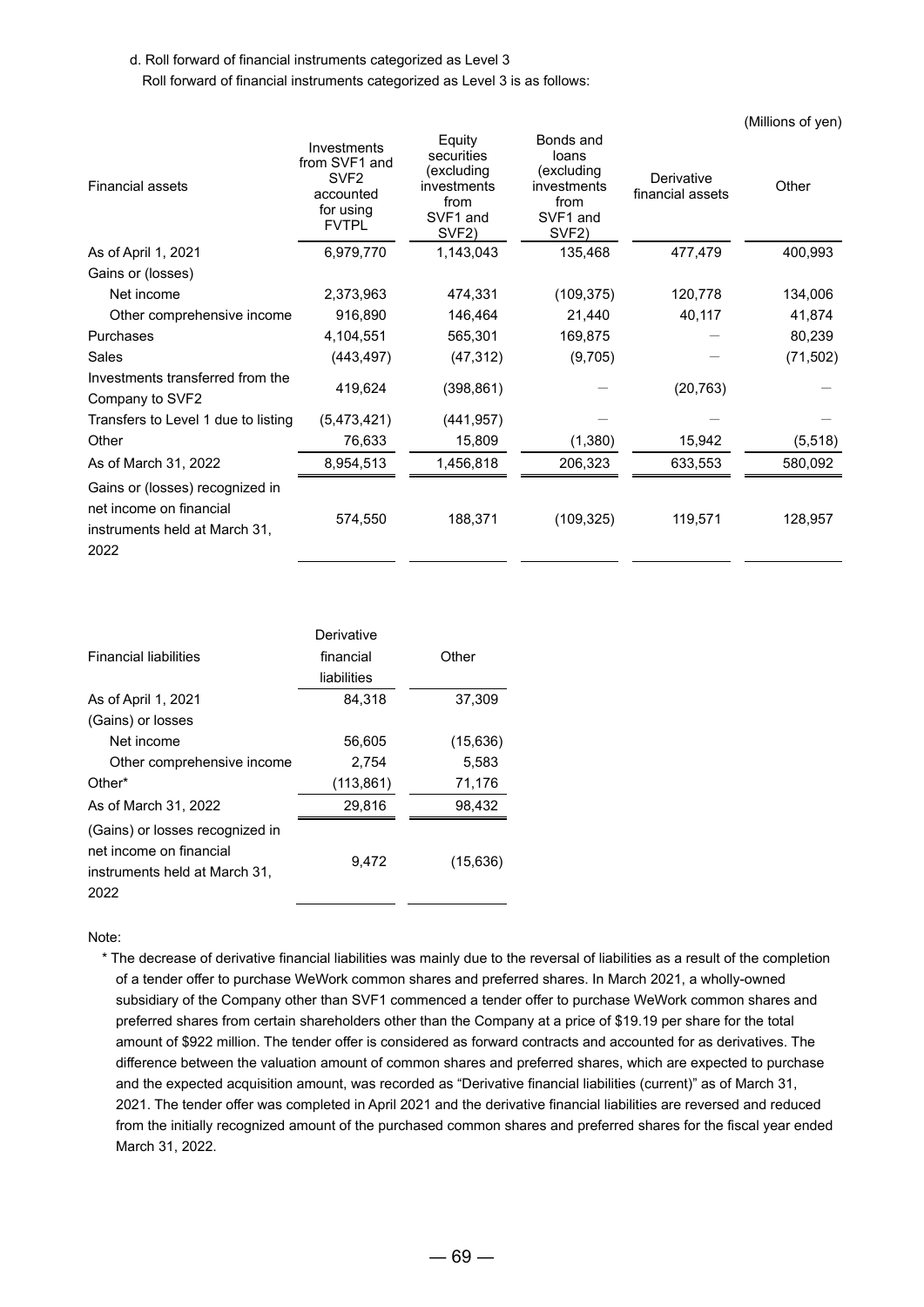d. Roll forward of financial instruments categorized as Level 3

Roll forward of financial instruments categorized as Level 3 is as follows:

(Millions of yen)

| Financial assets | Investments from SVF1 and SVF2 accounted for using FVTPL | Equity securities (excluding investments from SVF1 and SVF2) | Bonds and loans (excluding investments from SVF1 and SVF2) | Derivative financial assets | Other |
|---|---|---|---|---|---|
| As of April 1, 2021 | 6,979,770 | 1,143,043 | 135,468 | 477,479 | 400,993 |
| Gains or (losses) | | | | | |
| Net income | 2,373,963 | 474,331 | (109,375) | 120,778 | 134,006 |
| Other comprehensive income | 916,890 | 146,464 | 21,440 | 40,117 | 41,874 |
| Purchases | 4,104,551 | 565,301 | 169,875 | ― | 80,239 |
| Sales | (443,497) | (47,312) | (9,705) | ― | (71,502) |
| Investments transferred from the Company to SVF2 | 419,624 | (398,861) | ― | (20,763) | ― |
| Transfers to Level 1 due to listing | (5,473,421) | (441,957) | ― | ― | ― |
| Other | 76,633 | 15,809 | (1,380) | 15,942 | (5,518) |
| As of March 31, 2022 | 8,954,513 | 1,456,818 | 206,323 | 633,553 | 580,092 |
| Gains or (losses) recognized in net income on financial instruments held at March 31, 2022 | 574,550 | 188,371 | (109,325) | 119,571 | 128,957 |

| Financial liabilities | Derivative financial liabilities | Other |
|---|---|---|
| As of April 1, 2021 | 84,318 | 37,309 |
| (Gains) or losses | | |
| Net income | 56,605 | (15,636) |
| Other comprehensive income | 2,754 | 5,583 |
| Other* | (113,861) | 71,176 |
| As of March 31, 2022 | 29,816 | 98,432 |
| (Gains) or losses recognized in net income on financial instruments held at March 31, 2022 | 9,472 | (15,636) |

Note:

\* The decrease of derivative financial liabilities was mainly due to the reversal of liabilities as a result of the completion of a tender offer to purchase WeWork common shares and preferred shares. In March 2021, a wholly-owned subsidiary of the Company other than SVF1 commenced a tender offer to purchase WeWork common shares and preferred shares from certain shareholders other than the Company at a price of $19.19 per share for the total amount of $922 million. The tender offer is considered as forward contracts and accounted for as derivatives. The difference between the valuation amount of common shares and preferred shares, which are expected to purchase and the expected acquisition amount, was recorded as "Derivative financial liabilities (current)" as of March 31, 2021. The tender offer was completed in April 2021 and the derivative financial liabilities are reversed and reduced from the initially recognized amount of the purchased common shares and preferred shares for the fiscal year ended March 31, 2022.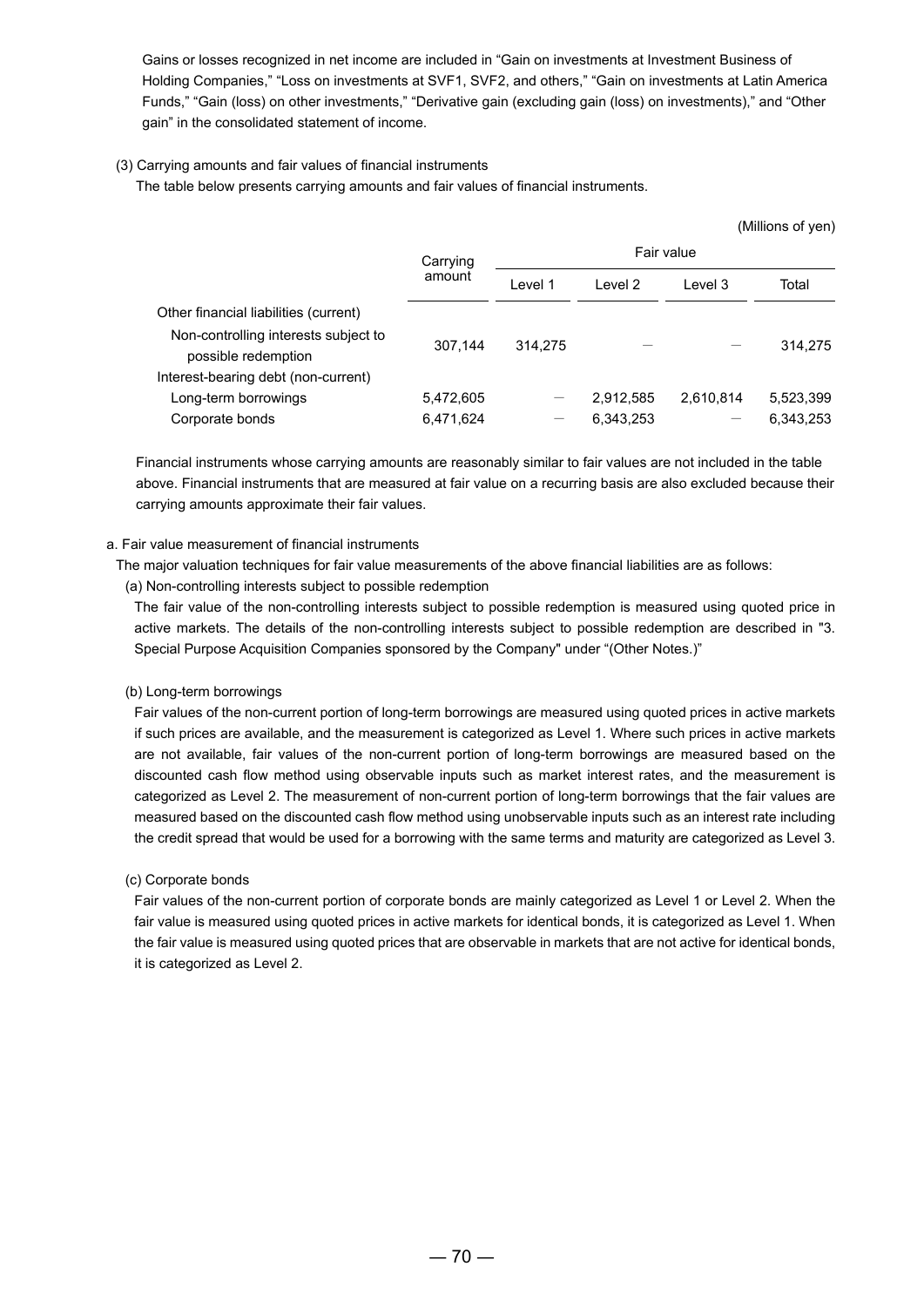Gains or losses recognized in net income are included in “Gain on investments at Investment Business of Holding Companies,” “Loss on investments at SVF1, SVF2, and others,” “Gain on investments at Latin America Funds,” “Gain (loss) on other investments,” “Derivative gain (excluding gain (loss) on investments),” and “Other gain” in the consolidated statement of income.

(3) Carrying amounts and fair values of financial instruments

The table below presents carrying amounts and fair values of financial instruments.

(Millions of yen)

| | Carrying amount | Fair value | | | |
|---|---|---|---|---|---|
| | | Level 1 | Level 2 | Level 3 | Total |
| Other financial liabilities (current) | | | | | |
| Non-controlling interests subject to possible redemption | 307,144 | 314,275 | — | — | 314,275 |
| Interest-bearing debt (non-current) | | | | | |
| Long-term borrowings | 5,472,605 | — | 2,912,585 | 2,610,814 | 5,523,399 |
| Corporate bonds | 6,471,624 | — | 6,343,253 | — | 6,343,253 |

Financial instruments whose carrying amounts are reasonably similar to fair values are not included in the table above. Financial instruments that are measured at fair value on a recurring basis are also excluded because their carrying amounts approximate their fair values.

a. Fair value measurement of financial instruments

The major valuation techniques for fair value measurements of the above financial liabilities are as follows:

(a) Non-controlling interests subject to possible redemption

The fair value of the non-controlling interests subject to possible redemption is measured using quoted price in active markets. The details of the non-controlling interests subject to possible redemption are described in "3. Special Purpose Acquisition Companies sponsored by the Company" under “(Other Notes.)”

(b) Long-term borrowings

Fair values of the non-current portion of long-term borrowings are measured using quoted prices in active markets if such prices are available, and the measurement is categorized as Level 1. Where such prices in active markets are not available, fair values of the non-current portion of long-term borrowings are measured based on the discounted cash flow method using observable inputs such as market interest rates, and the measurement is categorized as Level 2. The measurement of non-current portion of long-term borrowings that the fair values are measured based on the discounted cash flow method using unobservable inputs such as an interest rate including the credit spread that would be used for a borrowing with the same terms and maturity are categorized as Level 3.

(c) Corporate bonds

Fair values of the non-current portion of corporate bonds are mainly categorized as Level 1 or Level 2. When the fair value is measured using quoted prices in active markets for identical bonds, it is categorized as Level 1. When the fair value is measured using quoted prices that are observable in markets that are not active for identical bonds, it is categorized as Level 2.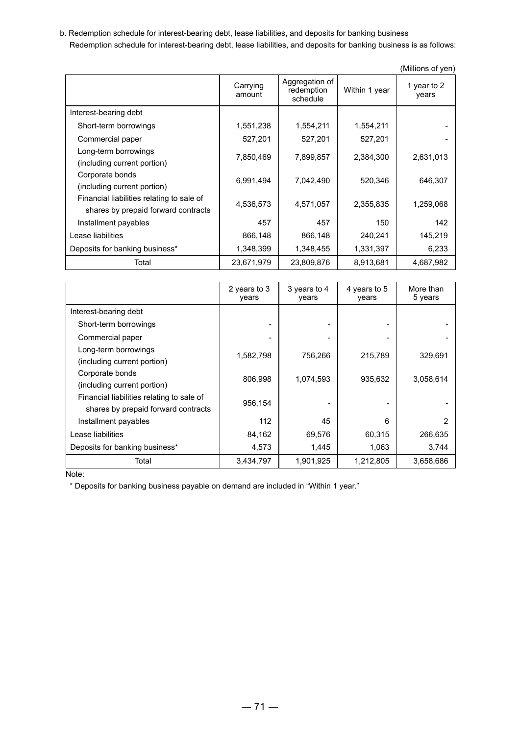b. Redemption schedule for interest-bearing debt, lease liabilities, and deposits for banking business

Redemption schedule for interest-bearing debt, lease liabilities, and deposits for banking business is as follows:

(Millions of yen)

| | Carrying amount | Aggregation of redemption schedule | Within 1 year | 1 year to 2 years |
|---|---|---|---|---|
| Interest-bearing debt | | | | |
| Short-term borrowings | 1,551,238 | 1,554,211 | 1,554,211 | - |
| Commercial paper | 527,201 | 527,201 | 527,201 | - |
| Long-term borrowings (including current portion) | 7,850,469 | 7,899,857 | 2,384,300 | 2,631,013 |
| Corporate bonds (including current portion) | 6,991,494 | 7,042,490 | 520,346 | 646,307 |
| Financial liabilities relating to sale of shares by prepaid forward contracts | 4,536,573 | 4,571,057 | 2,355,835 | 1,259,068 |
| Installment payables | 457 | 457 | 150 | 142 |
| Lease liabilities | 866,148 | 866,148 | 240,241 | 145,219 |
| Deposits for banking business* | 1,348,399 | 1,348,455 | 1,331,397 | 6,233 |
| Total | 23,671,979 | 23,809,876 | 8,913,681 | 4,687,982 |

| | 2 years to 3 years | 3 years to 4 years | 4 years to 5 years | More than 5 years |
|---|---|---|---|---|
| Interest-bearing debt | | | | |
| Short-term borrowings | - | - | - | - |
| Commercial paper | - | - | - | - |
| Long-term borrowings (including current portion) | 1,582,798 | 756,266 | 215,789 | 329,691 |
| Corporate bonds (including current portion) | 806,998 | 1,074,593 | 935,632 | 3,058,614 |
| Financial liabilities relating to sale of shares by prepaid forward contracts | 956,154 | - | - | - |
| Installment payables | 112 | 45 | 6 | 2 |
| Lease liabilities | 84,162 | 69,576 | 60,315 | 266,635 |
| Deposits for banking business* | 4,573 | 1,445 | 1,063 | 3,744 |
| Total | 3,434,797 | 1,901,925 | 1,212,805 | 3,658,686 |

Note:

\* Deposits for banking business payable on demand are included in "Within 1 year."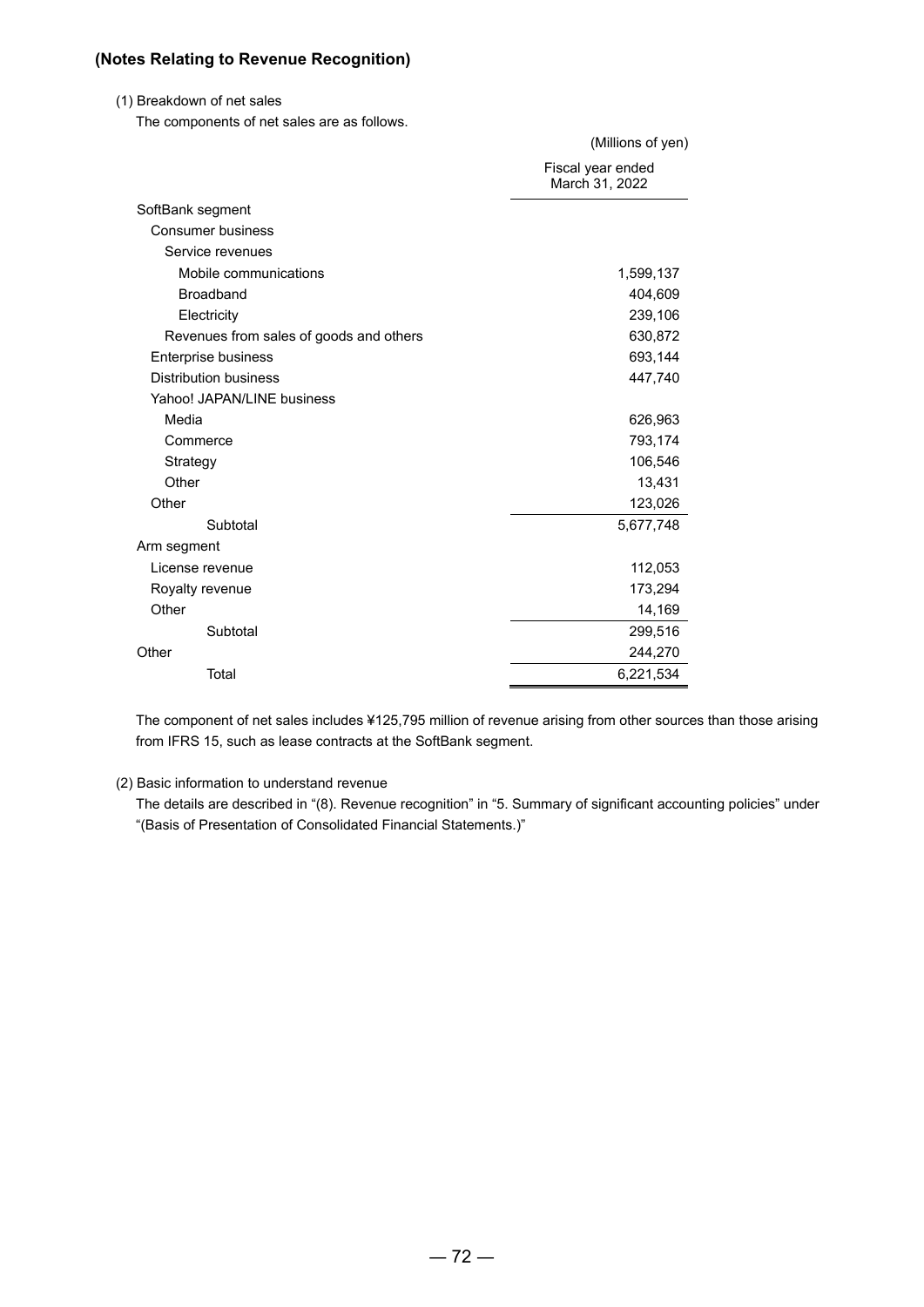### (Notes Relating to Revenue Recognition)

(1) Breakdown of net sales

The components of net sales are as follows.

(Millions of yen)

| | Fiscal year ended March 31, 2022 |
|---|---|
| SoftBank segment | |
| Consumer business | |
| Service revenues | |
| Mobile communications | 1,599,137 |
| Broadband | 404,609 |
| Electricity | 239,106 |
| Revenues from sales of goods and others | 630,872 |
| Enterprise business | 693,144 |
| Distribution business | 447,740 |
| Yahoo! JAPAN/LINE business | |
| Media | 626,963 |
| Commerce | 793,174 |
| Strategy | 106,546 |
| Other | 13,431 |
| Other | 123,026 |
| Subtotal | 5,677,748 |
| Arm segment | |
| License revenue | 112,053 |
| Royalty revenue | 173,294 |
| Other | 14,169 |
| Subtotal | 299,516 |
| Other | 244,270 |
| Total | 6,221,534 |

The component of net sales includes ¥125,795 million of revenue arising from other sources than those arising from IFRS 15, such as lease contracts at the SoftBank segment.

(2) Basic information to understand revenue

The details are described in "(8). Revenue recognition" in "5. Summary of significant accounting policies" under "(Basis of Presentation of Consolidated Financial Statements.)"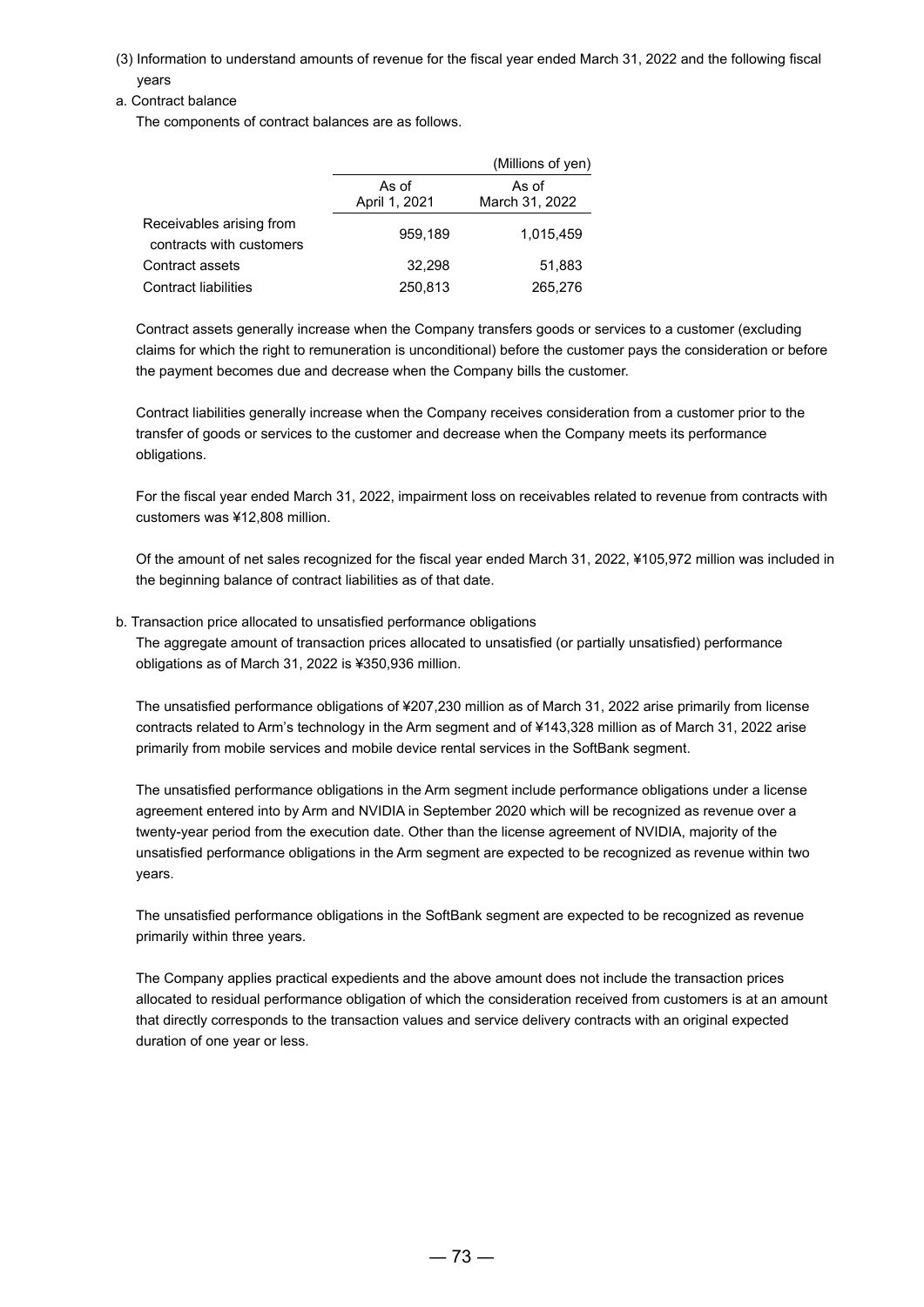(3) Information to understand amounts of revenue for the fiscal year ended March 31, 2022 and the following fiscal years

a. Contract balance

The components of contract balances are as follows.

| | | (Millions of yen) |
|---|---|---|
| | As of April 1, 2021 | As of March 31, 2022 |
| Receivables arising from contracts with customers | 959,189 | 1,015,459 |
| Contract assets | 32,298 | 51,883 |
| Contract liabilities | 250,813 | 265,276 |

Contract assets generally increase when the Company transfers goods or services to a customer (excluding claims for which the right to remuneration is unconditional) before the customer pays the consideration or before the payment becomes due and decrease when the Company bills the customer.

Contract liabilities generally increase when the Company receives consideration from a customer prior to the transfer of goods or services to the customer and decrease when the Company meets its performance obligations.

For the fiscal year ended March 31, 2022, impairment loss on receivables related to revenue from contracts with customers was ¥12,808 million.

Of the amount of net sales recognized for the fiscal year ended March 31, 2022, ¥105,972 million was included in the beginning balance of contract liabilities as of that date.

b. Transaction price allocated to unsatisfied performance obligations

The aggregate amount of transaction prices allocated to unsatisfied (or partially unsatisfied) performance obligations as of March 31, 2022 is ¥350,936 million.

The unsatisfied performance obligations of ¥207,230 million as of March 31, 2022 arise primarily from license contracts related to Arm's technology in the Arm segment and of ¥143,328 million as of March 31, 2022 arise primarily from mobile services and mobile device rental services in the SoftBank segment.

The unsatisfied performance obligations in the Arm segment include performance obligations under a license agreement entered into by Arm and NVIDIA in September 2020 which will be recognized as revenue over a twenty-year period from the execution date. Other than the license agreement of NVIDIA, majority of the unsatisfied performance obligations in the Arm segment are expected to be recognized as revenue within two years.

The unsatisfied performance obligations in the SoftBank segment are expected to be recognized as revenue primarily within three years.

The Company applies practical expedients and the above amount does not include the transaction prices allocated to residual performance obligation of which the consideration received from customers is at an amount that directly corresponds to the transaction values and service delivery contracts with an original expected duration of one year or less.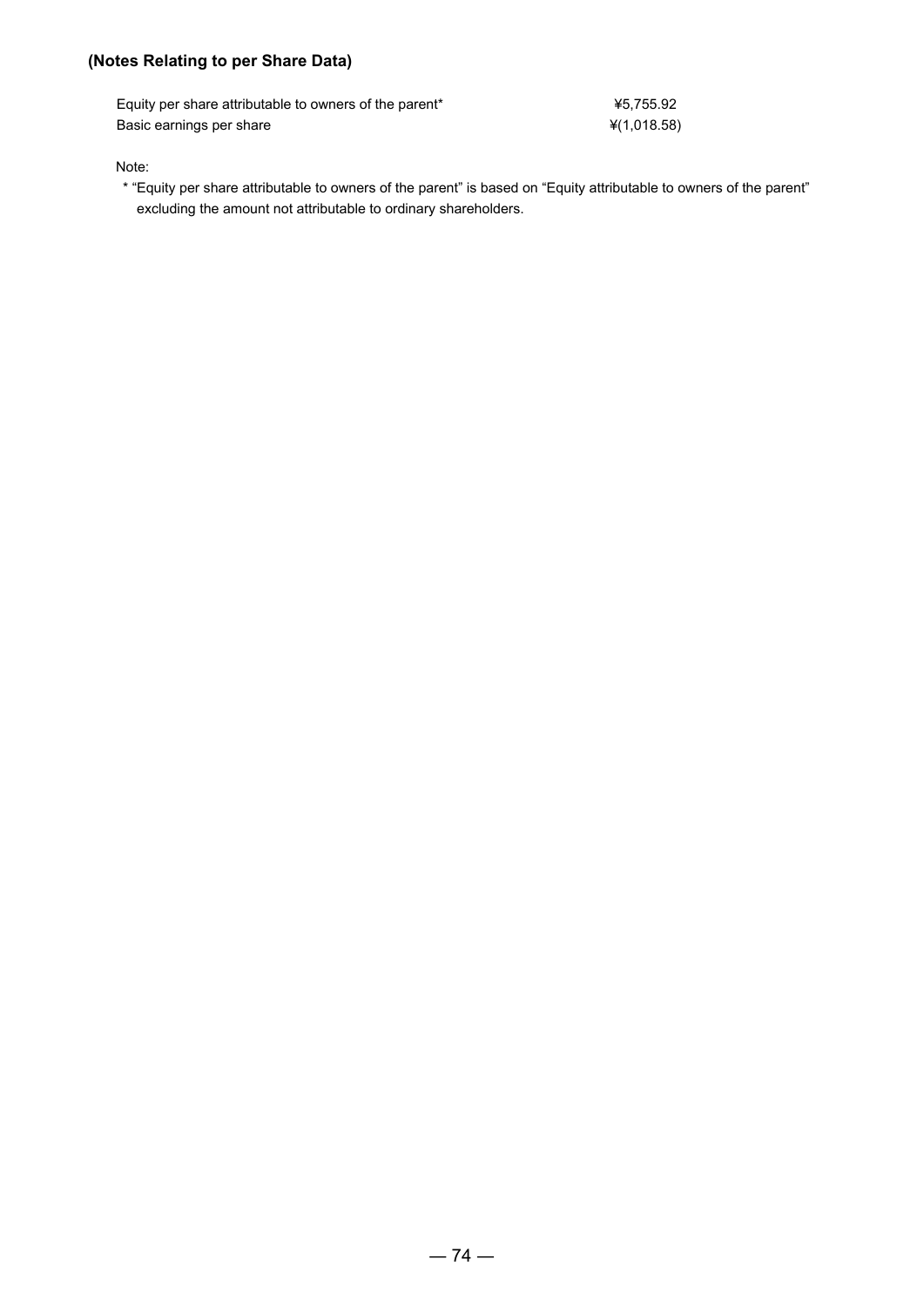### (Notes Relating to per Share Data)

| | |
|---|---|
| Equity per share attributable to owners of the parent* | ¥5,755.92 |
| Basic earnings per share | ¥(1,018.58) |

Note:

\* "Equity per share attributable to owners of the parent" is based on "Equity attributable to owners of the parent" excluding the amount not attributable to ordinary shareholders.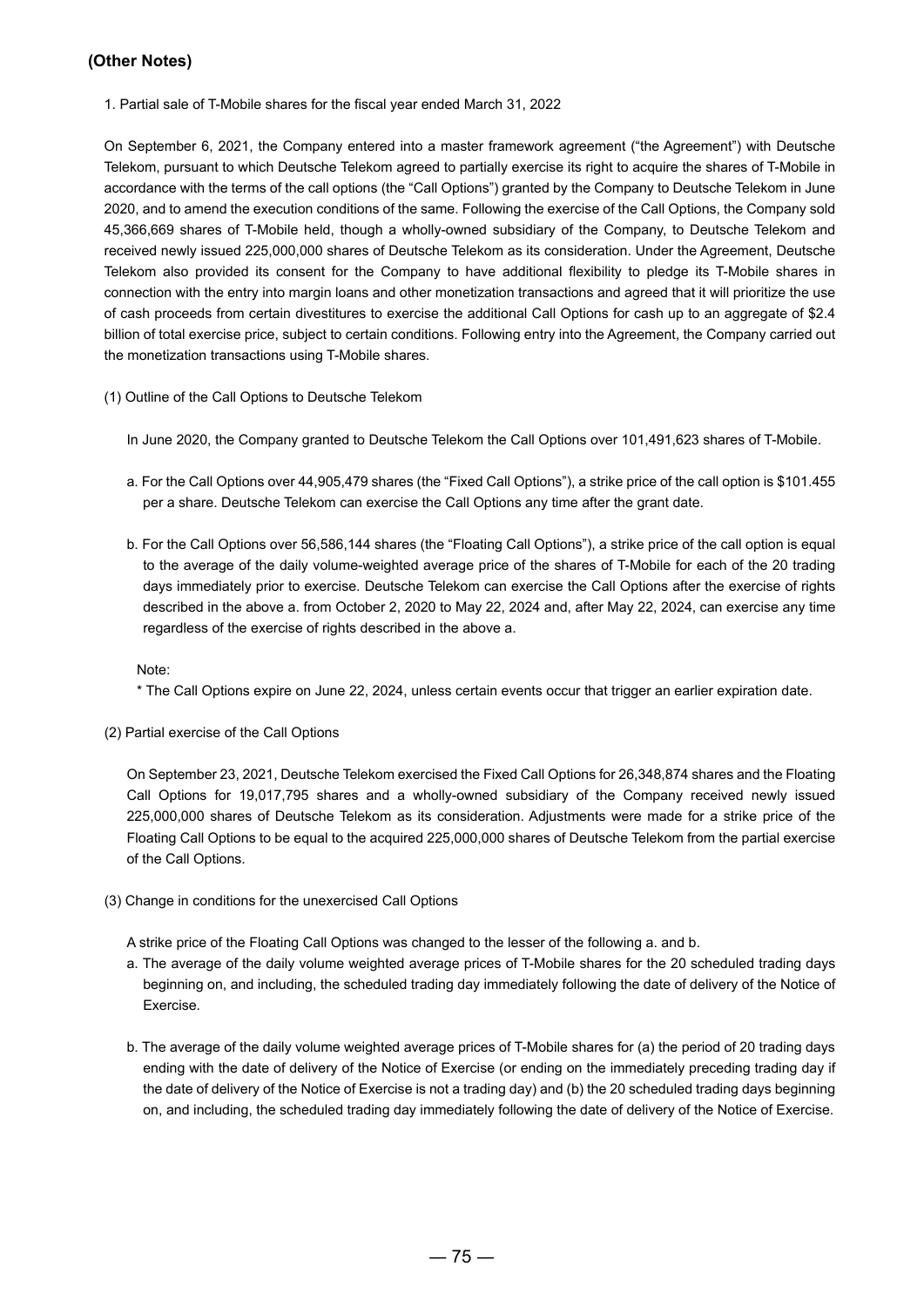## (Other Notes)

1. Partial sale of T-Mobile shares for the fiscal year ended March 31, 2022

On September 6, 2021, the Company entered into a master framework agreement ("the Agreement") with Deutsche Telekom, pursuant to which Deutsche Telekom agreed to partially exercise its right to acquire the shares of T-Mobile in accordance with the terms of the call options (the "Call Options") granted by the Company to Deutsche Telekom in June 2020, and to amend the execution conditions of the same. Following the exercise of the Call Options, the Company sold 45,366,669 shares of T-Mobile held, though a wholly-owned subsidiary of the Company, to Deutsche Telekom and received newly issued 225,000,000 shares of Deutsche Telekom as its consideration. Under the Agreement, Deutsche Telekom also provided its consent for the Company to have additional flexibility to pledge its T-Mobile shares in connection with the entry into margin loans and other monetization transactions and agreed that it will prioritize the use of cash proceeds from certain divestitures to exercise the additional Call Options for cash up to an aggregate of $2.4 billion of total exercise price, subject to certain conditions. Following entry into the Agreement, the Company carried out the monetization transactions using T-Mobile shares.

(1) Outline of the Call Options to Deutsche Telekom

In June 2020, the Company granted to Deutsche Telekom the Call Options over 101,491,623 shares of T-Mobile.

a. For the Call Options over 44,905,479 shares (the "Fixed Call Options"), a strike price of the call option is $101.455 per a share. Deutsche Telekom can exercise the Call Options any time after the grant date.

b. For the Call Options over 56,586,144 shares (the "Floating Call Options"), a strike price of the call option is equal to the average of the daily volume-weighted average price of the shares of T-Mobile for each of the 20 trading days immediately prior to exercise. Deutsche Telekom can exercise the Call Options after the exercise of rights described in the above a. from October 2, 2020 to May 22, 2024 and, after May 22, 2024, can exercise any time regardless of the exercise of rights described in the above a.

Note:
* The Call Options expire on June 22, 2024, unless certain events occur that trigger an earlier expiration date.

(2) Partial exercise of the Call Options

On September 23, 2021, Deutsche Telekom exercised the Fixed Call Options for 26,348,874 shares and the Floating Call Options for 19,017,795 shares and a wholly-owned subsidiary of the Company received newly issued 225,000,000 shares of Deutsche Telekom as its consideration. Adjustments were made for a strike price of the Floating Call Options to be equal to the acquired 225,000,000 shares of Deutsche Telekom from the partial exercise of the Call Options.

(3) Change in conditions for the unexercised Call Options

A strike price of the Floating Call Options was changed to the lesser of the following a. and b.

a. The average of the daily volume weighted average prices of T-Mobile shares for the 20 scheduled trading days beginning on, and including, the scheduled trading day immediately following the date of delivery of the Notice of Exercise.

b. The average of the daily volume weighted average prices of T-Mobile shares for (a) the period of 20 trading days ending with the date of delivery of the Notice of Exercise (or ending on the immediately preceding trading day if the date of delivery of the Notice of Exercise is not a trading day) and (b) the 20 scheduled trading days beginning on, and including, the scheduled trading day immediately following the date of delivery of the Notice of Exercise.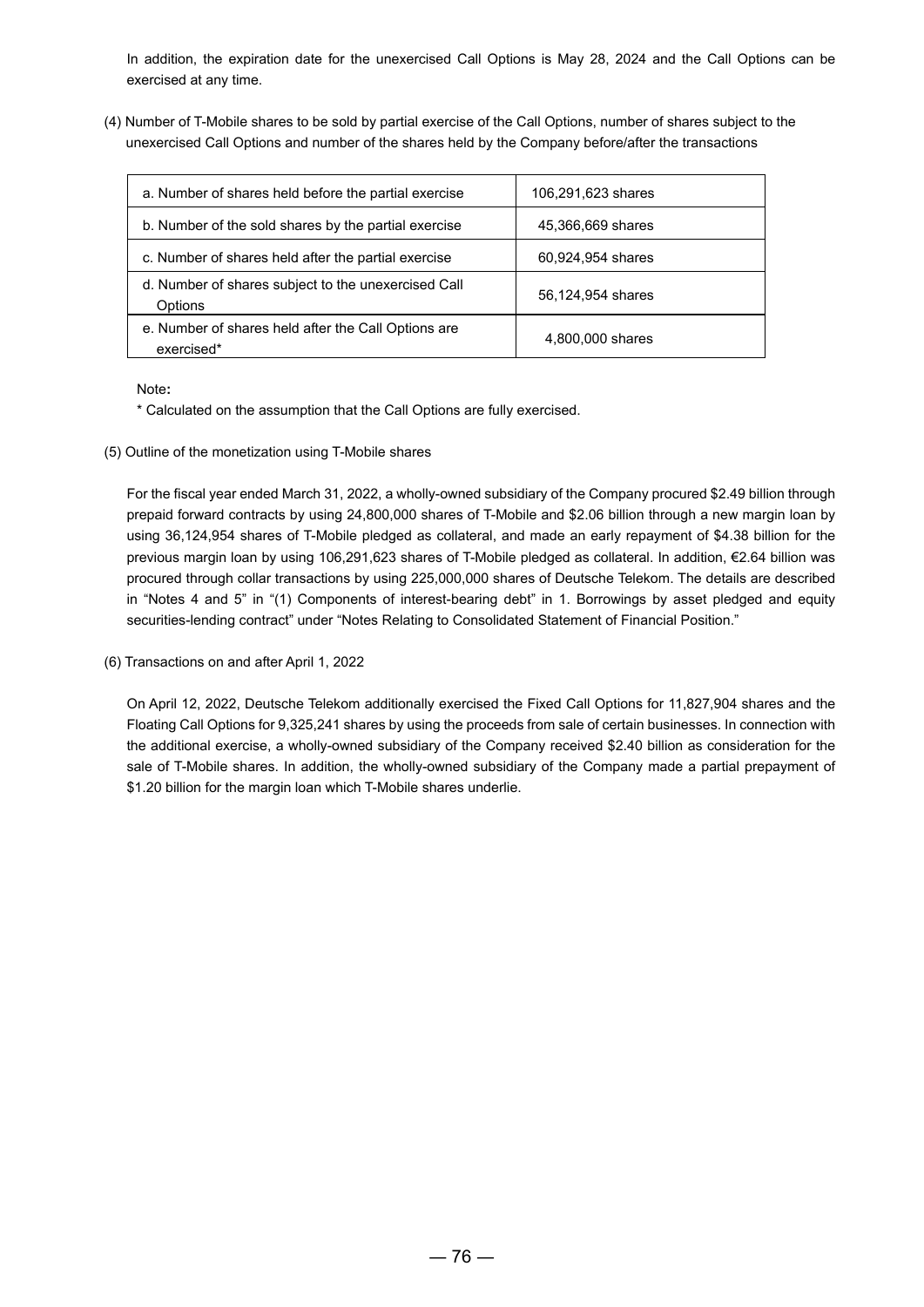In addition, the expiration date for the unexercised Call Options is May 28, 2024 and the Call Options can be exercised at any time.

(4) Number of T-Mobile shares to be sold by partial exercise of the Call Options, number of shares subject to the unexercised Call Options and number of the shares held by the Company before/after the transactions

| | |
|---|---|
| a. Number of shares held before the partial exercise | 106,291,623 shares |
| b. Number of the sold shares by the partial exercise | 45,366,669 shares |
| c. Number of shares held after the partial exercise | 60,924,954 shares |
| d. Number of shares subject to the unexercised Call Options | 56,124,954 shares |
| e. Number of shares held after the Call Options are exercised* | 4,800,000 shares |

Note:

* Calculated on the assumption that the Call Options are fully exercised.

(5) Outline of the monetization using T-Mobile shares

For the fiscal year ended March 31, 2022, a wholly-owned subsidiary of the Company procured $2.49 billion through prepaid forward contracts by using 24,800,000 shares of T-Mobile and $2.06 billion through a new margin loan by using 36,124,954 shares of T-Mobile pledged as collateral, and made an early repayment of $4.38 billion for the previous margin loan by using 106,291,623 shares of T-Mobile pledged as collateral. In addition, €2.64 billion was procured through collar transactions by using 225,000,000 shares of Deutsche Telekom. The details are described in "Notes 4 and 5" in "(1) Components of interest-bearing debt" in 1. Borrowings by asset pledged and equity securities-lending contract" under "Notes Relating to Consolidated Statement of Financial Position."

(6) Transactions on and after April 1, 2022

On April 12, 2022, Deutsche Telekom additionally exercised the Fixed Call Options for 11,827,904 shares and the Floating Call Options for 9,325,241 shares by using the proceeds from sale of certain businesses. In connection with the additional exercise, a wholly-owned subsidiary of the Company received $2.40 billion as consideration for the sale of T-Mobile shares. In addition, the wholly-owned subsidiary of the Company made a partial prepayment of $1.20 billion for the margin loan which T-Mobile shares underlie.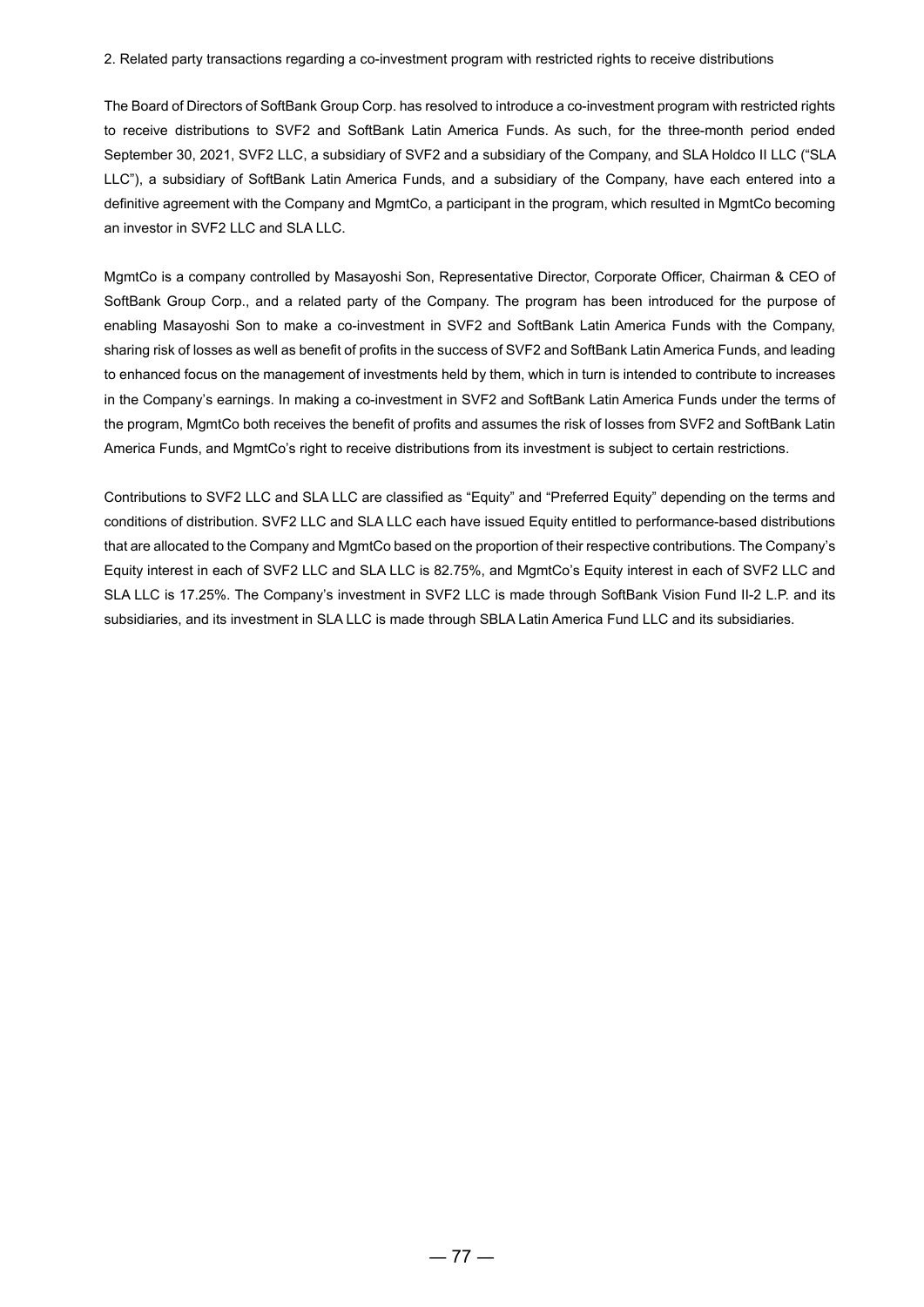2. Related party transactions regarding a co-investment program with restricted rights to receive distributions

The Board of Directors of SoftBank Group Corp. has resolved to introduce a co-investment program with restricted rights to receive distributions to SVF2 and SoftBank Latin America Funds. As such, for the three-month period ended September 30, 2021, SVF2 LLC, a subsidiary of SVF2 and a subsidiary of the Company, and SLA Holdco II LLC ("SLA LLC"), a subsidiary of SoftBank Latin America Funds, and a subsidiary of the Company, have each entered into a definitive agreement with the Company and MgmtCo, a participant in the program, which resulted in MgmtCo becoming an investor in SVF2 LLC and SLA LLC.

MgmtCo is a company controlled by Masayoshi Son, Representative Director, Corporate Officer, Chairman & CEO of SoftBank Group Corp., and a related party of the Company. The program has been introduced for the purpose of enabling Masayoshi Son to make a co-investment in SVF2 and SoftBank Latin America Funds with the Company, sharing risk of losses as well as benefit of profits in the success of SVF2 and SoftBank Latin America Funds, and leading to enhanced focus on the management of investments held by them, which in turn is intended to contribute to increases in the Company's earnings. In making a co-investment in SVF2 and SoftBank Latin America Funds under the terms of the program, MgmtCo both receives the benefit of profits and assumes the risk of losses from SVF2 and SoftBank Latin America Funds, and MgmtCo's right to receive distributions from its investment is subject to certain restrictions.

Contributions to SVF2 LLC and SLA LLC are classified as "Equity" and "Preferred Equity" depending on the terms and conditions of distribution. SVF2 LLC and SLA LLC each have issued Equity entitled to performance-based distributions that are allocated to the Company and MgmtCo based on the proportion of their respective contributions. The Company's Equity interest in each of SVF2 LLC and SLA LLC is 82.75%, and MgmtCo's Equity interest in each of SVF2 LLC and SLA LLC is 17.25%. The Company's investment in SVF2 LLC is made through SoftBank Vision Fund II-2 L.P. and its subsidiaries, and its investment in SLA LLC is made through SBLA Latin America Fund LLC and its subsidiaries.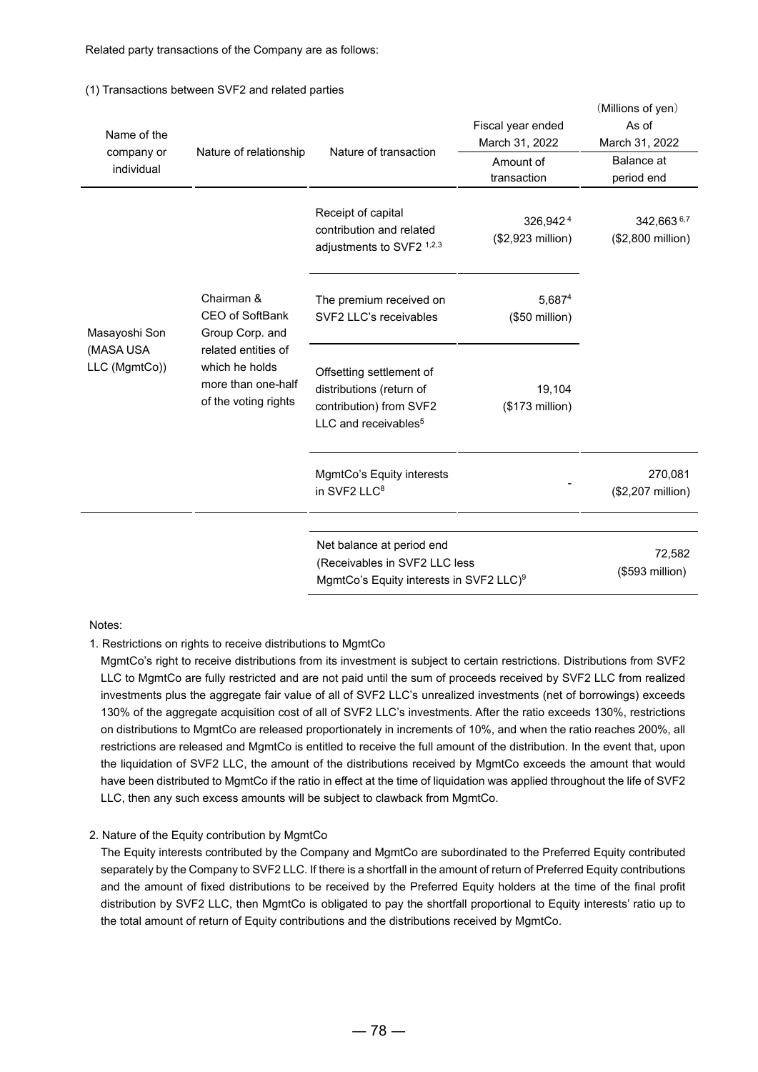Related party transactions of the Company are as follows:

(1) Transactions between SVF2 and related parties

| Name of the company or individual | Nature of relationship | Nature of transaction | Fiscal year ended March 31, 2022 Amount of transaction | (Millions of yen) As of March 31, 2022 Balance at period end |
|---|---|---|---|---|
| Masayoshi Son (MASA USA LLC (MgmtCo)) | Chairman & CEO of SoftBank Group Corp. and related entities of which he holds more than one-half of the voting rights | Receipt of capital contribution and related adjustments to SVF2 [1,2,3] | 326,942[4] ($2,923 million) | 342,663[6,7] ($2,800 million) |
| | | The premium received on SVF2 LLC's receivables | 5,687[4] ($50 million) | |
| | | Offsetting settlement of distributions (return of contribution) from SVF2 LLC and receivables[5] | 19,104 ($173 million) | |
| | | MgmtCo's Equity interests in SVF2 LLC[8] | - | 270,081 ($2,207 million) |
| | | Net balance at period end (Receivables in SVF2 LLC less MgmtCo's Equity interests in SVF2 LLC)[9] | | 72,582 ($593 million) |

Notes:

1. Restrictions on rights to receive distributions to MgmtCo

   MgmtCo's right to receive distributions from its investment is subject to certain restrictions. Distributions from SVF2 LLC to MgmtCo are fully restricted and are not paid until the sum of proceeds received by SVF2 LLC from realized investments plus the aggregate fair value of all of SVF2 LLC's unrealized investments (net of borrowings) exceeds 130% of the aggregate acquisition cost of all of SVF2 LLC's investments. After the ratio exceeds 130%, restrictions on distributions to MgmtCo are released proportionately in increments of 10%, and when the ratio reaches 200%, all restrictions are released and MgmtCo is entitled to receive the full amount of the distribution. In the event that, upon the liquidation of SVF2 LLC, the amount of the distributions received by MgmtCo exceeds the amount that would have been distributed to MgmtCo if the ratio in effect at the time of liquidation was applied throughout the life of SVF2 LLC, then any such excess amounts will be subject to clawback from MgmtCo.

2. Nature of the Equity contribution by MgmtCo

   The Equity interests contributed by the Company and MgmtCo are subordinated to the Preferred Equity contributed separately by the Company to SVF2 LLC. If there is a shortfall in the amount of return of Preferred Equity contributions and the amount of fixed distributions to be received by the Preferred Equity holders at the time of the final profit distribution by SVF2 LLC, then MgmtCo is obligated to pay the shortfall proportional to Equity interests' ratio up to the total amount of return of Equity contributions and the distributions received by MgmtCo.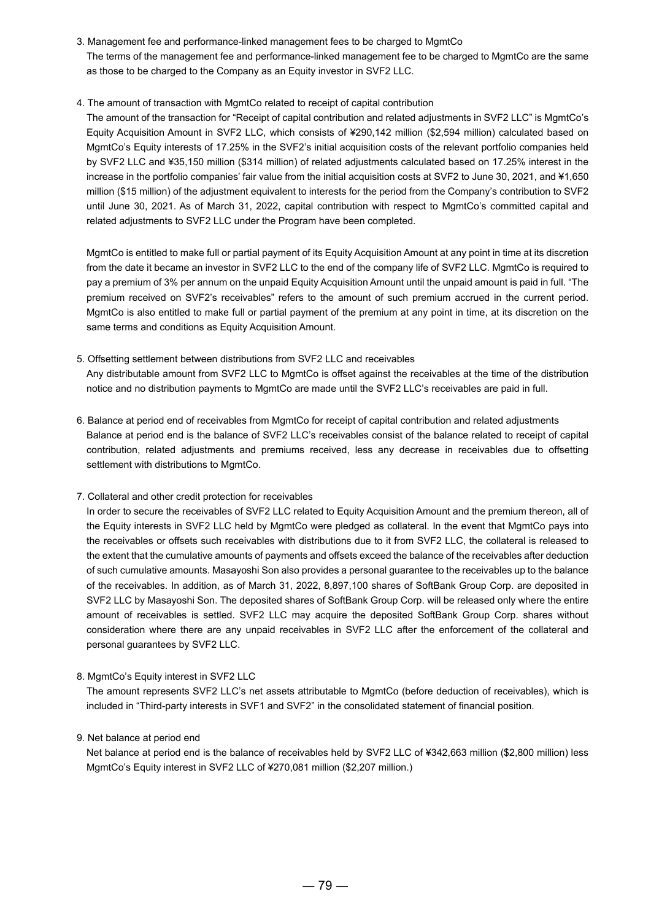3. Management fee and performance-linked management fees to be charged to MgmtCo

The terms of the management fee and performance-linked management fee to be charged to MgmtCo are the same as those to be charged to the Company as an Equity investor in SVF2 LLC.

4. The amount of transaction with MgmtCo related to receipt of capital contribution

The amount of the transaction for "Receipt of capital contribution and related adjustments in SVF2 LLC" is MgmtCo's Equity Acquisition Amount in SVF2 LLC, which consists of ¥290,142 million ($2,594 million) calculated based on MgmtCo's Equity interests of 17.25% in the SVF2's initial acquisition costs of the relevant portfolio companies held by SVF2 LLC and ¥35,150 million ($314 million) of related adjustments calculated based on 17.25% interest in the increase in the portfolio companies' fair value from the initial acquisition costs at SVF2 to June 30, 2021, and ¥1,650 million ($15 million) of the adjustment equivalent to interests for the period from the Company's contribution to SVF2 until June 30, 2021. As of March 31, 2022, capital contribution with respect to MgmtCo's committed capital and related adjustments to SVF2 LLC under the Program have been completed.

MgmtCo is entitled to make full or partial payment of its Equity Acquisition Amount at any point in time at its discretion from the date it became an investor in SVF2 LLC to the end of the company life of SVF2 LLC. MgmtCo is required to pay a premium of 3% per annum on the unpaid Equity Acquisition Amount until the unpaid amount is paid in full. "The premium received on SVF2's receivables" refers to the amount of such premium accrued in the current period. MgmtCo is also entitled to make full or partial payment of the premium at any point in time, at its discretion on the same terms and conditions as Equity Acquisition Amount.

5. Offsetting settlement between distributions from SVF2 LLC and receivables

Any distributable amount from SVF2 LLC to MgmtCo is offset against the receivables at the time of the distribution notice and no distribution payments to MgmtCo are made until the SVF2 LLC's receivables are paid in full.

6. Balance at period end of receivables from MgmtCo for receipt of capital contribution and related adjustments

Balance at period end is the balance of SVF2 LLC's receivables consist of the balance related to receipt of capital contribution, related adjustments and premiums received, less any decrease in receivables due to offsetting settlement with distributions to MgmtCo.

7. Collateral and other credit protection for receivables

In order to secure the receivables of SVF2 LLC related to Equity Acquisition Amount and the premium thereon, all of the Equity interests in SVF2 LLC held by MgmtCo were pledged as collateral. In the event that MgmtCo pays into the receivables or offsets such receivables with distributions due to it from SVF2 LLC, the collateral is released to the extent that the cumulative amounts of payments and offsets exceed the balance of the receivables after deduction of such cumulative amounts. Masayoshi Son also provides a personal guarantee to the receivables up to the balance of the receivables. In addition, as of March 31, 2022, 8,897,100 shares of SoftBank Group Corp. are deposited in SVF2 LLC by Masayoshi Son. The deposited shares of SoftBank Group Corp. will be released only where the entire amount of receivables is settled. SVF2 LLC may acquire the deposited SoftBank Group Corp. shares without consideration where there are any unpaid receivables in SVF2 LLC after the enforcement of the collateral and personal guarantees by SVF2 LLC.

8. MgmtCo's Equity interest in SVF2 LLC

The amount represents SVF2 LLC's net assets attributable to MgmtCo (before deduction of receivables), which is included in "Third-party interests in SVF1 and SVF2" in the consolidated statement of financial position.

9. Net balance at period end

Net balance at period end is the balance of receivables held by SVF2 LLC of ¥342,663 million ($2,800 million) less MgmtCo's Equity interest in SVF2 LLC of ¥270,081 million ($2,207 million.)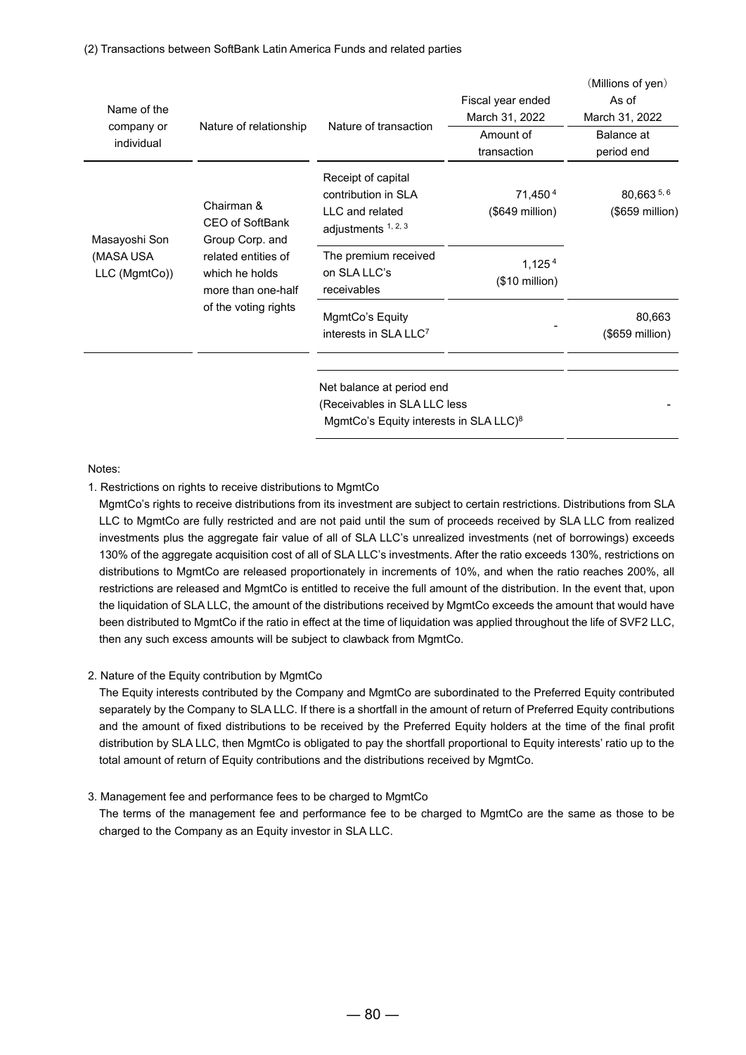(2) Transactions between SoftBank Latin America Funds and related parties

| Name of the company or individual | Nature of relationship | Nature of transaction | Fiscal year ended March 31, 2022 Amount of transaction | (Millions of yen) As of March 31, 2022 Balance at period end |
|---|---|---|---|---|
| Masayoshi Son (MASA USA LLC (MgmtCo)) | Chairman & CEO of SoftBank Group Corp. and related entities of which he holds more than one-half of the voting rights | Receipt of capital contribution in SLA LLC and related adjustments [1, 2, 3] | 71,450 [4] ($649 million) | 80,663 [5, 6] ($659 million) |
| | | The premium received on SLA LLC's receivables | 1,125 [4] ($10 million) | |
| | | MgmtCo's Equity interests in SLA LLC[7] | - | 80,663 ($659 million) |
| | | Net balance at period end (Receivables in SLA LLC less MgmtCo's Equity interests in SLA LLC)[8] | | - |

Notes:

1. Restrictions on rights to receive distributions to MgmtCo

   MgmtCo's rights to receive distributions from its investment are subject to certain restrictions. Distributions from SLA LLC to MgmtCo are fully restricted and are not paid until the sum of proceeds received by SLA LLC from realized investments plus the aggregate fair value of all of SLA LLC's unrealized investments (net of borrowings) exceeds 130% of the aggregate acquisition cost of all of SLA LLC's investments. After the ratio exceeds 130%, restrictions on distributions to MgmtCo are released proportionately in increments of 10%, and when the ratio reaches 200%, all restrictions are released and MgmtCo is entitled to receive the full amount of the distribution. In the event that, upon the liquidation of SLA LLC, the amount of the distributions received by MgmtCo exceeds the amount that would have been distributed to MgmtCo if the ratio in effect at the time of liquidation was applied throughout the life of SVF2 LLC, then any such excess amounts will be subject to clawback from MgmtCo.

2. Nature of the Equity contribution by MgmtCo

   The Equity interests contributed by the Company and MgmtCo are subordinated to the Preferred Equity contributed separately by the Company to SLA LLC. If there is a shortfall in the amount of return of Preferred Equity contributions and the amount of fixed distributions to be received by the Preferred Equity holders at the time of the final profit distribution by SLA LLC, then MgmtCo is obligated to pay the shortfall proportional to Equity interests' ratio up to the total amount of return of Equity contributions and the distributions received by MgmtCo.

3. Management fee and performance fees to be charged to MgmtCo

   The terms of the management fee and performance fee to be charged to MgmtCo are the same as those to be charged to the Company as an Equity investor in SLA LLC.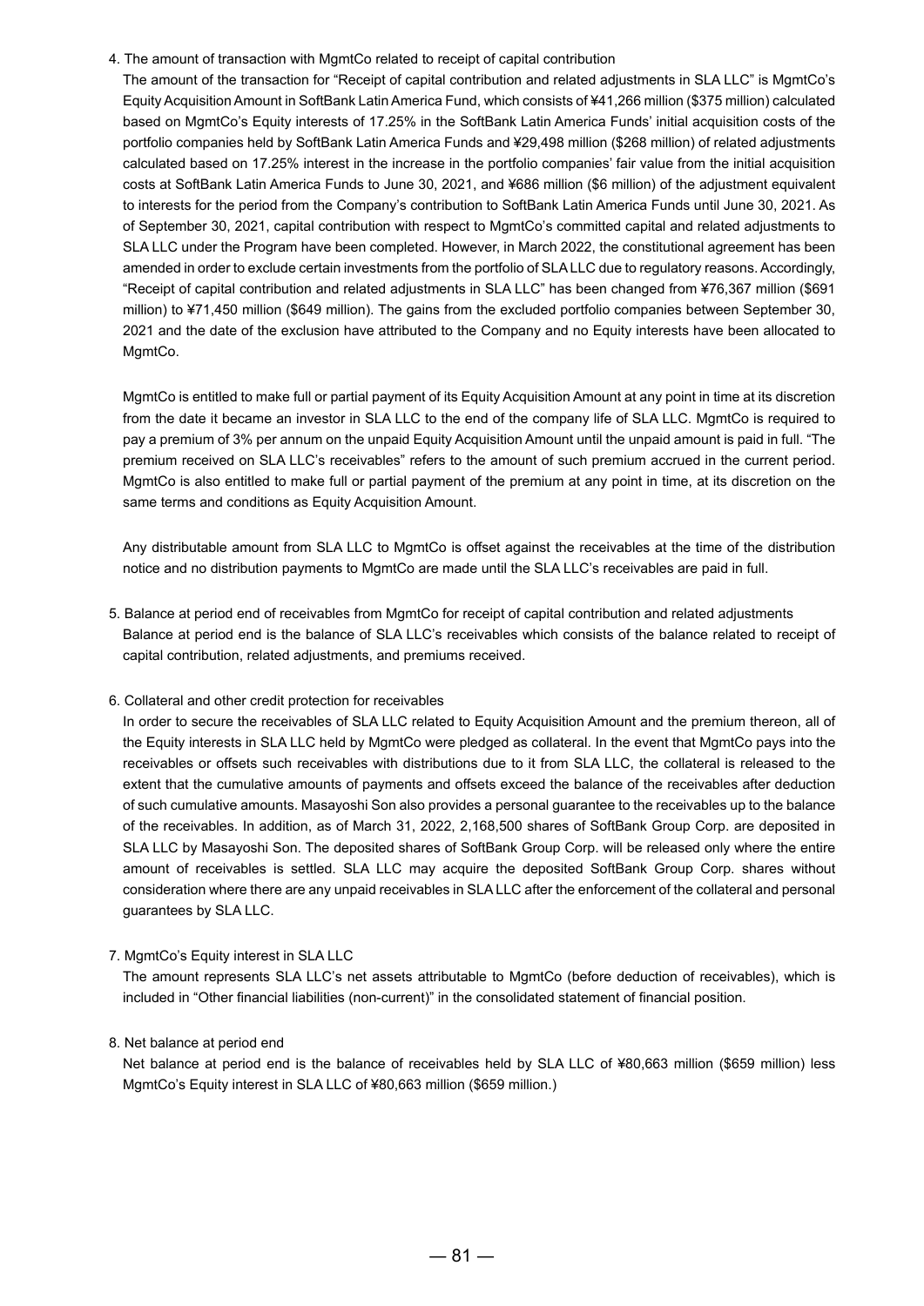4. The amount of transaction with MgmtCo related to receipt of capital contribution

   The amount of the transaction for "Receipt of capital contribution and related adjustments in SLA LLC" is MgmtCo's Equity Acquisition Amount in SoftBank Latin America Fund, which consists of ¥41,266 million ($375 million) calculated based on MgmtCo's Equity interests of 17.25% in the SoftBank Latin America Funds' initial acquisition costs of the portfolio companies held by SoftBank Latin America Funds and ¥29,498 million ($268 million) of related adjustments calculated based on 17.25% interest in the increase in the portfolio companies' fair value from the initial acquisition costs at SoftBank Latin America Funds to June 30, 2021, and ¥686 million ($6 million) of the adjustment equivalent to interests for the period from the Company's contribution to SoftBank Latin America Funds until June 30, 2021. As of September 30, 2021, capital contribution with respect to MgmtCo's committed capital and related adjustments to SLA LLC under the Program have been completed. However, in March 2022, the constitutional agreement has been amended in order to exclude certain investments from the portfolio of SLA LLC due to regulatory reasons. Accordingly, "Receipt of capital contribution and related adjustments in SLA LLC" has been changed from ¥76,367 million ($691 million) to ¥71,450 million ($649 million). The gains from the excluded portfolio companies between September 30, 2021 and the date of the exclusion have attributed to the Company and no Equity interests have been allocated to MgmtCo.

   MgmtCo is entitled to make full or partial payment of its Equity Acquisition Amount at any point in time at its discretion from the date it became an investor in SLA LLC to the end of the company life of SLA LLC. MgmtCo is required to pay a premium of 3% per annum on the unpaid Equity Acquisition Amount until the unpaid amount is paid in full. "The premium received on SLA LLC's receivables" refers to the amount of such premium accrued in the current period. MgmtCo is also entitled to make full or partial payment of the premium at any point in time, at its discretion on the same terms and conditions as Equity Acquisition Amount.

   Any distributable amount from SLA LLC to MgmtCo is offset against the receivables at the time of the distribution notice and no distribution payments to MgmtCo are made until the SLA LLC's receivables are paid in full.

5. Balance at period end of receivables from MgmtCo for receipt of capital contribution and related adjustments

   Balance at period end is the balance of SLA LLC's receivables which consists of the balance related to receipt of capital contribution, related adjustments, and premiums received.

6. Collateral and other credit protection for receivables

   In order to secure the receivables of SLA LLC related to Equity Acquisition Amount and the premium thereon, all of the Equity interests in SLA LLC held by MgmtCo were pledged as collateral. In the event that MgmtCo pays into the receivables or offsets such receivables with distributions due to it from SLA LLC, the collateral is released to the extent that the cumulative amounts of payments and offsets exceed the balance of the receivables after deduction of such cumulative amounts. Masayoshi Son also provides a personal guarantee to the receivables up to the balance of the receivables. In addition, as of March 31, 2022, 2,168,500 shares of SoftBank Group Corp. are deposited in SLA LLC by Masayoshi Son. The deposited shares of SoftBank Group Corp. will be released only where the entire amount of receivables is settled. SLA LLC may acquire the deposited SoftBank Group Corp. shares without consideration where there are any unpaid receivables in SLA LLC after the enforcement of the collateral and personal guarantees by SLA LLC.

7. MgmtCo's Equity interest in SLA LLC

   The amount represents SLA LLC's net assets attributable to MgmtCo (before deduction of receivables), which is included in "Other financial liabilities (non-current)" in the consolidated statement of financial position.

8. Net balance at period end

   Net balance at period end is the balance of receivables held by SLA LLC of ¥80,663 million ($659 million) less MgmtCo's Equity interest in SLA LLC of ¥80,663 million ($659 million.)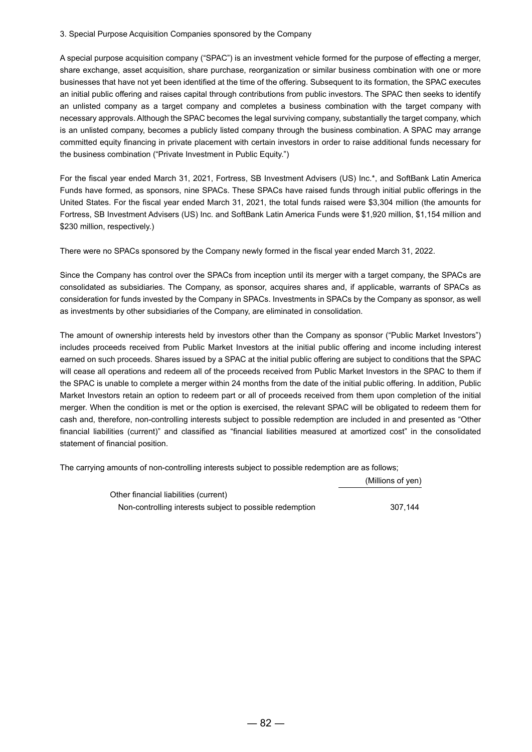3. Special Purpose Acquisition Companies sponsored by the Company

A special purpose acquisition company ("SPAC") is an investment vehicle formed for the purpose of effecting a merger, share exchange, asset acquisition, share purchase, reorganization or similar business combination with one or more businesses that have not yet been identified at the time of the offering. Subsequent to its formation, the SPAC executes an initial public offering and raises capital through contributions from public investors. The SPAC then seeks to identify an unlisted company as a target company and completes a business combination with the target company with necessary approvals. Although the SPAC becomes the legal surviving company, substantially the target company, which is an unlisted company, becomes a publicly listed company through the business combination. A SPAC may arrange committed equity financing in private placement with certain investors in order to raise additional funds necessary for the business combination ("Private Investment in Public Equity.")

For the fiscal year ended March 31, 2021, Fortress, SB Investment Advisers (US) Inc.*, and SoftBank Latin America Funds have formed, as sponsors, nine SPACs. These SPACs have raised funds through initial public offerings in the United States. For the fiscal year ended March 31, 2021, the total funds raised were $3,304 million (the amounts for Fortress, SB Investment Advisers (US) Inc. and SoftBank Latin America Funds were $1,920 million, $1,154 million and $230 million, respectively.)

There were no SPACs sponsored by the Company newly formed in the fiscal year ended March 31, 2022.

Since the Company has control over the SPACs from inception until its merger with a target company, the SPACs are consolidated as subsidiaries. The Company, as sponsor, acquires shares and, if applicable, warrants of SPACs as consideration for funds invested by the Company in SPACs. Investments in SPACs by the Company as sponsor, as well as investments by other subsidiaries of the Company, are eliminated in consolidation.

The amount of ownership interests held by investors other than the Company as sponsor ("Public Market Investors") includes proceeds received from Public Market Investors at the initial public offering and income including interest earned on such proceeds. Shares issued by a SPAC at the initial public offering are subject to conditions that the SPAC will cease all operations and redeem all of the proceeds received from Public Market Investors in the SPAC to them if the SPAC is unable to complete a merger within 24 months from the date of the initial public offering. In addition, Public Market Investors retain an option to redeem part or all of proceeds received from them upon completion of the initial merger. When the condition is met or the option is exercised, the relevant SPAC will be obligated to redeem them for cash and, therefore, non-controlling interests subject to possible redemption are included in and presented as "Other financial liabilities (current)" and classified as "financial liabilities measured at amortized cost" in the consolidated statement of financial position.

The carrying amounts of non-controlling interests subject to possible redemption are as follows;

| | (Millions of yen) |
|---|---|
| Other financial liabilities (current) | |
| Non-controlling interests subject to possible redemption | 307,144 |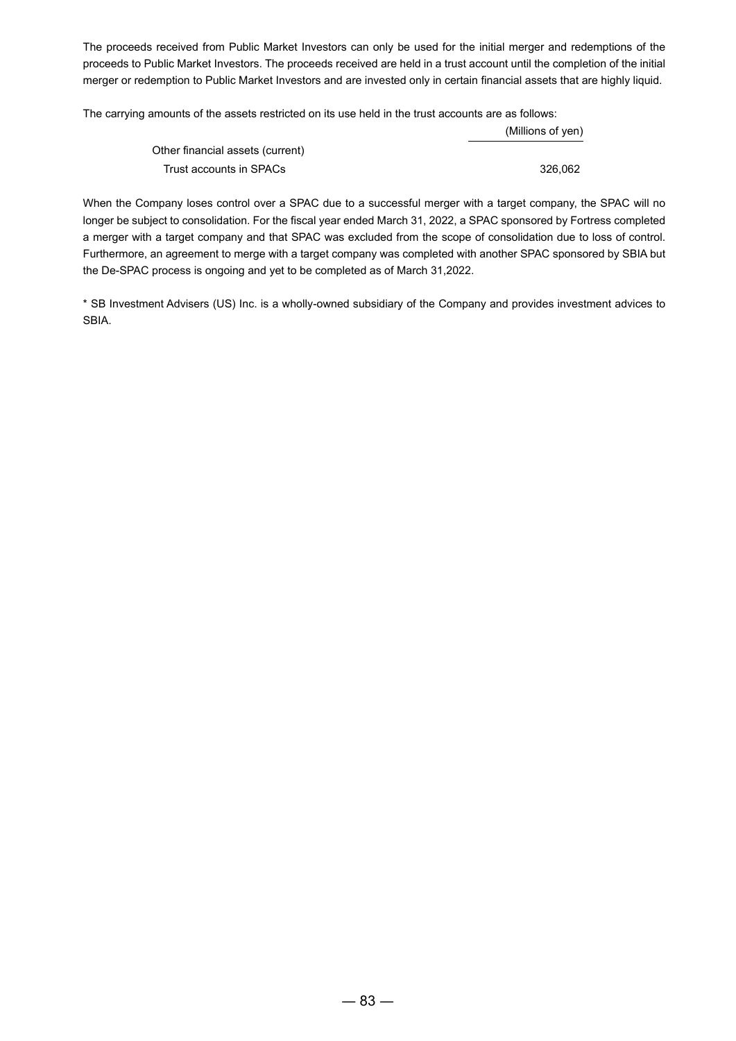The proceeds received from Public Market Investors can only be used for the initial merger and redemptions of the proceeds to Public Market Investors. The proceeds received are held in a trust account until the completion of the initial merger or redemption to Public Market Investors and are invested only in certain financial assets that are highly liquid.

The carrying amounts of the assets restricted on its use held in the trust accounts are as follows:

| | (Millions of yen) |
|---|---|
| Other financial assets (current) | |
| Trust accounts in SPACs | 326,062 |

When the Company loses control over a SPAC due to a successful merger with a target company, the SPAC will no longer be subject to consolidation. For the fiscal year ended March 31, 2022, a SPAC sponsored by Fortress completed a merger with a target company and that SPAC was excluded from the scope of consolidation due to loss of control. Furthermore, an agreement to merge with a target company was completed with another SPAC sponsored by SBIA but the De-SPAC process is ongoing and yet to be completed as of March 31,2022.

* SB Investment Advisers (US) Inc. is a wholly-owned subsidiary of the Company and provides investment advices to SBIA.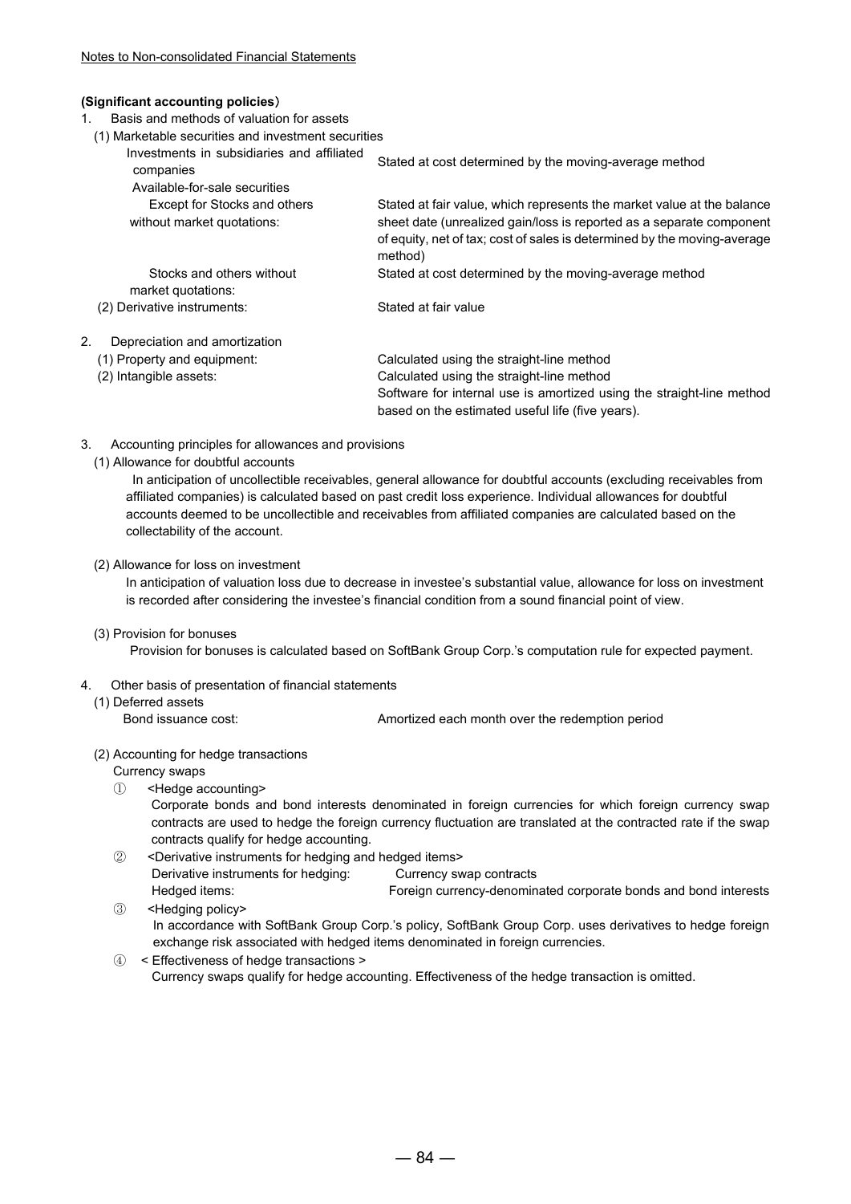Notes to Non-consolidated Financial Statements

**(Significant accounting policies)**

1. Basis and methods of valuation for assets

(1) Marketable securities and investment securities

| | |
|---|---|
| Investments in subsidiaries and affiliated companies | Stated at cost determined by the moving-average method |
| Available-for-sale securities | |
| Except for Stocks and others without market quotations: | Stated at fair value, which represents the market value at the balance sheet date (unrealized gain/loss is reported as a separate component of equity, net of tax; cost of sales is determined by the moving-average method) |
| Stocks and others without market quotations: | Stated at cost determined by the moving-average method |

(2) Derivative instruments: Stated at fair value

2. Depreciation and amortization

(1) Property and equipment: Calculated using the straight-line method

(2) Intangible assets: Calculated using the straight-line method

Software for internal use is amortized using the straight-line method based on the estimated useful life (five years).

3. Accounting principles for allowances and provisions

(1) Allowance for doubtful accounts

In anticipation of uncollectible receivables, general allowance for doubtful accounts (excluding receivables from affiliated companies) is calculated based on past credit loss experience. Individual allowances for doubtful accounts deemed to be uncollectible and receivables from affiliated companies are calculated based on the collectability of the account.

(2) Allowance for loss on investment

In anticipation of valuation loss due to decrease in investee's substantial value, allowance for loss on investment is recorded after considering the investee's financial condition from a sound financial point of view.

(3) Provision for bonuses

Provision for bonuses is calculated based on SoftBank Group Corp.'s computation rule for expected payment.

4. Other basis of presentation of financial statements

(1) Deferred assets

Bond issuance cost: Amortized each month over the redemption period

(2) Accounting for hedge transactions

Currency swaps

① <Hedge accounting>

Corporate bonds and bond interests denominated in foreign currencies for which foreign currency swap contracts are used to hedge the foreign currency fluctuation are translated at the contracted rate if the swap contracts qualify for hedge accounting.

② <Derivative instruments for hedging and hedged items>

Derivative instruments for hedging: Currency swap contracts

Hedged items: Foreign currency-denominated corporate bonds and bond interests

③ <Hedging policy>

In accordance with SoftBank Group Corp.'s policy, SoftBank Group Corp. uses derivatives to hedge foreign exchange risk associated with hedged items denominated in foreign currencies.

④ < Effectiveness of hedge transactions >

Currency swaps qualify for hedge accounting. Effectiveness of the hedge transaction is omitted.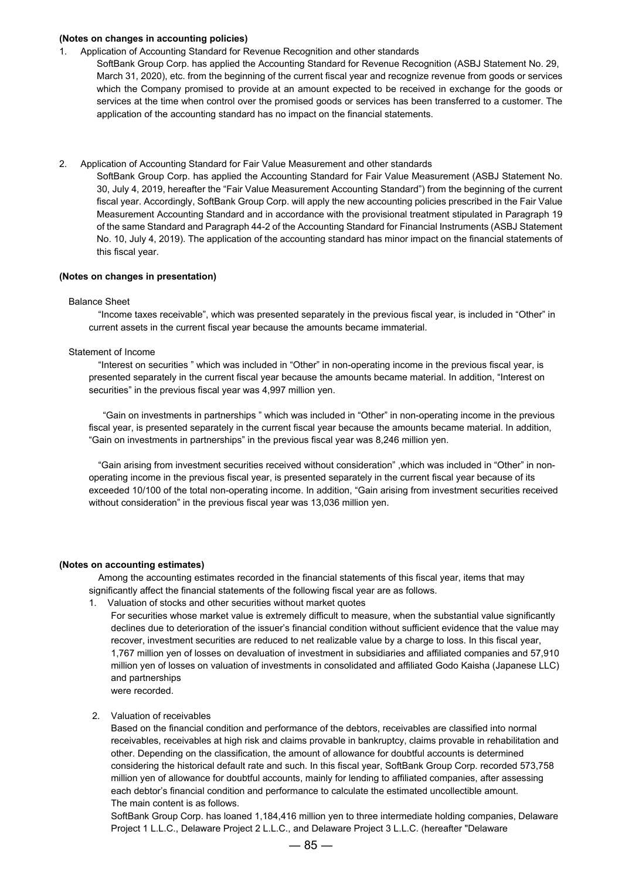**(Notes on changes in accounting policies)**

1. Application of Accounting Standard for Revenue Recognition and other standards

   SoftBank Group Corp. has applied the Accounting Standard for Revenue Recognition (ASBJ Statement No. 29, March 31, 2020), etc. from the beginning of the current fiscal year and recognize revenue from goods or services which the Company promised to provide at an amount expected to be received in exchange for the goods or services at the time when control over the promised goods or services has been transferred to a customer. The application of the accounting standard has no impact on the financial statements.

2. Application of Accounting Standard for Fair Value Measurement and other standards

   SoftBank Group Corp. has applied the Accounting Standard for Fair Value Measurement (ASBJ Statement No. 30, July 4, 2019, hereafter the "Fair Value Measurement Accounting Standard") from the beginning of the current fiscal year. Accordingly, SoftBank Group Corp. will apply the new accounting policies prescribed in the Fair Value Measurement Accounting Standard and in accordance with the provisional treatment stipulated in Paragraph 19 of the same Standard and Paragraph 44-2 of the Accounting Standard for Financial Instruments (ASBJ Statement No. 10, July 4, 2019). The application of the accounting standard has minor impact on the financial statements of this fiscal year.

**(Notes on changes in presentation)**

Balance Sheet

"Income taxes receivable", which was presented separately in the previous fiscal year, is included in "Other" in current assets in the current fiscal year because the amounts became immaterial.

Statement of Income

"Interest on securities " which was included in "Other" in non-operating income in the previous fiscal year, is presented separately in the current fiscal year because the amounts became material. In addition, "Interest on securities" in the previous fiscal year was 4,997 million yen.

"Gain on investments in partnerships " which was included in "Other" in non-operating income in the previous fiscal year, is presented separately in the current fiscal year because the amounts became material. In addition, "Gain on investments in partnerships" in the previous fiscal year was 8,246 million yen.

"Gain arising from investment securities received without consideration" ,which was included in "Other" in non-operating income in the previous fiscal year, is presented separately in the current fiscal year because of its exceeded 10/100 of the total non-operating income. In addition, "Gain arising from investment securities received without consideration" in the previous fiscal year was 13,036 million yen.

**(Notes on accounting estimates)**

Among the accounting estimates recorded in the financial statements of this fiscal year, items that may significantly affect the financial statements of the following fiscal year are as follows.

1. Valuation of stocks and other securities without market quotes

   For securities whose market value is extremely difficult to measure, when the substantial value significantly declines due to deterioration of the issuer's financial condition without sufficient evidence that the value may recover, investment securities are reduced to net realizable value by a charge to loss. In this fiscal year, 1,767 million yen of losses on devaluation of investment in subsidiaries and affiliated companies and 57,910 million yen of losses on valuation of investments in consolidated and affiliated Godo Kaisha (Japanese LLC) and partnerships were recorded.

2. Valuation of receivables

   Based on the financial condition and performance of the debtors, receivables are classified into normal receivables, receivables at high risk and claims provable in bankruptcy, claims provable in rehabilitation and other. Depending on the classification, the amount of allowance for doubtful accounts is determined considering the historical default rate and such. In this fiscal year, SoftBank Group Corp. recorded 573,758 million yen of allowance for doubtful accounts, mainly for lending to affiliated companies, after assessing each debtor's financial condition and performance to calculate the estimated uncollectible amount.
   The main content is as follows.
   SoftBank Group Corp. has loaned 1,184,416 million yen to three intermediate holding companies, Delaware Project 1 L.L.C., Delaware Project 2 L.L.C., and Delaware Project 3 L.L.C. (hereafter "Delaware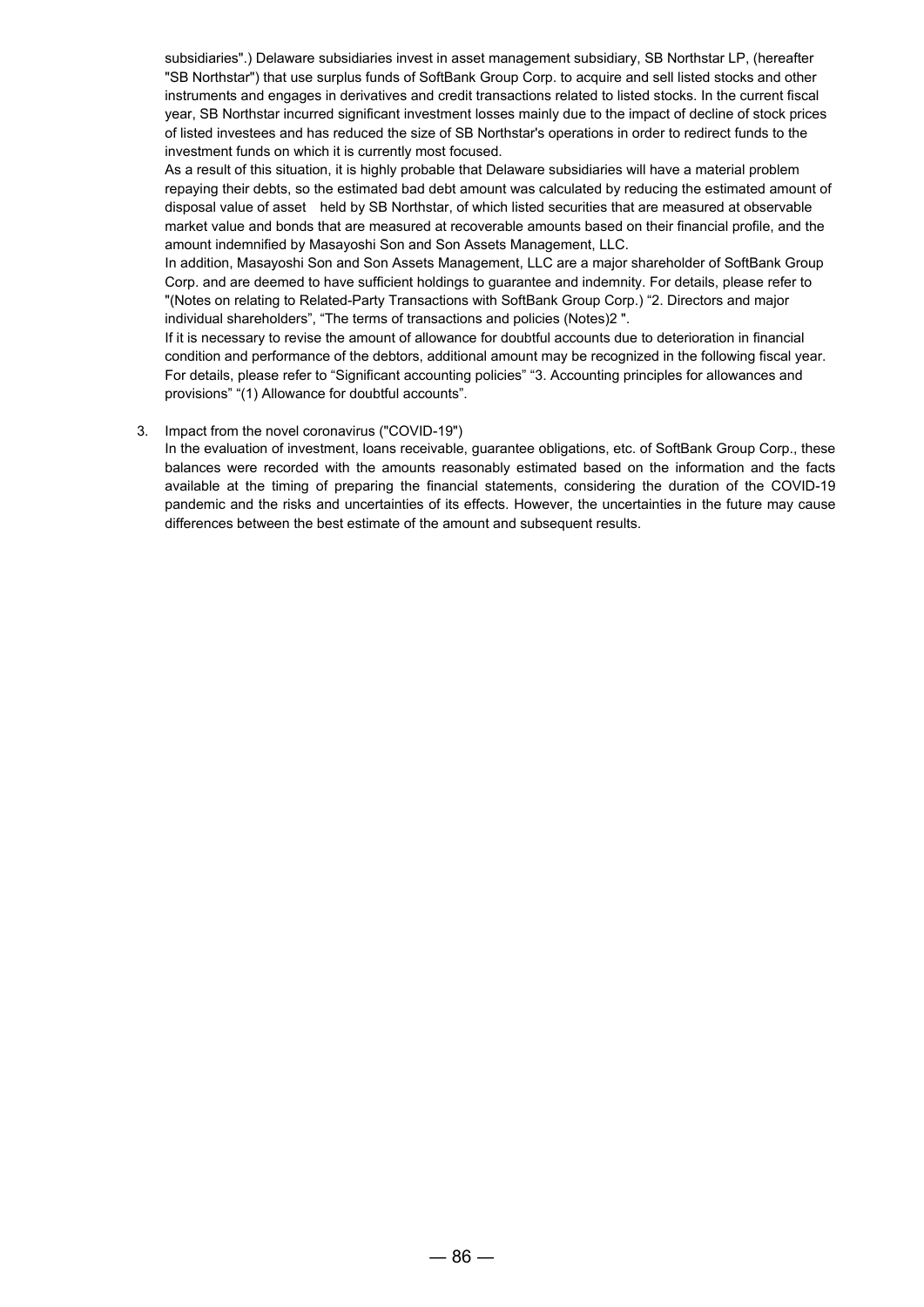subsidiaries".) Delaware subsidiaries invest in asset management subsidiary, SB Northstar LP, (hereafter "SB Northstar") that use surplus funds of SoftBank Group Corp. to acquire and sell listed stocks and other instruments and engages in derivatives and credit transactions related to listed stocks. In the current fiscal year, SB Northstar incurred significant investment losses mainly due to the impact of decline of stock prices of listed investees and has reduced the size of SB Northstar's operations in order to redirect funds to the investment funds on which it is currently most focused.

As a result of this situation, it is highly probable that Delaware subsidiaries will have a material problem repaying their debts, so the estimated bad debt amount was calculated by reducing the estimated amount of disposal value of asset held by SB Northstar, of which listed securities that are measured at observable market value and bonds that are measured at recoverable amounts based on their financial profile, and the amount indemnified by Masayoshi Son and Son Assets Management, LLC.

In addition, Masayoshi Son and Son Assets Management, LLC are a major shareholder of SoftBank Group Corp. and are deemed to have sufficient holdings to guarantee and indemnity. For details, please refer to "(Notes on relating to Related-Party Transactions with SoftBank Group Corp.) "2. Directors and major individual shareholders", "The terms of transactions and policies (Notes)2 ".

If it is necessary to revise the amount of allowance for doubtful accounts due to deterioration in financial condition and performance of the debtors, additional amount may be recognized in the following fiscal year. For details, please refer to "Significant accounting policies" "3. Accounting principles for allowances and provisions" "(1) Allowance for doubtful accounts".

3. Impact from the novel coronavirus ("COVID-19")

   In the evaluation of investment, loans receivable, guarantee obligations, etc. of SoftBank Group Corp., these balances were recorded with the amounts reasonably estimated based on the information and the facts available at the timing of preparing the financial statements, considering the duration of the COVID-19 pandemic and the risks and uncertainties of its effects. However, the uncertainties in the future may cause differences between the best estimate of the amount and subsequent results.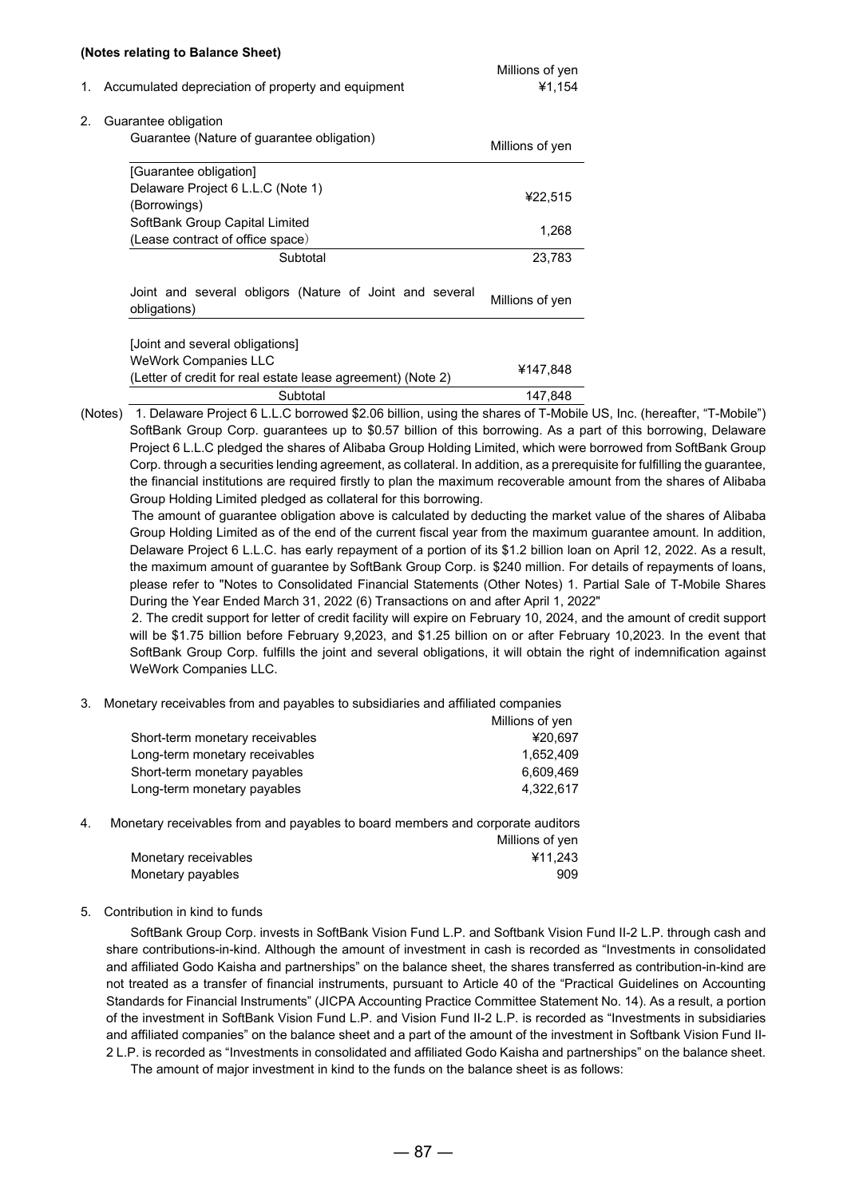**(Notes relating to Balance Sheet)**

1. Accumulated depreciation of property and equipment

| | Millions of yen |
|---|---|
| Accumulated depreciation of property and equipment | ¥1,154 |

2. Guarantee obligation

| Guarantee (Nature of guarantee obligation) | Millions of yen |
|---|---|
| [Guarantee obligation] | |
| Delaware Project 6 L.L.C (Note 1) (Borrowings) | ¥22,515 |
| SoftBank Group Capital Limited (Lease contract of office space) | 1,268 |
| Subtotal | 23,783 |

| Joint and several obligors (Nature of Joint and several obligations) | Millions of yen |
|---|---|
| [Joint and several obligations] | |
| WeWork Companies LLC (Letter of credit for real estate lease agreement) (Note 2) | ¥147,848 |
| Subtotal | 147,848 |

(Notes) 1. Delaware Project 6 L.L.C borrowed $2.06 billion, using the shares of T-Mobile US, Inc. (hereafter, "T-Mobile") SoftBank Group Corp. guarantees up to $0.57 billion of this borrowing. As a part of this borrowing, Delaware Project 6 L.L.C pledged the shares of Alibaba Group Holding Limited, which were borrowed from SoftBank Group Corp. through a securities lending agreement, as collateral. In addition, as a prerequisite for fulfilling the guarantee, the financial institutions are required firstly to plan the maximum recoverable amount from the shares of Alibaba Group Holding Limited pledged as collateral for this borrowing.

The amount of guarantee obligation above is calculated by deducting the market value of the shares of Alibaba Group Holding Limited as of the end of the current fiscal year from the maximum guarantee amount. In addition, Delaware Project 6 L.L.C. has early repayment of a portion of its $1.2 billion loan on April 12, 2022. As a result, the maximum amount of guarantee by SoftBank Group Corp. is $240 million. For details of repayments of loans, please refer to "Notes to Consolidated Financial Statements (Other Notes) 1. Partial Sale of T-Mobile Shares During the Year Ended March 31, 2022 (6) Transactions on and after April 1, 2022"

2. The credit support for letter of credit facility will expire on February 10, 2024, and the amount of credit support will be $1.75 billion before February 9,2023, and $1.25 billion on or after February 10,2023. In the event that SoftBank Group Corp. fulfills the joint and several obligations, it will obtain the right of indemnification against WeWork Companies LLC.

3. Monetary receivables from and payables to subsidiaries and affiliated companies

| | Millions of yen |
|---|---|
| Short-term monetary receivables | ¥20,697 |
| Long-term monetary receivables | 1,652,409 |
| Short-term monetary payables | 6,609,469 |
| Long-term monetary payables | 4,322,617 |

4. Monetary receivables from and payables to board members and corporate auditors

| | Millions of yen |
|---|---|
| Monetary receivables | ¥11,243 |
| Monetary payables | 909 |

5. Contribution in kind to funds

SoftBank Group Corp. invests in SoftBank Vision Fund L.P. and Softbank Vision Fund II-2 L.P. through cash and share contributions-in-kind. Although the amount of investment in cash is recorded as "Investments in consolidated and affiliated Godo Kaisha and partnerships" on the balance sheet, the shares transferred as contribution-in-kind are not treated as a transfer of financial instruments, pursuant to Article 40 of the "Practical Guidelines on Accounting Standards for Financial Instruments" (JICPA Accounting Practice Committee Statement No. 14). As a result, a portion of the investment in SoftBank Vision Fund L.P. and Vision Fund II-2 L.P. is recorded as "Investments in subsidiaries and affiliated companies" on the balance sheet and a part of the amount of the investment in Softbank Vision Fund II-2 L.P. is recorded as "Investments in consolidated and affiliated Godo Kaisha and partnerships" on the balance sheet.

The amount of major investment in kind to the funds on the balance sheet is as follows: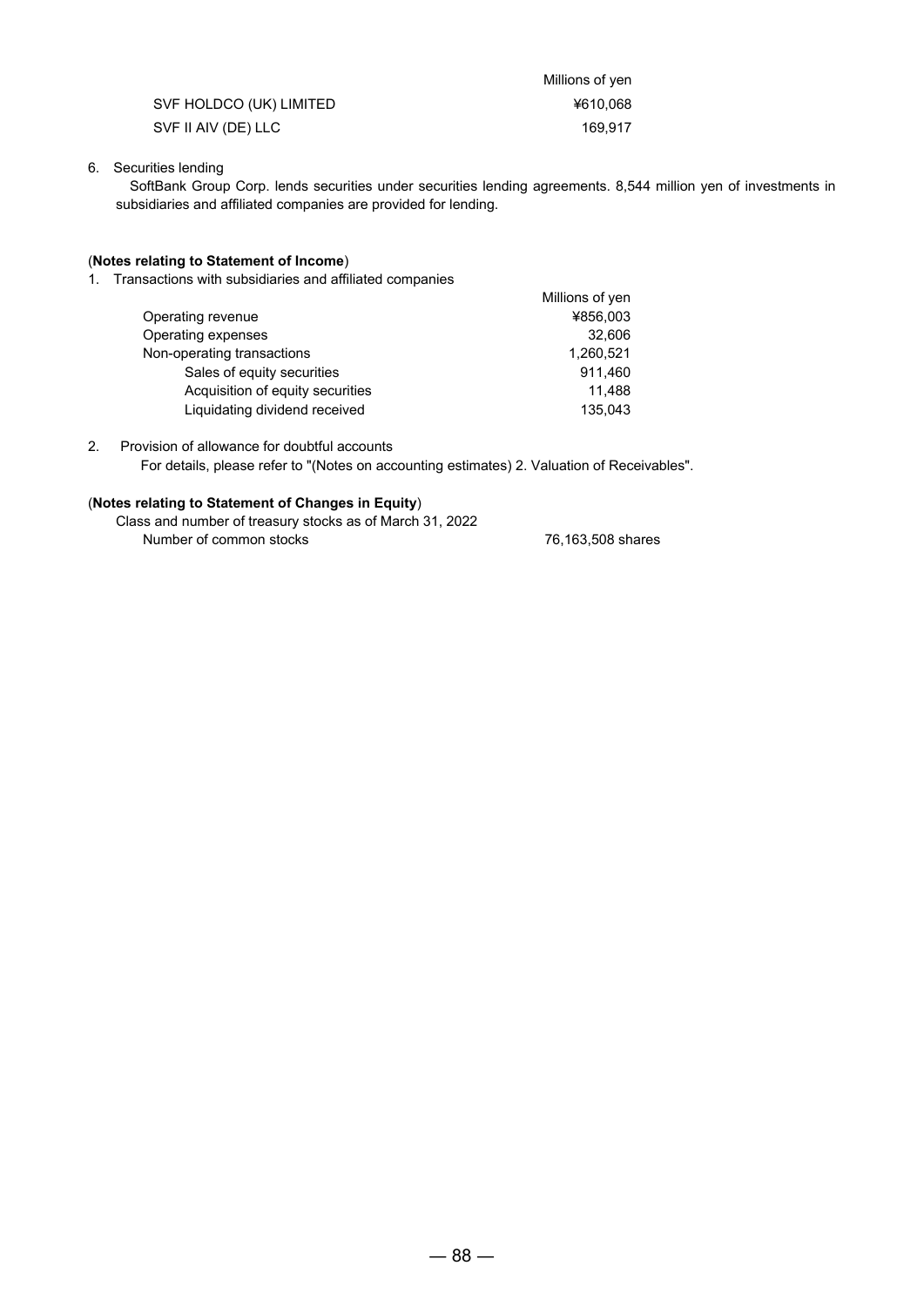| | Millions of yen |
|---|---|
| SVF HOLDCO (UK) LIMITED | ¥610,068 |
| SVF II AIV (DE) LLC | 169,917 |

6. Securities lending

SoftBank Group Corp. lends securities under securities lending agreements. 8,544 million yen of investments in subsidiaries and affiliated companies are provided for lending.

(**Notes relating to Statement of Income**)

1. Transactions with subsidiaries and affiliated companies

| | Millions of yen |
|---|---|
| Operating revenue | ¥856,003 |
| Operating expenses | 32,606 |
| Non-operating transactions | 1,260,521 |
| Sales of equity securities | 911,460 |
| Acquisition of equity securities | 11,488 |
| Liquidating dividend received | 135,043 |

2. Provision of allowance for doubtful accounts

For details, please refer to "(Notes on accounting estimates) 2. Valuation of Receivables".

(**Notes relating to Statement of Changes in Equity**)

Class and number of treasury stocks as of March 31, 2022

| | |
|---|---|
| Number of common stocks | 76,163,508 shares |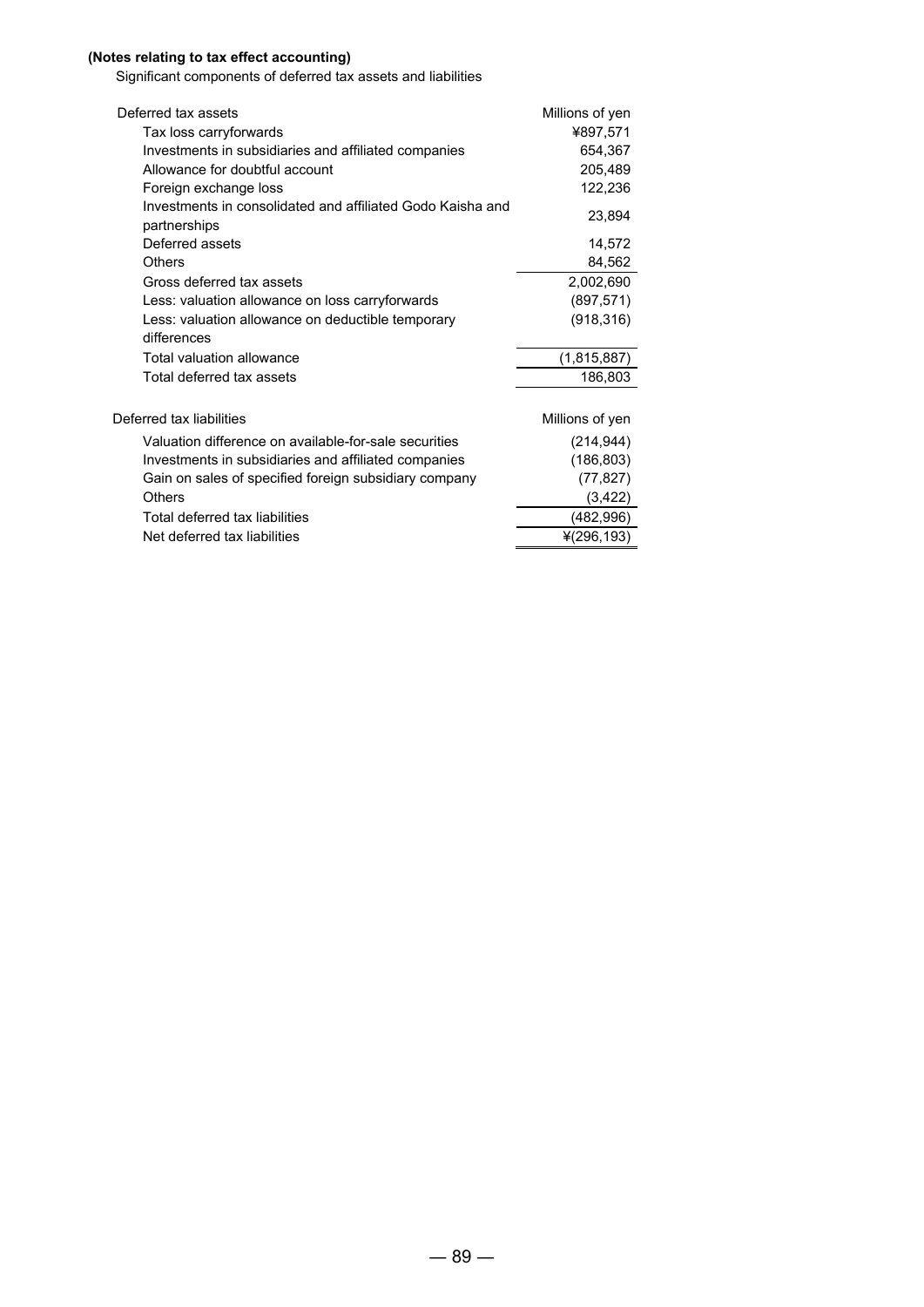**(Notes relating to tax effect accounting)**

Significant components of deferred tax assets and liabilities

| Deferred tax assets | Millions of yen |
| --- | --- |
| Tax loss carryforwards | ¥897,571 |
| Investments in subsidiaries and affiliated companies | 654,367 |
| Allowance for doubtful account | 205,489 |
| Foreign exchange loss | 122,236 |
| Investments in consolidated and affiliated Godo Kaisha and partnerships | 23,894 |
| Deferred assets | 14,572 |
| Others | 84,562 |
| Gross deferred tax assets | 2,002,690 |
| Less: valuation allowance on loss carryforwards | (897,571) |
| Less: valuation allowance on deductible temporary differences | (918,316) |
| Total valuation allowance | (1,815,887) |
| Total deferred tax assets | 186,803 |

| Deferred tax liabilities | Millions of yen |
| --- | --- |
| Valuation difference on available-for-sale securities | (214,944) |
| Investments in subsidiaries and affiliated companies | (186,803) |
| Gain on sales of specified foreign subsidiary company | (77,827) |
| Others | (3,422) |
| Total deferred tax liabilities | (482,996) |
| Net deferred tax liabilities | ¥(296,193) |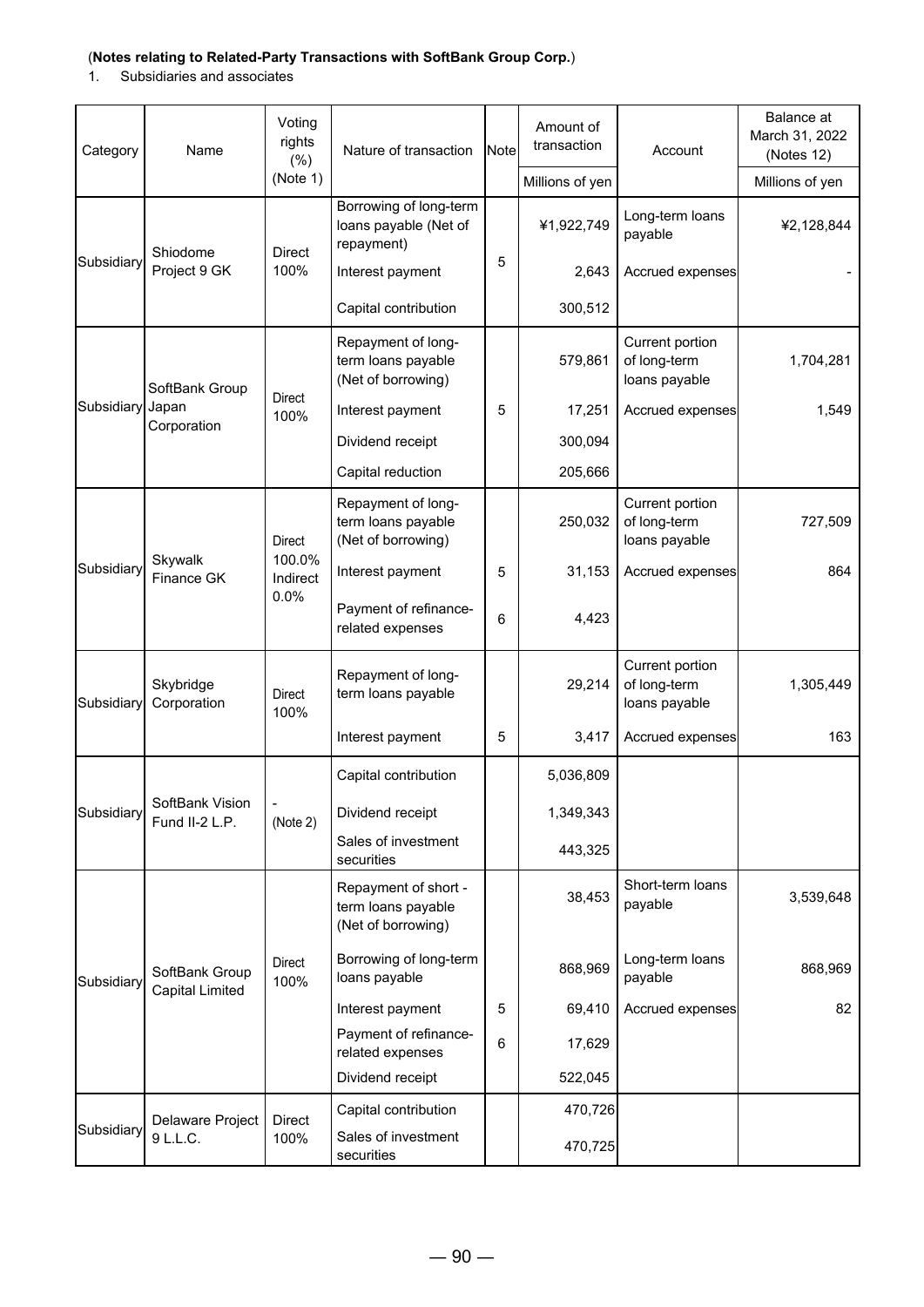(**Notes relating to Related-Party Transactions with SoftBank Group Corp.**)

1. Subsidiaries and associates

| Category | Name | Voting rights (%) (Note 1) | Nature of transaction | Note | Amount of transaction | Account | Balance at March 31, 2022 (Notes 12) |
|---|---|---|---|---|---|---|---|
| | | | | | Millions of yen | | Millions of yen |
| Subsidiary | Shiodome Project 9 GK | Direct 100% | Borrowing of long-term loans payable (Net of repayment) | 5 | ¥1,922,749 | Long-term loans payable | ¥2,128,844 |
| | | | Interest payment | | 2,643 | Accrued expenses | - |
| | | | Capital contribution | | 300,512 | | |
| Subsidiary | SoftBank Group Japan Corporation | Direct 100% | Repayment of long-term loans payable (Net of borrowing) | 5 | 579,861 | Current portion of long-term loans payable | 1,704,281 |
| | | | Interest payment | | 17,251 | Accrued expenses | 1,549 |
| | | | Dividend receipt | | 300,094 | | |
| | | | Capital reduction | | 205,666 | | |
| Subsidiary | Skywalk Finance GK | Direct 100.0% Indirect 0.0% | Repayment of long-term loans payable (Net of borrowing) | | 250,032 | Current portion of long-term loans payable | 727,509 |
| | | | Interest payment | 5 | 31,153 | Accrued expenses | 864 |
| | | | Payment of refinance-related expenses | 6 | 4,423 | | |
| Subsidiary | Skybridge Corporation | Direct 100% | Repayment of long-term loans payable | | 29,214 | Current portion of long-term loans payable | 1,305,449 |
| | | | Interest payment | 5 | 3,417 | Accrued expenses | 163 |
| Subsidiary | SoftBank Vision Fund II-2 L.P. | - (Note 2) | Capital contribution | | 5,036,809 | | |
| | | | Dividend receipt | | 1,349,343 | | |
| | | | Sales of investment securities | | 443,325 | | |
| Subsidiary | SoftBank Group Capital Limited | Direct 100% | Repayment of short-term loans payable (Net of borrowing) | | 38,453 | Short-term loans payable | 3,539,648 |
| | | | Borrowing of long-term loans payable | | 868,969 | Long-term loans payable | 868,969 |
| | | | Interest payment | 5 | 69,410 | Accrued expenses | 82 |
| | | | Payment of refinance-related expenses | 6 | 17,629 | | |
| | | | Dividend receipt | | 522,045 | | |
| Subsidiary | Delaware Project 9 L.L.C. | Direct 100% | Capital contribution | | 470,726 | | |
| | | | Sales of investment securities | | 470,725 | | |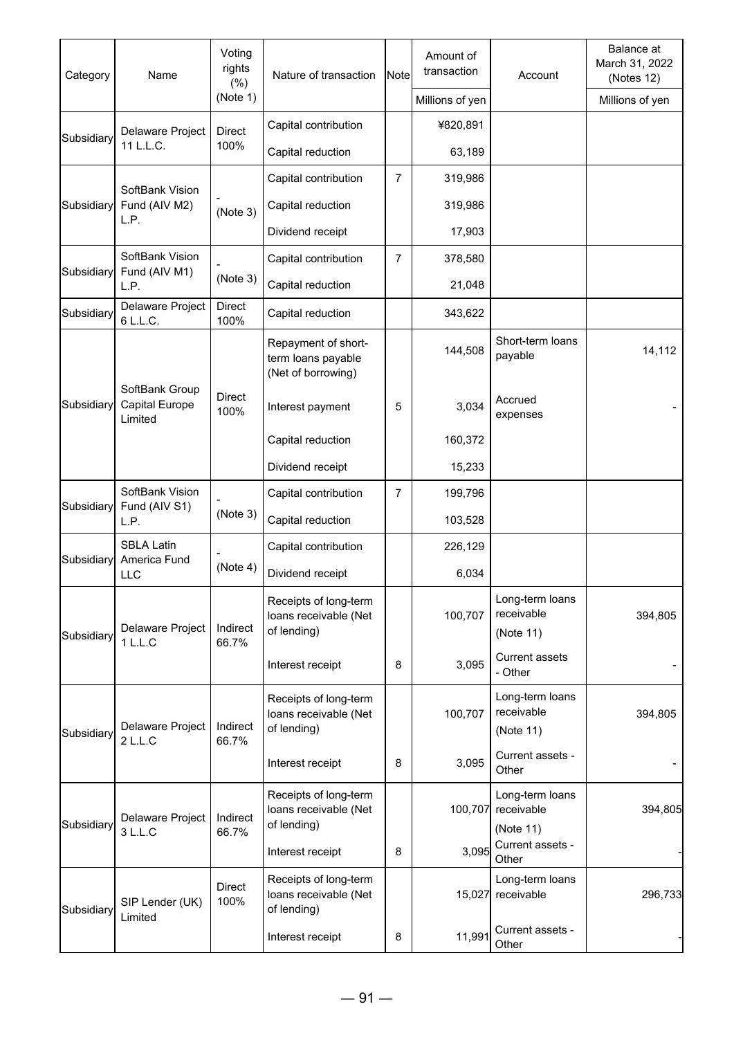| Category | Name | Voting rights (%) (Note 1) | Nature of transaction | Note | Amount of transaction | Account | Balance at March 31, 2022 (Notes 12) |
|---|---|---|---|---|---|---|---|
| | | | | | Millions of yen | | Millions of yen |
| Subsidiary | Delaware Project 11 L.L.C. | Direct 100% | Capital contribution | | ¥820,891 | | |
| | | | Capital reduction | | 63,189 | | |
| Subsidiary | SoftBank Vision Fund (AIV M2) L.P. | - (Note 3) | Capital contribution | 7 | 319,986 | | |
| | | | Capital reduction | | 319,986 | | |
| | | | Dividend receipt | | 17,903 | | |
| Subsidiary | SoftBank Vision Fund (AIV M1) L.P. | - (Note 3) | Capital contribution | 7 | 378,580 | | |
| | | | Capital reduction | | 21,048 | | |
| Subsidiary | Delaware Project 6 L.L.C. | Direct 100% | Capital reduction | | 343,622 | | |
| Subsidiary | SoftBank Group Capital Europe Limited | Direct 100% | Repayment of short-term loans payable (Net of borrowing) | | 144,508 | Short-term loans payable | 14,112 |
| | | | Interest payment | 5 | 3,034 | Accrued expenses | - |
| | | | Capital reduction | | 160,372 | | |
| | | | Dividend receipt | | 15,233 | | |
| Subsidiary | SoftBank Vision Fund (AIV S1) L.P. | - (Note 3) | Capital contribution | 7 | 199,796 | | |
| | | | Capital reduction | | 103,528 | | |
| Subsidiary | SBLA Latin America Fund LLC | - (Note 4) | Capital contribution | | 226,129 | | |
| | | | Dividend receipt | | 6,034 | | |
| Subsidiary | Delaware Project 1 L.L.C | Indirect 66.7% | Receipts of long-term loans receivable (Net of lending) | | 100,707 | Long-term loans receivable (Note 11) | 394,805 |
| | | | Interest receipt | 8 | 3,095 | Current assets - Other | - |
| Subsidiary | Delaware Project 2 L.L.C | Indirect 66.7% | Receipts of long-term loans receivable (Net of lending) | | 100,707 | Long-term loans receivable (Note 11) | 394,805 |
| | | | Interest receipt | 8 | 3,095 | Current assets - Other | - |
| Subsidiary | Delaware Project 3 L.L.C | Indirect 66.7% | Receipts of long-term loans receivable (Net of lending) | | 100,707 | Long-term loans receivable (Note 11) | 394,805 |
| | | | Interest receipt | 8 | 3,095 | Current assets - Other | - |
| Subsidiary | SIP Lender (UK) Limited | Direct 100% | Receipts of long-term loans receivable (Net of lending) | | 15,027 | Long-term loans receivable | 296,733 |
| | | | Interest receipt | 8 | 11,991 | Current assets - Other | - |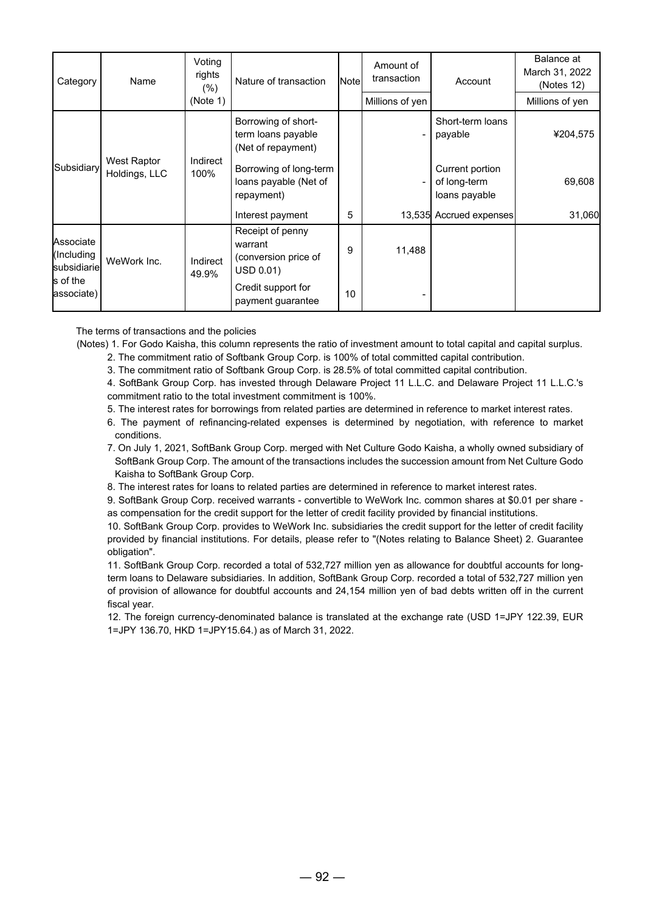| Category | Name | Voting rights (%) (Note 1) | Nature of transaction | Note | Amount of transaction | Account | Balance at March 31, 2022 (Notes 12) |
|---|---|---|---|---|---|---|---|
| | | | | | Millions of yen | | Millions of yen |
| Subsidiary | West Raptor Holdings, LLC | Indirect 100% | Borrowing of short-term loans payable (Net of repayment) | | - | Short-term loans payable | ¥204,575 |
| | | | Borrowing of long-term loans payable (Net of repayment) | | - | Current portion of long-term loans payable | 69,608 |
| | | | Interest payment | 5 | 13,535 | Accrued expenses | 31,060 |
| Associate (Including subsidiaries of the associate) | WeWork Inc. | Indirect 49.9% | Receipt of penny warrant (conversion price of USD 0.01) | 9 | 11,488 | | |
| | | | Credit support for payment guarantee | 10 | - | | |

The terms of transactions and the policies

(Notes) 1. For Godo Kaisha, this column represents the ratio of investment amount to total capital and capital surplus.

2. The commitment ratio of Softbank Group Corp. is 100% of total committed capital contribution.

3. The commitment ratio of Softbank Group Corp. is 28.5% of total committed capital contribution.

4. SoftBank Group Corp. has invested through Delaware Project 11 L.L.C. and Delaware Project 11 L.L.C.'s commitment ratio to the total investment commitment is 100%.

5. The interest rates for borrowings from related parties are determined in reference to market interest rates.

6. The payment of refinancing-related expenses is determined by negotiation, with reference to market conditions.

7. On July 1, 2021, SoftBank Group Corp. merged with Net Culture Godo Kaisha, a wholly owned subsidiary of SoftBank Group Corp. The amount of the transactions includes the succession amount from Net Culture Godo Kaisha to SoftBank Group Corp.

8. The interest rates for loans to related parties are determined in reference to market interest rates.

9. SoftBank Group Corp. received warrants - convertible to WeWork Inc. common shares at $0.01 per share - as compensation for the credit support for the letter of credit facility provided by financial institutions.

10. SoftBank Group Corp. provides to WeWork Inc. subsidiaries the credit support for the letter of credit facility provided by financial institutions. For details, please refer to "(Notes relating to Balance Sheet) 2. Guarantee obligation".

11. SoftBank Group Corp. recorded a total of 532,727 million yen as allowance for doubtful accounts for long-term loans to Delaware subsidiaries. In addition, SoftBank Group Corp. recorded a total of 532,727 million yen of provision of allowance for doubtful accounts and 24,154 million yen of bad debts written off in the current fiscal year.

12. The foreign currency-denominated balance is translated at the exchange rate (USD 1=JPY 122.39, EUR 1=JPY 136.70, HKD 1=JPY15.64.) as of March 31, 2022.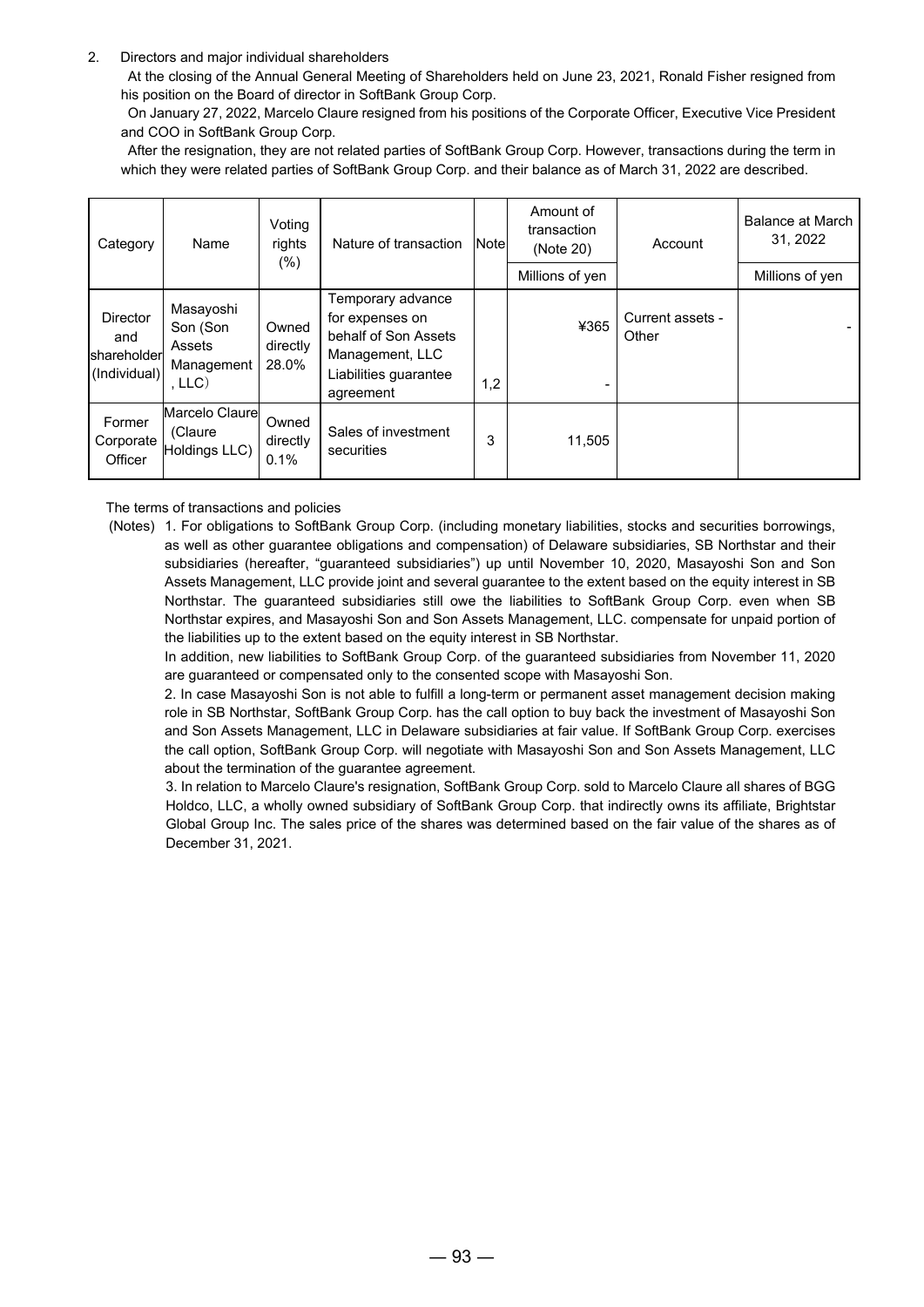2. Directors and major individual shareholders

At the closing of the Annual General Meeting of Shareholders held on June 23, 2021, Ronald Fisher resigned from his position on the Board of director in SoftBank Group Corp.

On January 27, 2022, Marcelo Claure resigned from his positions of the Corporate Officer, Executive Vice President and COO in SoftBank Group Corp.

After the resignation, they are not related parties of SoftBank Group Corp. However, transactions during the term in which they were related parties of SoftBank Group Corp. and their balance as of March 31, 2022 are described.

| Category | Name | Voting rights (%) | Nature of transaction | Note | Amount of transaction (Note 20) | Account | Balance at March 31, 2022 |
|---|---|---|---|---|---|---|---|
| | | | | | Millions of yen | | Millions of yen |
| Director and shareholder (Individual) | Masayoshi Son (Son Assets Management, LLC) | Owned directly 28.0% | Temporary advance for expenses on behalf of Son Assets Management, LLC | | ¥365 | Current assets - Other | - |
| | | | Liabilities guarantee agreement | 1,2 | - | | |
| Former Corporate Officer | Marcelo Claure (Claure Holdings LLC) | Owned directly 0.1% | Sales of investment securities | 3 | 11,505 | | |

The terms of transactions and policies

(Notes) 1. For obligations to SoftBank Group Corp. (including monetary liabilities, stocks and securities borrowings, as well as other guarantee obligations and compensation) of Delaware subsidiaries, SB Northstar and their subsidiaries (hereafter, "guaranteed subsidiaries") up until November 10, 2020, Masayoshi Son and Son Assets Management, LLC provide joint and several guarantee to the extent based on the equity interest in SB Northstar. The guaranteed subsidiaries still owe the liabilities to SoftBank Group Corp. even when SB Northstar expires, and Masayoshi Son and Son Assets Management, LLC. compensate for unpaid portion of the liabilities up to the extent based on the equity interest in SB Northstar.

In addition, new liabilities to SoftBank Group Corp. of the guaranteed subsidiaries from November 11, 2020 are guaranteed or compensated only to the consented scope with Masayoshi Son.

2. In case Masayoshi Son is not able to fulfill a long-term or permanent asset management decision making role in SB Northstar, SoftBank Group Corp. has the call option to buy back the investment of Masayoshi Son and Son Assets Management, LLC in Delaware subsidiaries at fair value. If SoftBank Group Corp. exercises the call option, SoftBank Group Corp. will negotiate with Masayoshi Son and Son Assets Management, LLC about the termination of the guarantee agreement.

3. In relation to Marcelo Claure's resignation, SoftBank Group Corp. sold to Marcelo Claure all shares of BGG Holdco, LLC, a wholly owned subsidiary of SoftBank Group Corp. that indirectly owns its affiliate, Brightstar Global Group Inc. The sales price of the shares was determined based on the fair value of the shares as of December 31, 2021.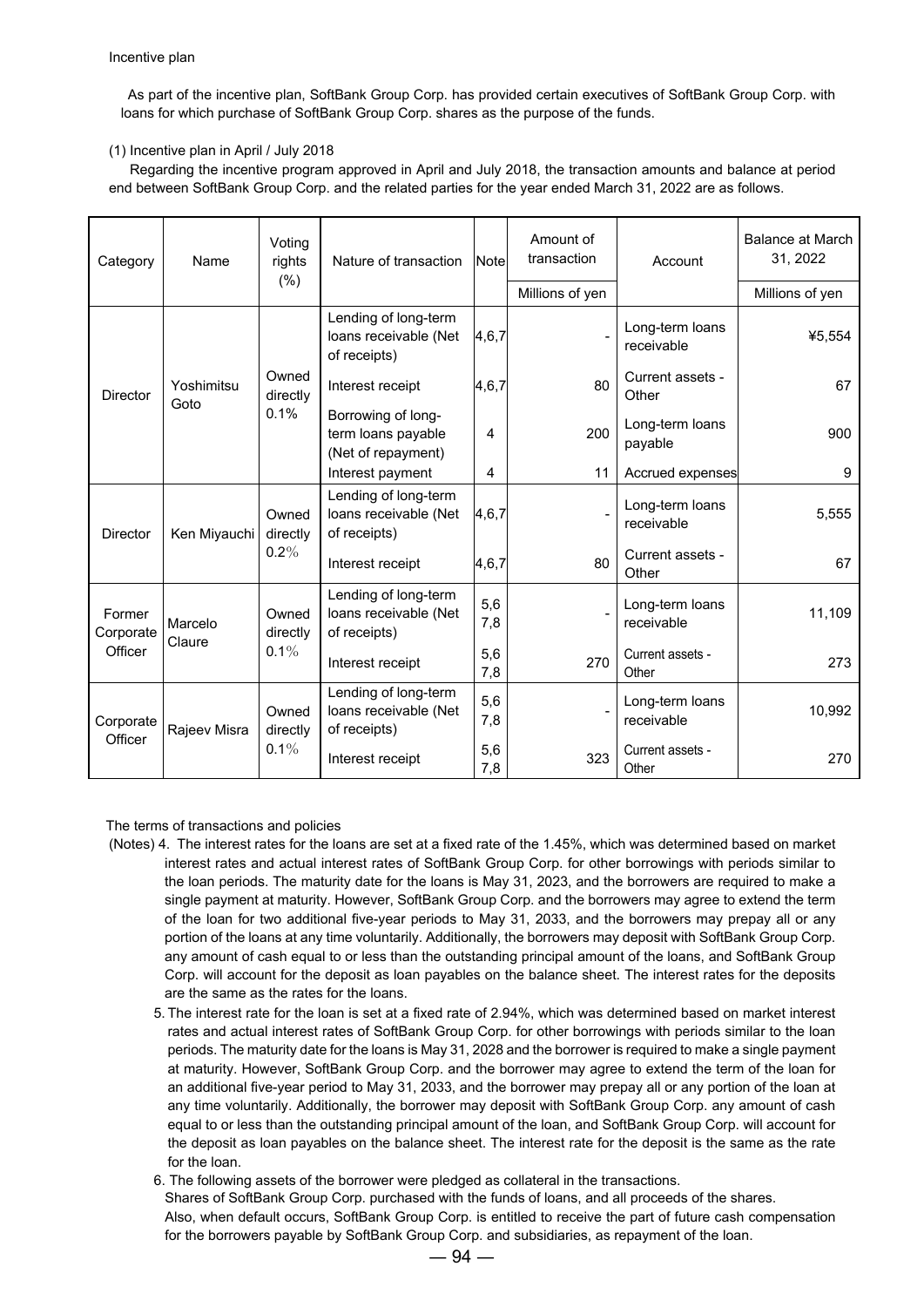Incentive plan

As part of the incentive plan, SoftBank Group Corp. has provided certain executives of SoftBank Group Corp. with loans for which purchase of SoftBank Group Corp. shares as the purpose of the funds.

(1) Incentive plan in April / July 2018

Regarding the incentive program approved in April and July 2018, the transaction amounts and balance at period end between SoftBank Group Corp. and the related parties for the year ended March 31, 2022 are as follows.

| Category | Name | Voting rights (%) | Nature of transaction | Note | Amount of transaction | Account | Balance at March 31, 2022 |
|---|---|---|---|---|---|---|---|
| | | | | | Millions of yen | | Millions of yen |
| Director | Yoshimitsu Goto | Owned directly 0.1% | Lending of long-term loans receivable (Net of receipts) | 4,6,7 | - | Long-term loans receivable | ¥5,554 |
| | | | Interest receipt | 4,6,7 | 80 | Current assets - Other | 67 |
| | | | Borrowing of long-term loans payable (Net of repayment) | 4 | 200 | Long-term loans payable | 900 |
| | | | Interest payment | 4 | 11 | Accrued expenses | 9 |
| Director | Ken Miyauchi | Owned directly 0.2% | Lending of long-term loans receivable (Net of receipts) | 4,6,7 | - | Long-term loans receivable | 5,555 |
| | | | Interest receipt | 4,6,7 | 80 | Current assets - Other | 67 |
| Former Corporate Officer | Marcelo Claure | Owned directly 0.1% | Lending of long-term loans receivable (Net of receipts) | 5,6 7,8 | - | Long-term loans receivable | 11,109 |
| | | | Interest receipt | 5,6 7,8 | 270 | Current assets - Other | 273 |
| Corporate Officer | Rajeev Misra | Owned directly 0.1% | Lending of long-term loans receivable (Net of receipts) | 5,6 7,8 | - | Long-term loans receivable | 10,992 |
| | | | Interest receipt | 5,6 7,8 | 323 | Current assets - Other | 270 |

The terms of transactions and policies

(Notes) 4. The interest rates for the loans are set at a fixed rate of the 1.45%, which was determined based on market interest rates and actual interest rates of SoftBank Group Corp. for other borrowings with periods similar to the loan periods. The maturity date for the loans is May 31, 2023, and the borrowers are required to make a single payment at maturity. However, SoftBank Group Corp. and the borrowers may agree to extend the term of the loan for two additional five-year periods to May 31, 2033, and the borrowers may prepay all or any portion of the loans at any time voluntarily. Additionally, the borrowers may deposit with SoftBank Group Corp. any amount of cash equal to or less than the outstanding principal amount of the loans, and SoftBank Group Corp. will account for the deposit as loan payables on the balance sheet. The interest rates for the deposits are the same as the rates for the loans.

5. The interest rate for the loan is set at a fixed rate of 2.94%, which was determined based on market interest rates and actual interest rates of SoftBank Group Corp. for other borrowings with periods similar to the loan periods. The maturity date for the loans is May 31, 2028 and the borrower is required to make a single payment at maturity. However, SoftBank Group Corp. and the borrower may agree to extend the term of the loan for an additional five-year period to May 31, 2033, and the borrower may prepay all or any portion of the loan at any time voluntarily. Additionally, the borrower may deposit with SoftBank Group Corp. any amount of cash equal to or less than the outstanding principal amount of the loan, and SoftBank Group Corp. will account for the deposit as loan payables on the balance sheet. The interest rate for the deposit is the same as the rate for the loan.

6. The following assets of the borrower were pledged as collateral in the transactions.
Shares of SoftBank Group Corp. purchased with the funds of loans, and all proceeds of the shares.
Also, when default occurs, SoftBank Group Corp. is entitled to receive the part of future cash compensation for the borrowers payable by SoftBank Group Corp. and subsidiaries, as repayment of the loan.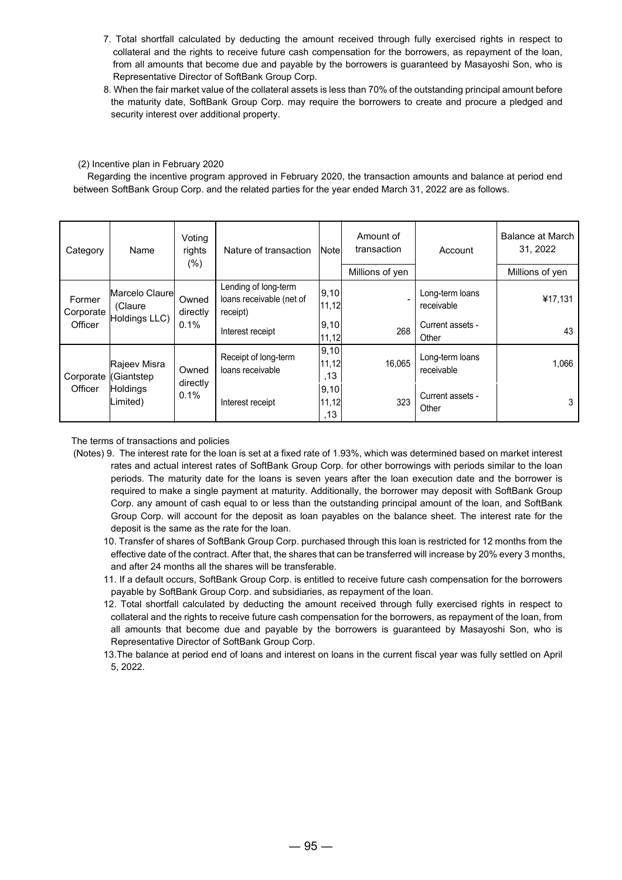7. Total shortfall calculated by deducting the amount received through fully exercised rights in respect to collateral and the rights to receive future cash compensation for the borrowers, as repayment of the loan, from all amounts that become due and payable by the borrowers is guaranteed by Masayoshi Son, who is Representative Director of SoftBank Group Corp.
8. When the fair market value of the collateral assets is less than 70% of the outstanding principal amount before the maturity date, SoftBank Group Corp. may require the borrowers to create and procure a pledged and security interest over additional property.

(2) Incentive plan in February 2020

Regarding the incentive program approved in February 2020, the transaction amounts and balance at period end between SoftBank Group Corp. and the related parties for the year ended March 31, 2022 are as follows.

| Category | Name | Voting rights (%) | Nature of transaction | Note | Amount of transaction | Account | Balance at March 31, 2022 |
|---|---|---|---|---|---|---|---|
| | | | | | Millions of yen | | Millions of yen |
| Former Corporate Officer | Marcelo Claure (Claure Holdings LLC) | Owned directly 0.1% | Lending of long-term loans receivable (net of receipt) | 9,10 11,12 | - | Long-term loans receivable | ¥17,131 |
| | | | Interest receipt | 9,10 11,12 | 268 | Current assets - Other | 43 |
| Corporate Officer | Rajeev Misra (Giantstep Holdings Limited) | Owned directly 0.1% | Receipt of long-term loans receivable | 9,10 11,12 ,13 | 16,065 | Long-term loans receivable | 1,066 |
| | | | Interest receipt | 9,10 11,12 ,13 | 323 | Current assets - Other | 3 |

The terms of transactions and policies

(Notes) 9. The interest rate for the loan is set at a fixed rate of 1.93%, which was determined based on market interest rates and actual interest rates of SoftBank Group Corp. for other borrowings with periods similar to the loan periods. The maturity date for the loans is seven years after the loan execution date and the borrower is required to make a single payment at maturity. Additionally, the borrower may deposit with SoftBank Group Corp. any amount of cash equal to or less than the outstanding principal amount of the loan, and SoftBank Group Corp. will account for the deposit as loan payables on the balance sheet. The interest rate for the deposit is the same as the rate for the loan.

10. Transfer of shares of SoftBank Group Corp. purchased through this loan is restricted for 12 months from the effective date of the contract. After that, the shares that can be transferred will increase by 20% every 3 months, and after 24 months all the shares will be transferable.

11. If a default occurs, SoftBank Group Corp. is entitled to receive future cash compensation for the borrowers payable by SoftBank Group Corp. and subsidiaries, as repayment of the loan.

12. Total shortfall calculated by deducting the amount received through fully exercised rights in respect to collateral and the rights to receive future cash compensation for the borrowers, as repayment of the loan, from all amounts that become due and payable by the borrowers is guaranteed by Masayoshi Son, who is Representative Director of SoftBank Group Corp.

13. The balance at period end of loans and interest on loans in the current fiscal year was fully settled on April 5, 2022.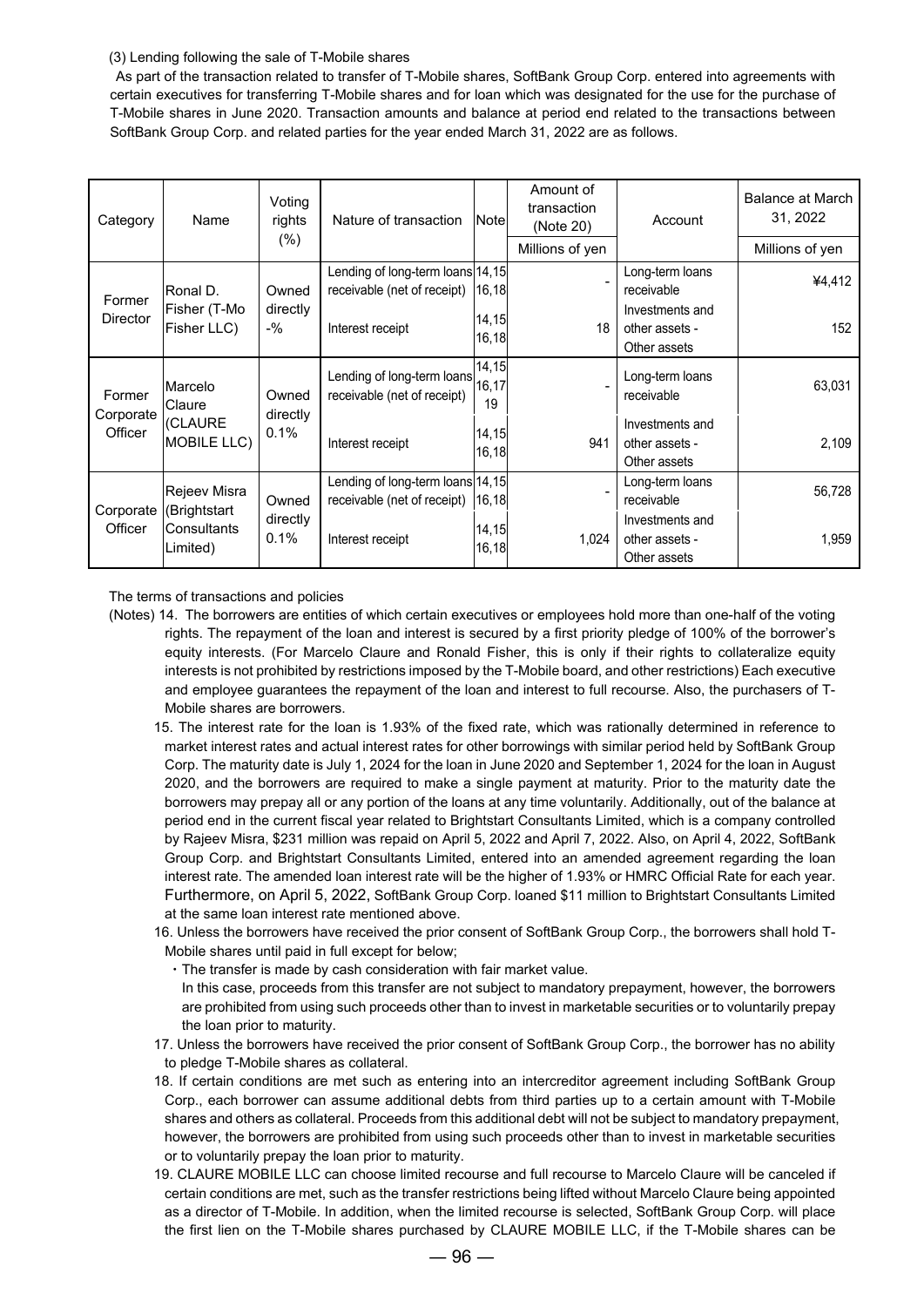(3) Lending following the sale of T-Mobile shares

As part of the transaction related to transfer of T-Mobile shares, SoftBank Group Corp. entered into agreements with certain executives for transferring T-Mobile shares and for loan which was designated for the use for the purchase of T-Mobile shares in June 2020. Transaction amounts and balance at period end related to the transactions between SoftBank Group Corp. and related parties for the year ended March 31, 2022 are as follows.

| Category | Name | Voting rights (%) | Nature of transaction | Note | Amount of transaction (Note 20) | Account | Balance at March 31, 2022 |
|---|---|---|---|---|---|---|---|
| | | | | | Millions of yen | | Millions of yen |
| Former Director | Ronal D. Fisher (T-Mo Fisher LLC) | Owned directly -% | Lending of long-term loans receivable (net of receipt) | 14,15 16,18 | - | Long-term loans receivable | ¥4,412 |
| | | | Interest receipt | 14,15 16,18 | 18 | Investments and other assets - Other assets | 152 |
| Former Corporate Officer | Marcelo Claure (CLAURE MOBILE LLC) | Owned directly 0.1% | Lending of long-term loans receivable (net of receipt) | 14,15 16,17 19 | - | Long-term loans receivable | 63,031 |
| | | | Interest receipt | 14,15 16,18 | 941 | Investments and other assets - Other assets | 2,109 |
| Corporate Officer | Rejeev Misra (Brightstart Consultants Limited) | Owned directly 0.1% | Lending of long-term loans receivable (net of receipt) | 14,15 16,18 | - | Long-term loans receivable | 56,728 |
| | | | Interest receipt | 14,15 16,18 | 1,024 | Investments and other assets - Other assets | 1,959 |

The terms of transactions and policies

(Notes) 14. The borrowers are entities of which certain executives or employees hold more than one-half of the voting rights. The repayment of the loan and interest is secured by a first priority pledge of 100% of the borrower's equity interests. (For Marcelo Claure and Ronald Fisher, this is only if their rights to collateralize equity interests is not prohibited by restrictions imposed by the T-Mobile board, and other restrictions) Each executive and employee guarantees the repayment of the loan and interest to full recourse. Also, the purchasers of T-Mobile shares are borrowers.

15. The interest rate for the loan is 1.93% of the fixed rate, which was rationally determined in reference to market interest rates and actual interest rates for other borrowings with similar period held by SoftBank Group Corp. The maturity date is July 1, 2024 for the loan in June 2020 and September 1, 2024 for the loan in August 2020, and the borrowers are required to make a single payment at maturity. Prior to the maturity date the borrowers may prepay all or any portion of the loans at any time voluntarily. Additionally, out of the balance at period end in the current fiscal year related to Brightstart Consultants Limited, which is a company controlled by Rajeev Misra, $231 million was repaid on April 5, 2022 and April 7, 2022. Also, on April 4, 2022, SoftBank Group Corp. and Brightstart Consultants Limited, entered into an amended agreement regarding the loan interest rate. The amended loan interest rate will be the higher of 1.93% or HMRC Official Rate for each year. Furthermore, on April 5, 2022, SoftBank Group Corp. loaned $11 million to Brightstart Consultants Limited at the same loan interest rate mentioned above.

16. Unless the borrowers have received the prior consent of SoftBank Group Corp., the borrowers shall hold T-Mobile shares until paid in full except for below;
・The transfer is made by cash consideration with fair market value.
In this case, proceeds from this transfer are not subject to mandatory prepayment, however, the borrowers are prohibited from using such proceeds other than to invest in marketable securities or to voluntarily prepay the loan prior to maturity.

17. Unless the borrowers have received the prior consent of SoftBank Group Corp., the borrower has no ability to pledge T-Mobile shares as collateral.

18. If certain conditions are met such as entering into an intercreditor agreement including SoftBank Group Corp., each borrower can assume additional debts from third parties up to a certain amount with T-Mobile shares and others as collateral. Proceeds from this additional debt will not be subject to mandatory prepayment, however, the borrowers are prohibited from using such proceeds other than to invest in marketable securities or to voluntarily prepay the loan prior to maturity.

19. CLAURE MOBILE LLC can choose limited recourse and full recourse to Marcelo Claure will be canceled if certain conditions are met, such as the transfer restrictions being lifted without Marcelo Claure being appointed as a director of T-Mobile. In addition, when the limited recourse is selected, SoftBank Group Corp. will place the first lien on the T-Mobile shares purchased by CLAURE MOBILE LLC, if the T-Mobile shares can be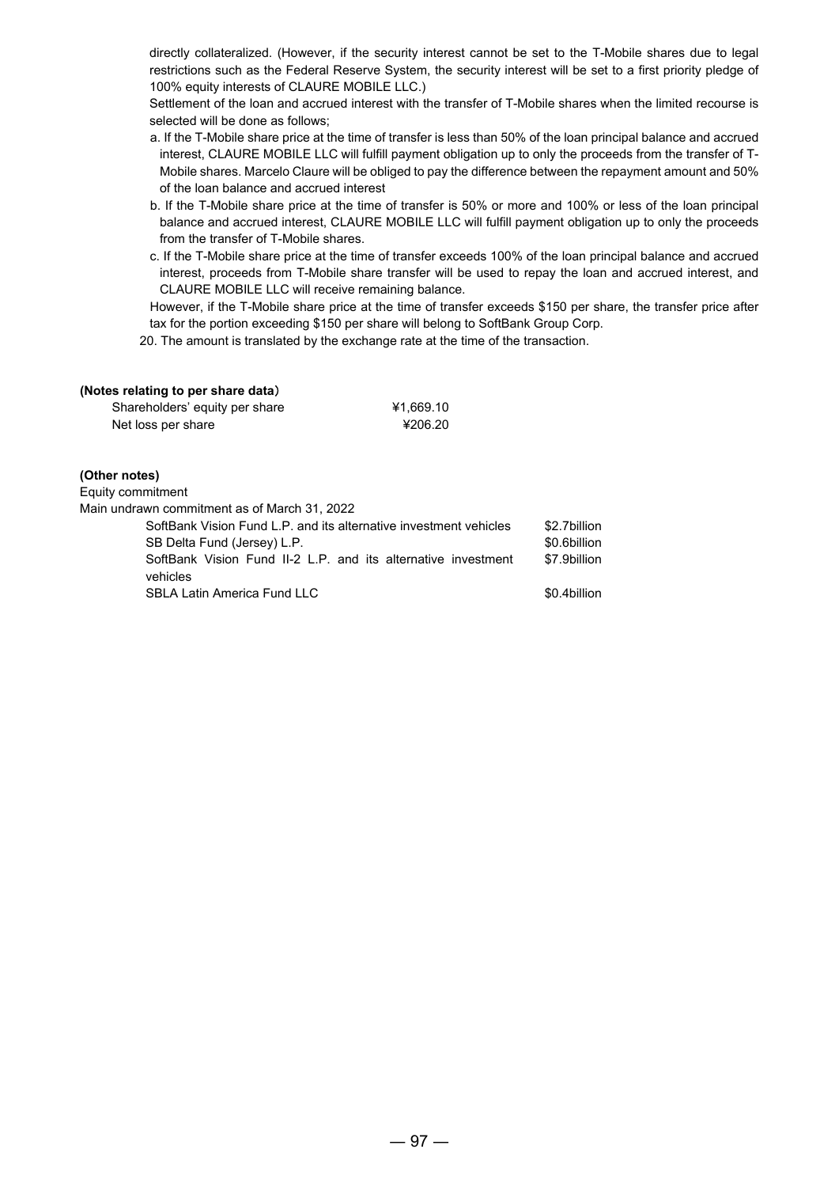directly collateralized. (However, if the security interest cannot be set to the T-Mobile shares due to legal restrictions such as the Federal Reserve System, the security interest will be set to a first priority pledge of 100% equity interests of CLAURE MOBILE LLC.)

Settlement of the loan and accrued interest with the transfer of T-Mobile shares when the limited recourse is selected will be done as follows;

a. If the T-Mobile share price at the time of transfer is less than 50% of the loan principal balance and accrued interest, CLAURE MOBILE LLC will fulfill payment obligation up to only the proceeds from the transfer of T-Mobile shares. Marcelo Claure will be obliged to pay the difference between the repayment amount and 50% of the loan balance and accrued interest

b. If the T-Mobile share price at the time of transfer is 50% or more and 100% or less of the loan principal balance and accrued interest, CLAURE MOBILE LLC will fulfill payment obligation up to only the proceeds from the transfer of T-Mobile shares.

c. If the T-Mobile share price at the time of transfer exceeds 100% of the loan principal balance and accrued interest, proceeds from T-Mobile share transfer will be used to repay the loan and accrued interest, and CLAURE MOBILE LLC will receive remaining balance.

However, if the T-Mobile share price at the time of transfer exceeds $150 per share, the transfer price after tax for the portion exceeding $150 per share will belong to SoftBank Group Corp.

20. The amount is translated by the exchange rate at the time of the transaction.

**(Notes relating to per share data)**

| | |
|---|---|
| Shareholders' equity per share | ¥1,669.10 |
| Net loss per share | ¥206.20 |

**(Other notes)**

Equity commitment

Main undrawn commitment as of March 31, 2022

| | |
|---|---|
| SoftBank Vision Fund L.P. and its alternative investment vehicles | $2.7billion |
| SB Delta Fund (Jersey) L.P. | $0.6billion |
| SoftBank Vision Fund II-2 L.P. and its alternative investment vehicles | $7.9billion |
| SBLA Latin America Fund LLC | $0.4billion |